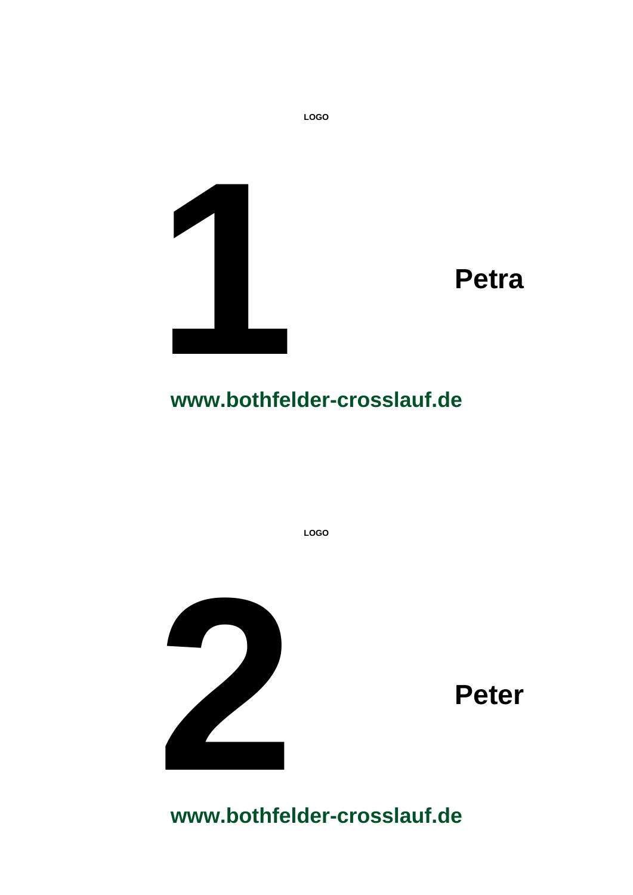LOGO

# 1

**Petra**

**www.bothfelder-crosslauf.de**

LOGO

# 2

**Peter**

**www.bothfelder-crosslauf.de**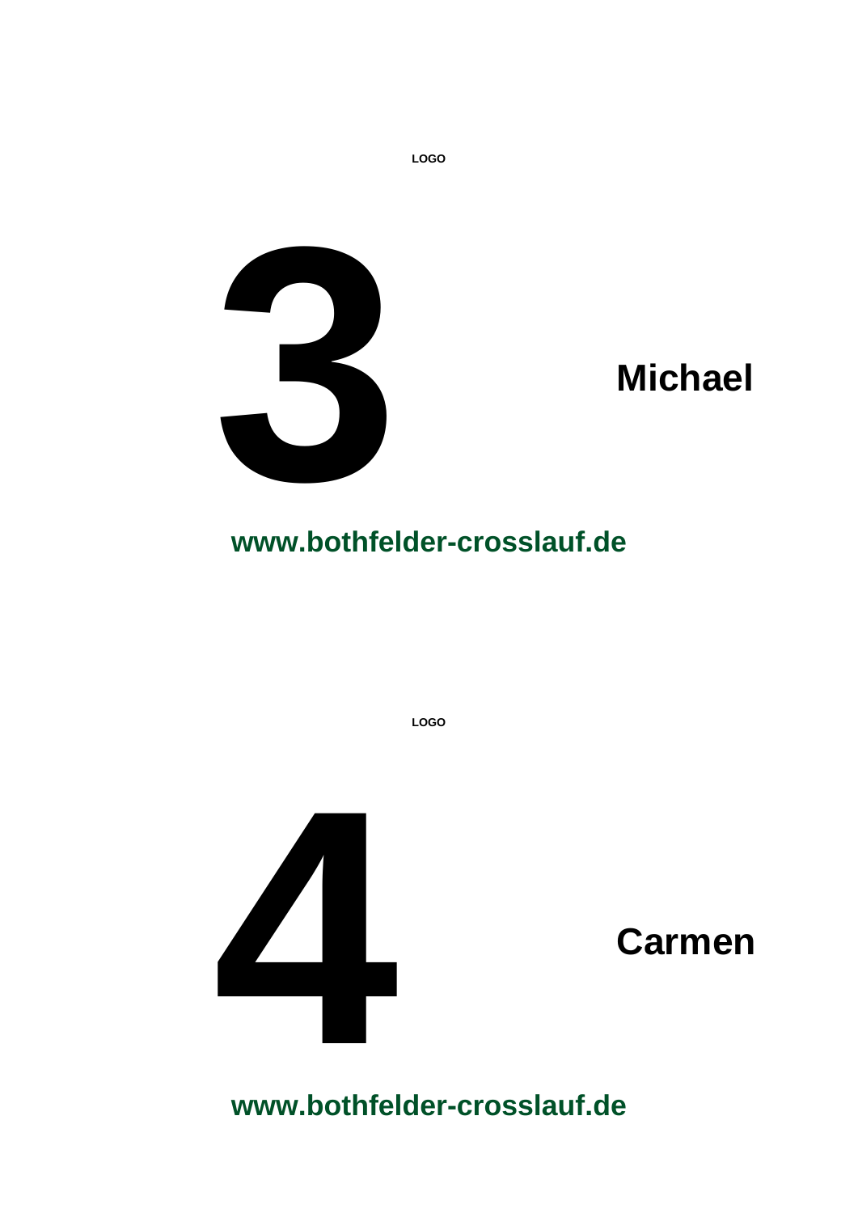LOGO

**3** **Michael**

**www.bothfelder-crosslauf.de**

LOGO

**4** **Carmen**

**www.bothfelder-crosslauf.de**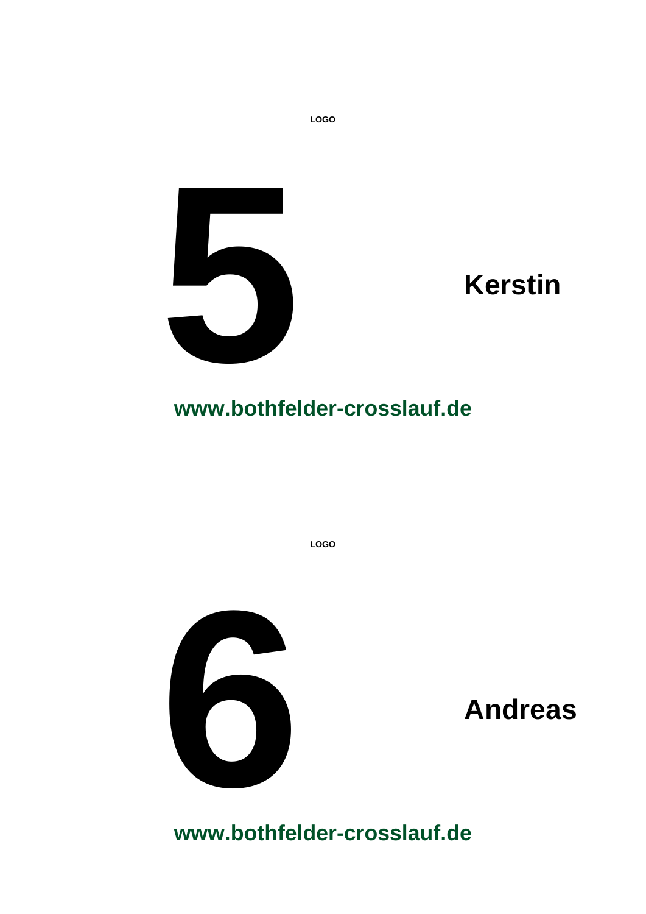LOGO

# 5

**Kerstin**

**www.bothfelder-crosslauf.de**

LOGO

# 6

**Andreas**

**www.bothfelder-crosslauf.de**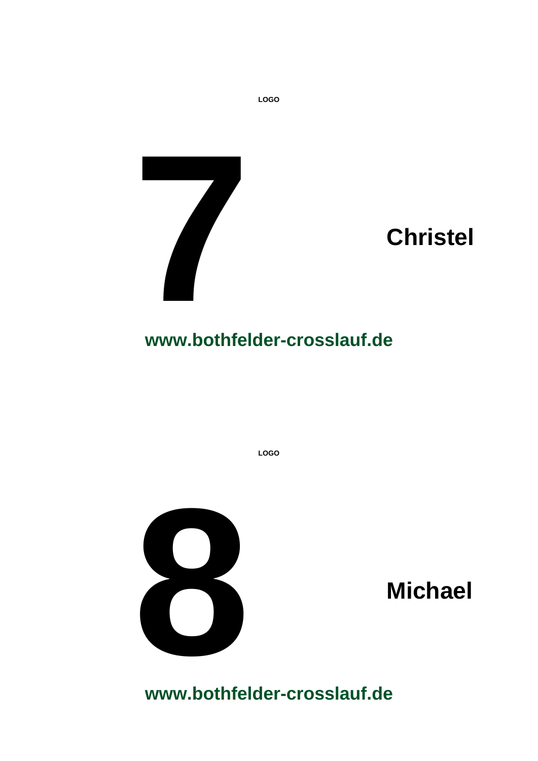LOGO

# 7

**Christel**

**www.bothfelder-crosslauf.de**

LOGO

# 8

**Michael**

**www.bothfelder-crosslauf.de**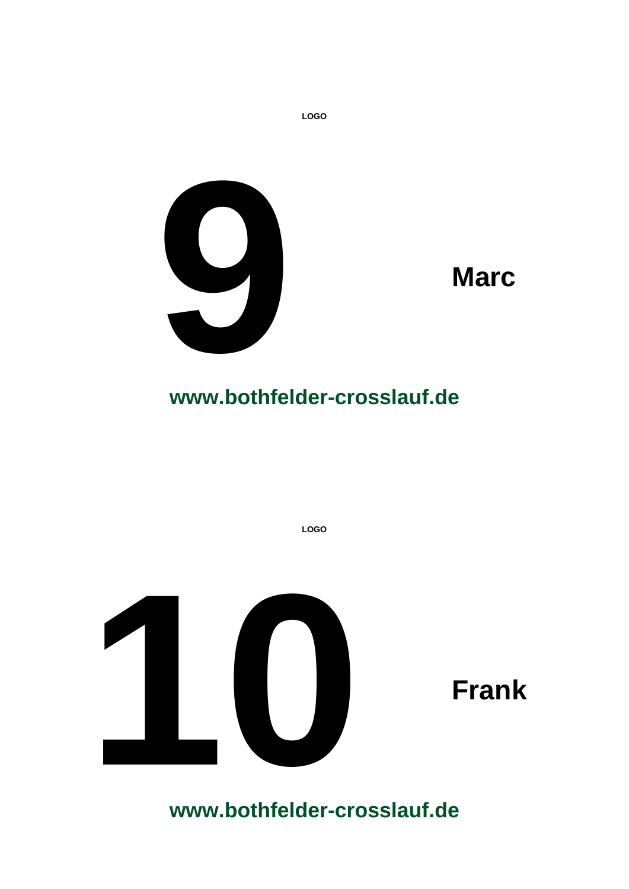LOGO

# 9

**Marc**

**www.bothfelder-crosslauf.de**

LOGO

# 10

**Frank**

**www.bothfelder-crosslauf.de**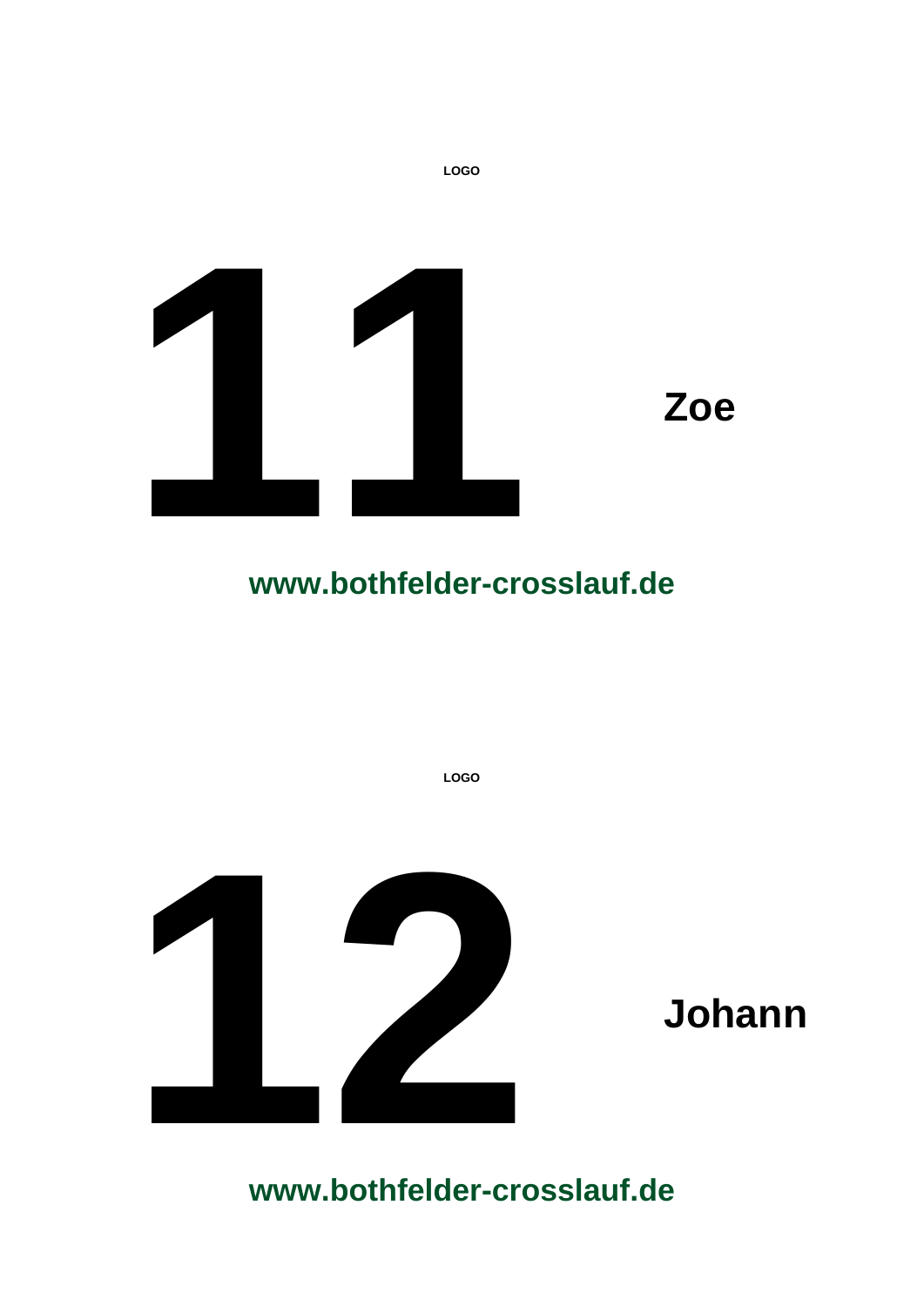LOGO

# 11

**Zoe**

**www.bothfelder-crosslauf.de**

LOGO

# 12

**Johann**

**www.bothfelder-crosslauf.de**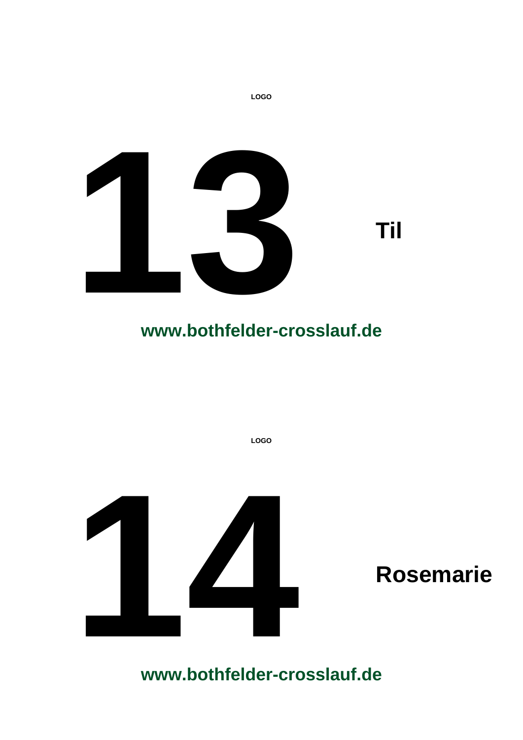LOGO

# 13

**Til**

**www.bothfelder-crosslauf.de**

LOGO

# 14

**Rosemarie**

**www.bothfelder-crosslauf.de**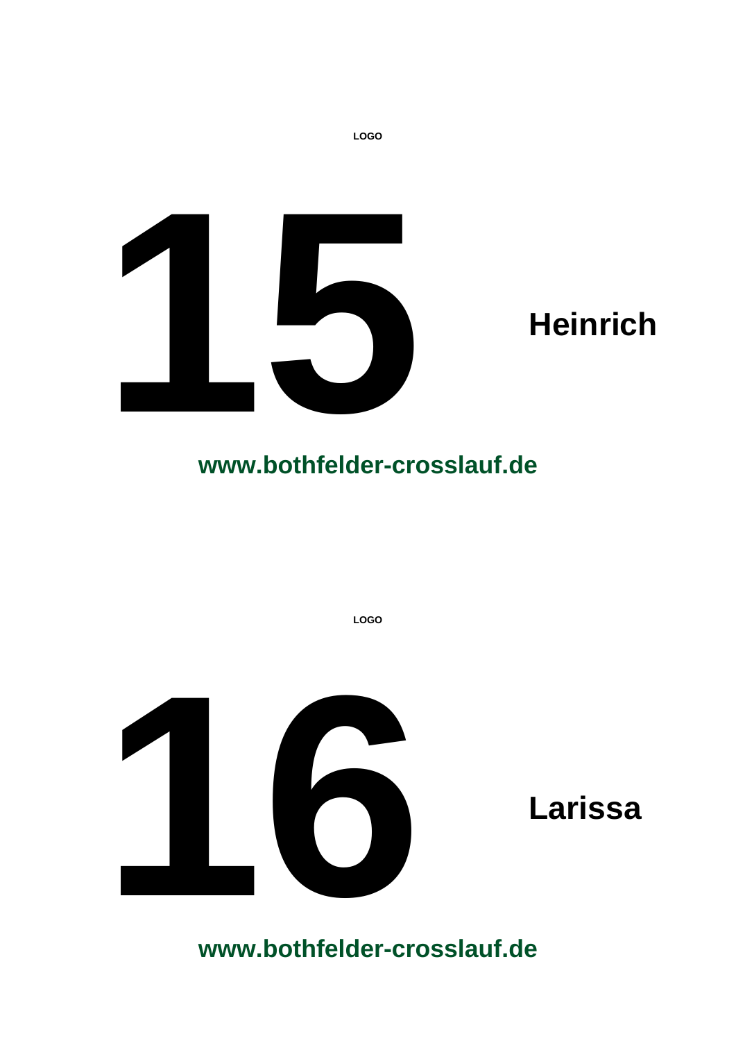LOGO

# 15

**Heinrich**

**www.bothfelder-crosslauf.de**

LOGO

# 16

**Larissa**

**www.bothfelder-crosslauf.de**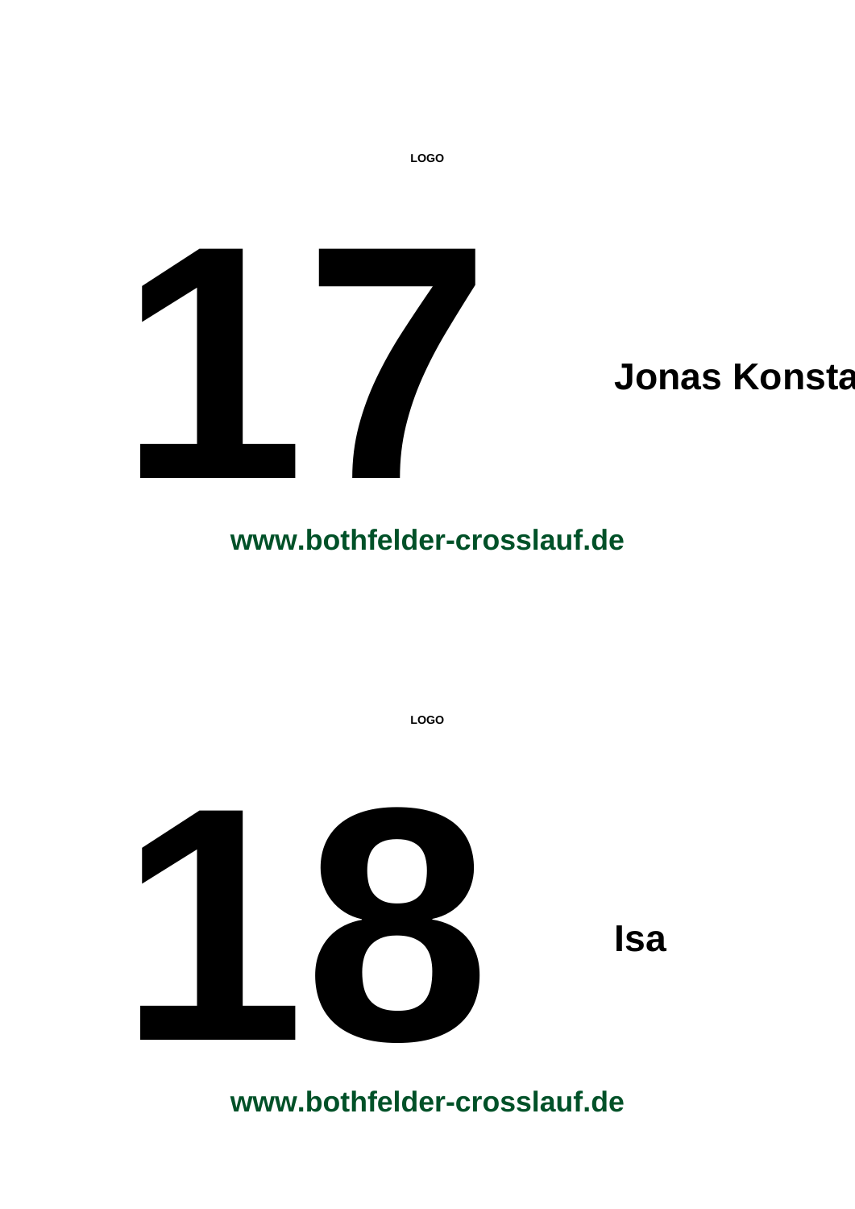LOGO

# 17

**Jonas Konsta**

**www.bothfelder-crosslauf.de**

LOGO

# 18

**Isa**

**www.bothfelder-crosslauf.de**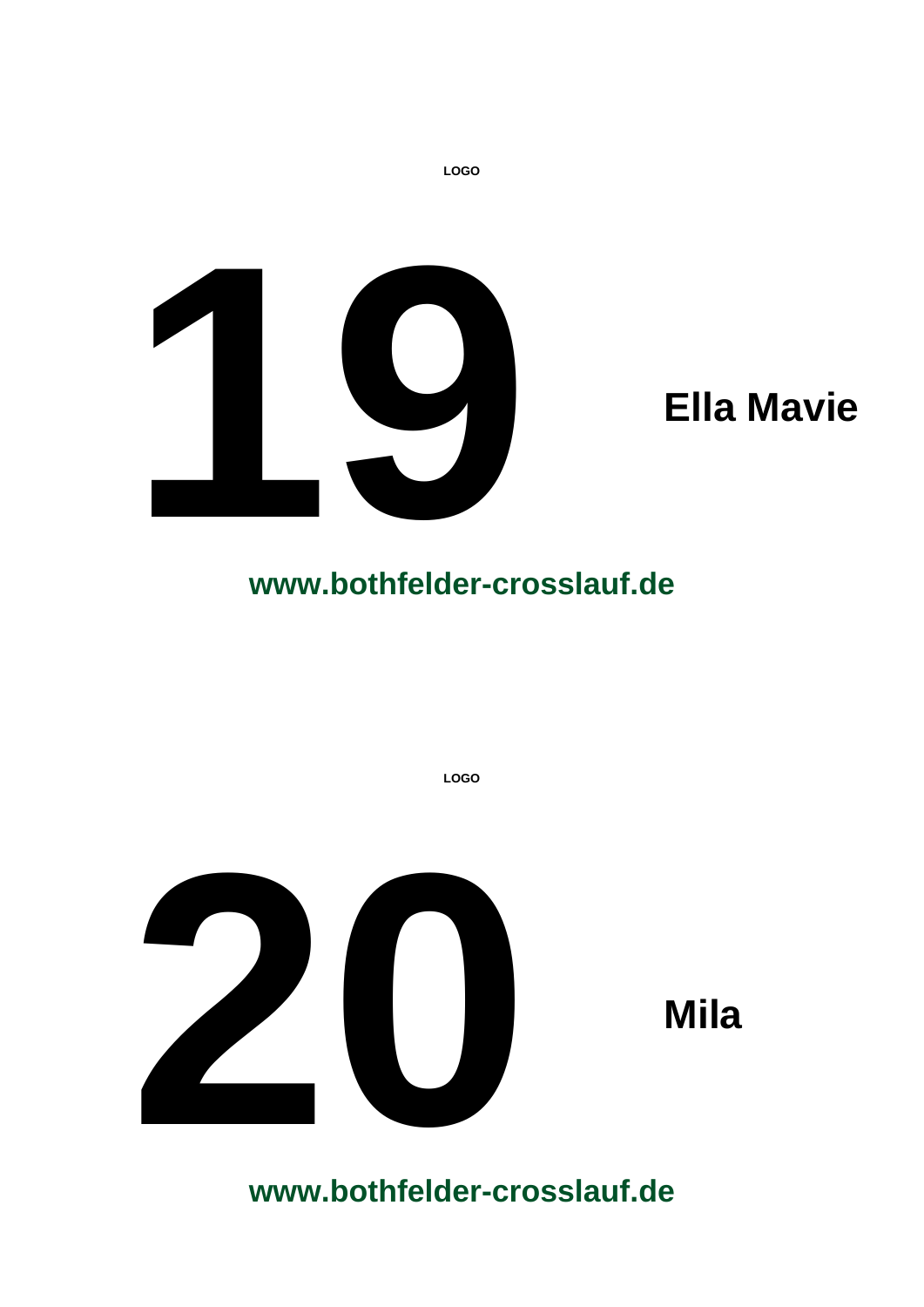LOGO

# 19

**Ella Mavie**

**www.bothfelder-crosslauf.de**

LOGO

# 20

**Mila**

**www.bothfelder-crosslauf.de**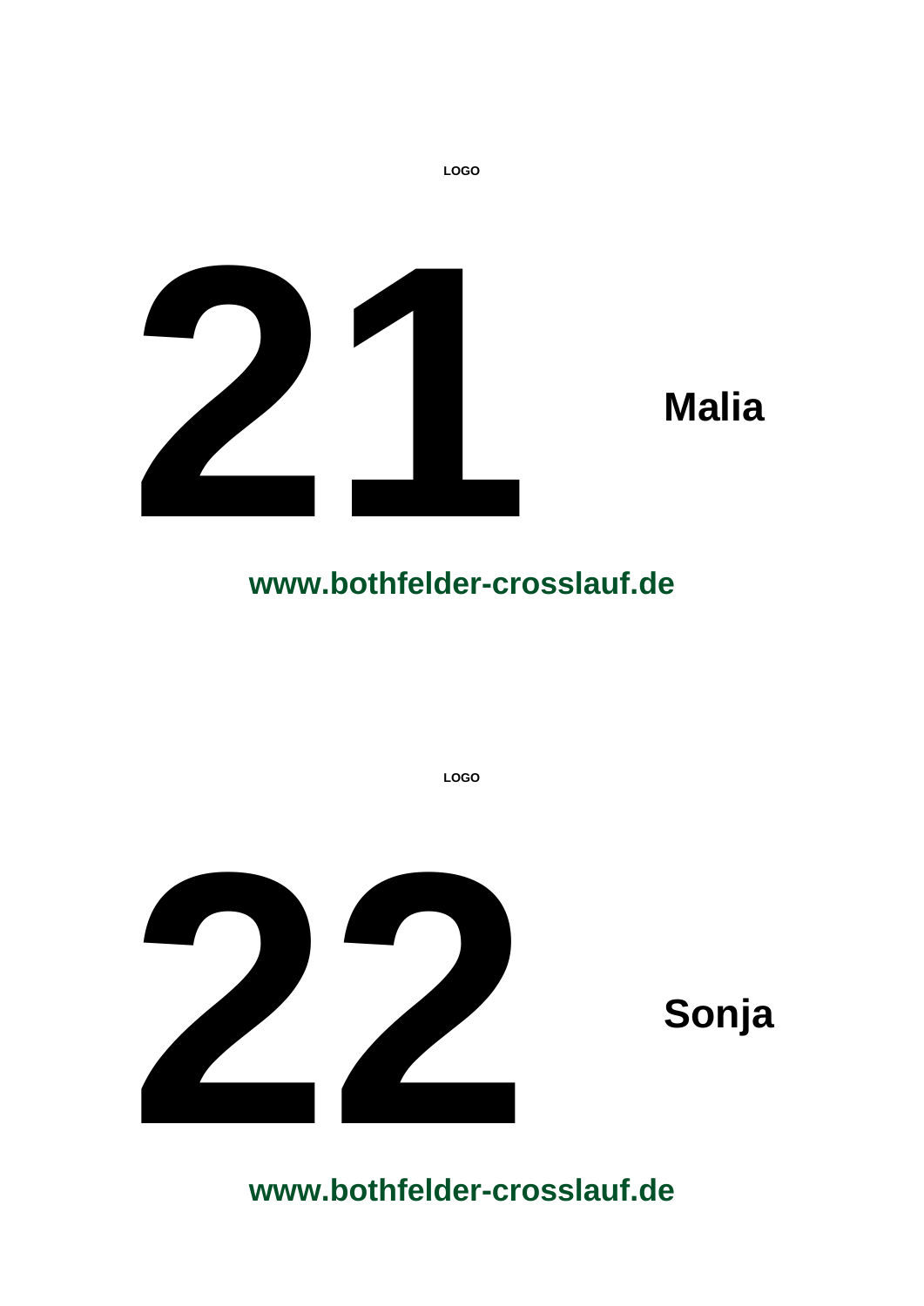LOGO

# 21

**Malia**

**www.bothfelder-crosslauf.de**

LOGO

# 22

**Sonja**

**www.bothfelder-crosslauf.de**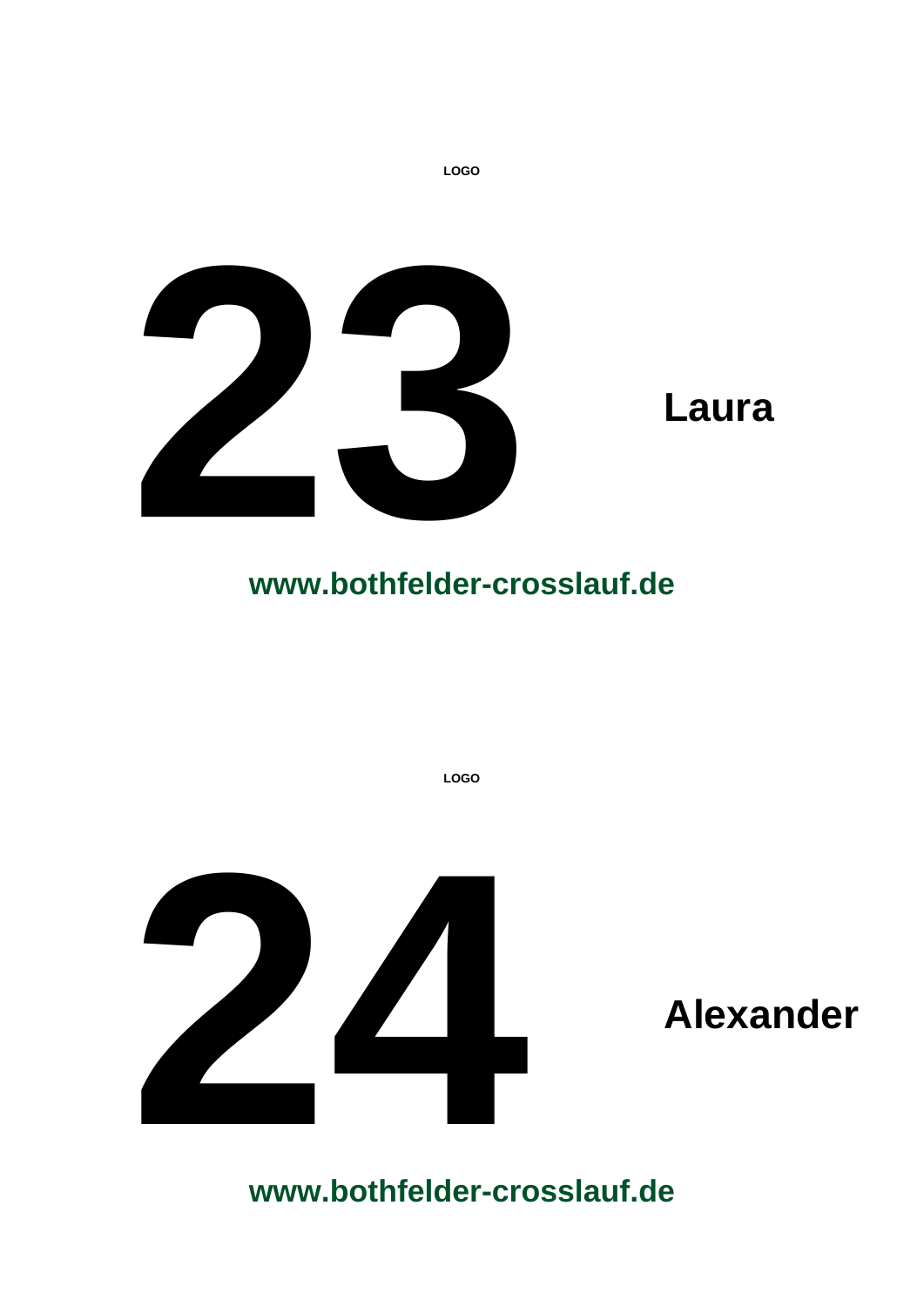LOGO

# 23

**Laura**

**www.bothfelder-crosslauf.de**

LOGO

# 24

**Alexander**

**www.bothfelder-crosslauf.de**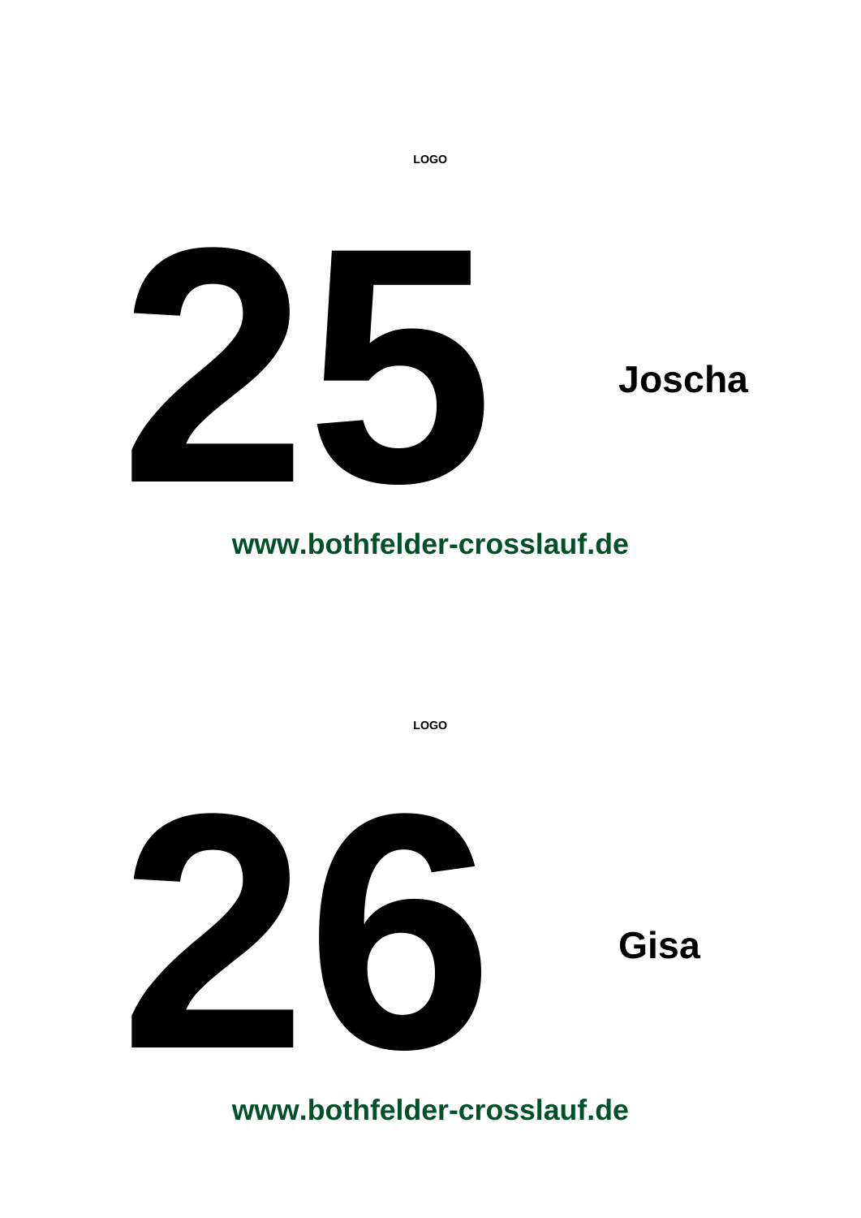LOGO

# 25

**Joscha**

**www.bothfelder-crosslauf.de**

LOGO

# 26

**Gisa**

**www.bothfelder-crosslauf.de**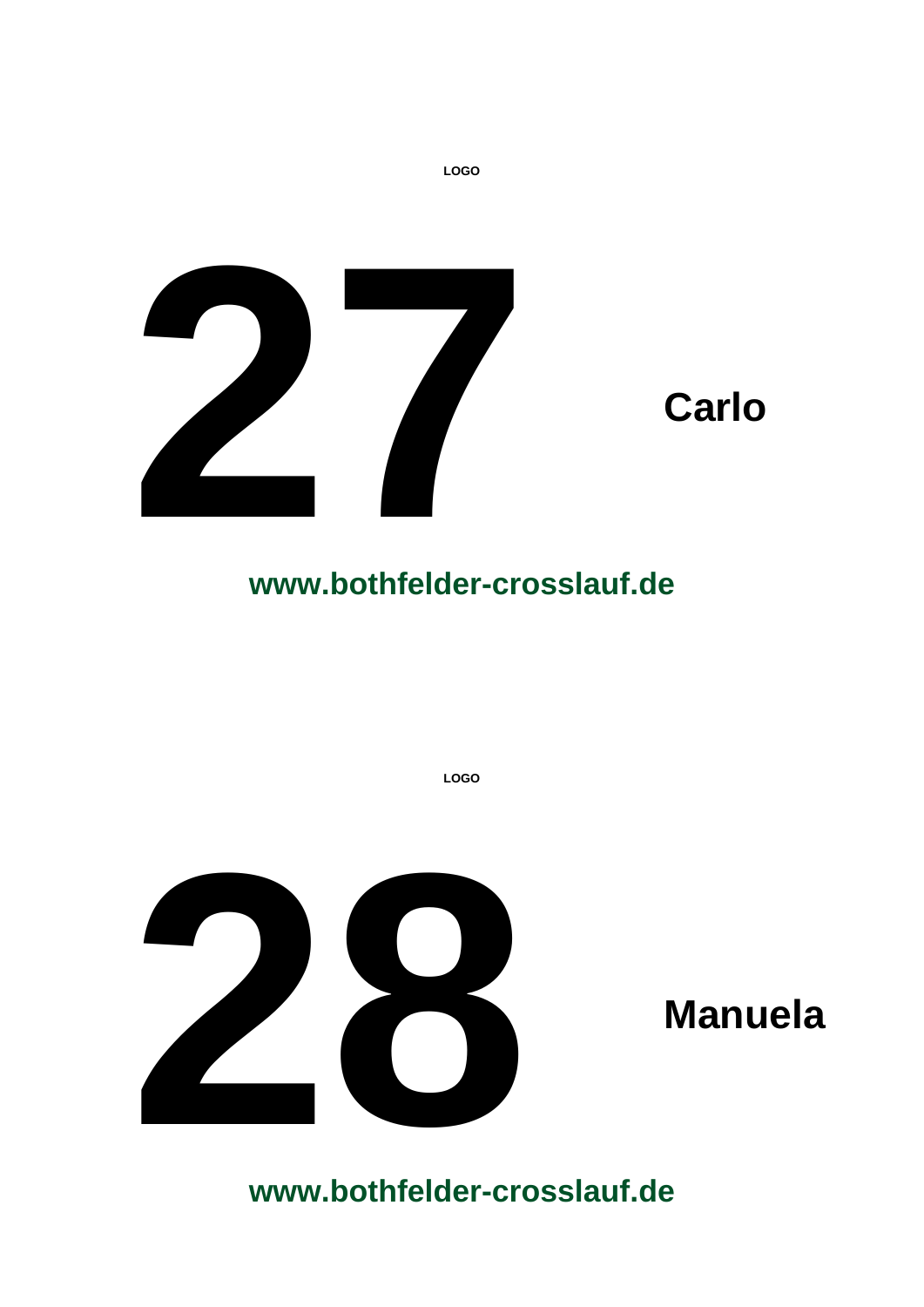LOGO

# 27

**Carlo**

**www.bothfelder-crosslauf.de**

LOGO

# 28

**Manuela**

**www.bothfelder-crosslauf.de**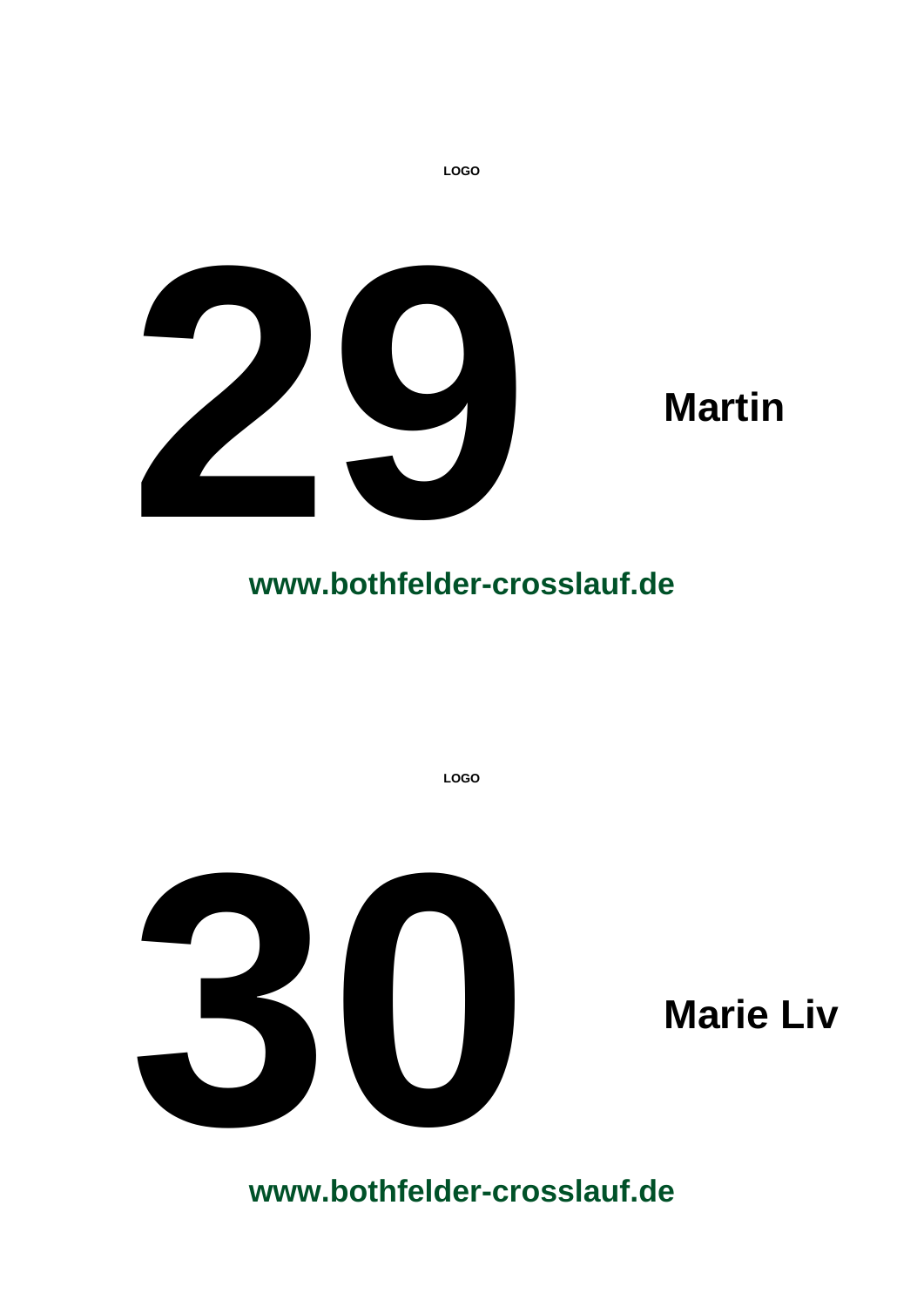LOGO

# 29

**Martin**

**www.bothfelder-crosslauf.de**

LOGO

# 30

**Marie Liv**

**www.bothfelder-crosslauf.de**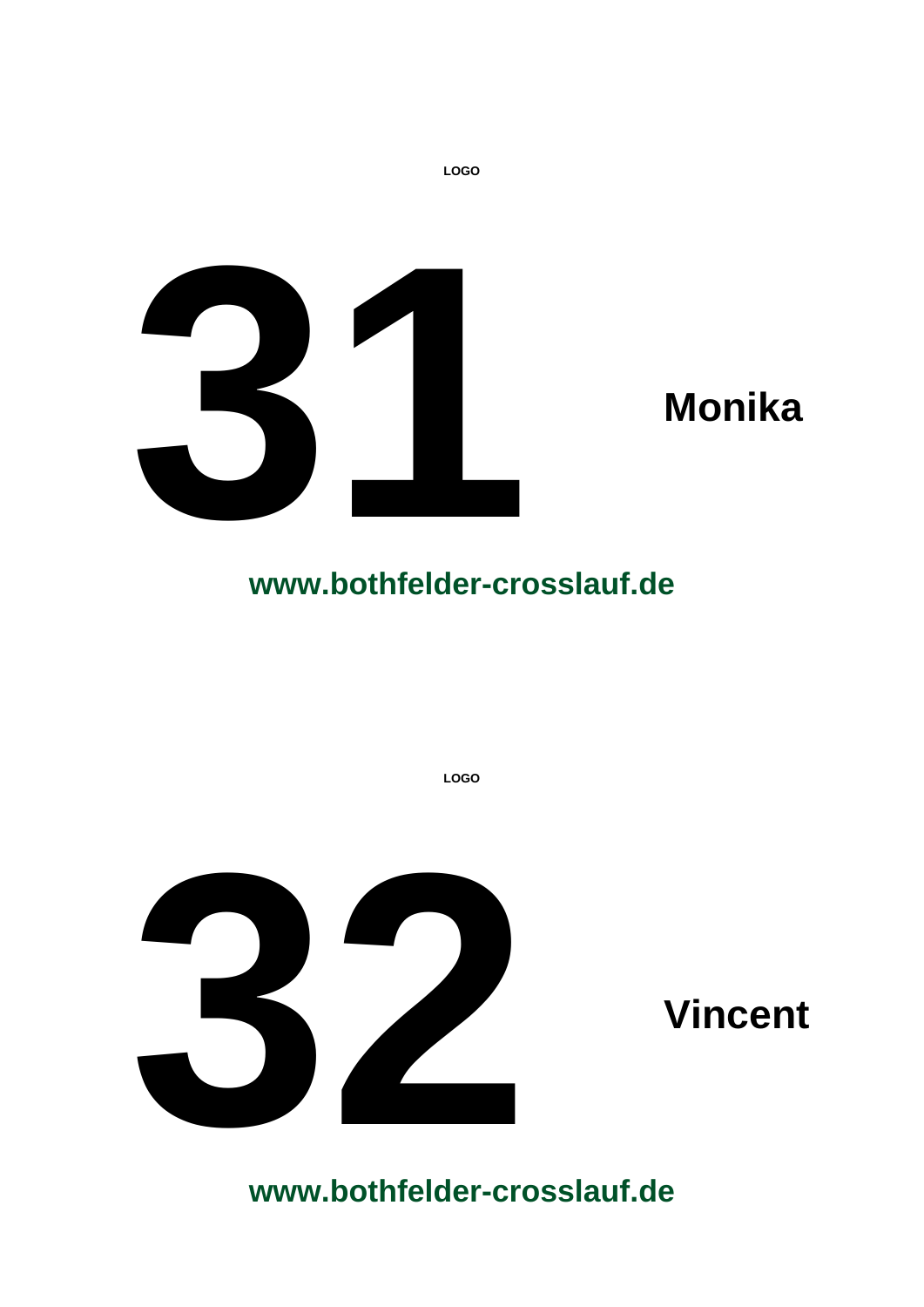LOGO

# 31

**Monika**

**www.bothfelder-crosslauf.de**

LOGO

# 32

**Vincent**

**www.bothfelder-crosslauf.de**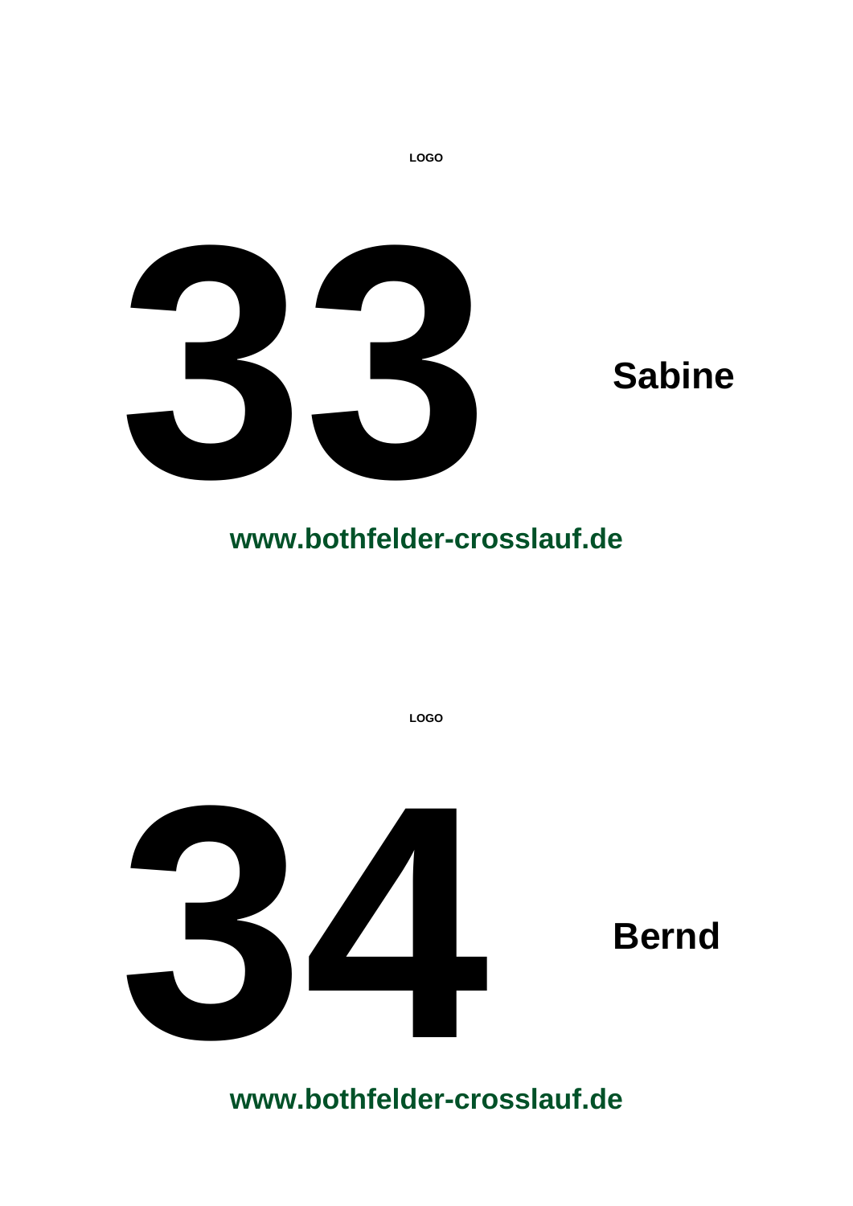LOGO

# 33

**Sabine**

**www.bothfelder-crosslauf.de**

LOGO

# 34

**Bernd**

**www.bothfelder-crosslauf.de**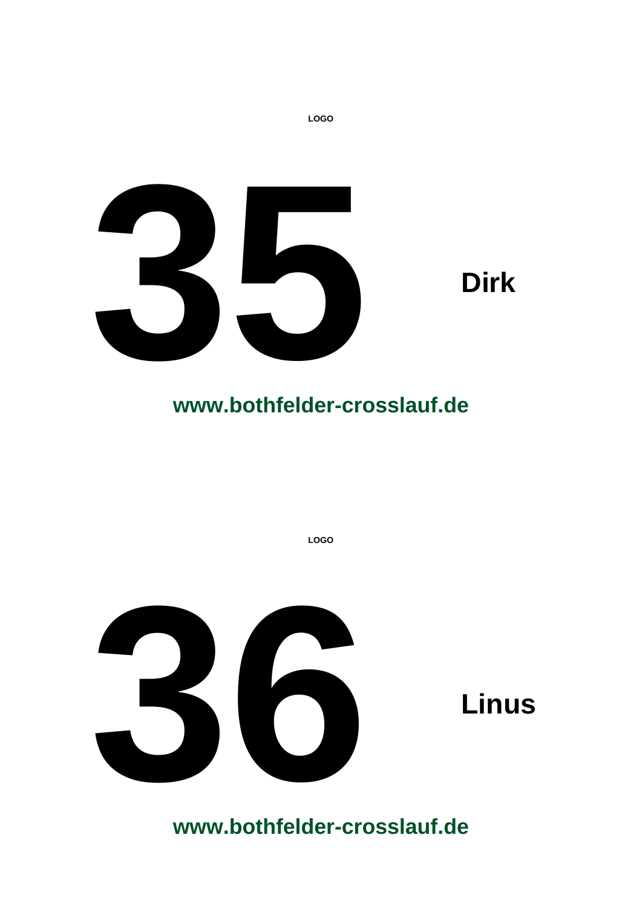LOGO

# 35

**Dirk**

**www.bothfelder-crosslauf.de**

LOGO

# 36

**Linus**

**www.bothfelder-crosslauf.de**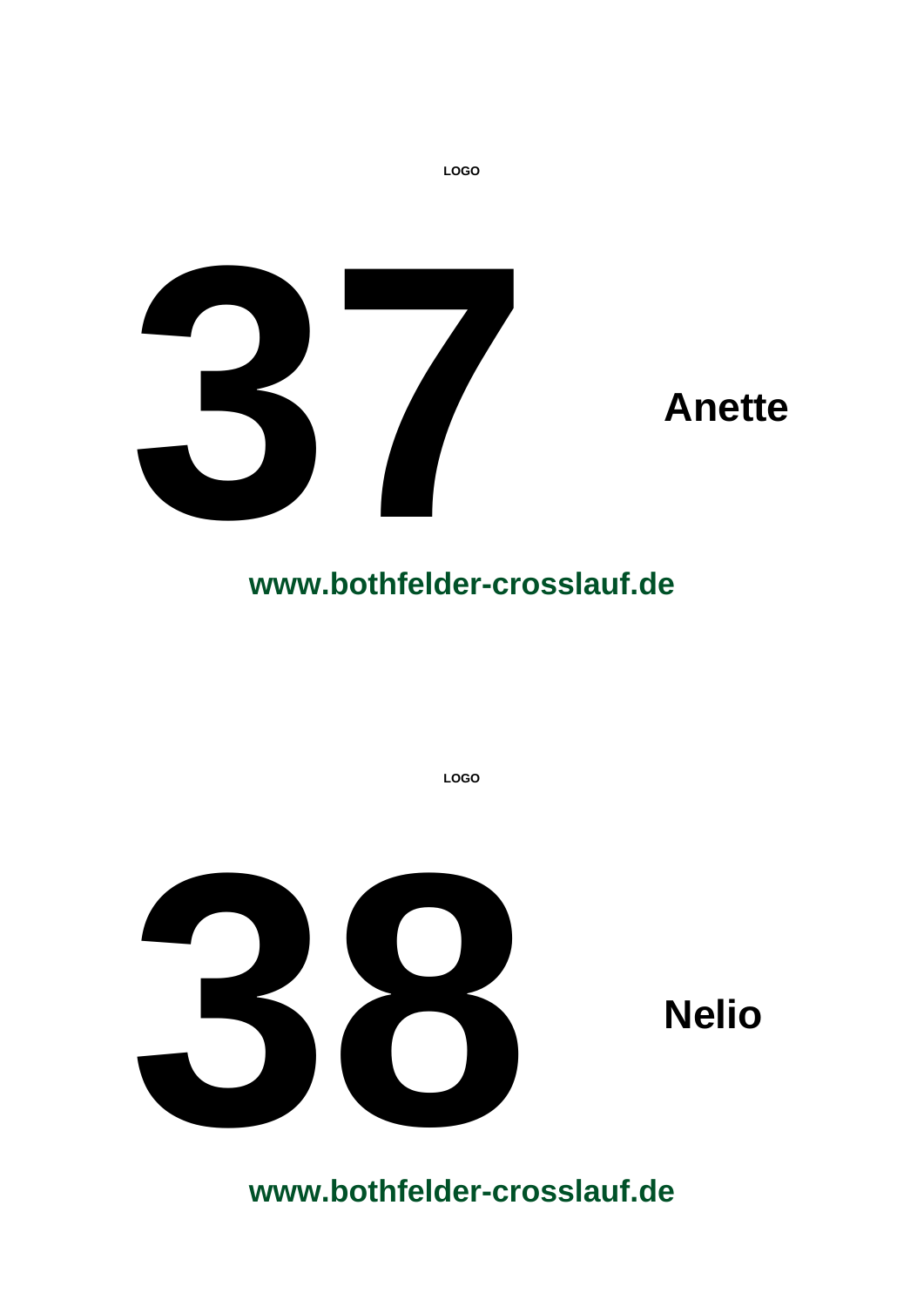LOGO

# 37

**Anette**

**www.bothfelder-crosslauf.de**

LOGO

# 38

**Nelio**

**www.bothfelder-crosslauf.de**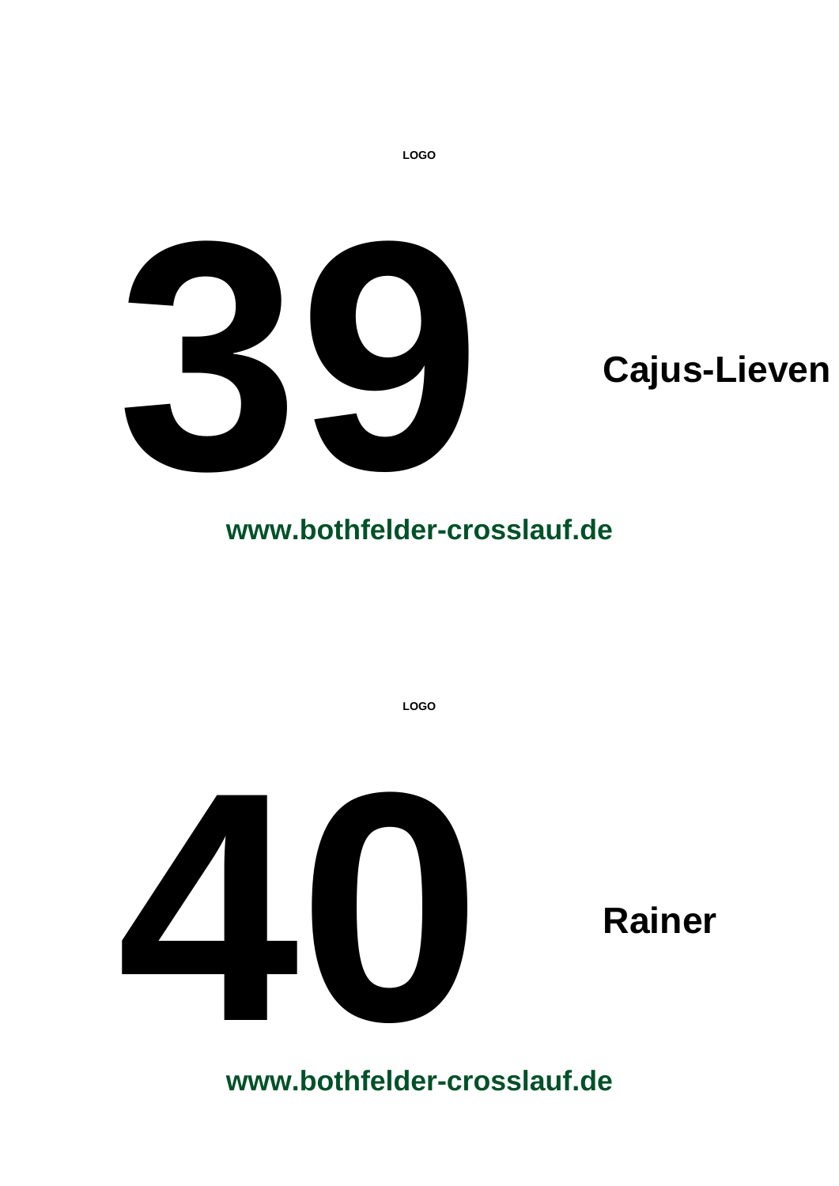LOGO

# 39

**Cajus-Lieven**

**www.bothfelder-crosslauf.de**

LOGO

# 40

**Rainer**

**www.bothfelder-crosslauf.de**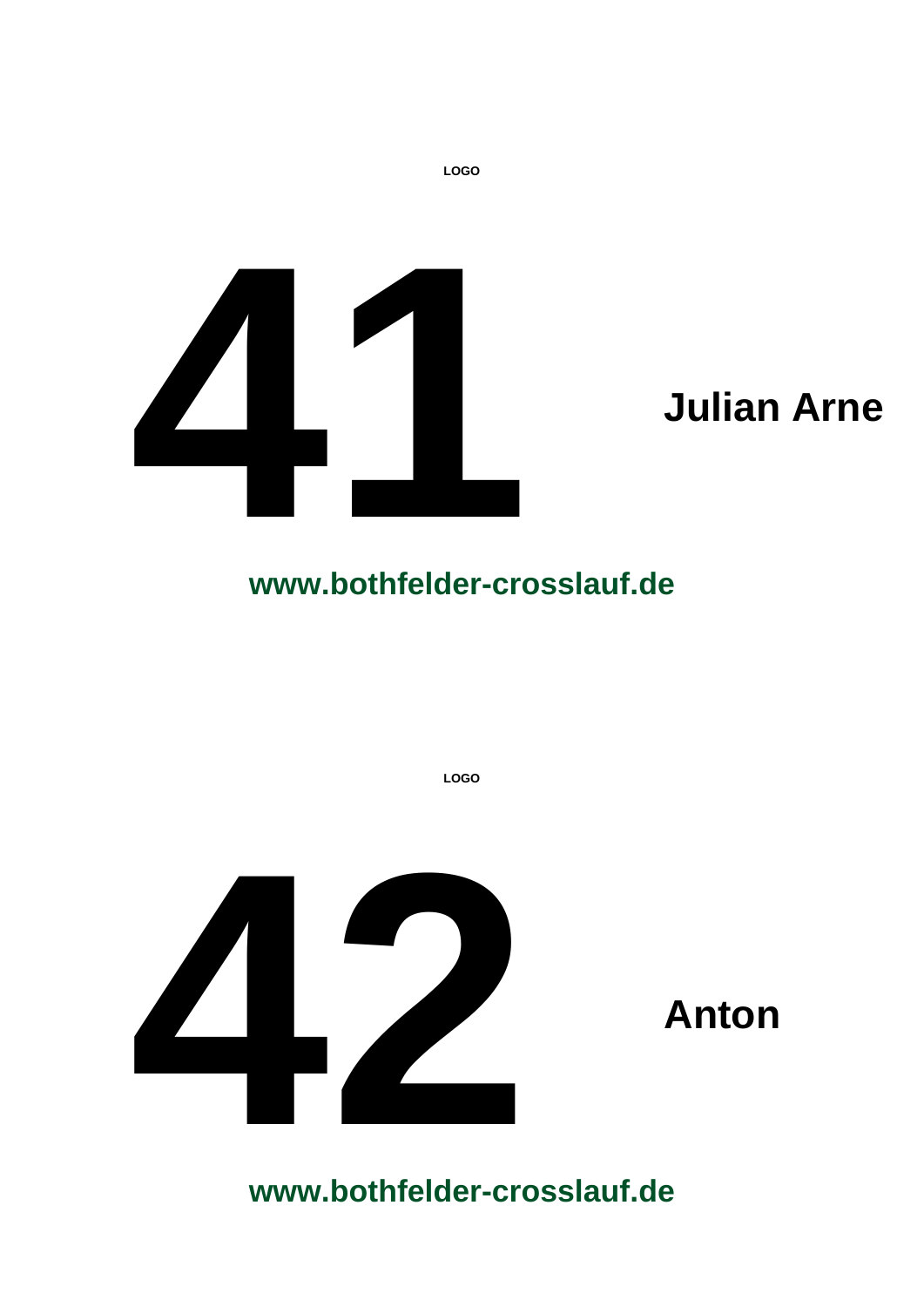LOGO

# 41

**Julian Arne**

**www.bothfelder-crosslauf.de**

LOGO

# 42

**Anton**

**www.bothfelder-crosslauf.de**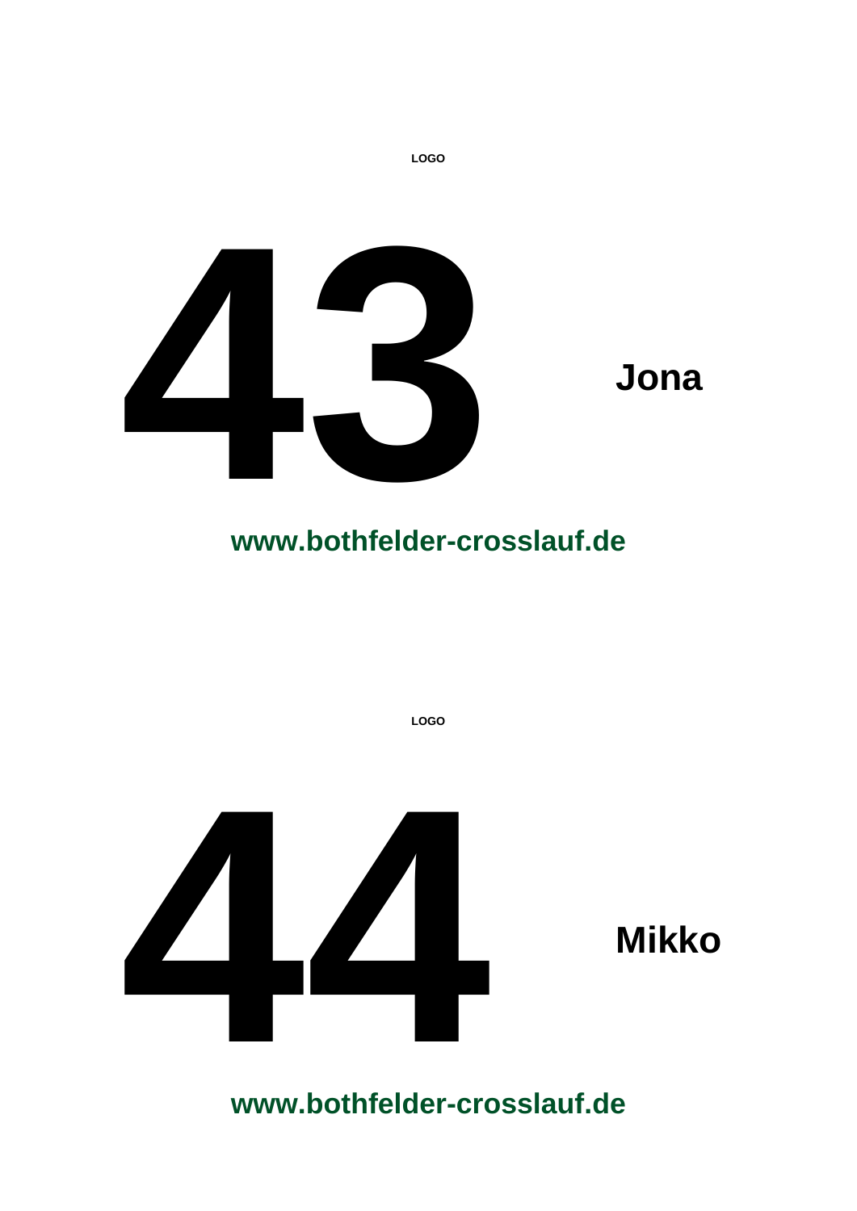LOGO

# 43

**Jona**

**www.bothfelder-crosslauf.de**

LOGO

# 44

**Mikko**

**www.bothfelder-crosslauf.de**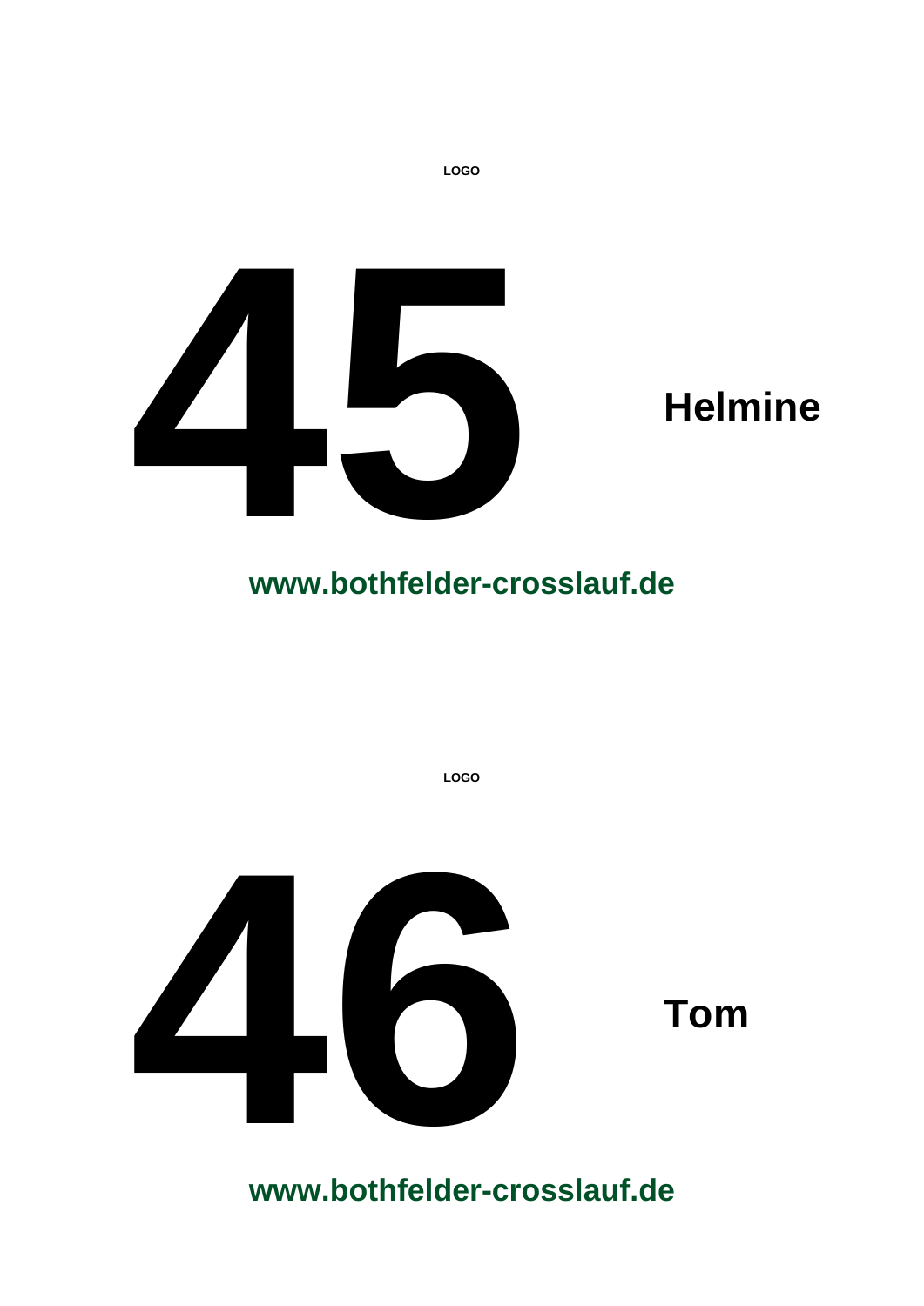LOGO

# 45

**Helmine**

**www.bothfelder-crosslauf.de**

LOGO

# 46

**Tom**

**www.bothfelder-crosslauf.de**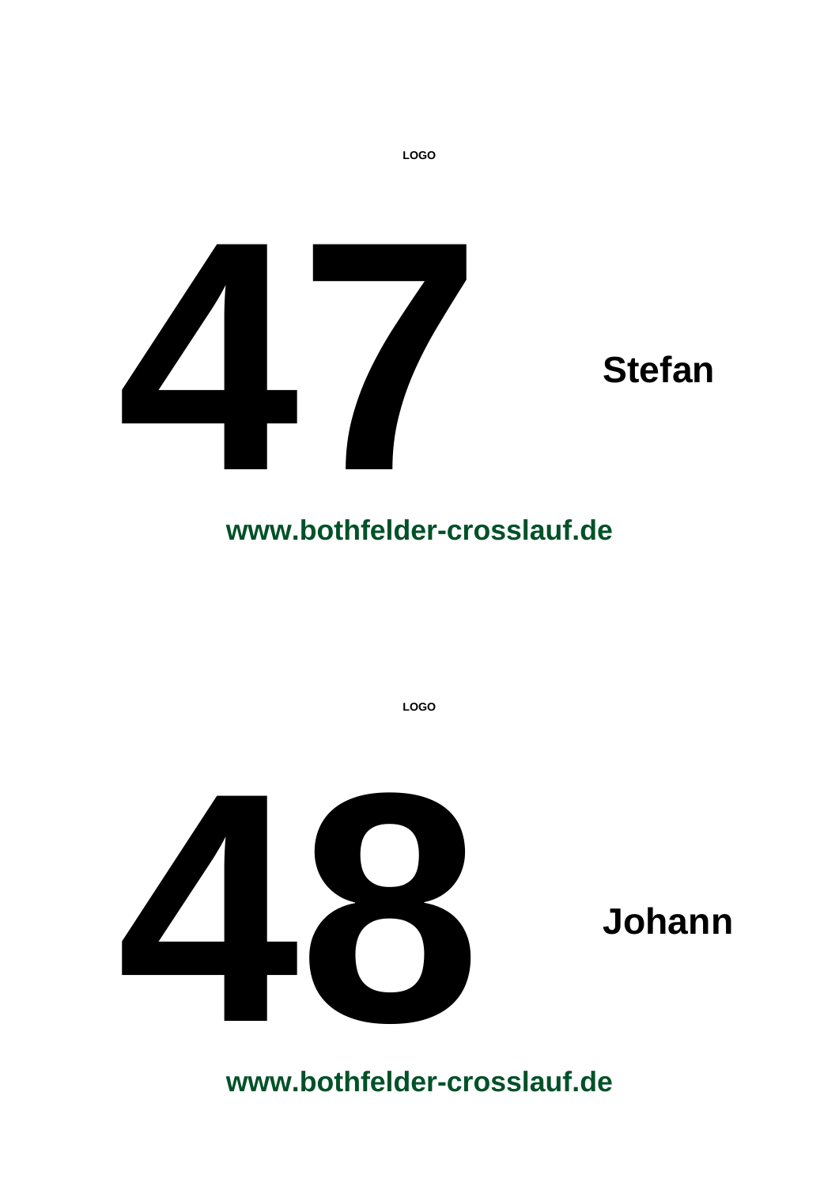LOGO

# 47

**Stefan**

**www.bothfelder-crosslauf.de**

LOGO

# 48

**Johann**

**www.bothfelder-crosslauf.de**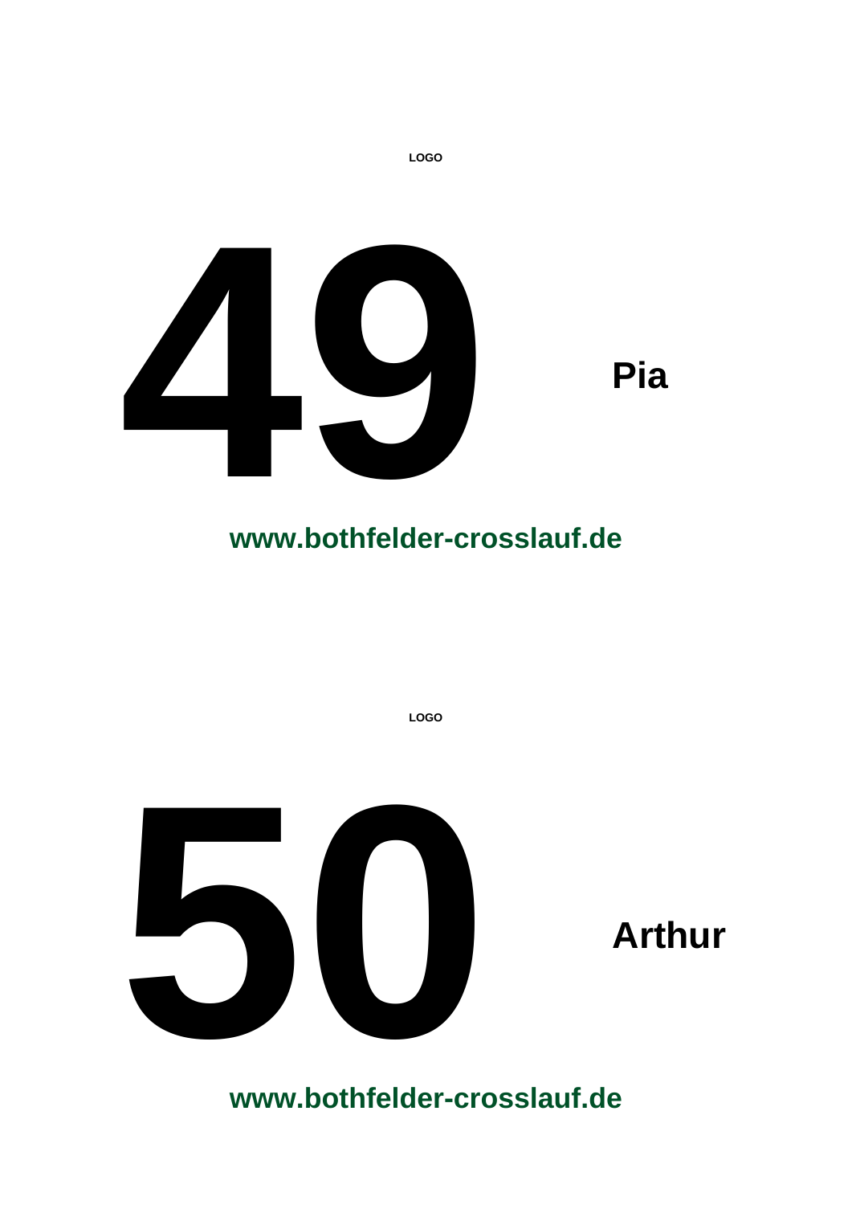LOGO

# 49

**Pia**

**www.bothfelder-crosslauf.de**

LOGO

# 50

**Arthur**

**www.bothfelder-crosslauf.de**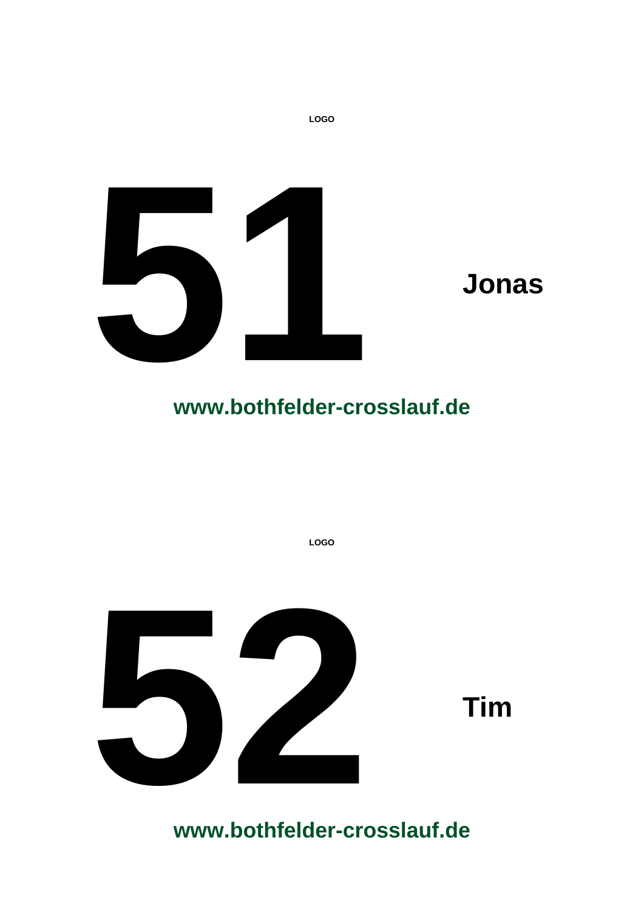LOGO

# 51

**Jonas**

**www.bothfelder-crosslauf.de**

LOGO

# 52

**Tim**

**www.bothfelder-crosslauf.de**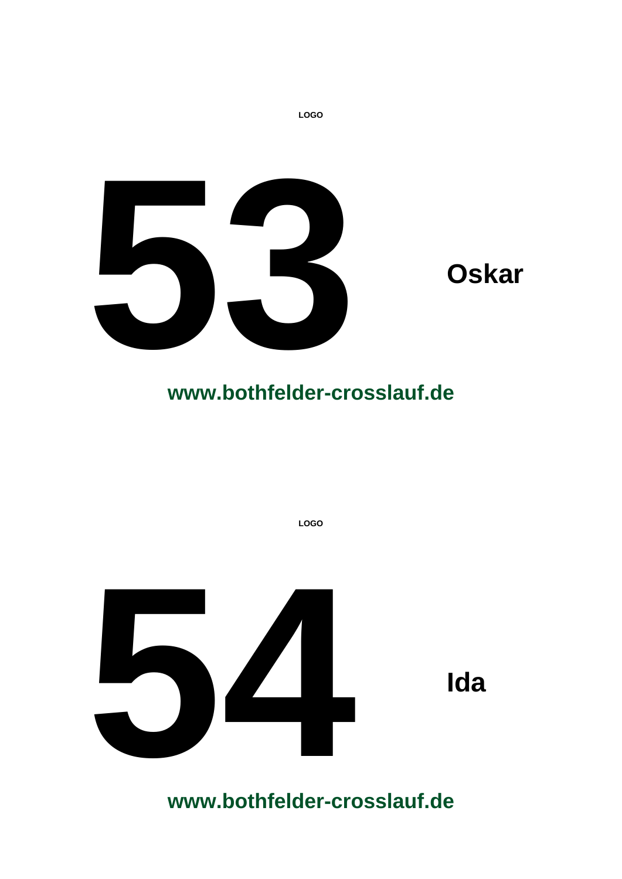**LOGO**

# 53 **Oskar**

**www.bothfelder-crosslauf.de**

**LOGO**

# 54 **Ida**

**www.bothfelder-crosslauf.de**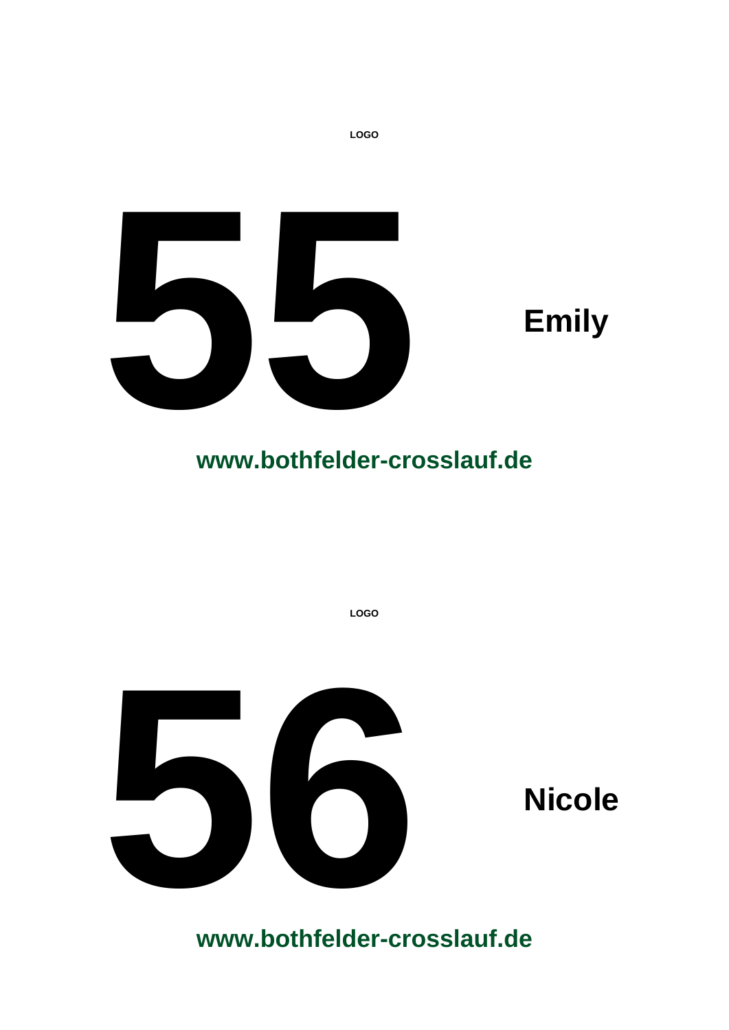LOGO

# 55 **Emily**

**www.bothfelder-crosslauf.de**

LOGO

# 56 **Nicole**

**www.bothfelder-crosslauf.de**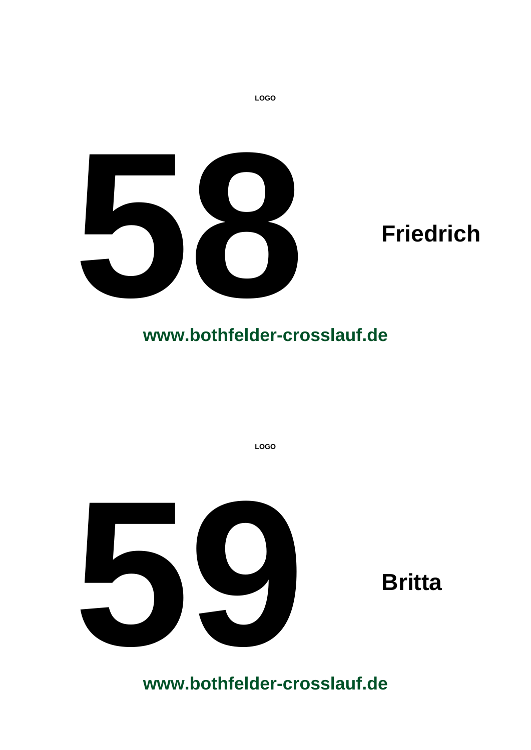LOGO

# 58

**Friedrich**

**www.bothfelder-crosslauf.de**

LOGO

# 59

**Britta**

**www.bothfelder-crosslauf.de**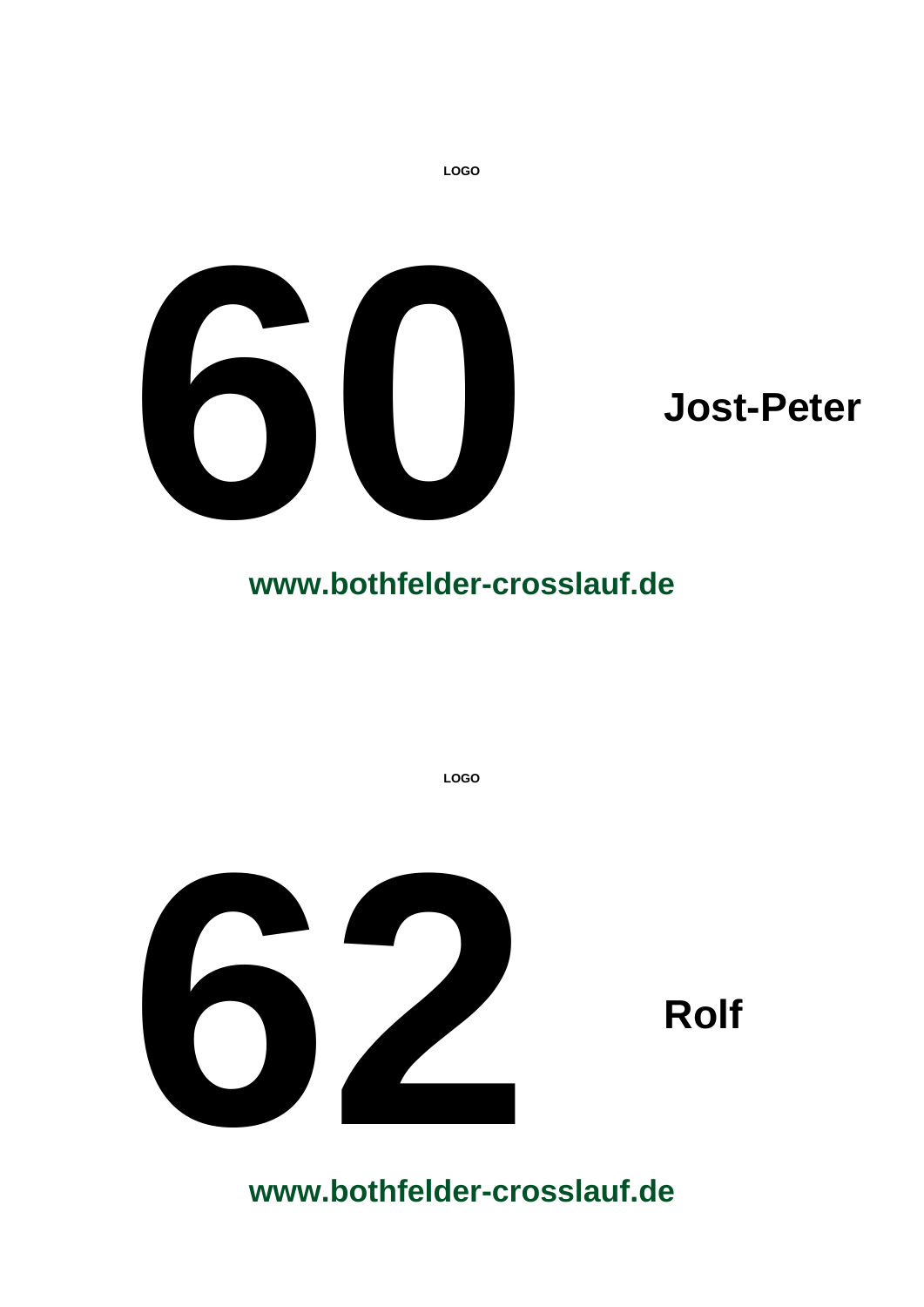LOGO

# 60

**Jost-Peter**

**www.bothfelder-crosslauf.de**

LOGO

# 62

**Rolf**

**www.bothfelder-crosslauf.de**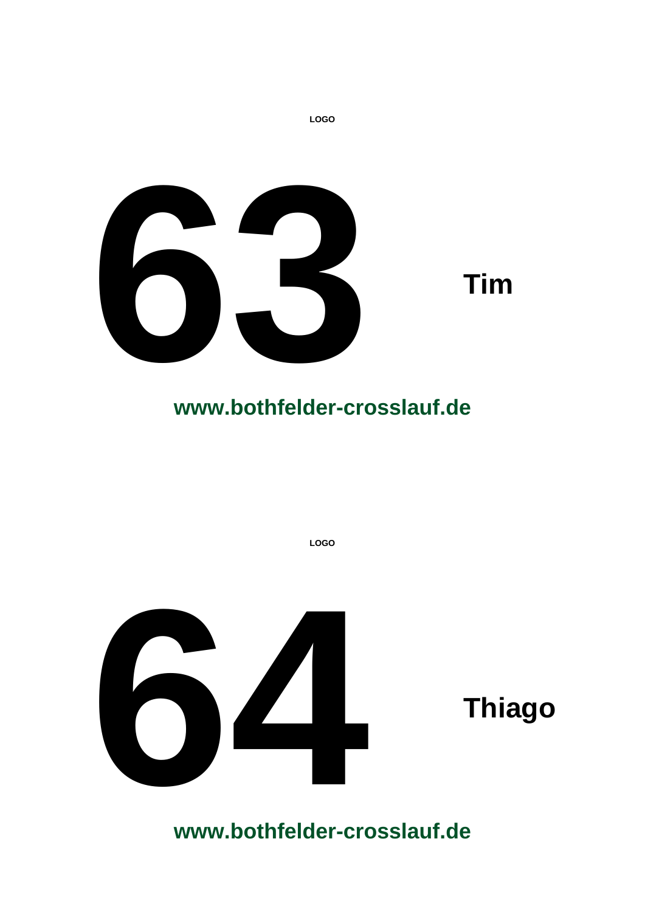LOGO

# 63

**Tim**

**www.bothfelder-crosslauf.de**

LOGO

# 64

**Thiago**

**www.bothfelder-crosslauf.de**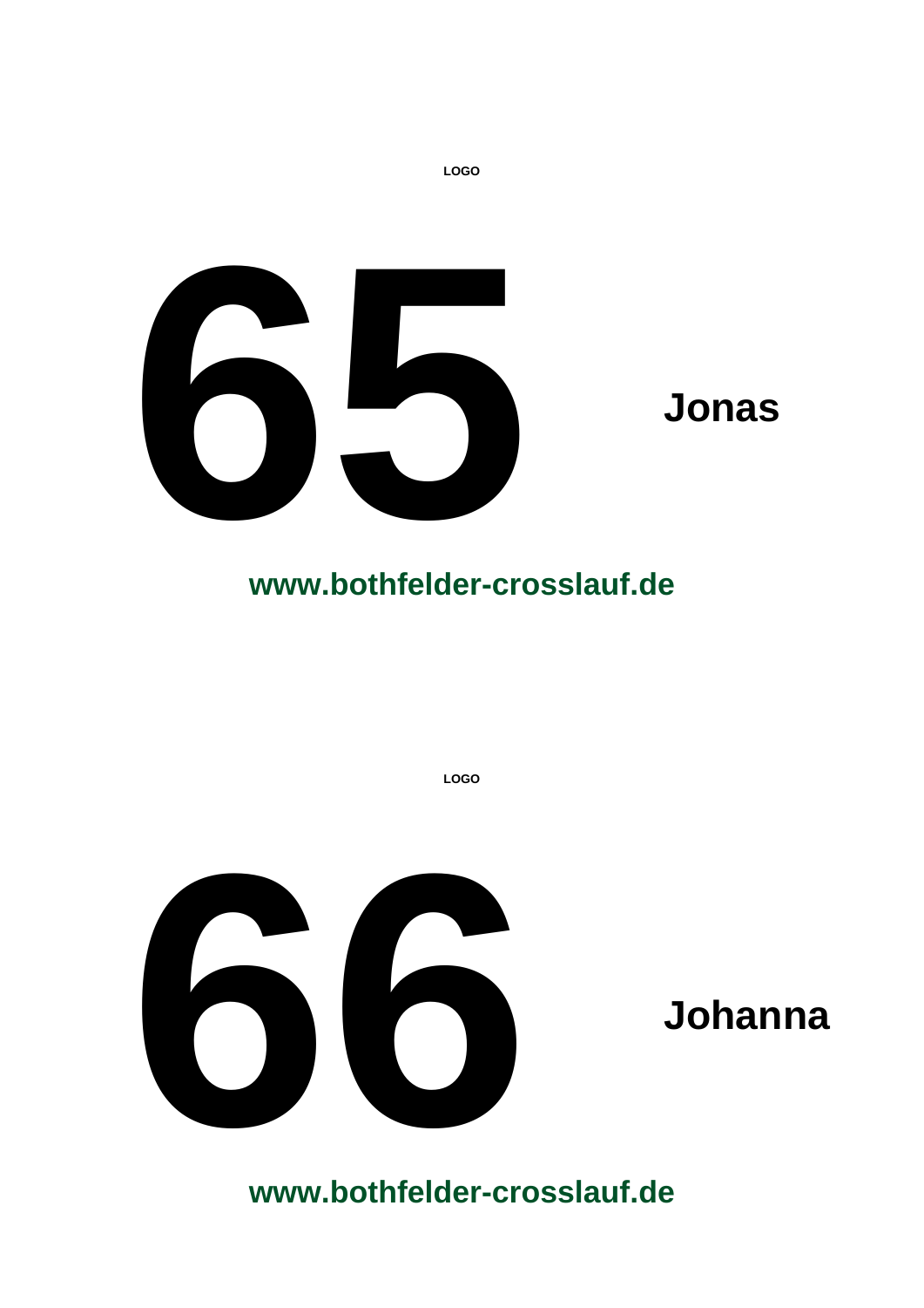LOGO

# 65

**Jonas**

**www.bothfelder-crosslauf.de**

LOGO

# 66

**Johanna**

**www.bothfelder-crosslauf.de**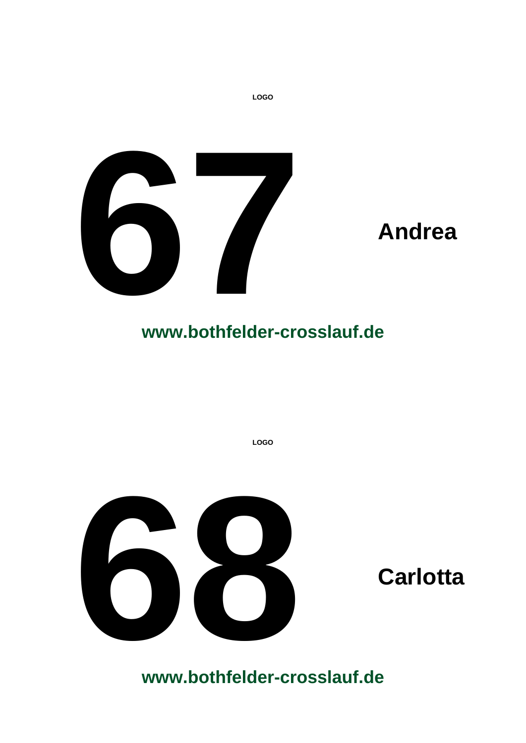LOGO

# 67

**Andrea**

**www.bothfelder-crosslauf.de**

LOGO

# 68

**Carlotta**

**www.bothfelder-crosslauf.de**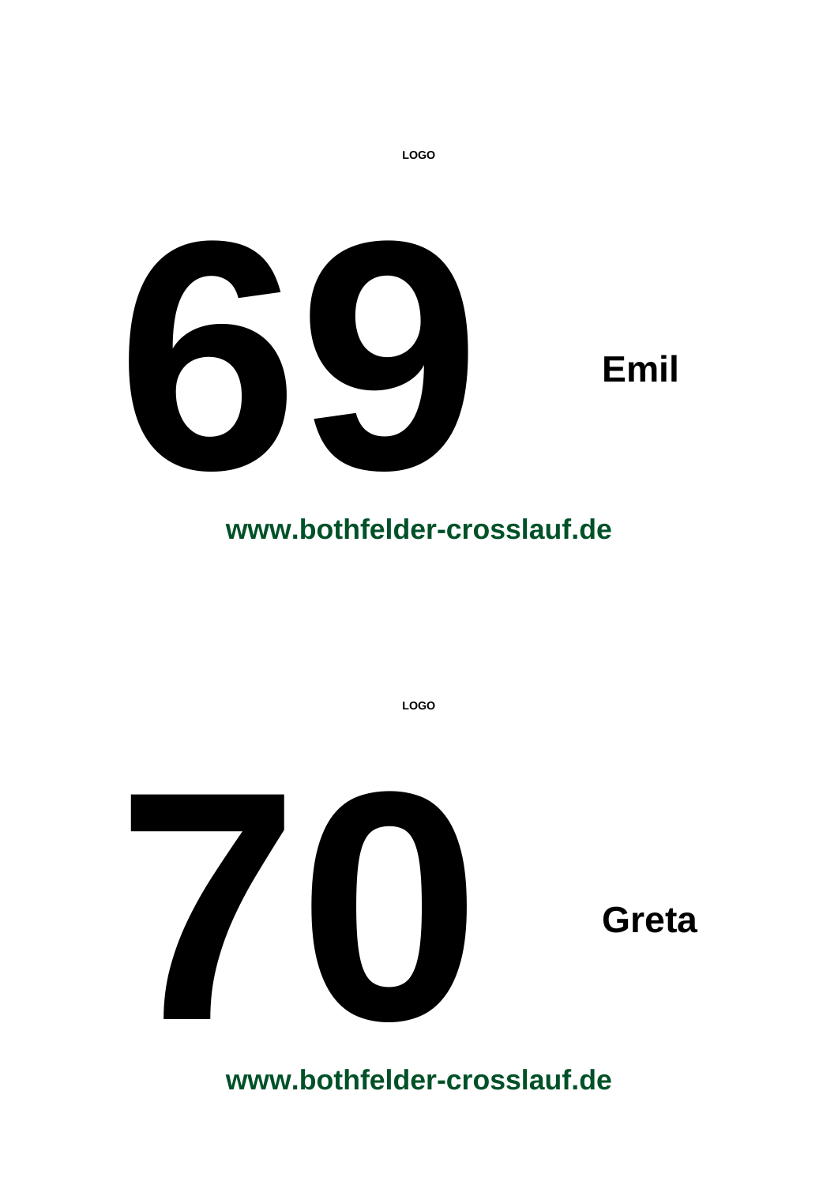LOGO

# 69

**Emil**

**www.bothfelder-crosslauf.de**

LOGO

# 70

**Greta**

**www.bothfelder-crosslauf.de**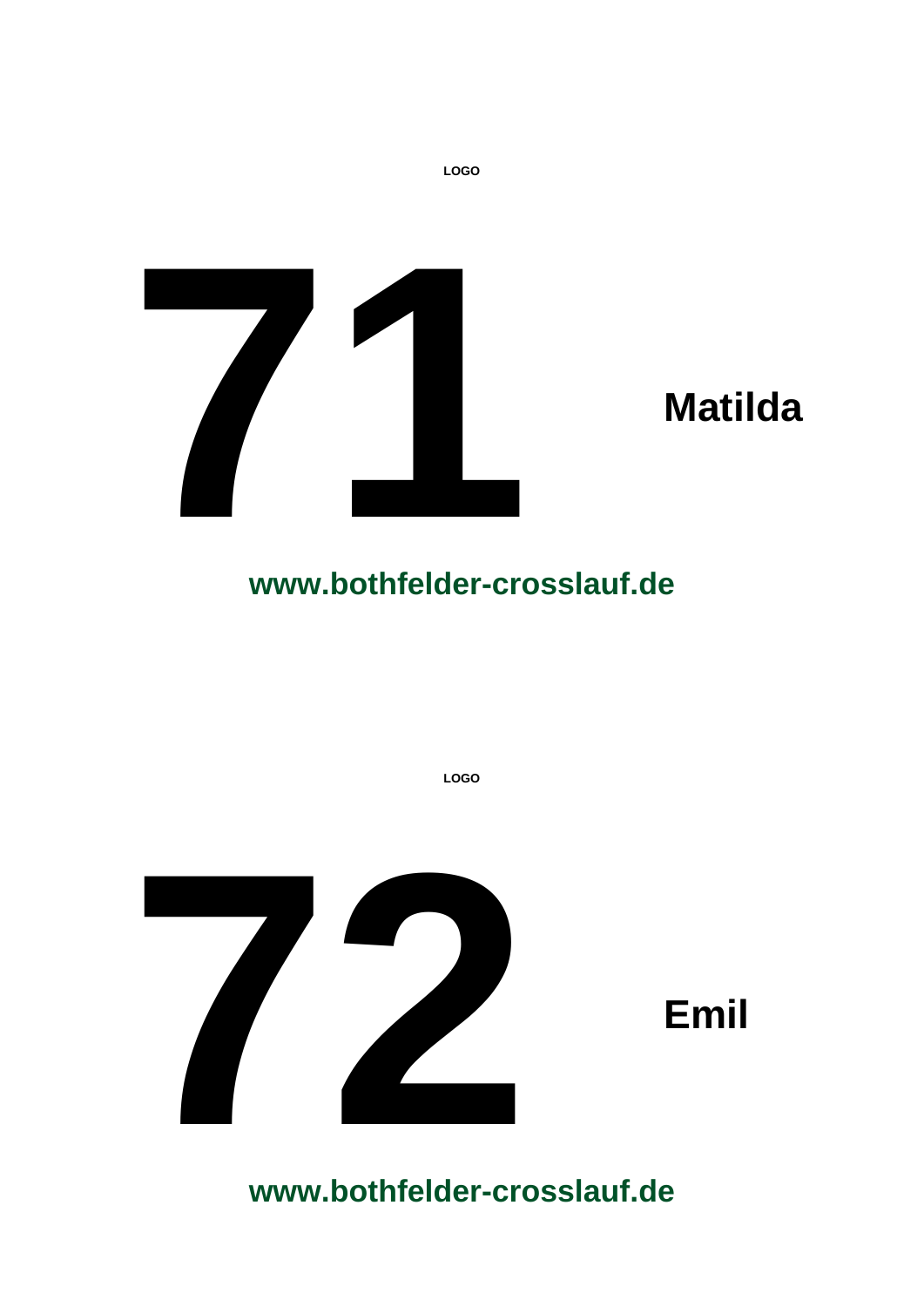**LOGO**

# 71

**Matilda**

**www.bothfelder-crosslauf.de**

**LOGO**

# 72

**Emil**

**www.bothfelder-crosslauf.de**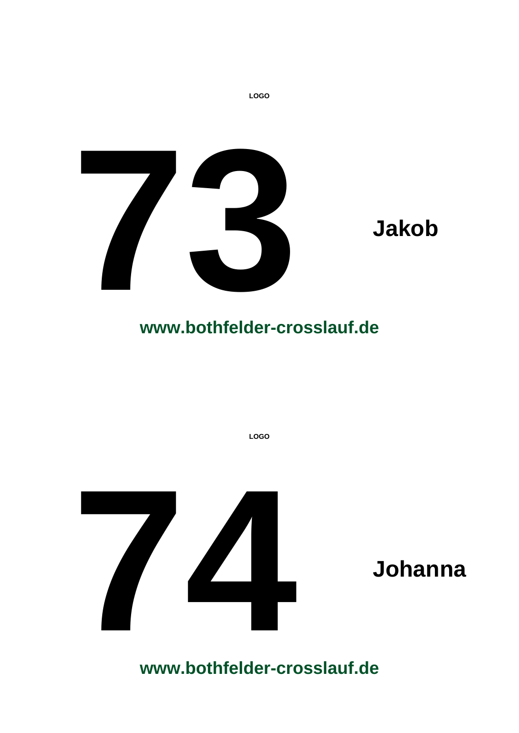LOGO

# 73

**Jakob**

**www.bothfelder-crosslauf.de**

LOGO

# 74

**Johanna**

**www.bothfelder-crosslauf.de**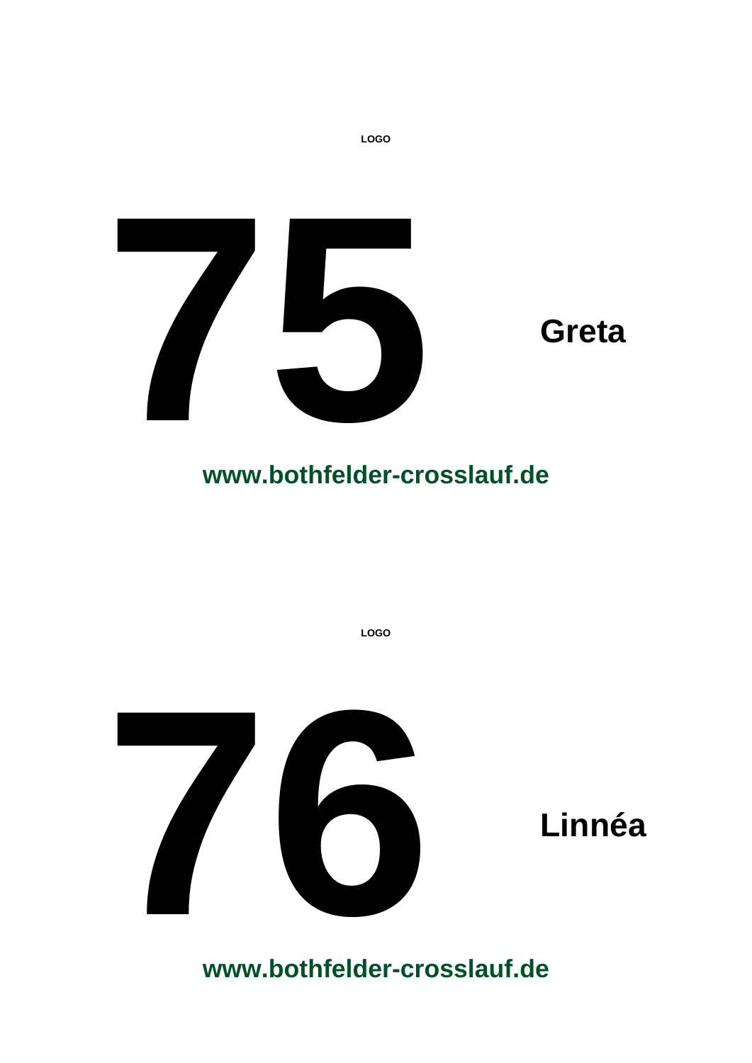LOGO

# 75

**Greta**

**www.bothfelder-crosslauf.de**

LOGO

# 76

**Linnéa**

**www.bothfelder-crosslauf.de**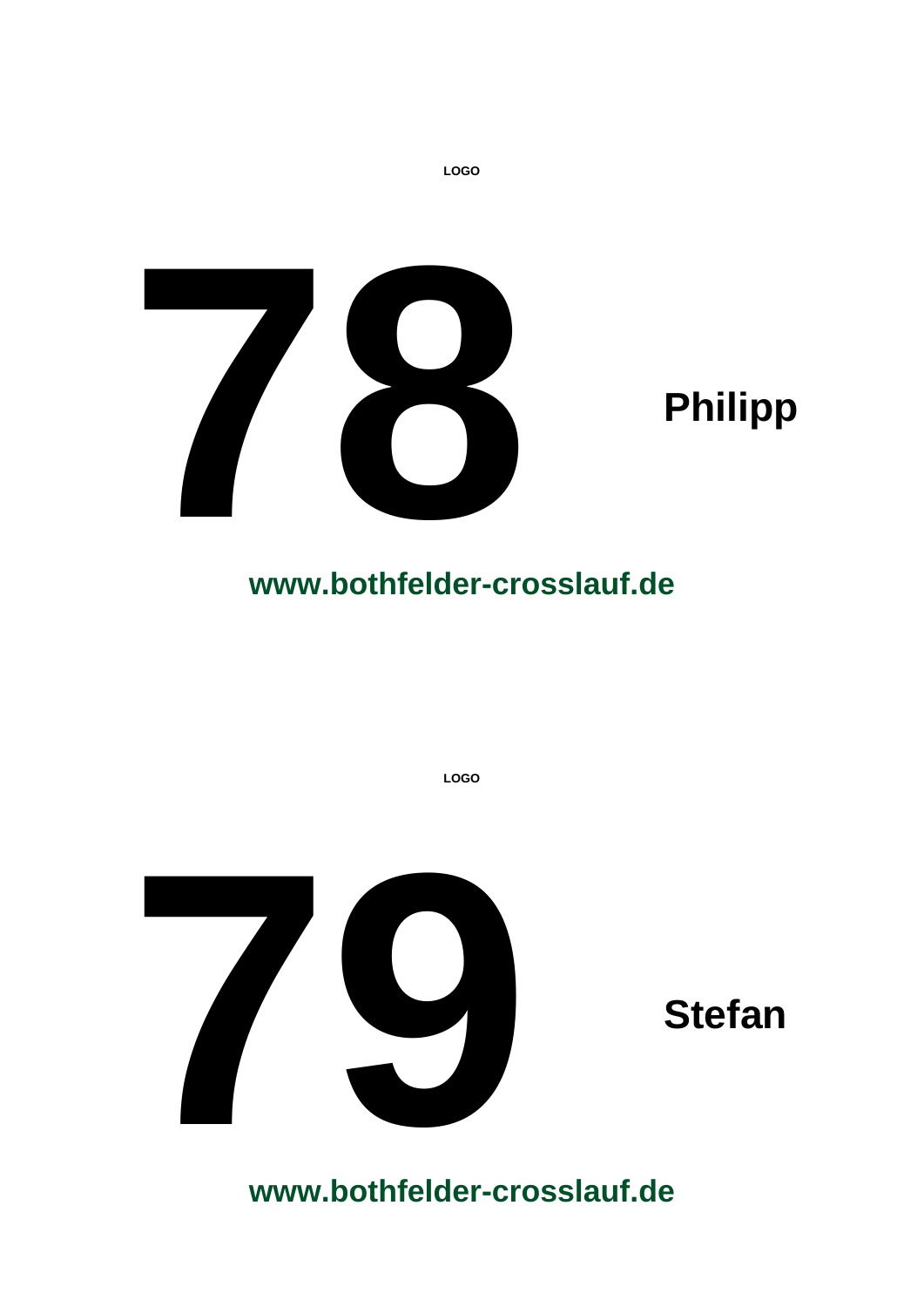LOGO

# 78

**Philipp**

**www.bothfelder-crosslauf.de**

LOGO

# 79

**Stefan**

**www.bothfelder-crosslauf.de**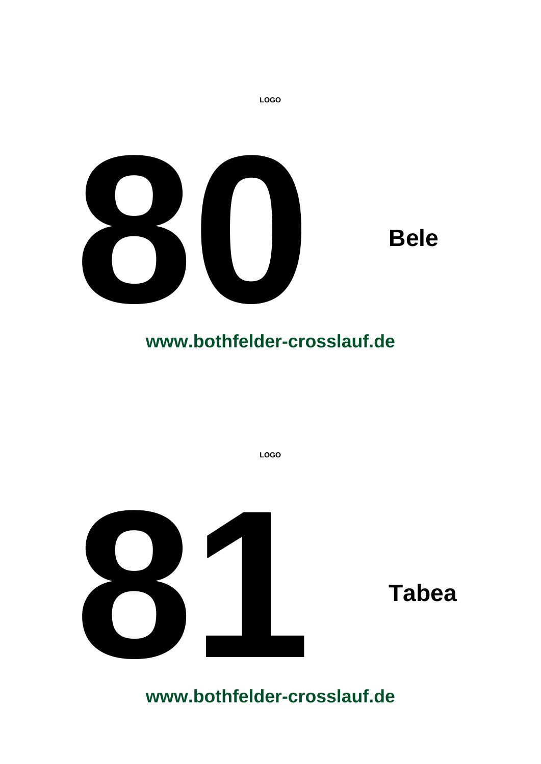LOGO

# 80

**Bele**

**www.bothfelder-crosslauf.de**

LOGO

# 81

**Tabea**

**www.bothfelder-crosslauf.de**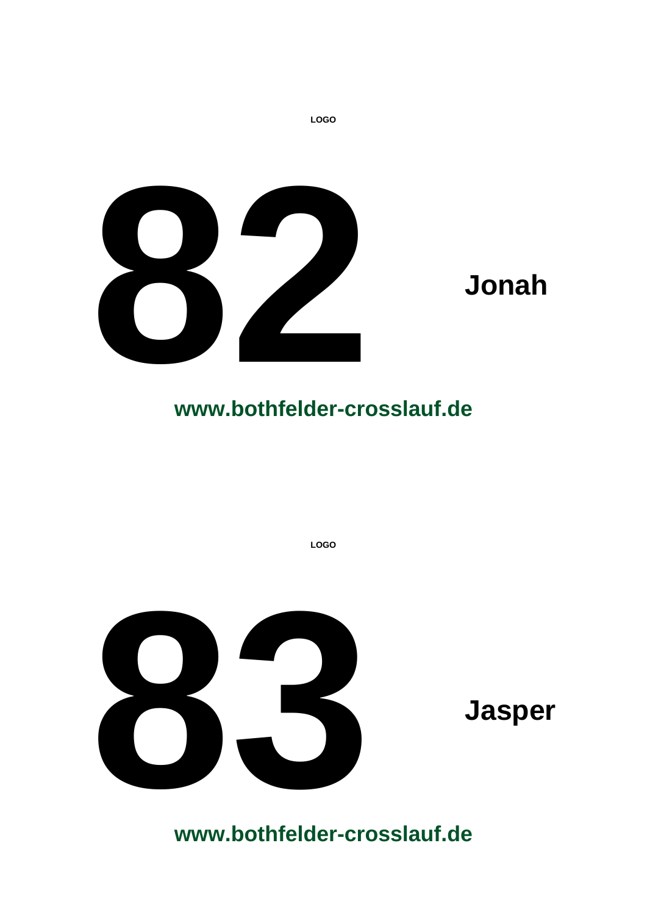LOGO

# 82

**Jonah**

**www.bothfelder-crosslauf.de**

LOGO

# 83

**Jasper**

**www.bothfelder-crosslauf.de**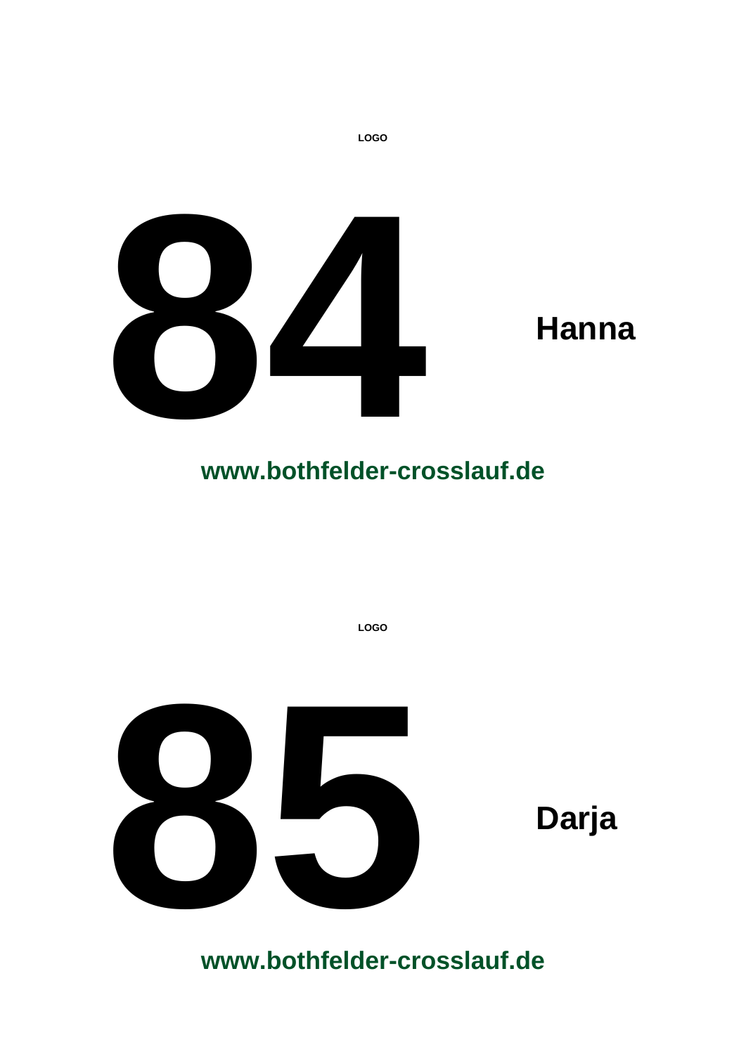LOGO

# 84

**Hanna**

**www.bothfelder-crosslauf.de**

LOGO

# 85

**Darja**

**www.bothfelder-crosslauf.de**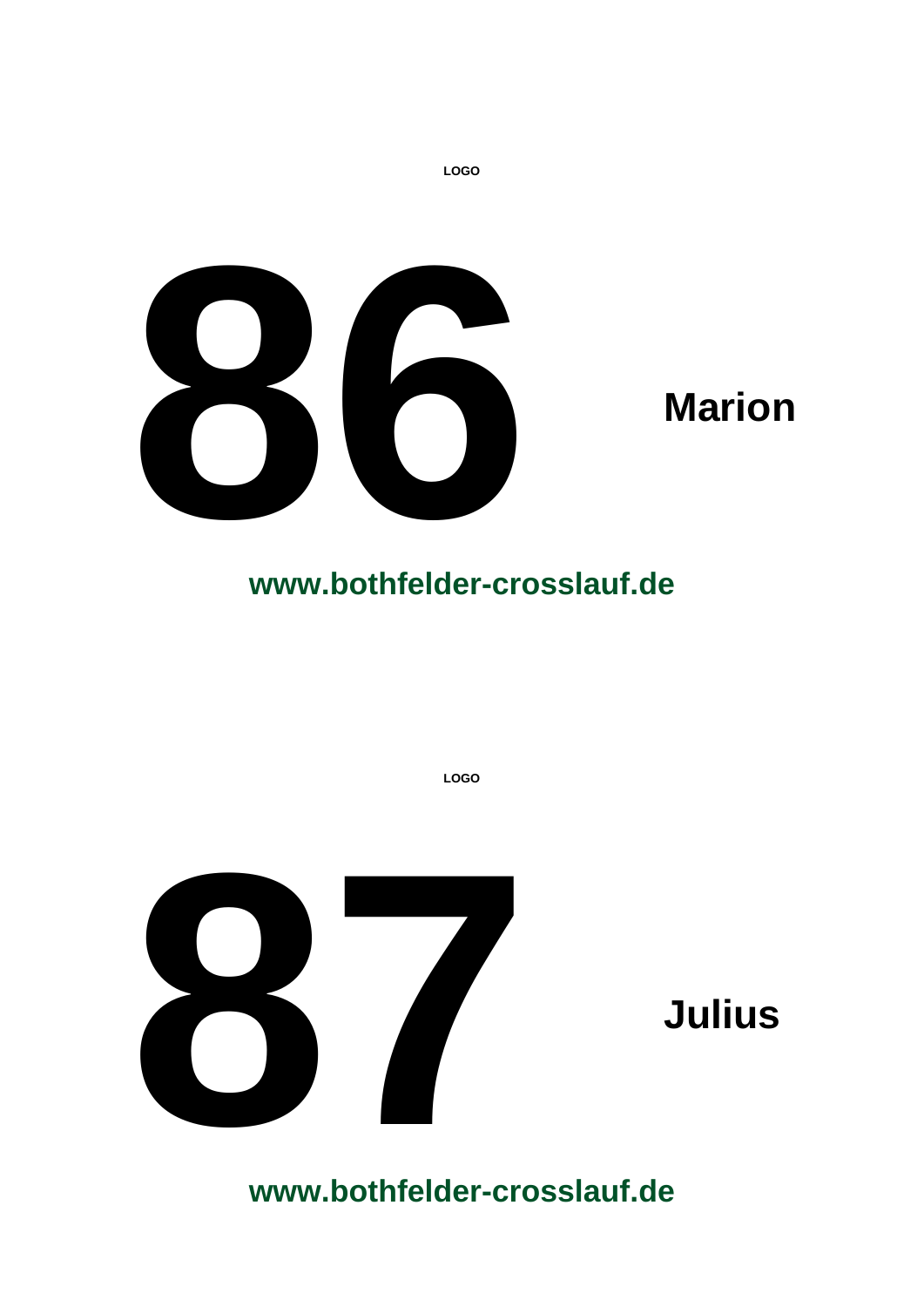LOGO

# 86

**Marion**

**www.bothfelder-crosslauf.de**

LOGO

# 87

**Julius**

**www.bothfelder-crosslauf.de**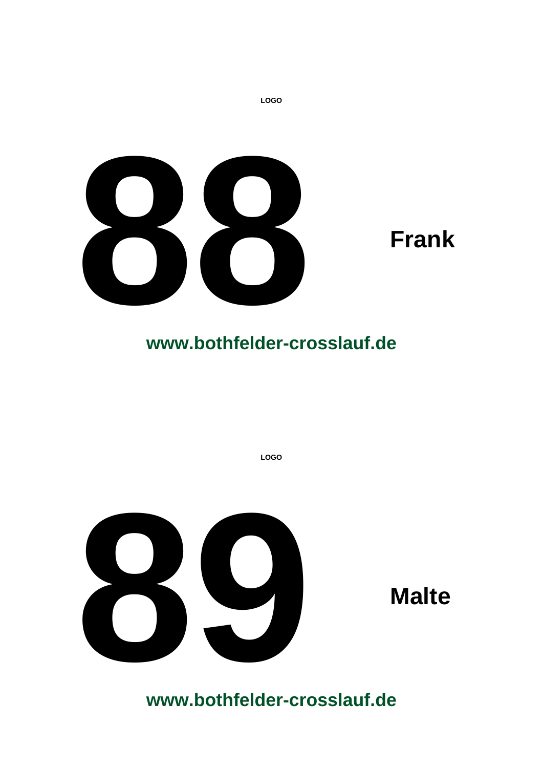LOGO

# 88

**Frank**

**www.bothfelder-crosslauf.de**

LOGO

# 89

**Malte**

**www.bothfelder-crosslauf.de**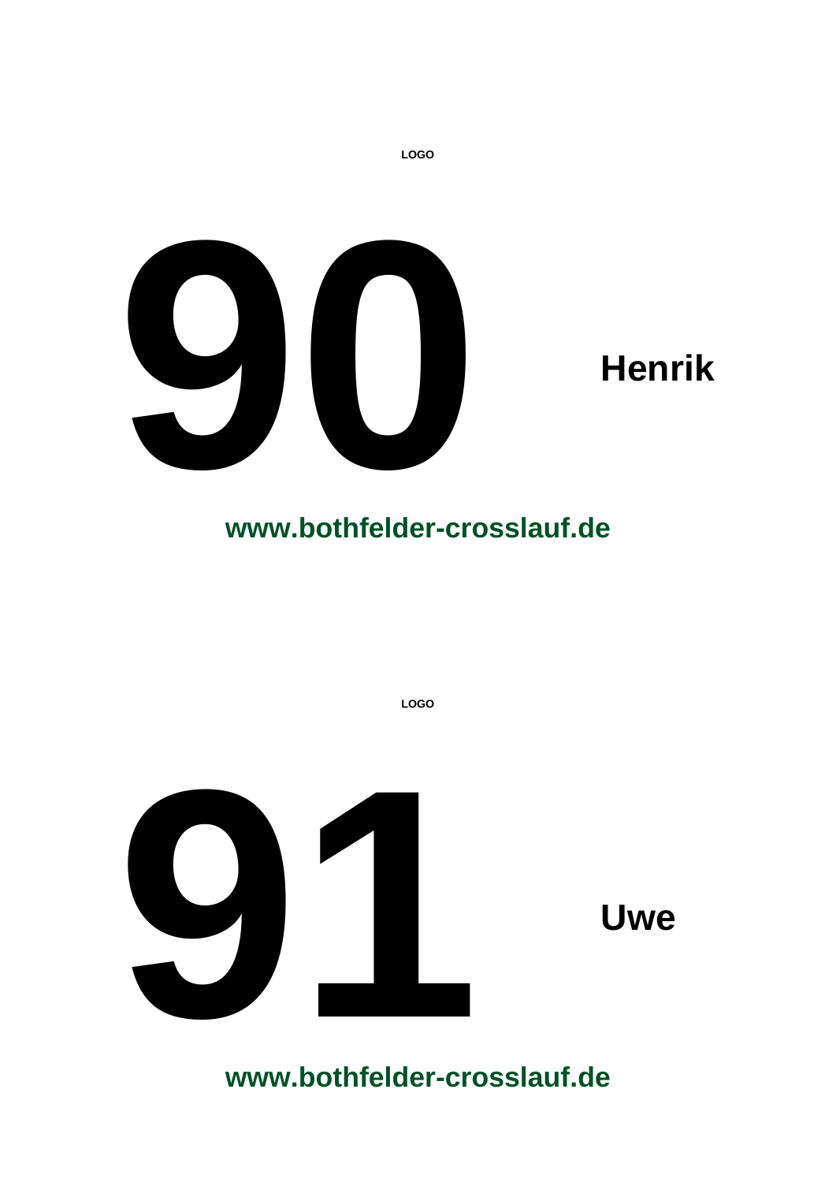**LOGO**

# 90

**Henrik**

**www.bothfelder-crosslauf.de**

**LOGO**

# 91

**Uwe**

**www.bothfelder-crosslauf.de**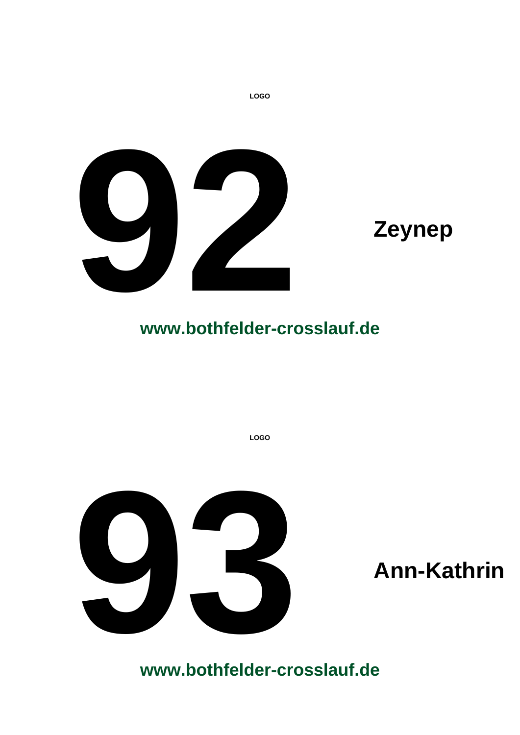LOGO

# 92

**Zeynep**

**www.bothfelder-crosslauf.de**

LOGO

# 93

**Ann-Kathrin**

**www.bothfelder-crosslauf.de**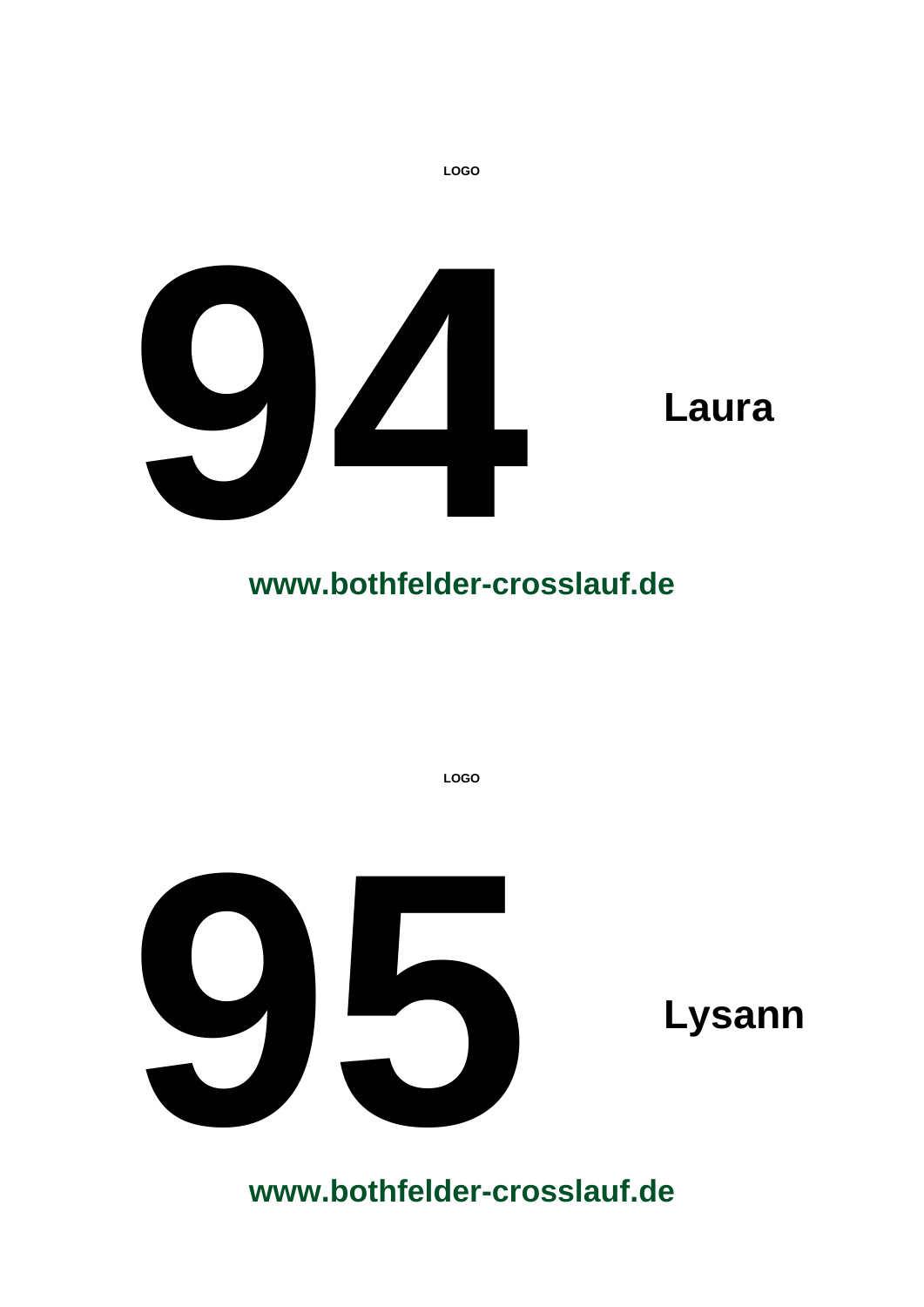LOGO

# 94

**Laura**

**www.bothfelder-crosslauf.de**

LOGO

# 95

**Lysann**

**www.bothfelder-crosslauf.de**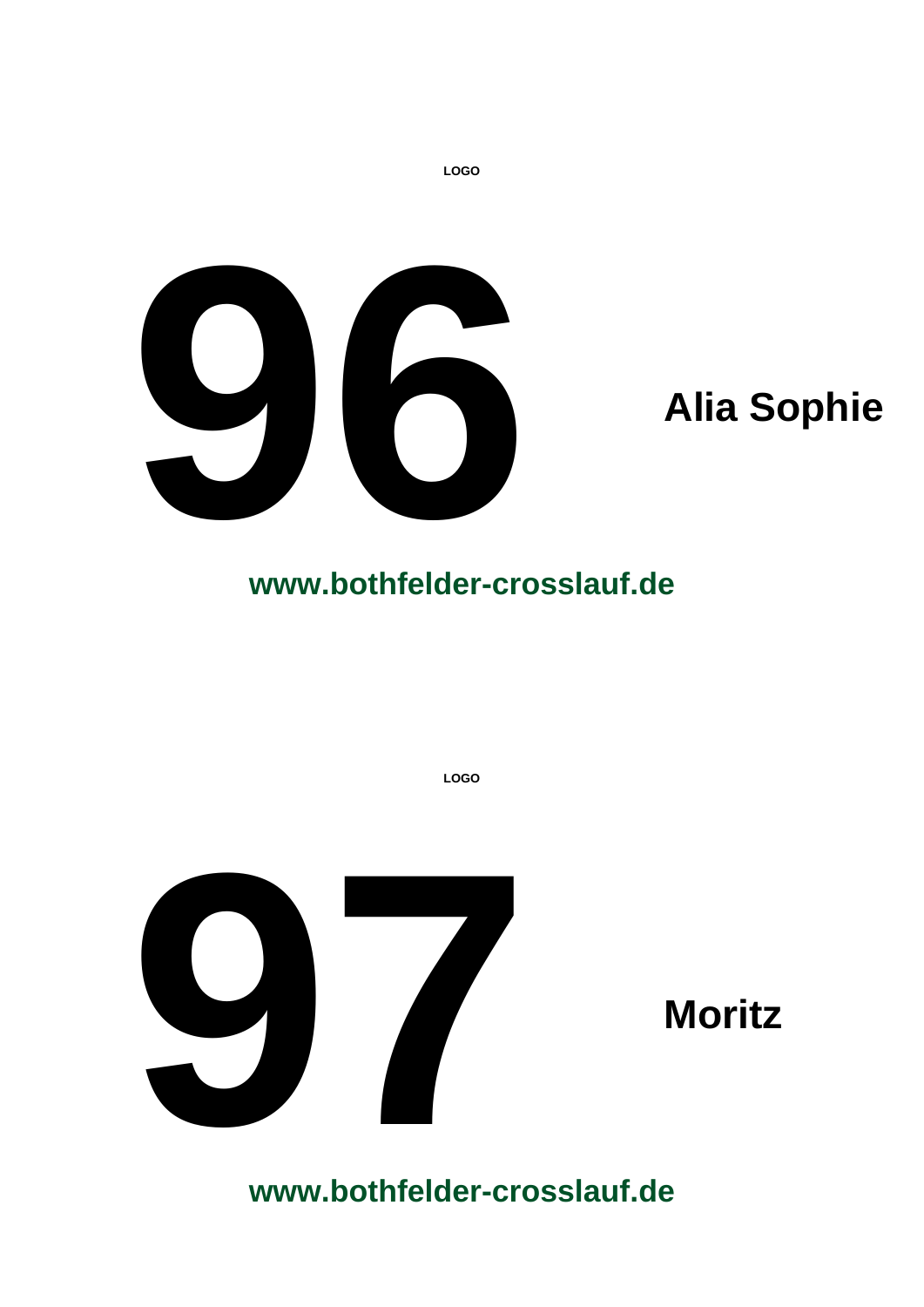LOGO

# 96

**Alia Sophie**

**www.bothfelder-crosslauf.de**

LOGO

# 97

**Moritz**

**www.bothfelder-crosslauf.de**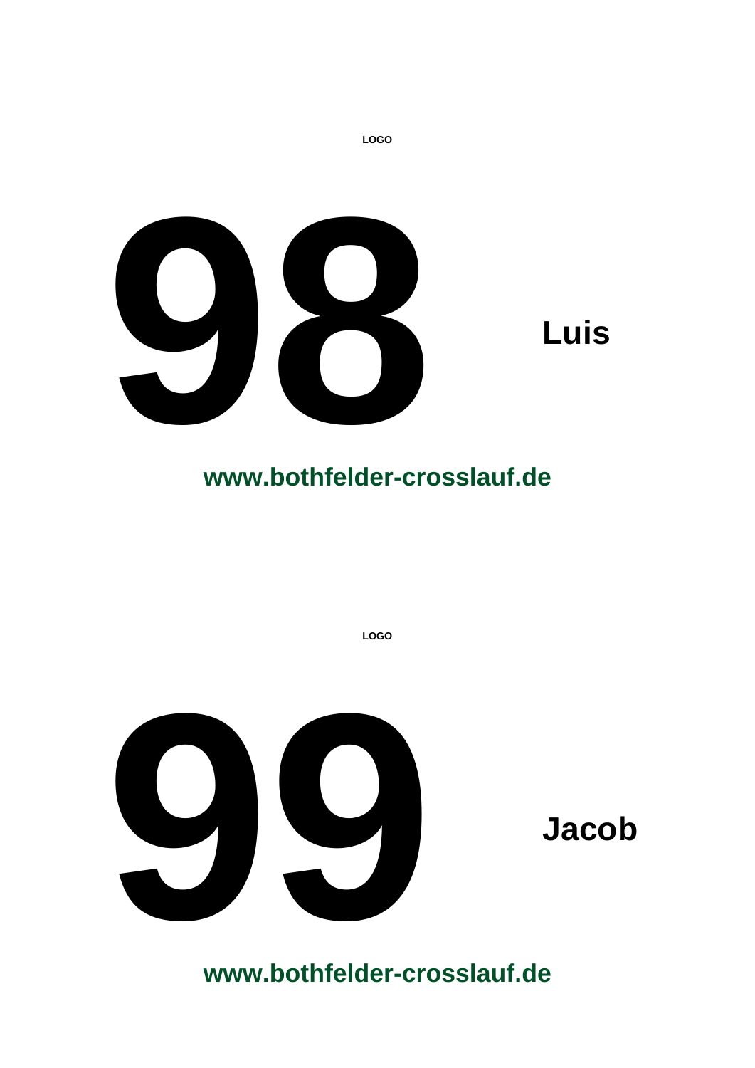LOGO

# 98

**Luis**

**www.bothfelder-crosslauf.de**

LOGO

# 99

**Jacob**

**www.bothfelder-crosslauf.de**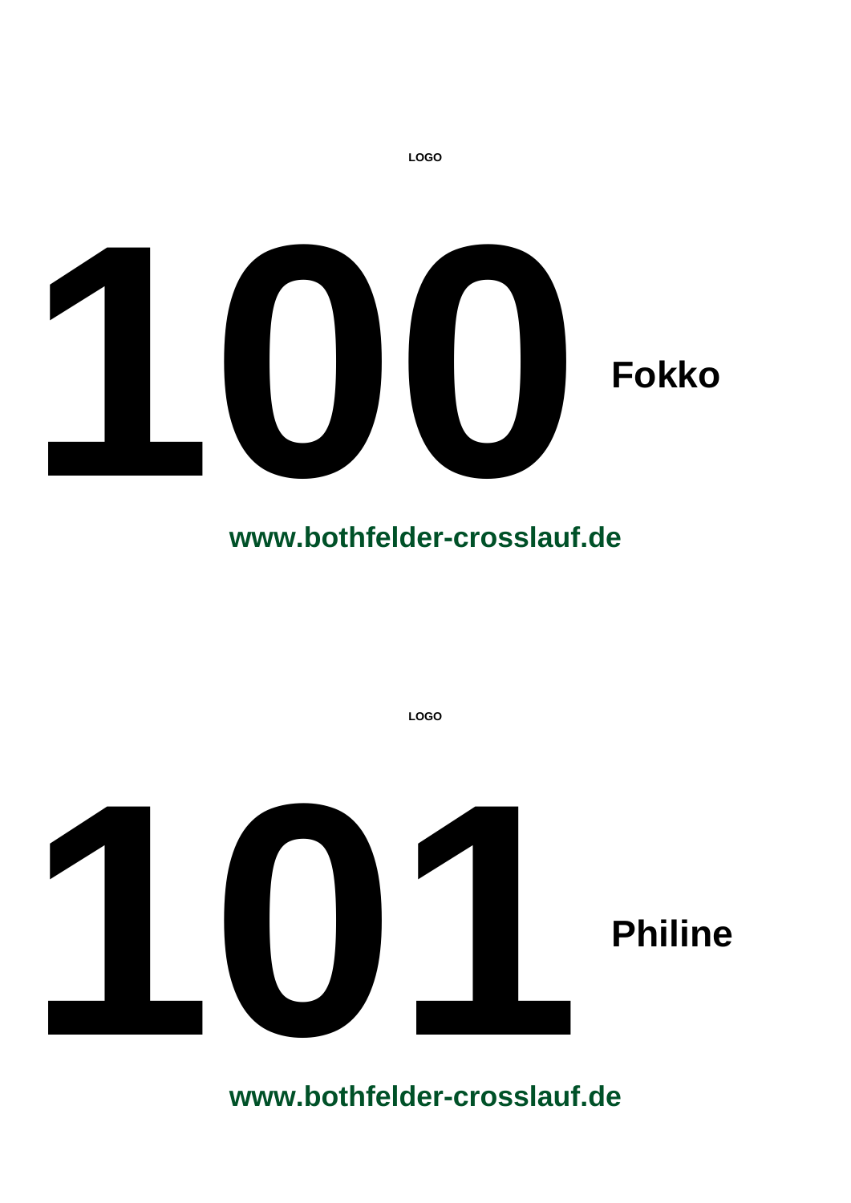LOGO

# 100 Fokko

**www.bothfelder-crosslauf.de**

LOGO

# 101 Philine

**www.bothfelder-crosslauf.de**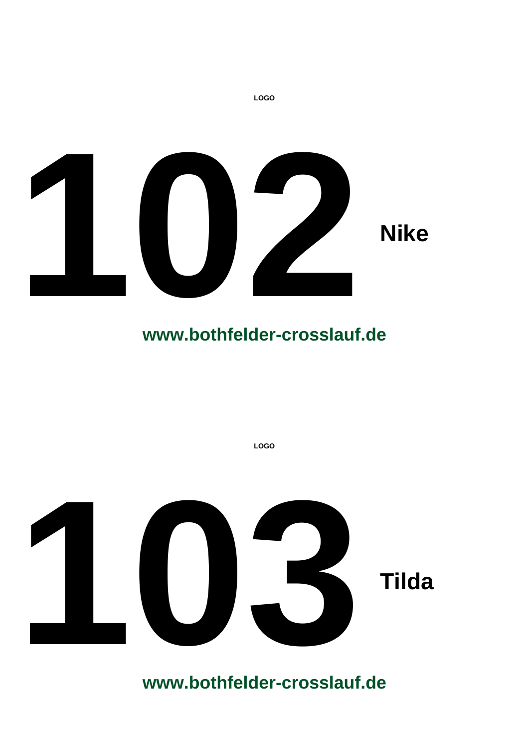LOGO

# 102 Nike

**www.bothfelder-crosslauf.de**

LOGO

# 103 Tilda

**www.bothfelder-crosslauf.de**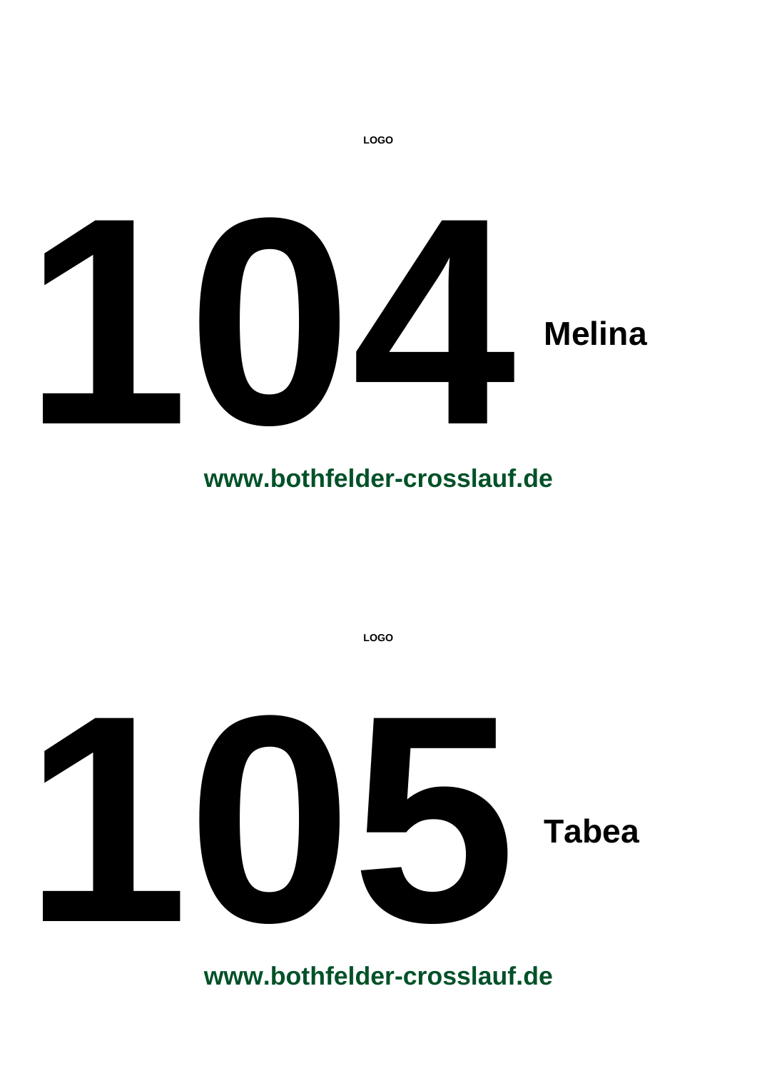LOGO

# 104 Melina

**www.bothfelder-crosslauf.de**

LOGO

# 105 Tabea

**www.bothfelder-crosslauf.de**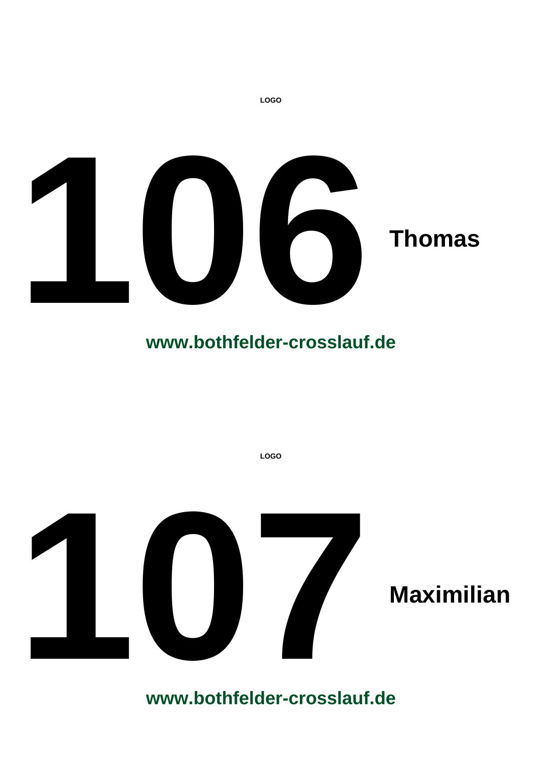LOGO

# 106

**Thomas**

**www.bothfelder-crosslauf.de**

LOGO

# 107

**Maximilian**

**www.bothfelder-crosslauf.de**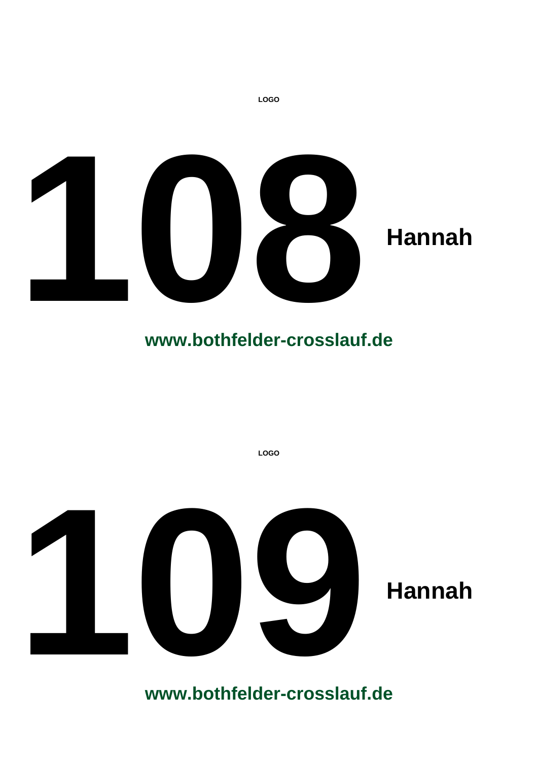LOGO

# 108 Hannah

**www.bothfelder-crosslauf.de**

LOGO

# 109 Hannah

**www.bothfelder-crosslauf.de**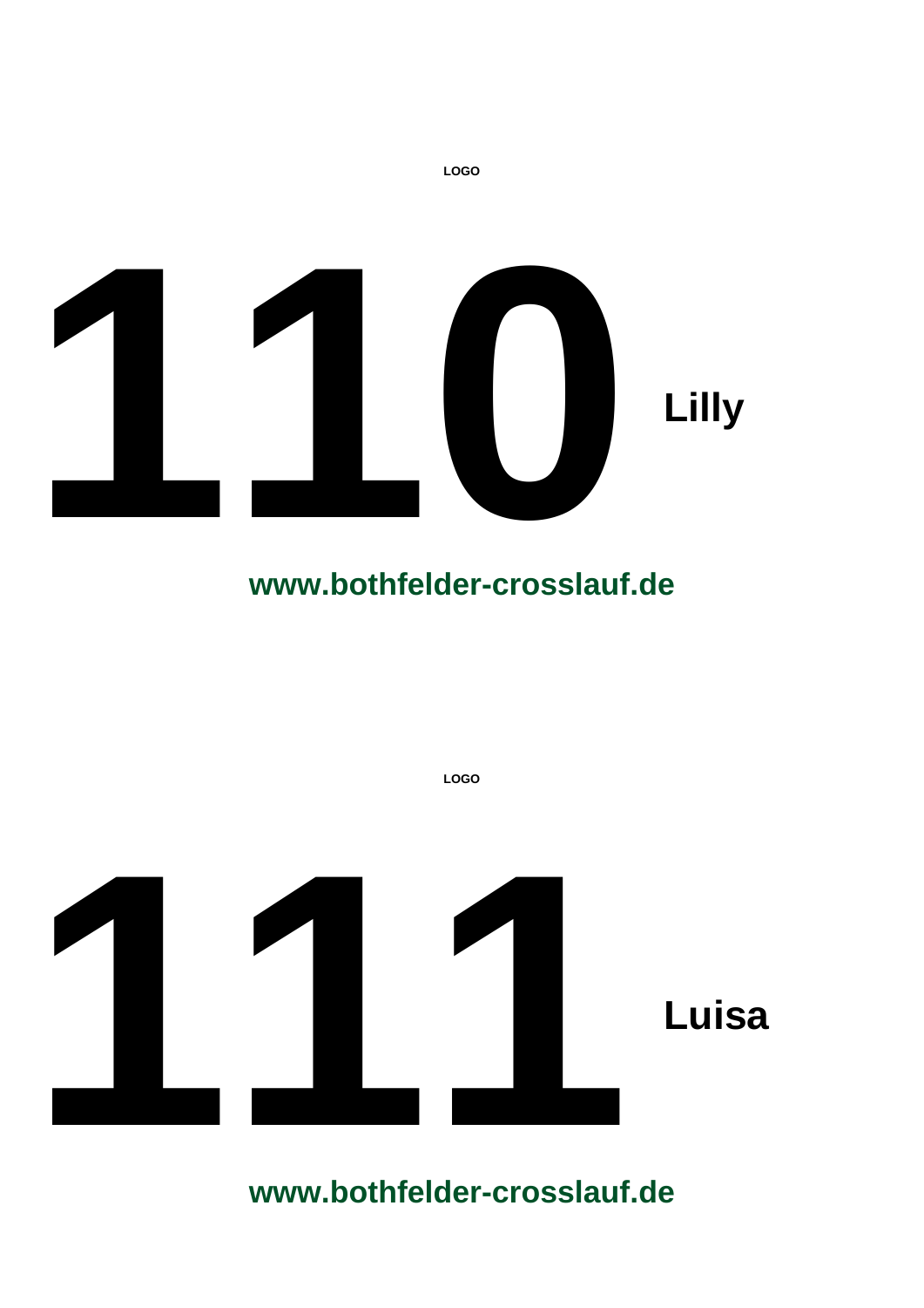LOGO

# 110 Lilly

**www.bothfelder-crosslauf.de**

LOGO

# 111 Luisa

**www.bothfelder-crosslauf.de**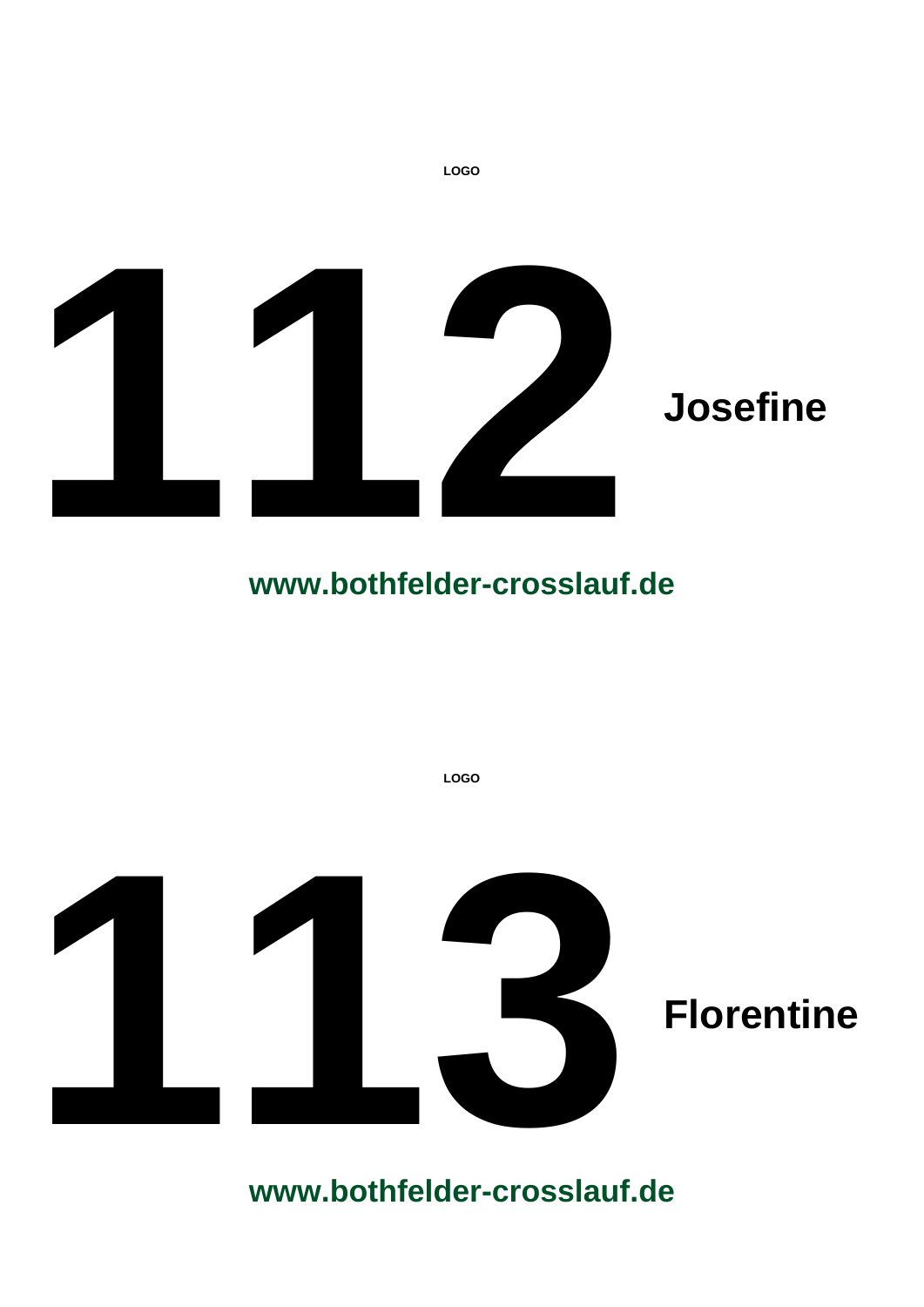LOGO

# 112

**Josefine**

**www.bothfelder-crosslauf.de**

LOGO

# 113

**Florentine**

**www.bothfelder-crosslauf.de**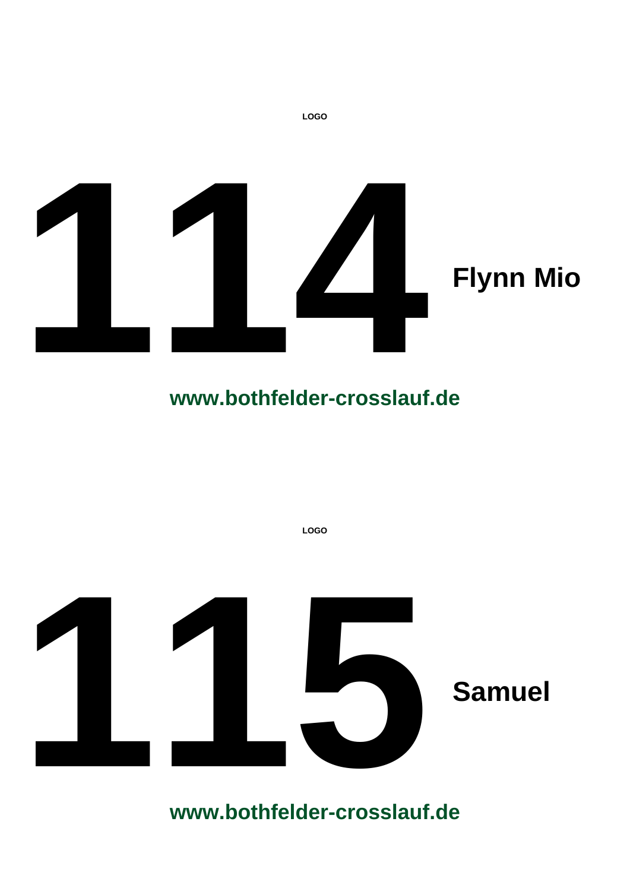LOGO

# 114 Flynn Mio

**www.bothfelder-crosslauf.de**

LOGO

# 115 Samuel

**www.bothfelder-crosslauf.de**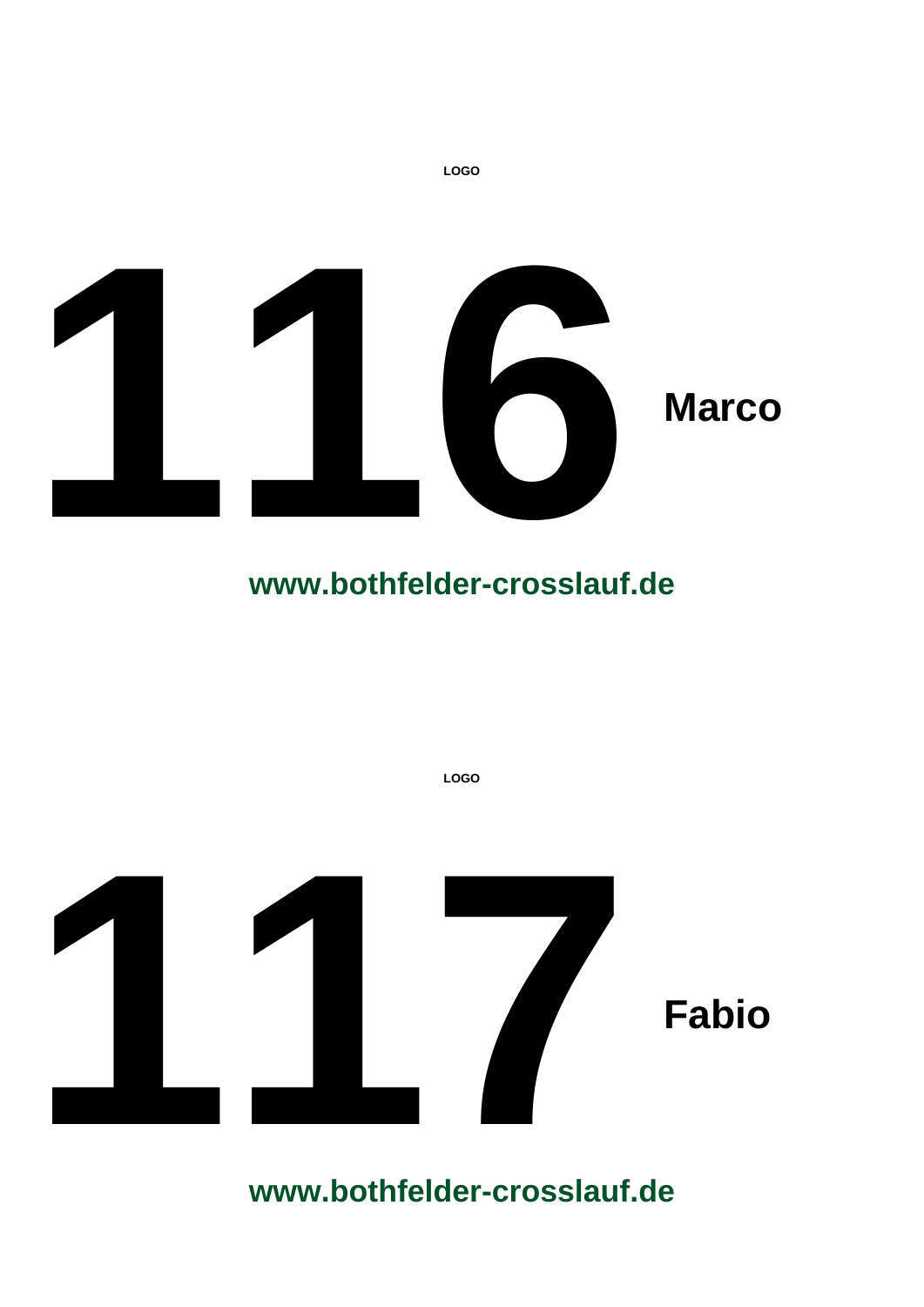LOGO

# 116 Marco

**www.bothfelder-crosslauf.de**

LOGO

# 117 Fabio

**www.bothfelder-crosslauf.de**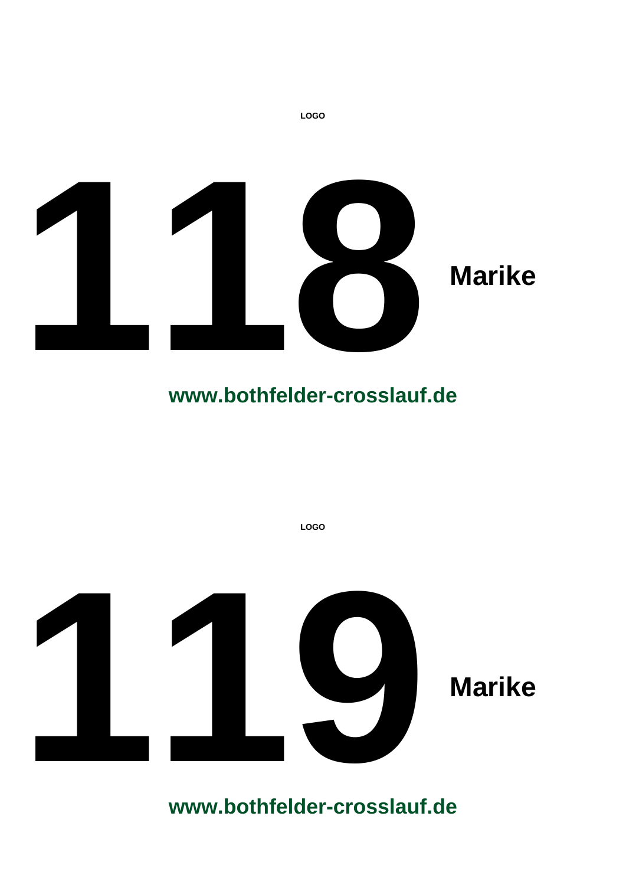LOGO

# 118 Marike

**www.bothfelder-crosslauf.de**

LOGO

# 119 Marike

**www.bothfelder-crosslauf.de**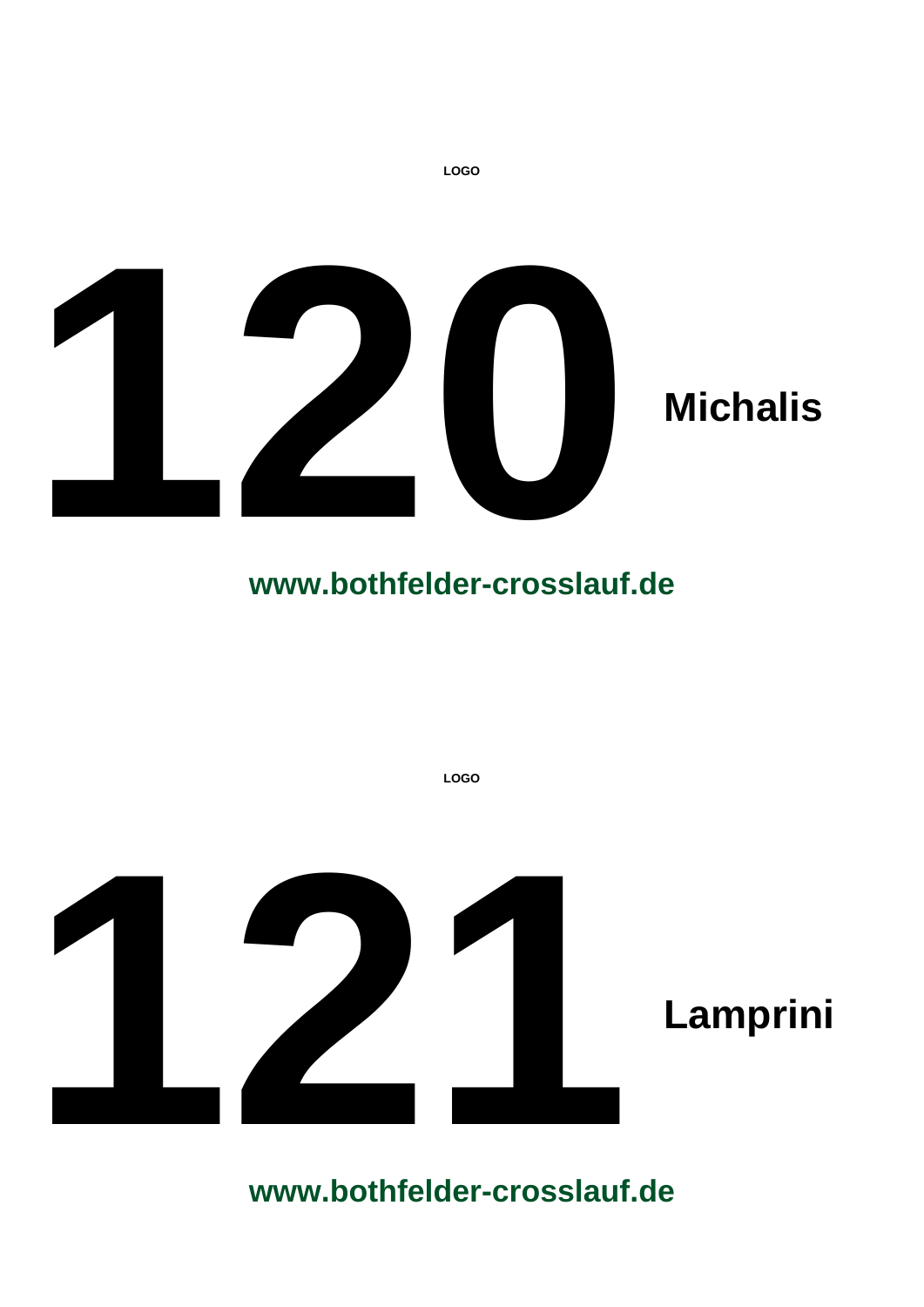LOGO

# 120 **Michalis**

**www.bothfelder-crosslauf.de**

LOGO

# 121 **Lamprini**

**www.bothfelder-crosslauf.de**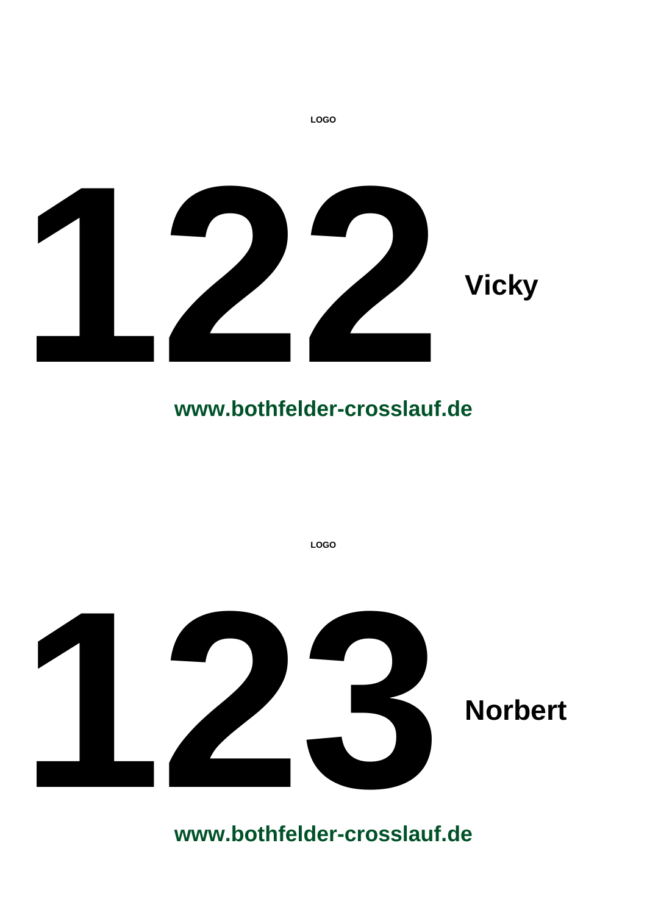LOGO

# 122 Vicky

**www.bothfelder-crosslauf.de**

LOGO

# 123 Norbert

**www.bothfelder-crosslauf.de**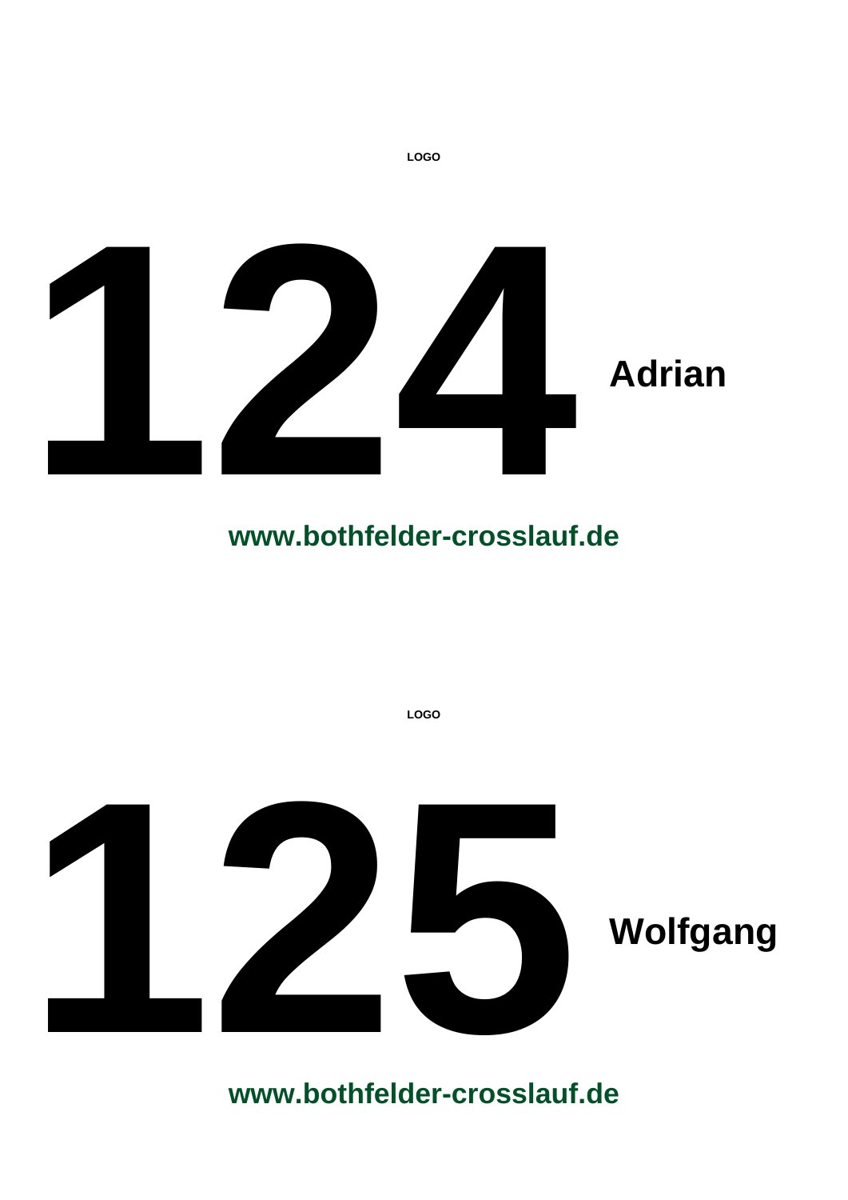LOGO

# 124

**Adrian**

**www.bothfelder-crosslauf.de**

LOGO

# 125

**Wolfgang**

**www.bothfelder-crosslauf.de**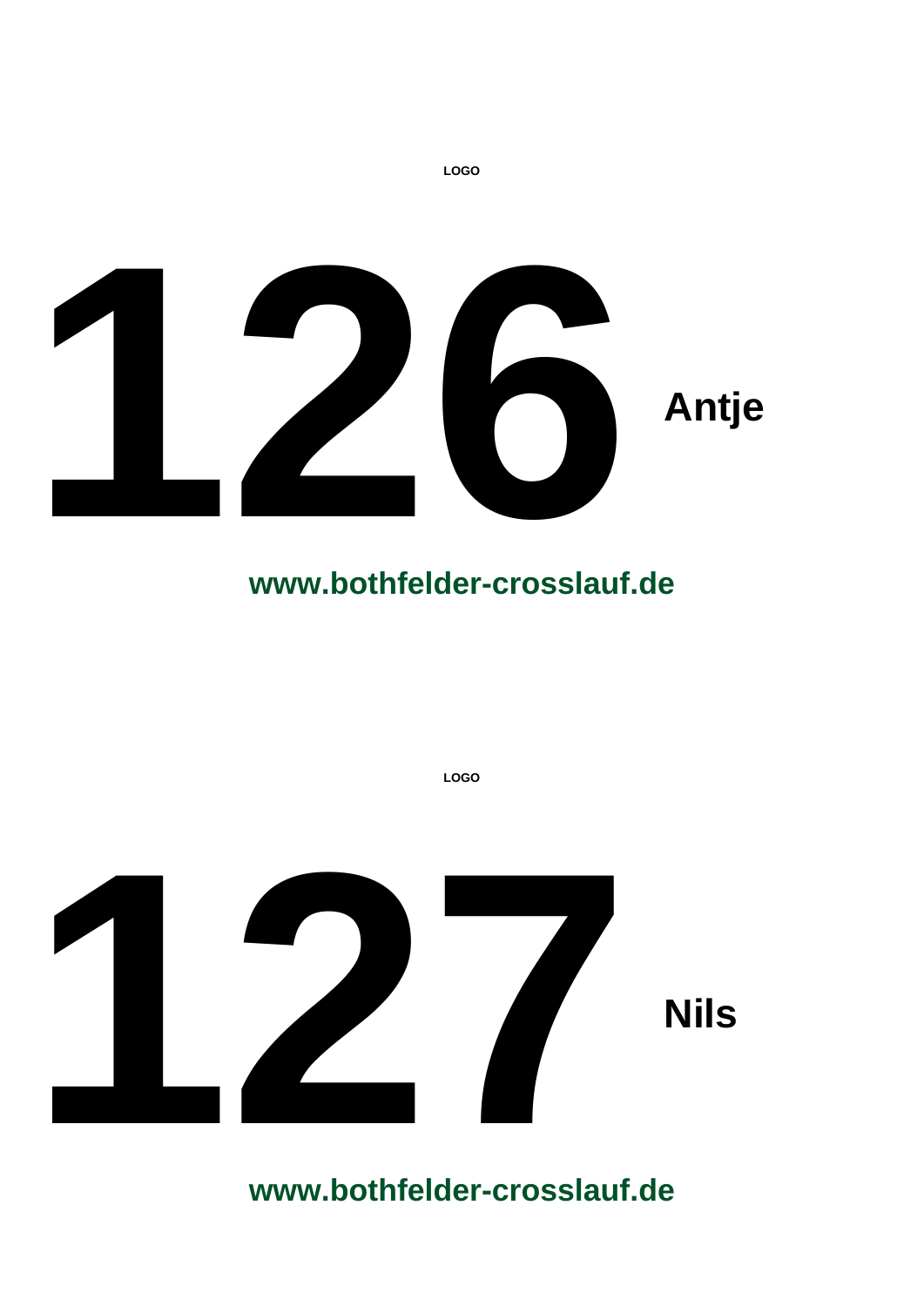LOGO

# 126 Antje

**www.bothfelder-crosslauf.de**

LOGO

# 127 Nils

**www.bothfelder-crosslauf.de**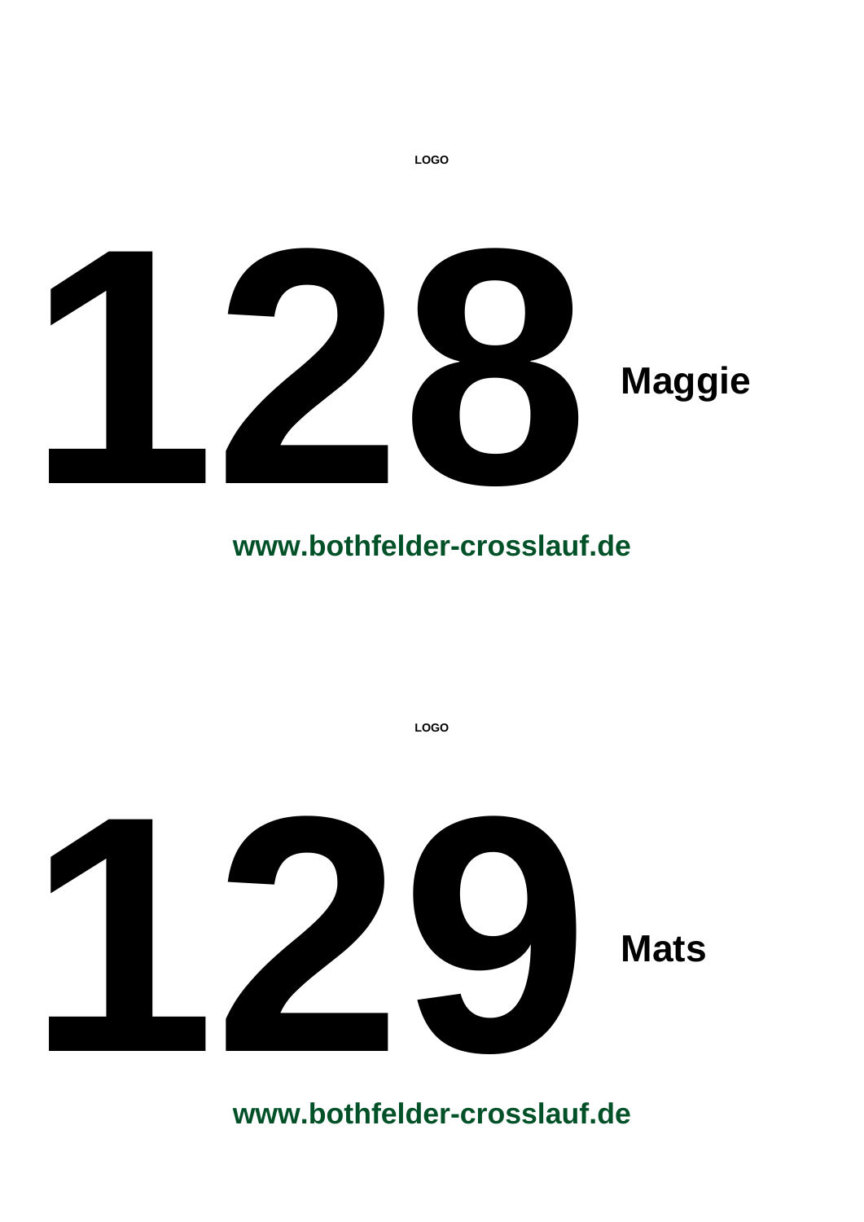LOGO

# 128 **Maggie**

**www.bothfelder-crosslauf.de**

LOGO

# 129 **Mats**

**www.bothfelder-crosslauf.de**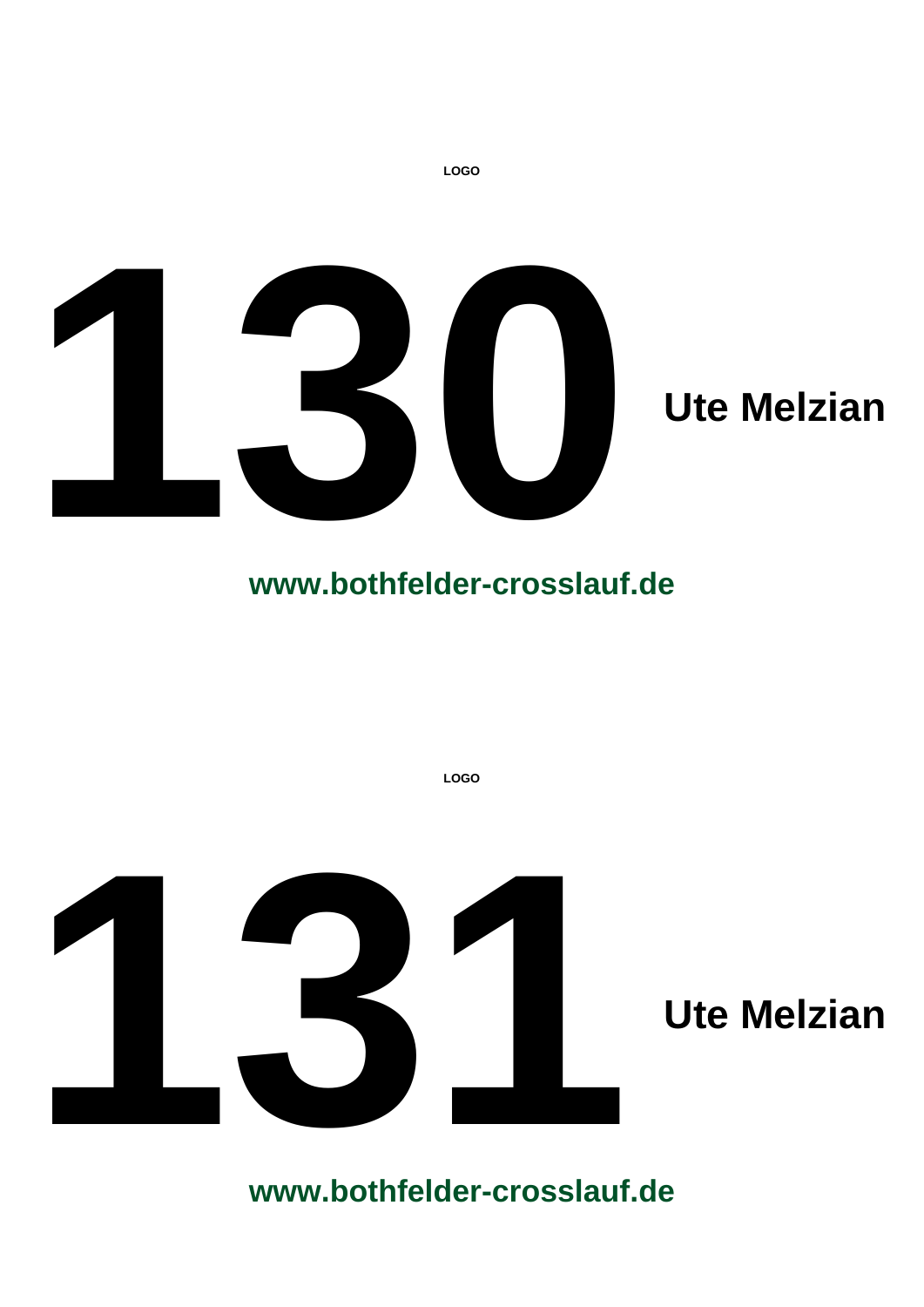LOGO

# 130

**Ute Melzian**

**www.bothfelder-crosslauf.de**

LOGO

# 131

**Ute Melzian**

**www.bothfelder-crosslauf.de**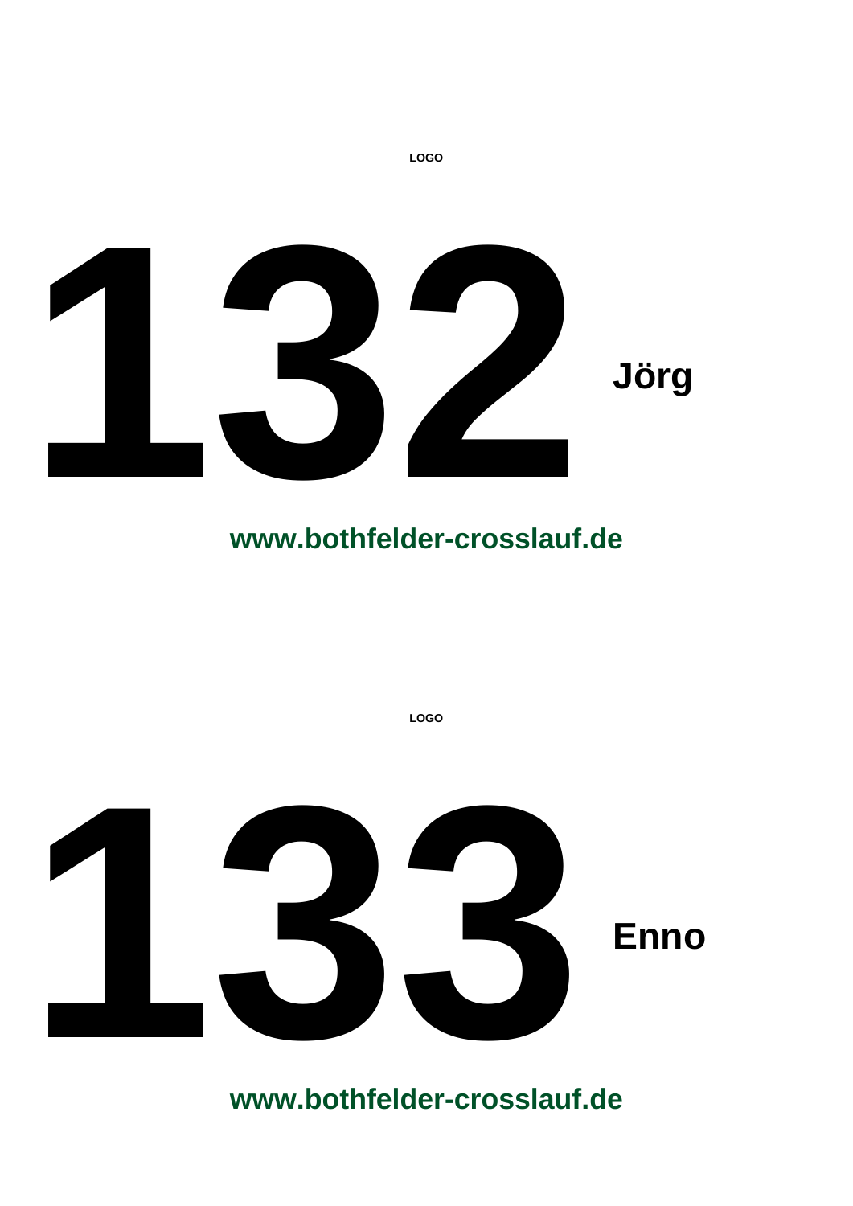LOGO

# 132 Jörg

**www.bothfelder-crosslauf.de**

LOGO

# 133 Enno

**www.bothfelder-crosslauf.de**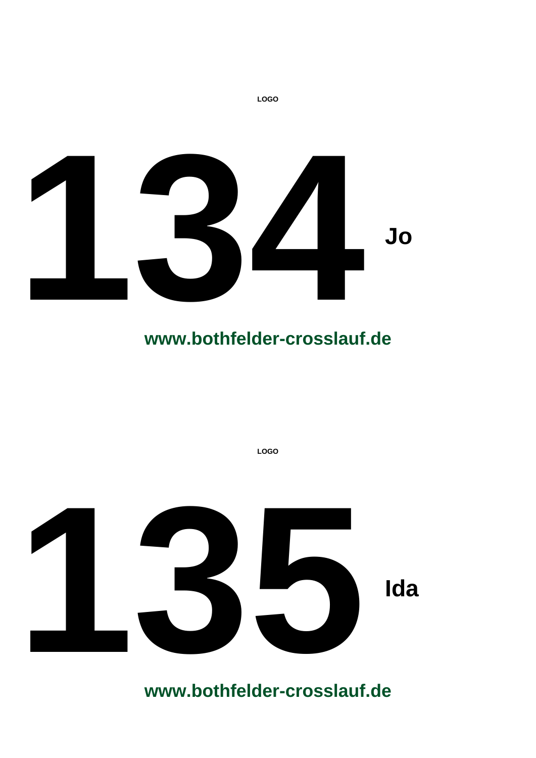LOGO

# 134 Jo

**www.bothfelder-crosslauf.de**

LOGO

# 135 Ida

**www.bothfelder-crosslauf.de**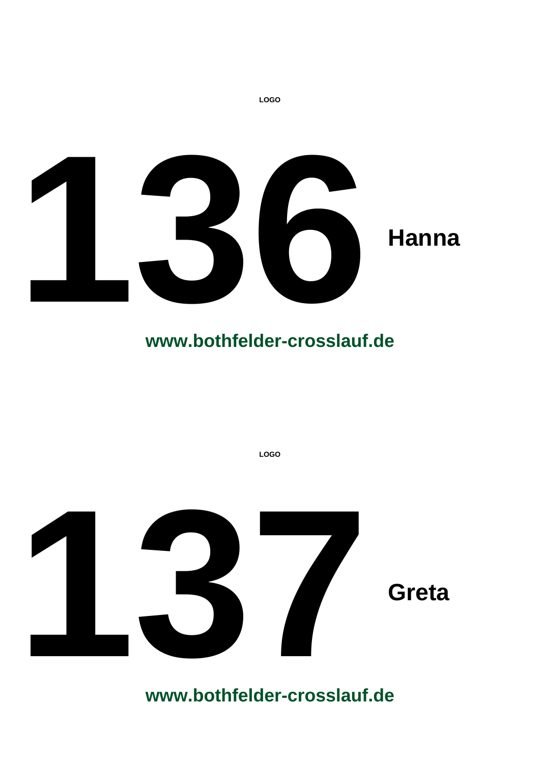**LOGO**

# 136 **Hanna**

**www.bothfelder-crosslauf.de**

**LOGO**

# 137 **Greta**

**www.bothfelder-crosslauf.de**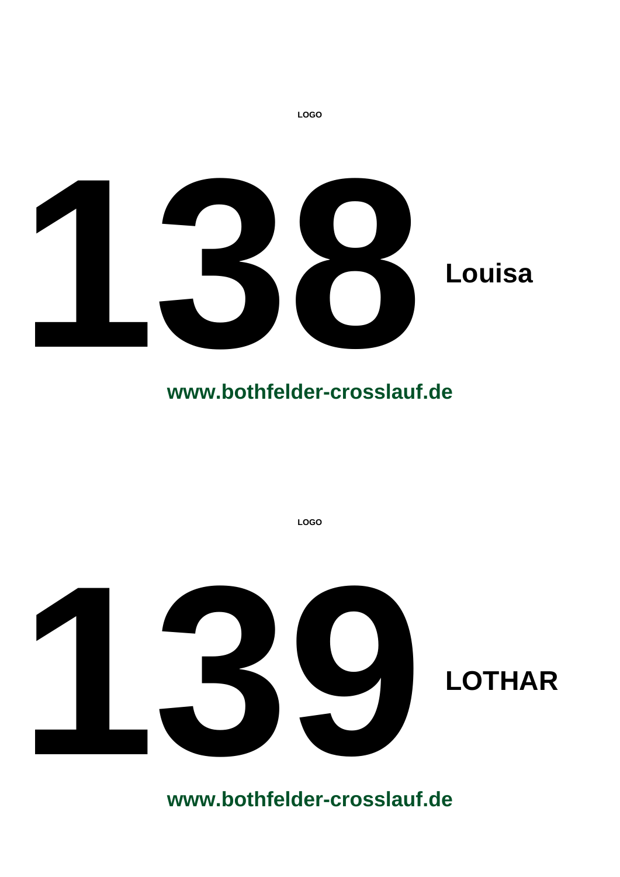LOGO

# 138 **Louisa**

**www.bothfelder-crosslauf.de**

LOGO

# 139 **LOTHAR**

**www.bothfelder-crosslauf.de**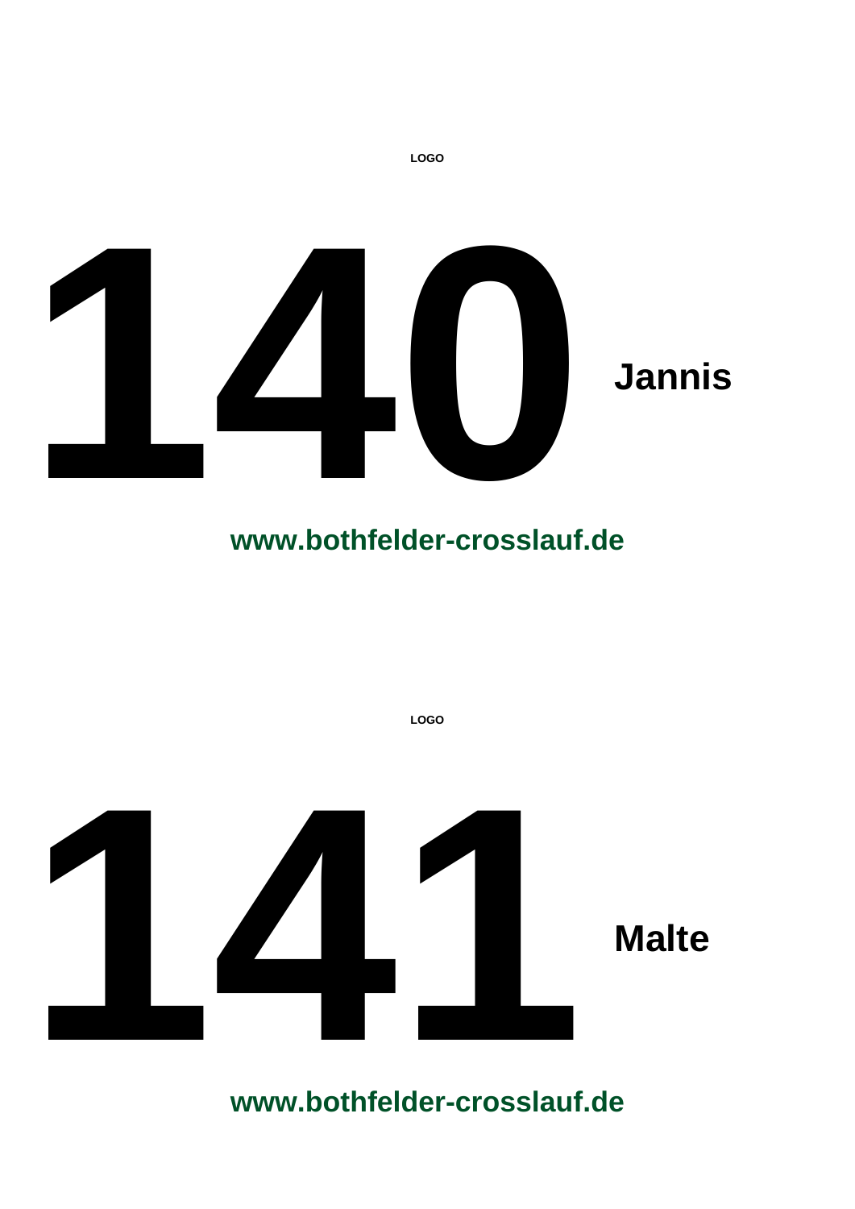LOGO

# 140

**Jannis**

**www.bothfelder-crosslauf.de**

LOGO

# 141

**Malte**

**www.bothfelder-crosslauf.de**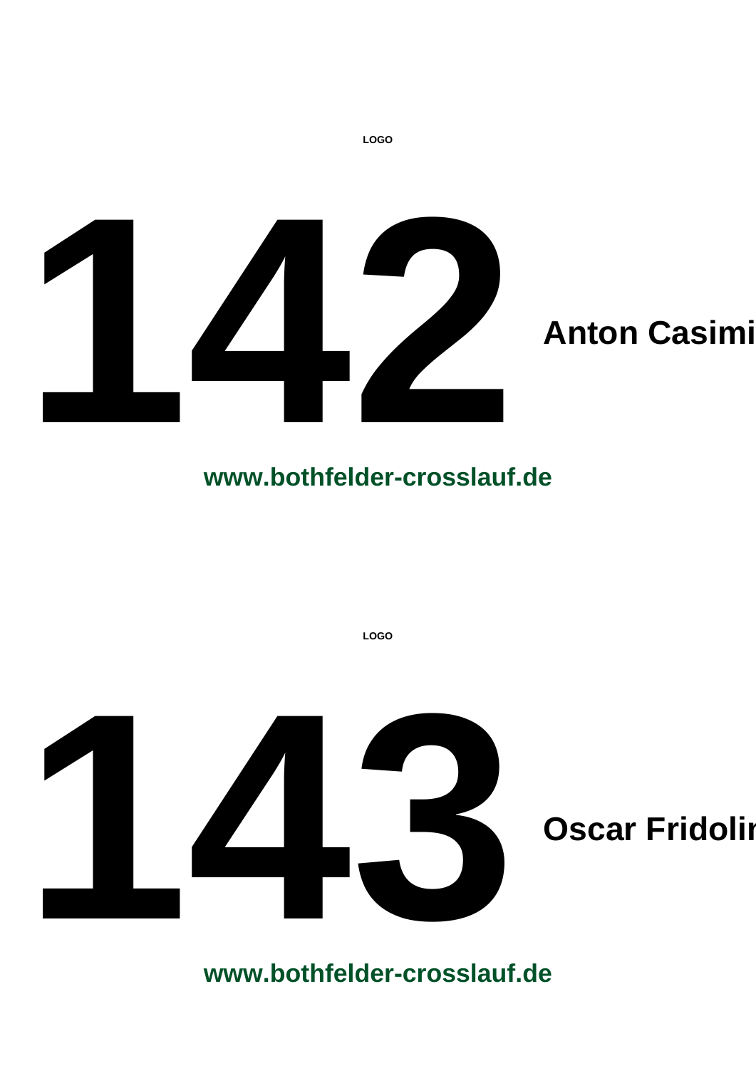LOGO

# 142

**Anton Casimi**

**www.bothfelder-crosslauf.de**

LOGO

# 143

**Oscar Fridolin**

**www.bothfelder-crosslauf.de**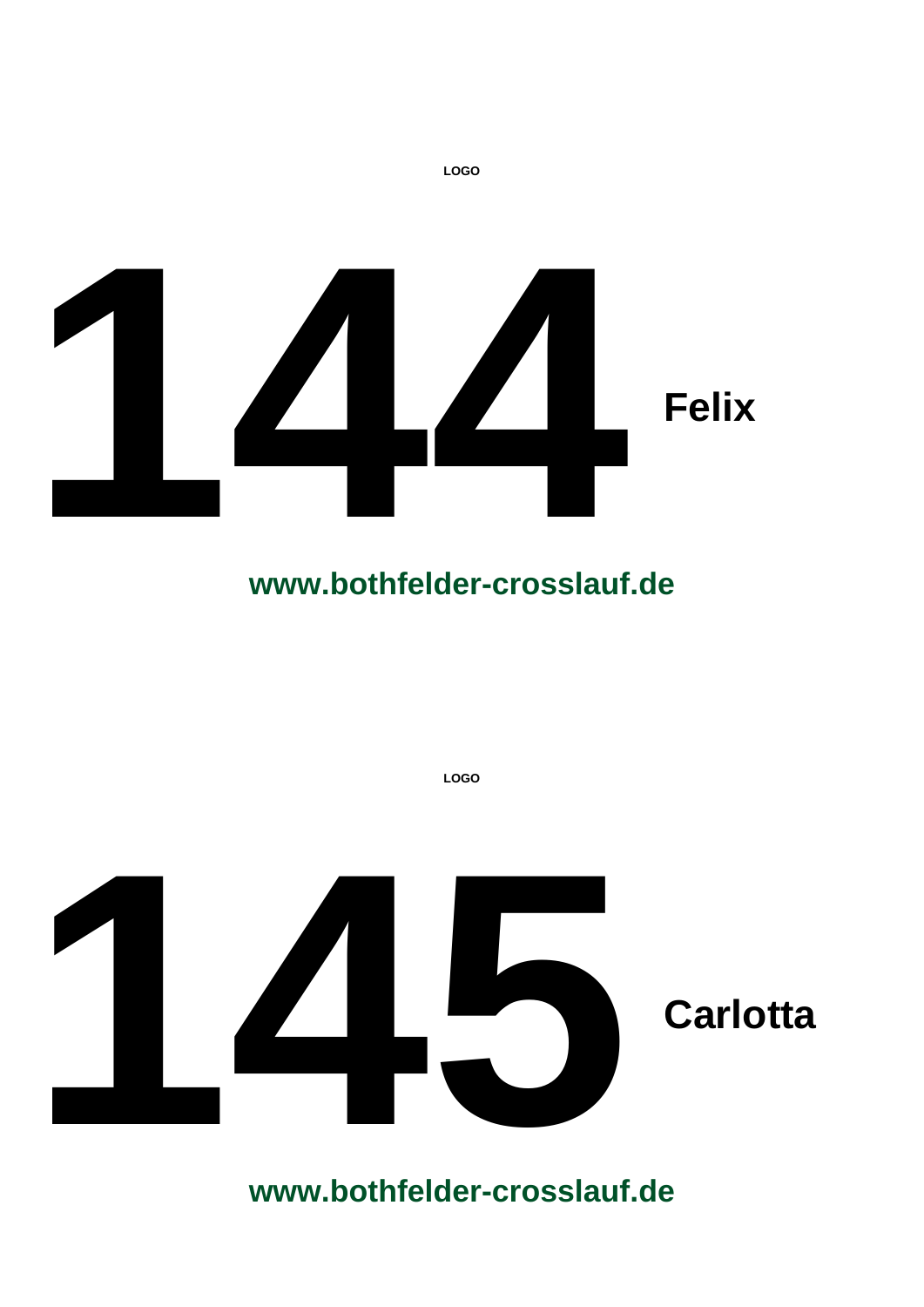LOGO

# 144 **Felix**

**www.bothfelder-crosslauf.de**

LOGO

# 145 **Carlotta**

**www.bothfelder-crosslauf.de**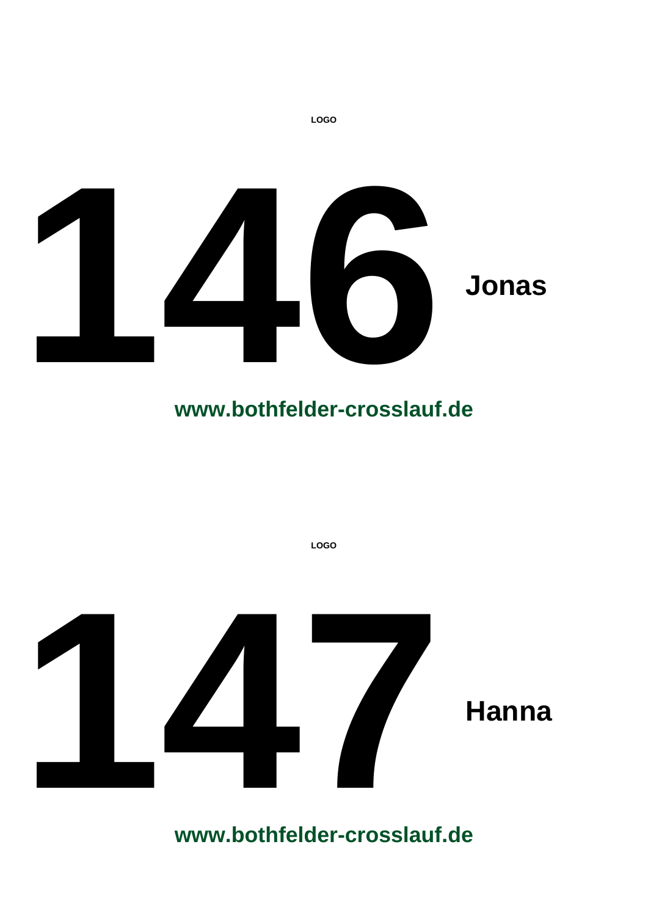LOGO

# 146 Jonas

**www.bothfelder-crosslauf.de**

LOGO

# 147 Hanna

**www.bothfelder-crosslauf.de**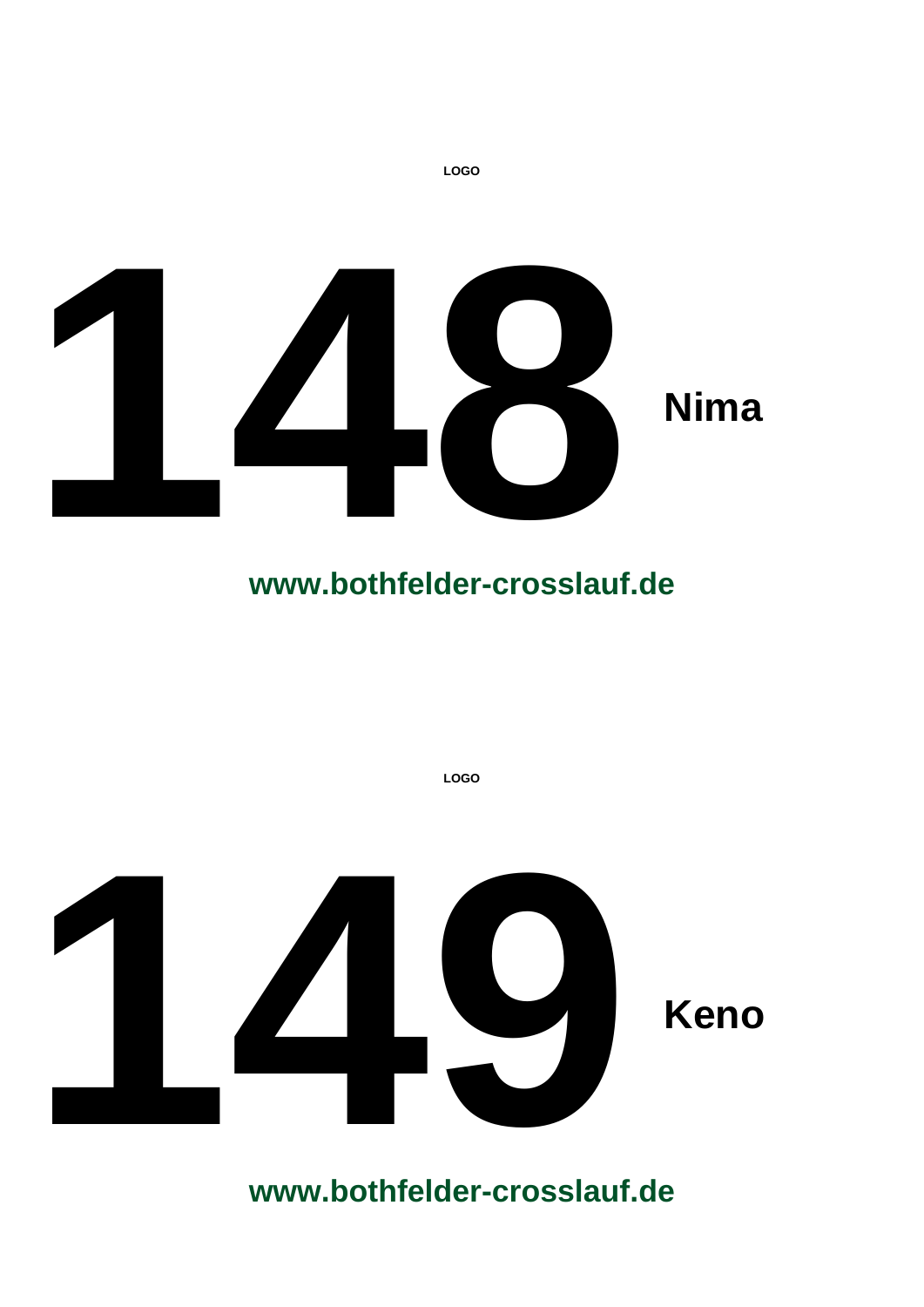LOGO

# 148 Nima

**www.bothfelder-crosslauf.de**

LOGO

# 149 Keno

**www.bothfelder-crosslauf.de**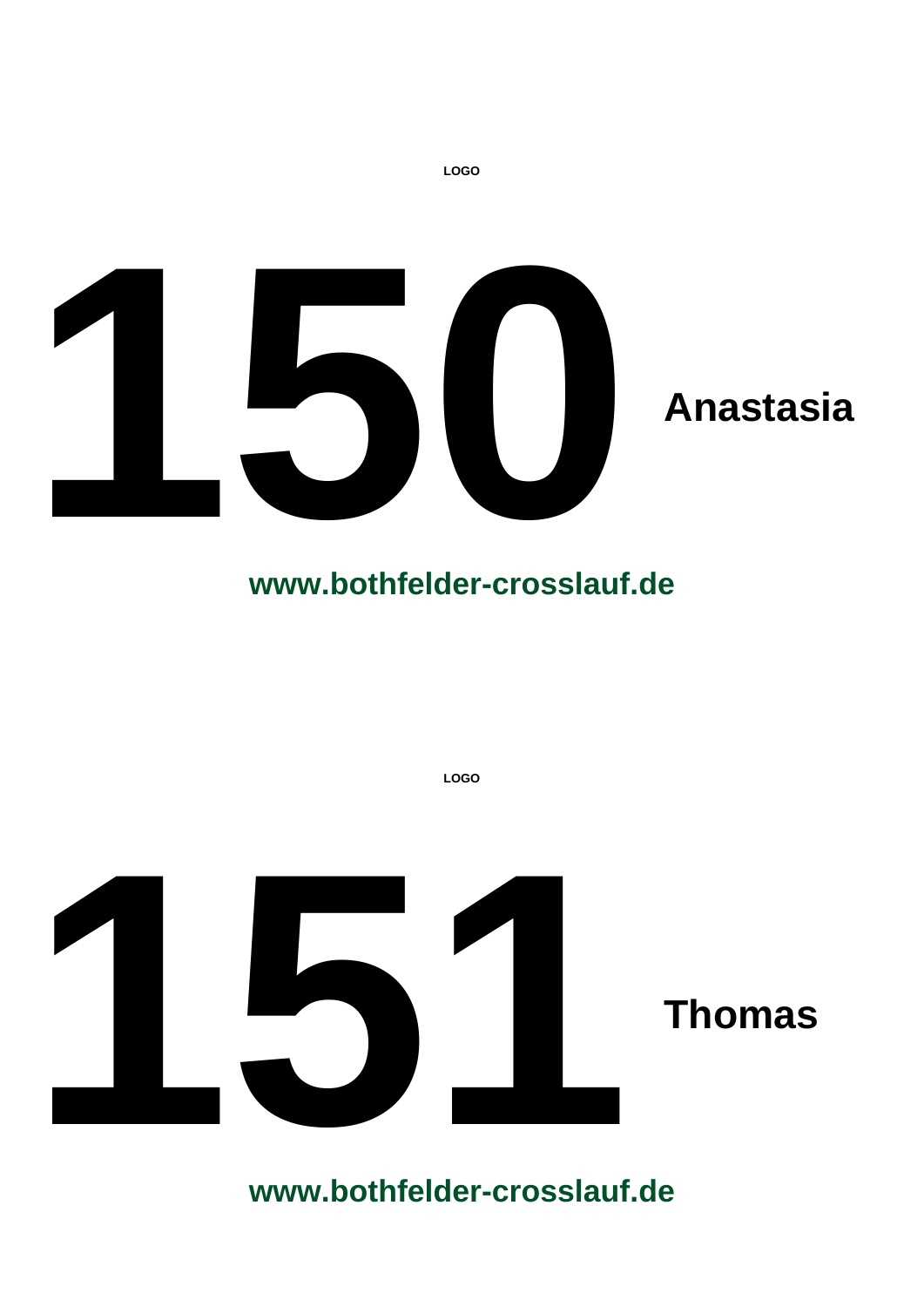LOGO

# 150 Anastasia

**www.bothfelder-crosslauf.de**

LOGO

# 151 Thomas

**www.bothfelder-crosslauf.de**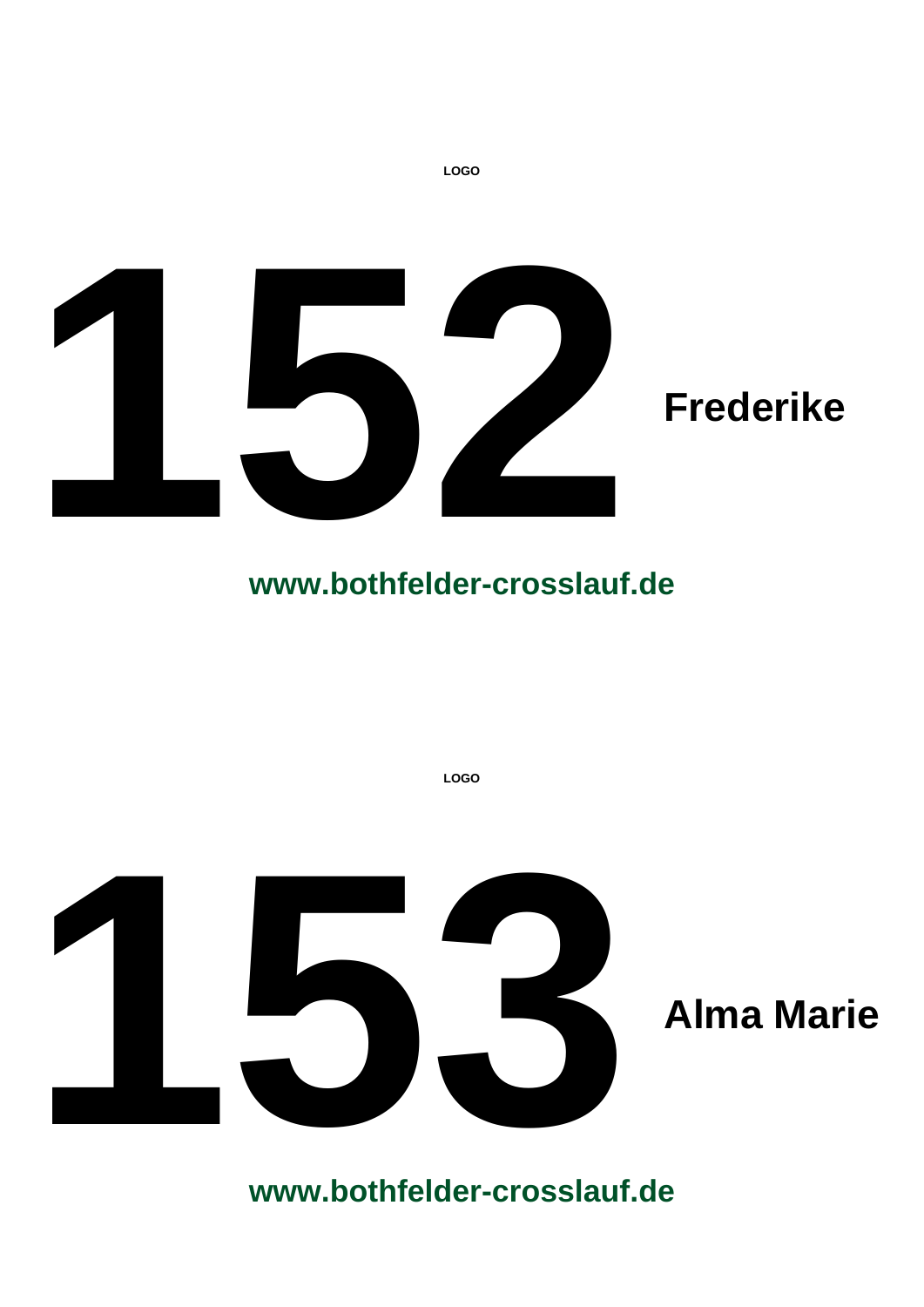LOGO

# 152 Frederike

**www.bothfelder-crosslauf.de**

LOGO

# 153 Alma Marie

**www.bothfelder-crosslauf.de**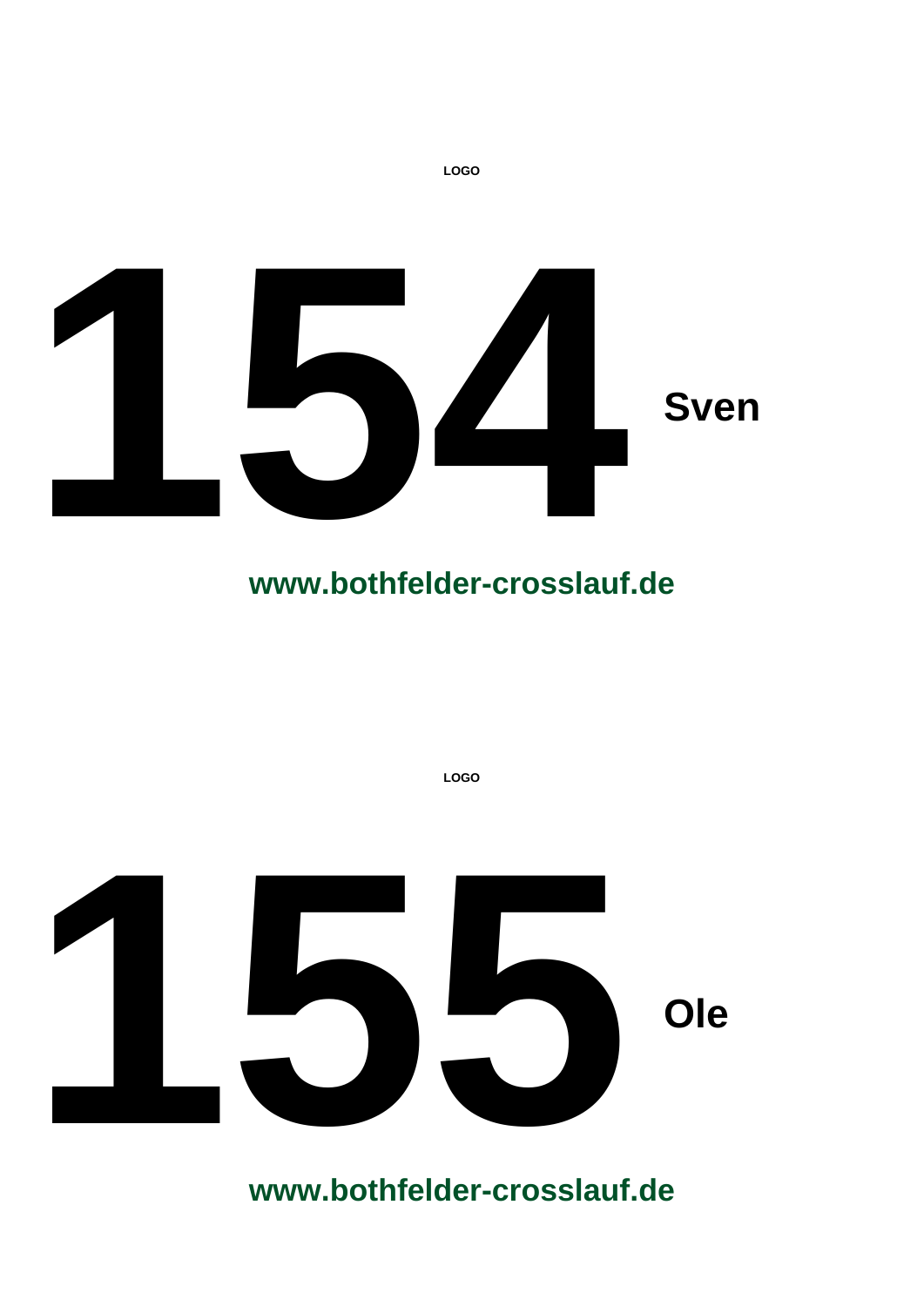LOGO

# 154 Sven

**www.bothfelder-crosslauf.de**

LOGO

# 155 Ole

**www.bothfelder-crosslauf.de**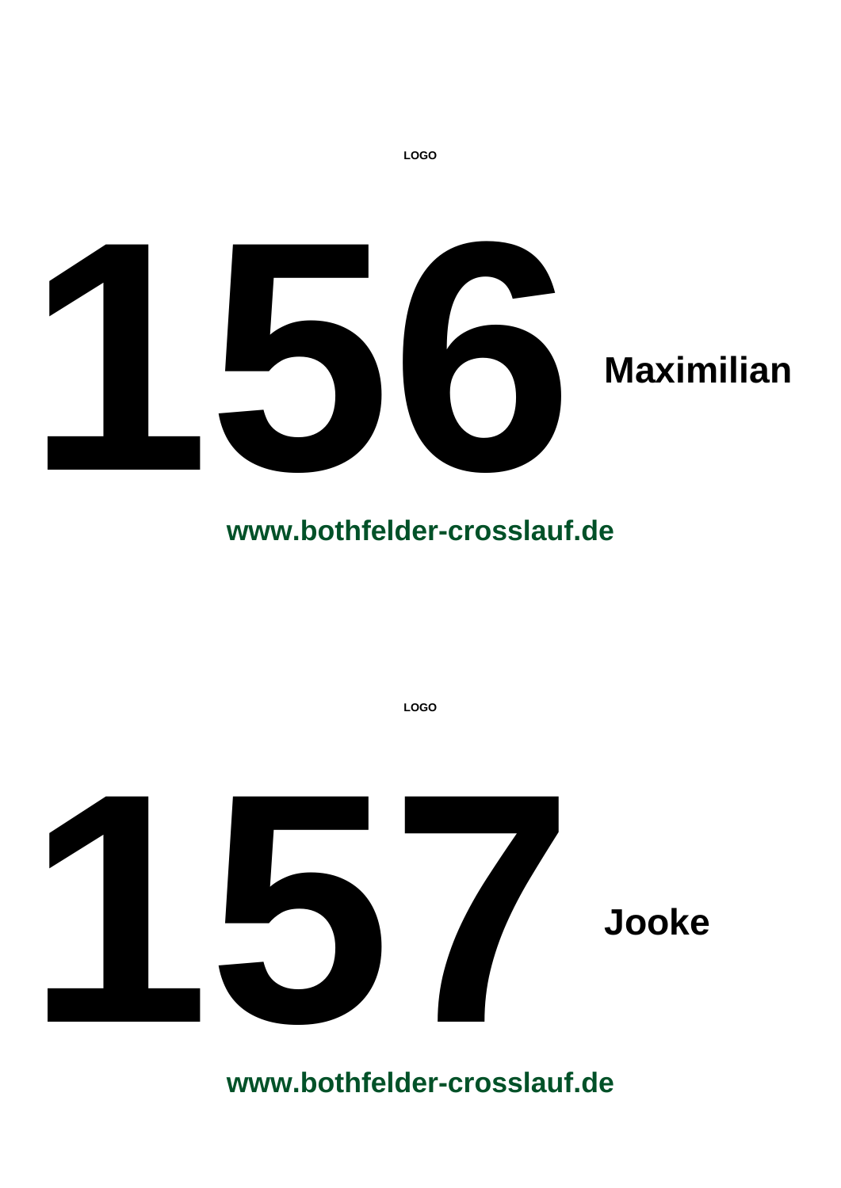LOGO

# 156 Maximilian

**www.bothfelder-crosslauf.de**

LOGO

# 157 Jooke

**www.bothfelder-crosslauf.de**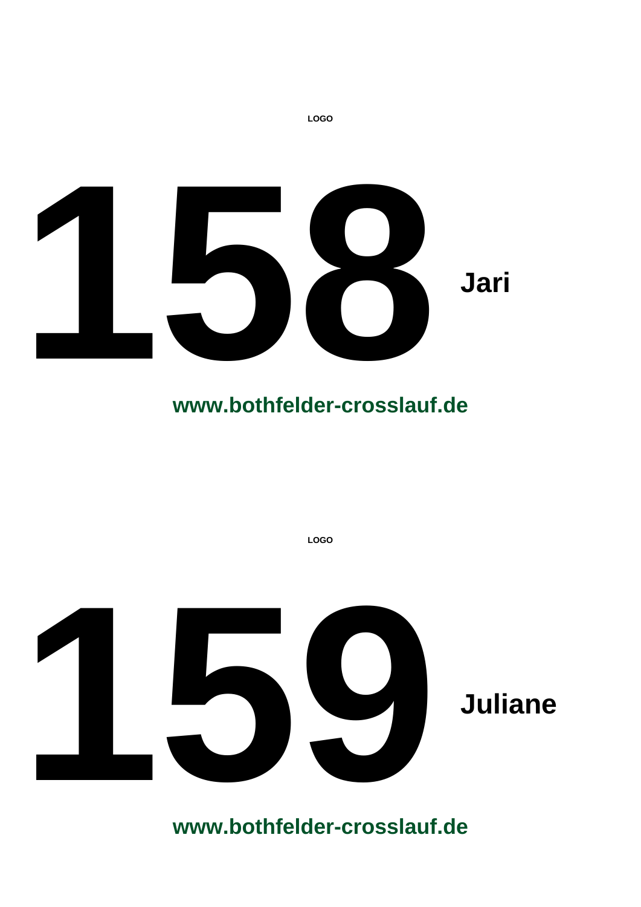LOGO

# 158

**Jari**

**www.bothfelder-crosslauf.de**

LOGO

# 159

**Juliane**

**www.bothfelder-crosslauf.de**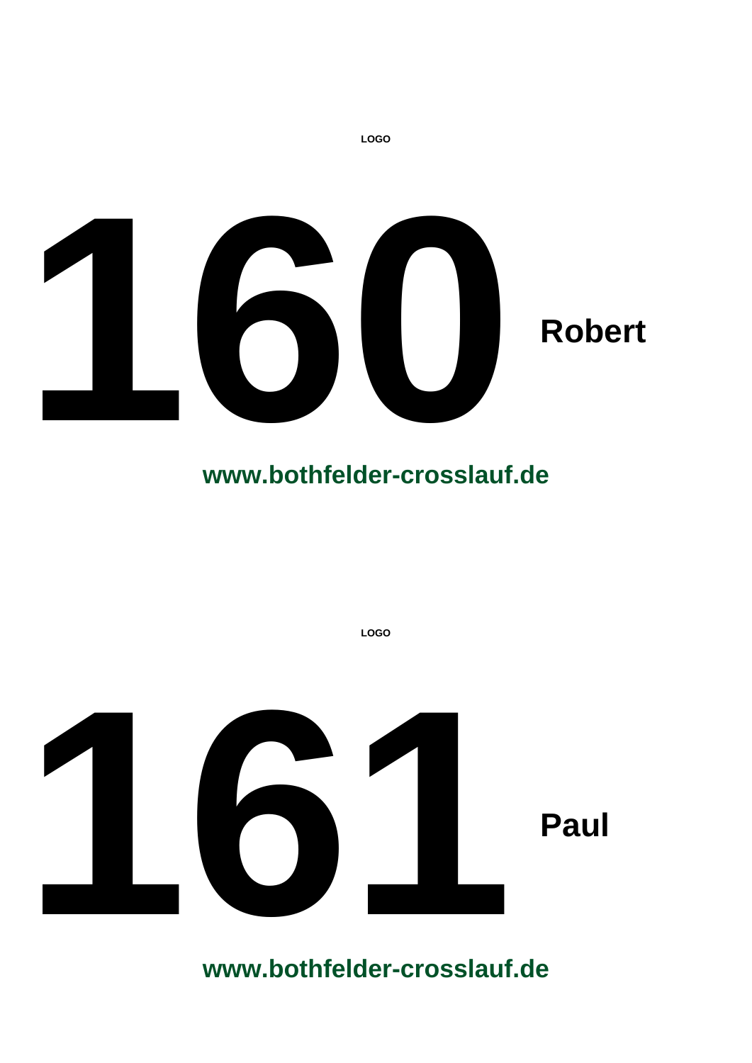LOGO

# 160 **Robert**

**www.bothfelder-crosslauf.de**

LOGO

# 161 **Paul**

**www.bothfelder-crosslauf.de**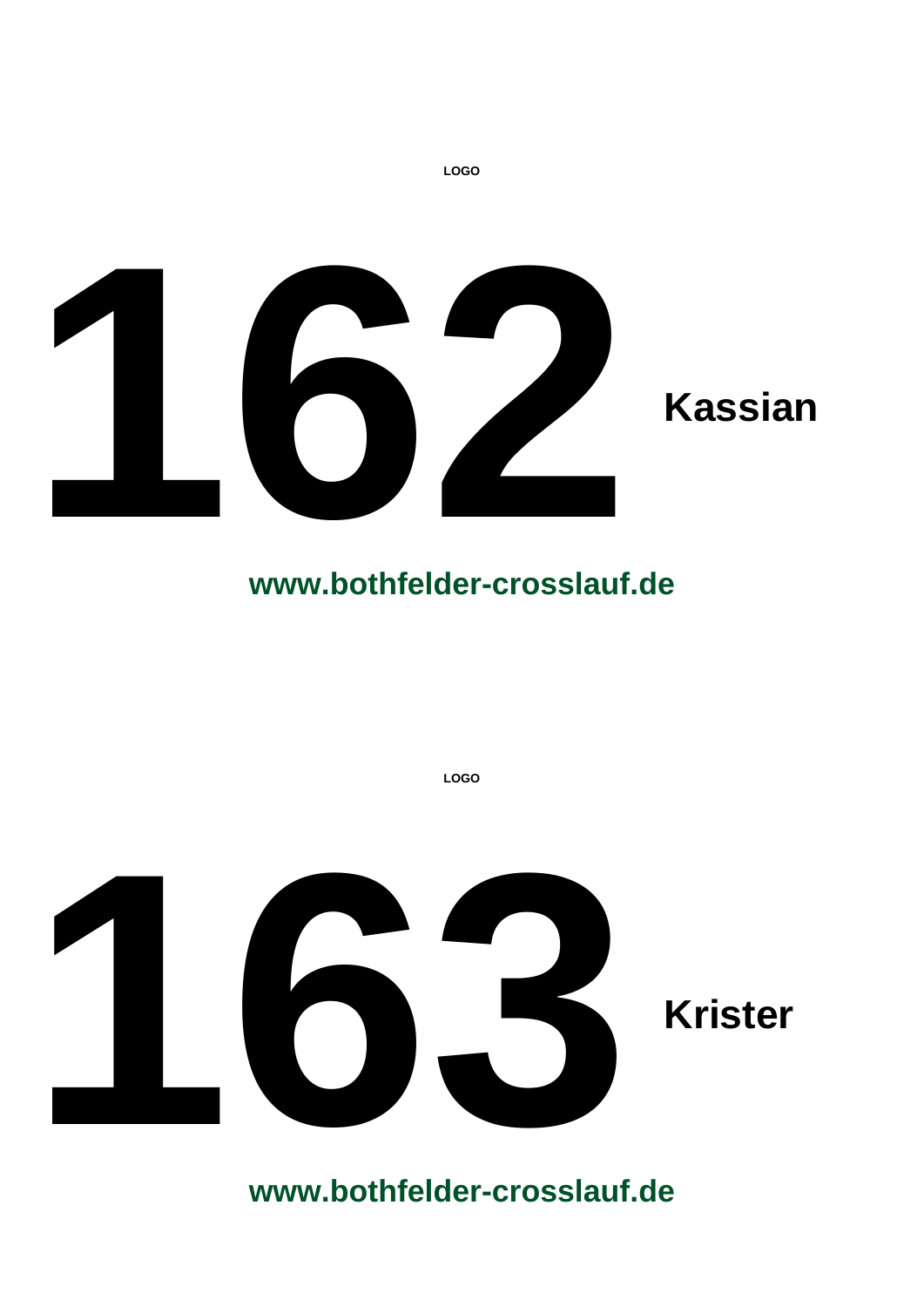LOGO

# 162 Kassian

**www.bothfelder-crosslauf.de**

LOGO

# 163 Krister

**www.bothfelder-crosslauf.de**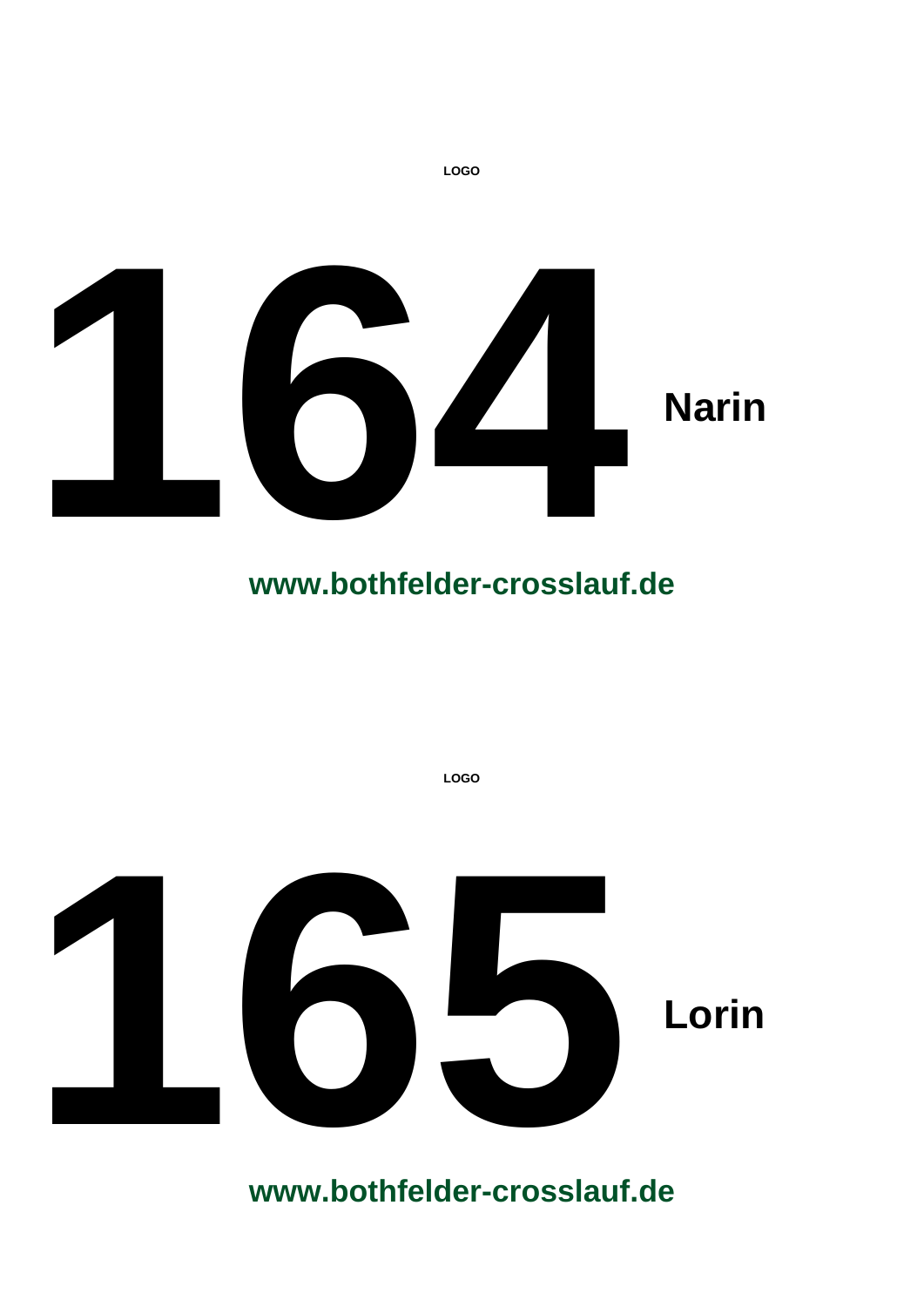LOGO

# 164 Narin

**www.bothfelder-crosslauf.de**

LOGO

# 165 Lorin

**www.bothfelder-crosslauf.de**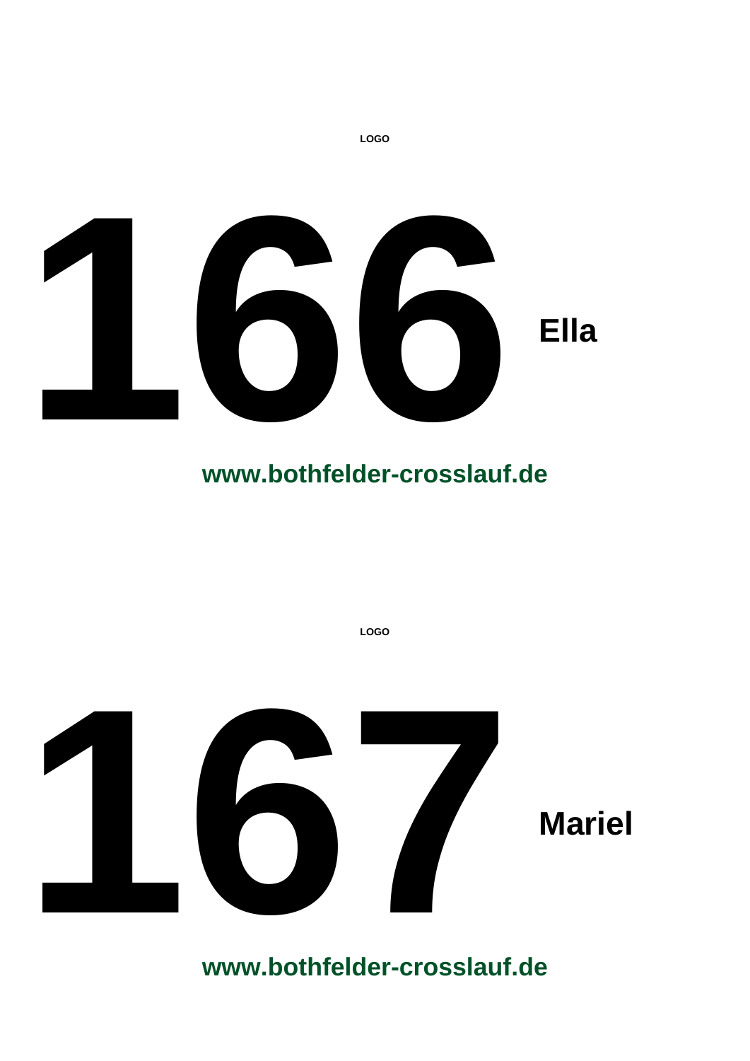LOGO

# 166 Ella

**www.bothfelder-crosslauf.de**

LOGO

# 167 Mariel

**www.bothfelder-crosslauf.de**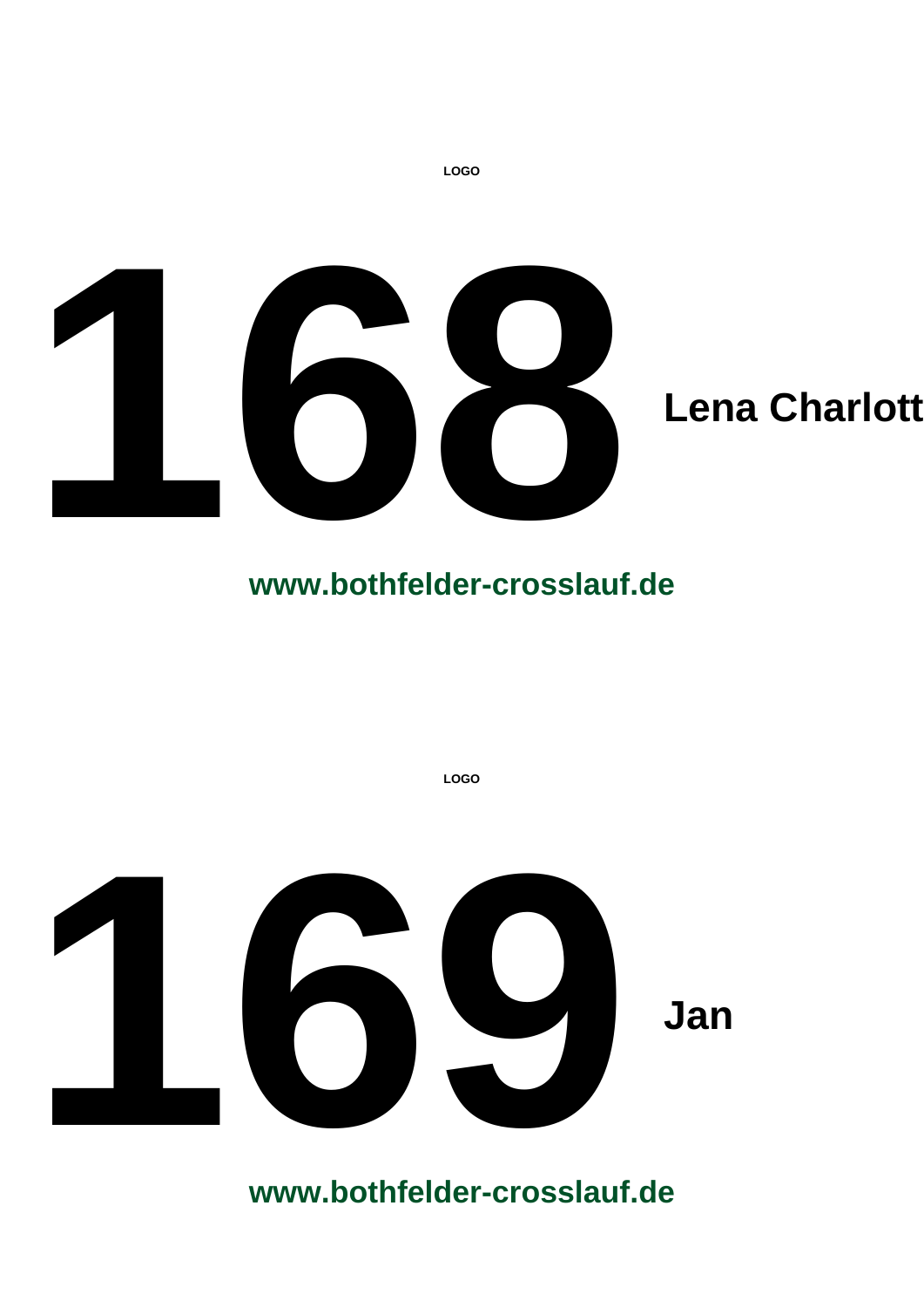LOGO

# 168

**Lena Charlott**

**www.bothfelder-crosslauf.de**

LOGO

# 169

**Jan**

**www.bothfelder-crosslauf.de**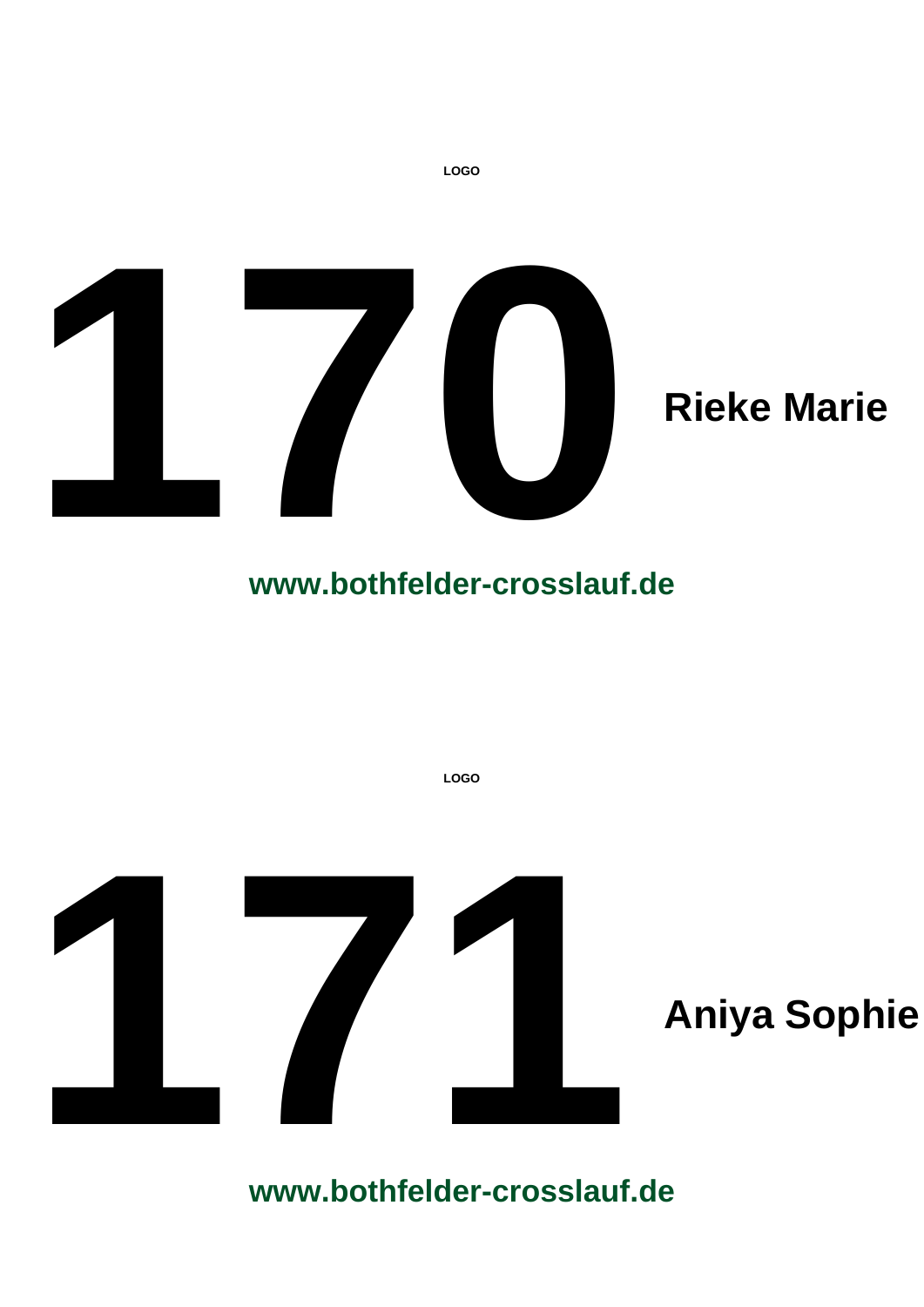LOGO

# 170

**Rieke Marie**

**www.bothfelder-crosslauf.de**

LOGO

# 171

**Aniya Sophie**

**www.bothfelder-crosslauf.de**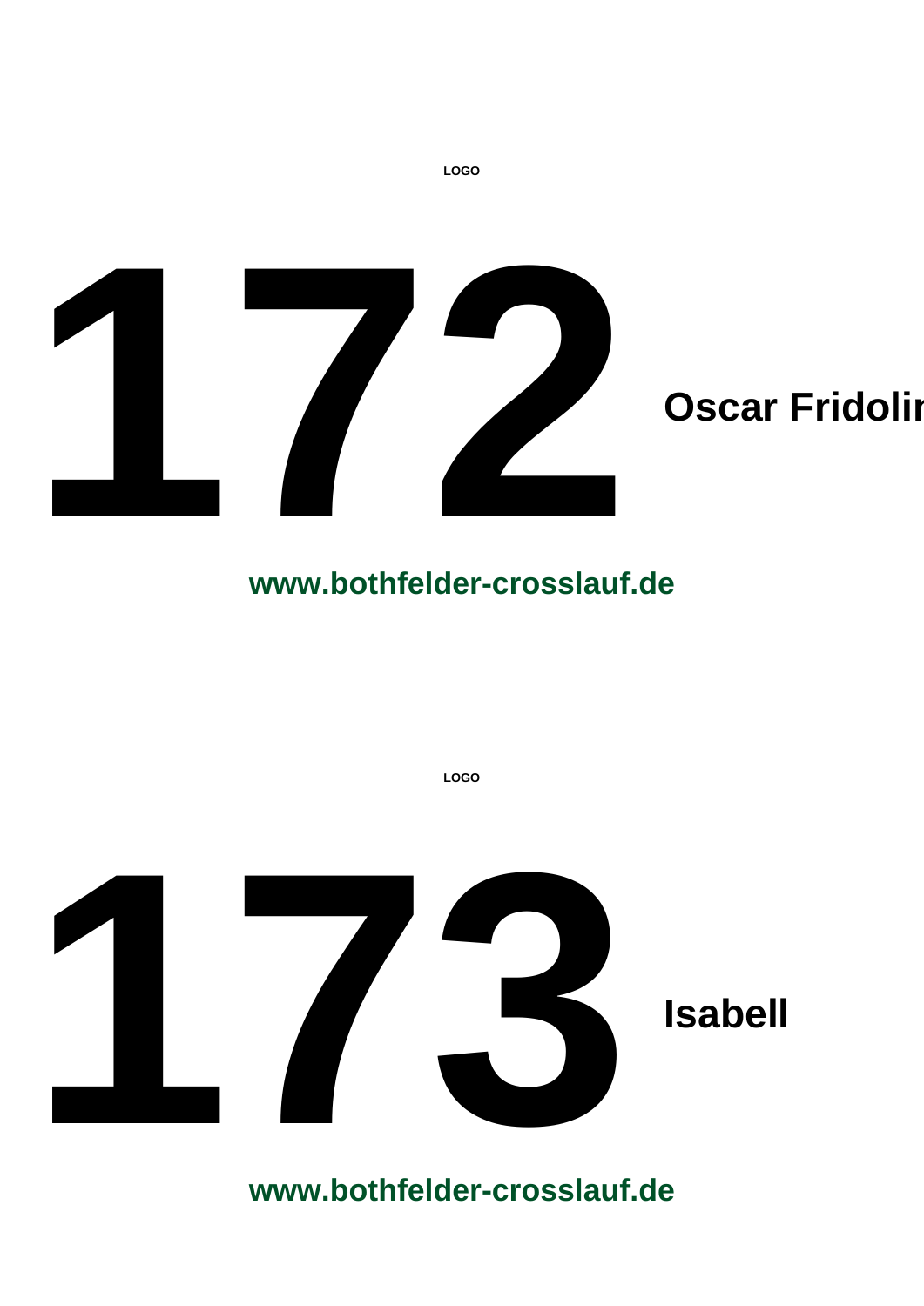LOGO

# 172

**Oscar Fridolin**

**www.bothfelder-crosslauf.de**

LOGO

# 173

**Isabell**

**www.bothfelder-crosslauf.de**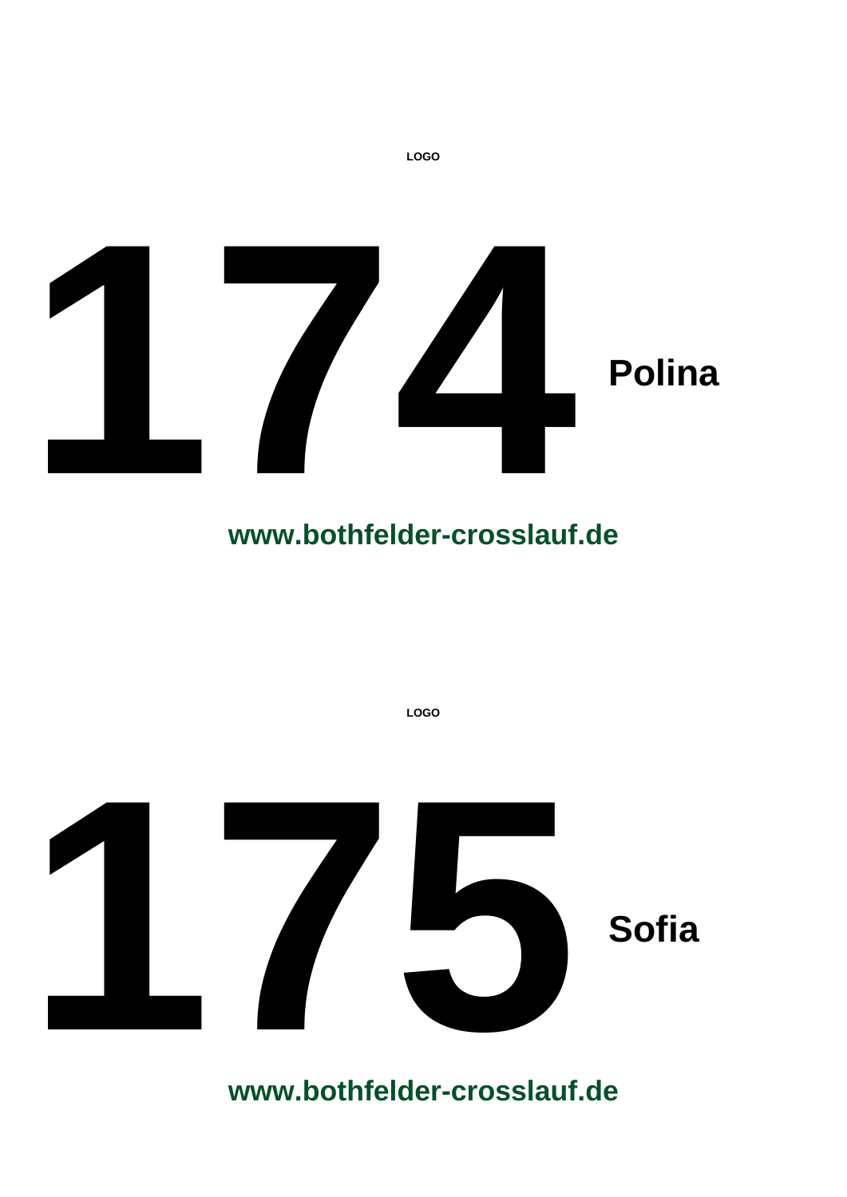LOGO

# 174 Polina

**www.bothfelder-crosslauf.de**

LOGO

# 175 Sofia

**www.bothfelder-crosslauf.de**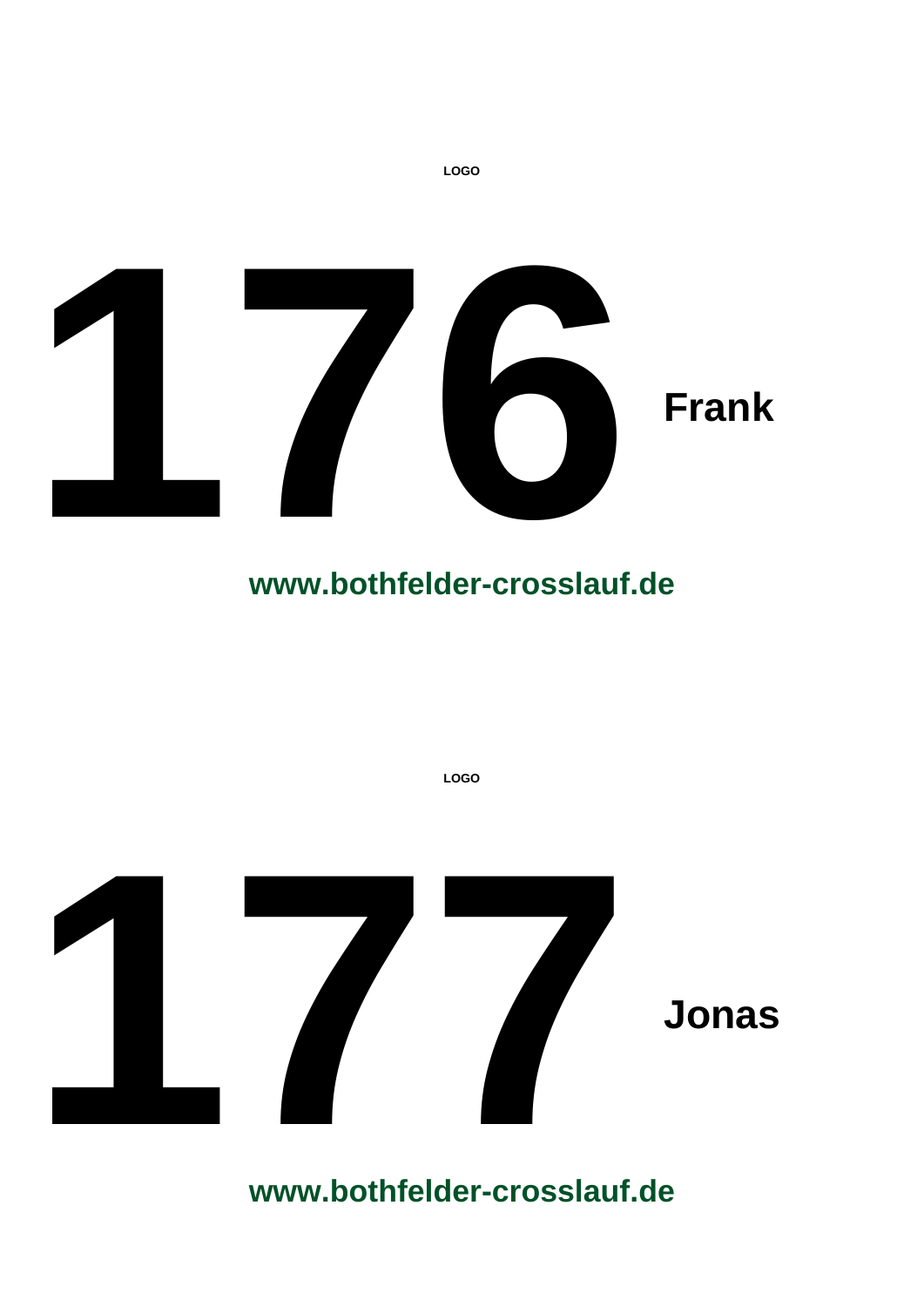LOGO

# 176 **Frank**

**www.bothfelder-crosslauf.de**

LOGO

# 177 **Jonas**

**www.bothfelder-crosslauf.de**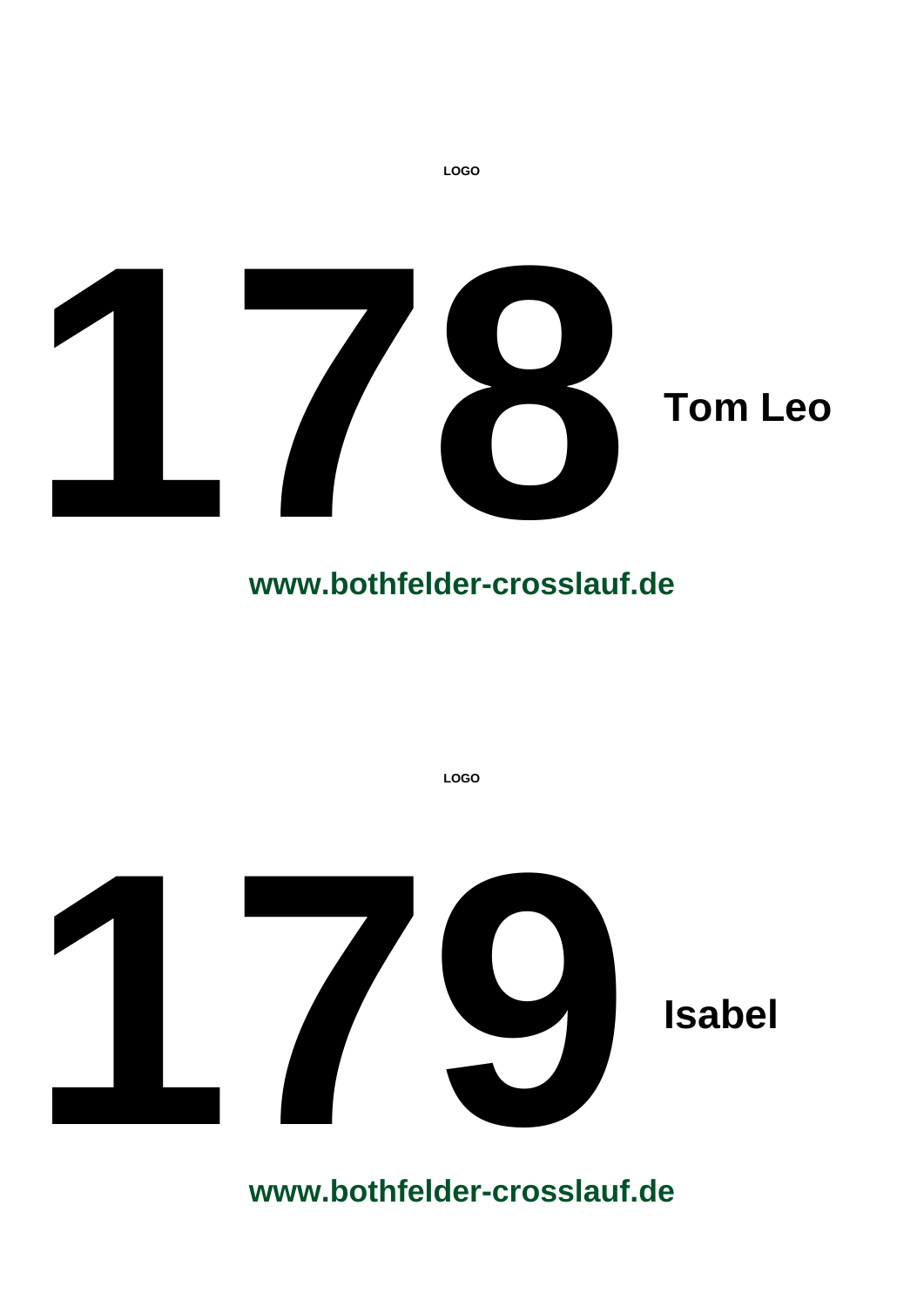LOGO

# 178

**Tom Leo**

**www.bothfelder-crosslauf.de**

LOGO

# 179

**Isabel**

**www.bothfelder-crosslauf.de**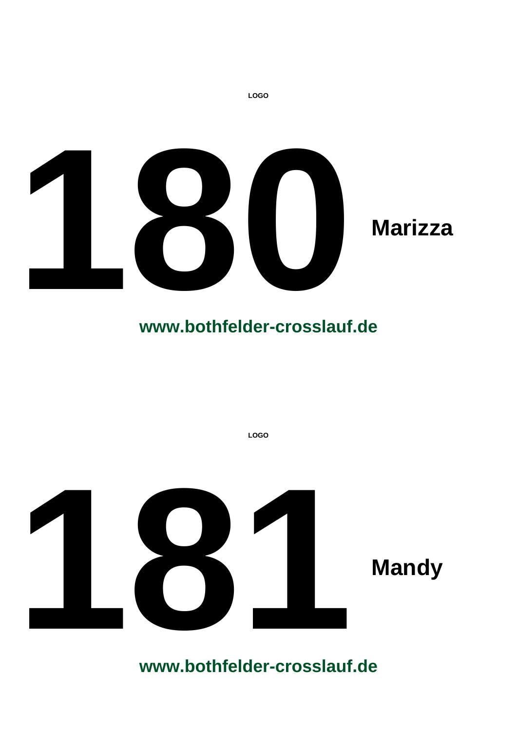LOGO

# 180 Marizza

**www.bothfelder-crosslauf.de**

LOGO

# 181 Mandy

**www.bothfelder-crosslauf.de**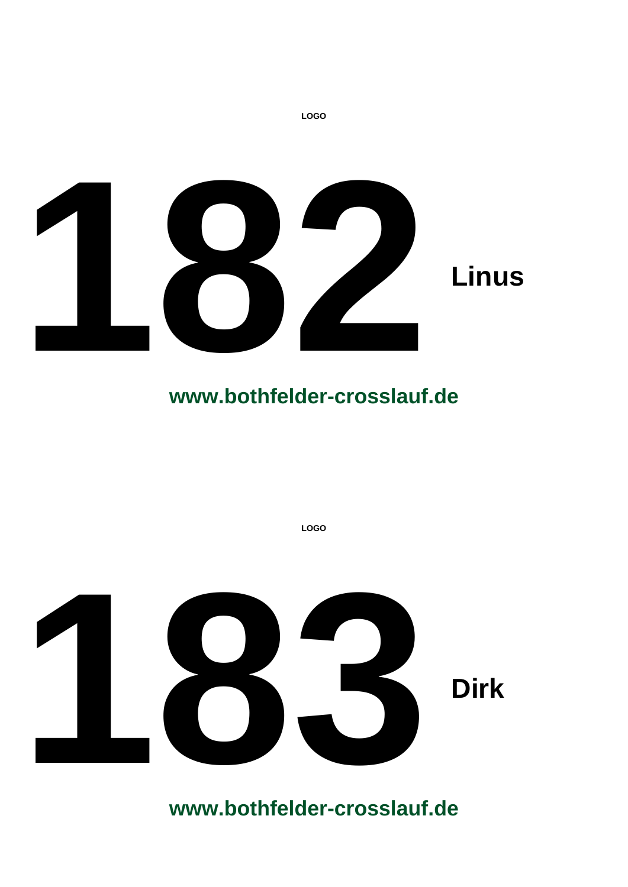LOGO

# 182 **Linus**

**www.bothfelder-crosslauf.de**

LOGO

# 183 **Dirk**

**www.bothfelder-crosslauf.de**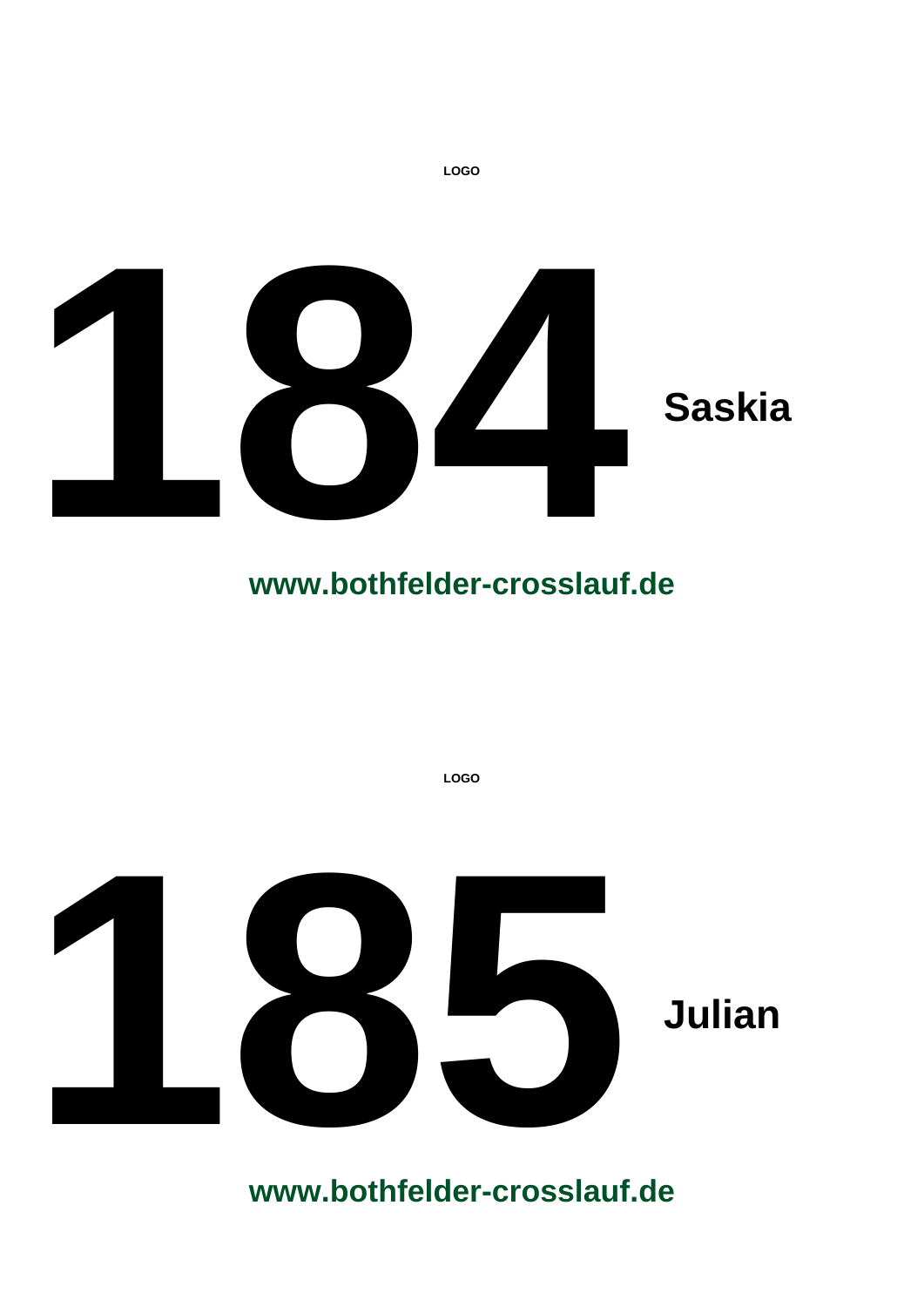LOGO

# 184 Saskia

**www.bothfelder-crosslauf.de**

LOGO

# 185 Julian

**www.bothfelder-crosslauf.de**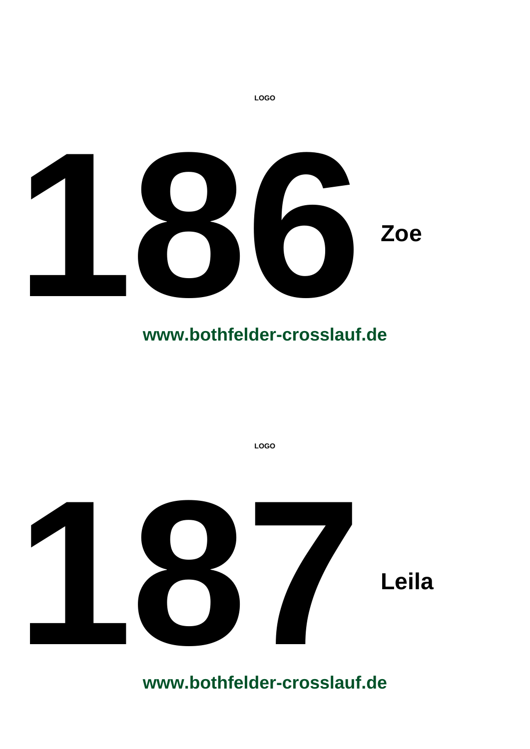LOGO

# 186 Zoe

**www.bothfelder-crosslauf.de**

LOGO

# 187 Leila

**www.bothfelder-crosslauf.de**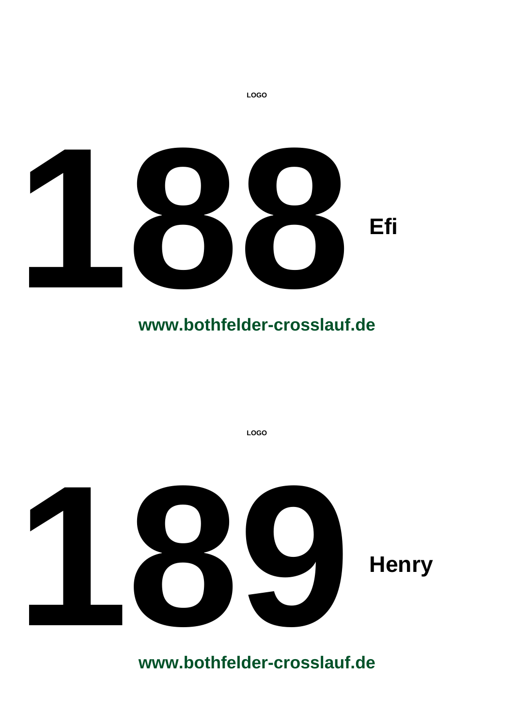LOGO

# 188 Efi

**www.bothfelder-crosslauf.de**

LOGO

# 189 Henry

**www.bothfelder-crosslauf.de**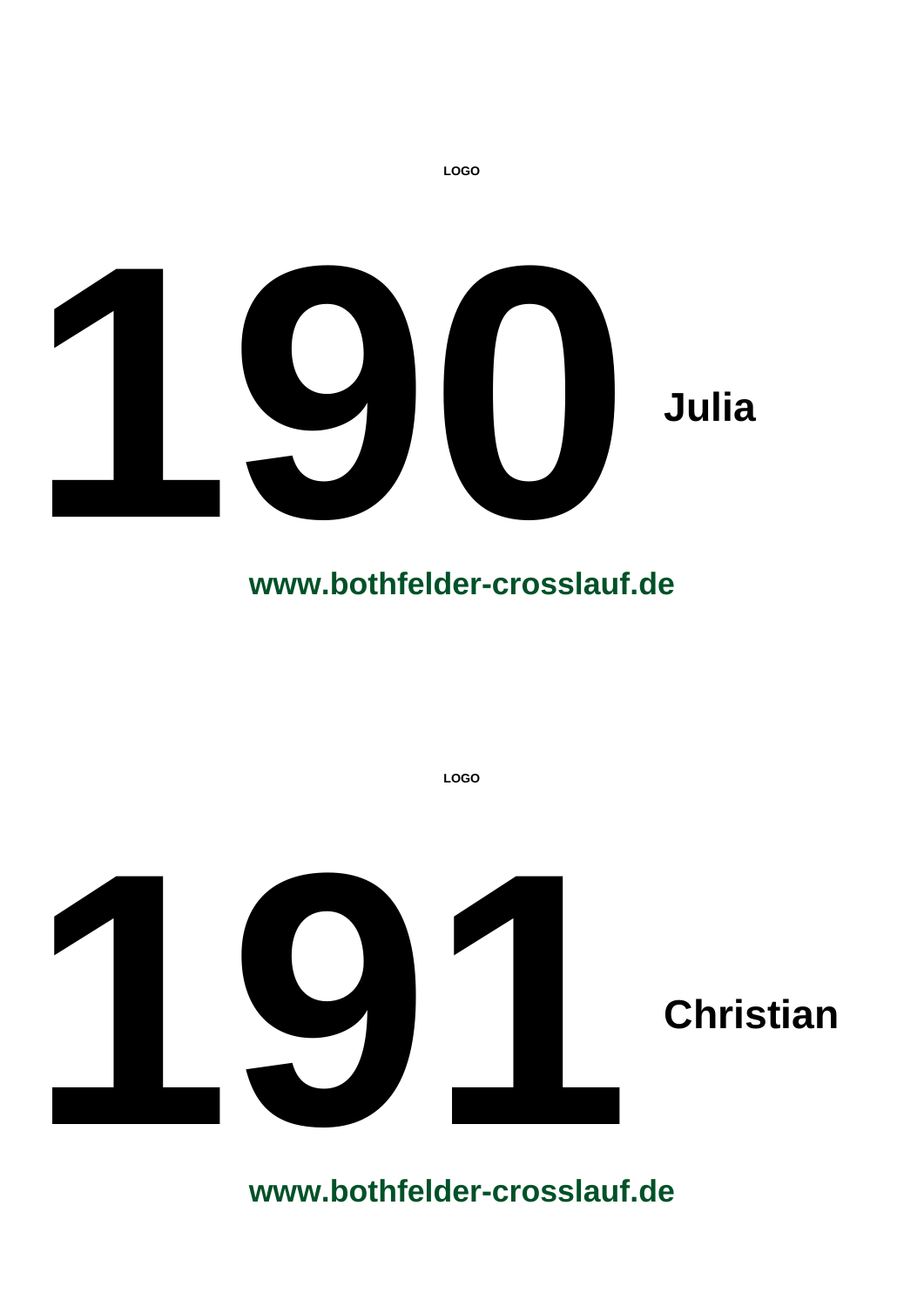LOGO

# 190

**Julia**

**www.bothfelder-crosslauf.de**

LOGO

# 191

**Christian**

**www.bothfelder-crosslauf.de**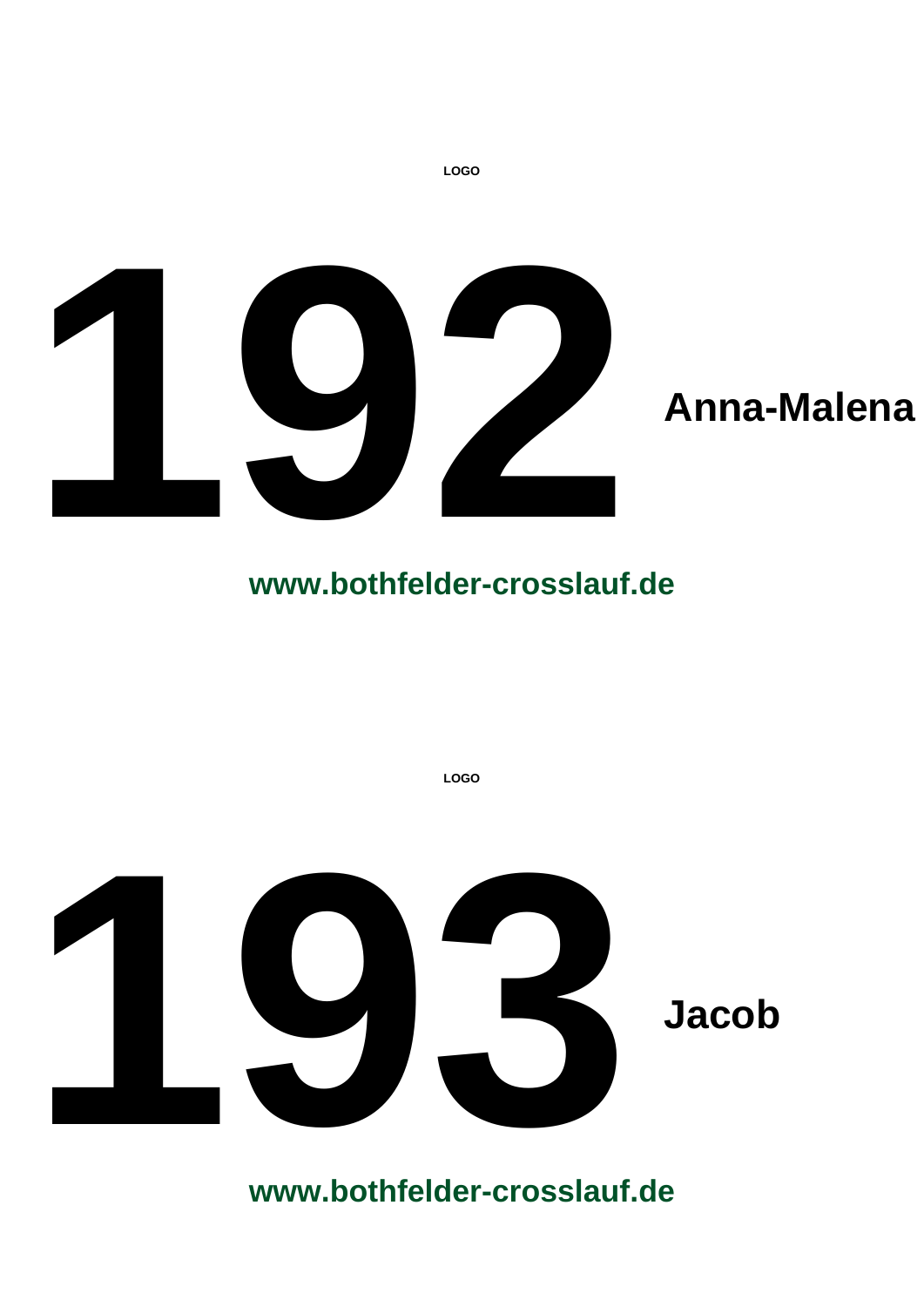LOGO

# 192 Anna-Malena

**www.bothfelder-crosslauf.de**

LOGO

# 193 Jacob

**www.bothfelder-crosslauf.de**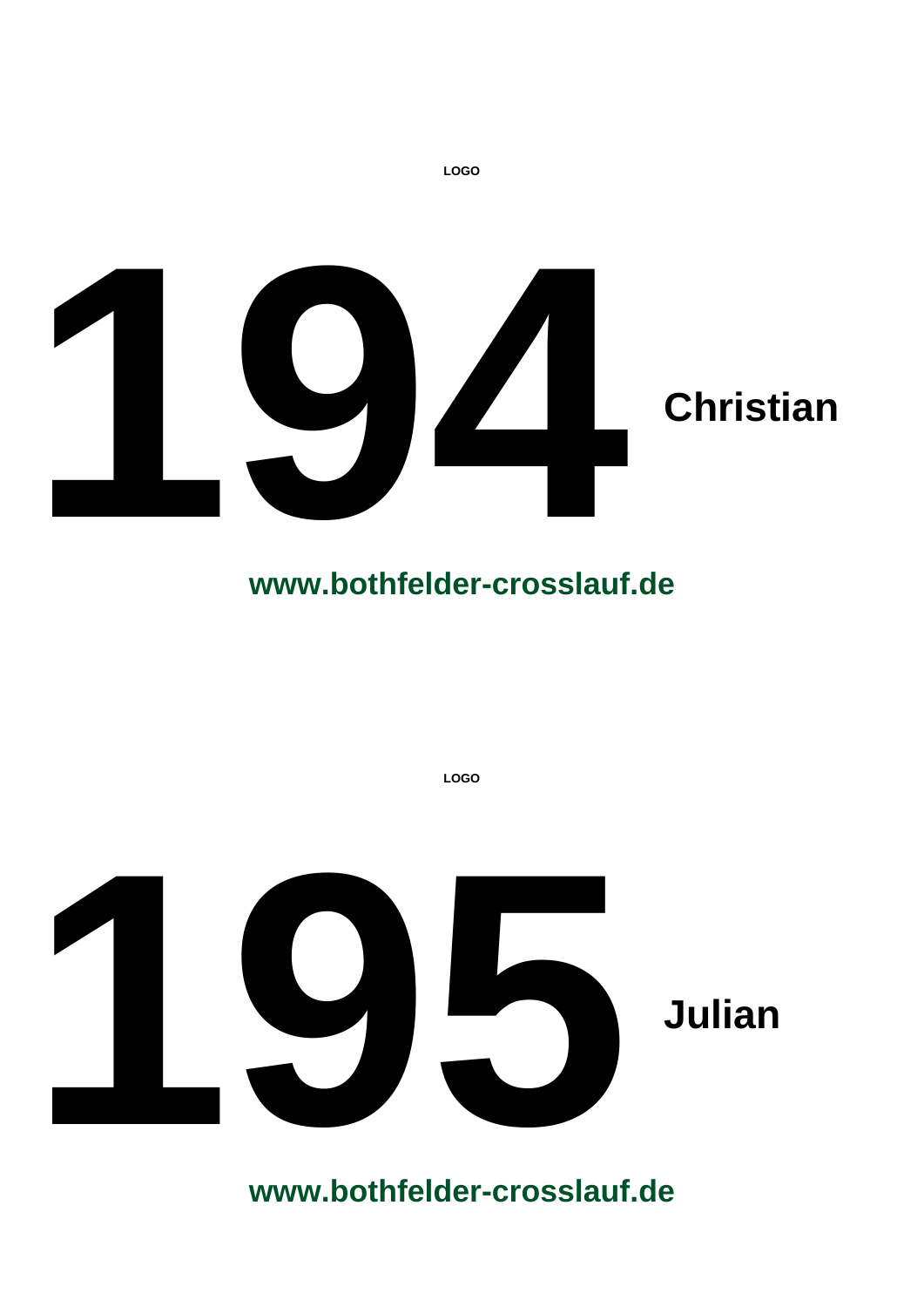LOGO

# 194 Christian

**www.bothfelder-crosslauf.de**

LOGO

# 195 Julian

**www.bothfelder-crosslauf.de**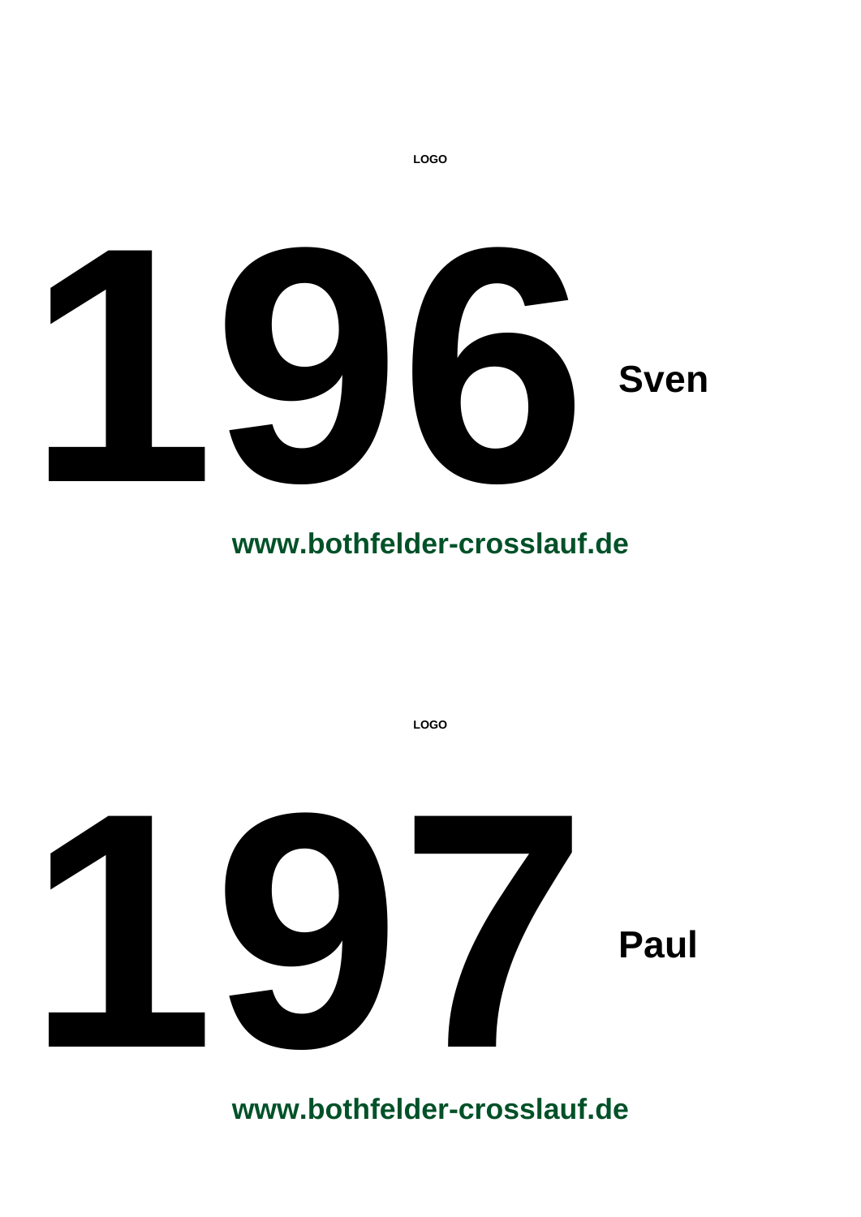LOGO

# 196 Sven

**www.bothfelder-crosslauf.de**

LOGO

# 197 Paul

**www.bothfelder-crosslauf.de**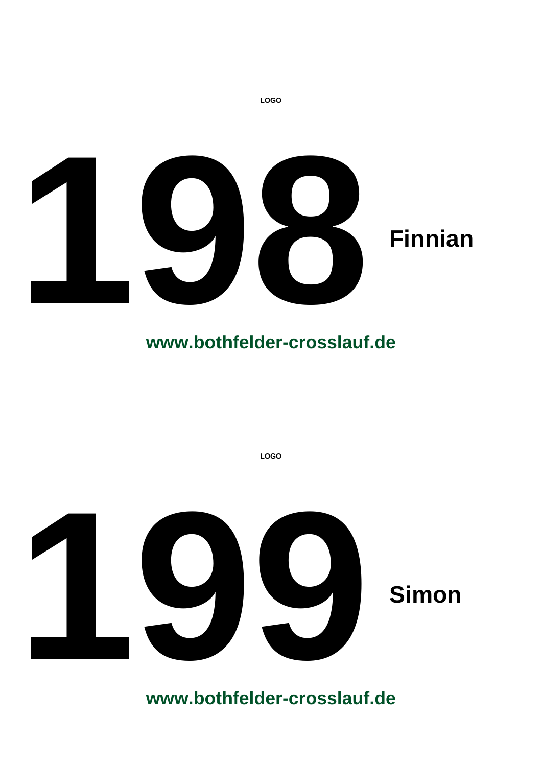LOGO

# 198 Finnian

**www.bothfelder-crosslauf.de**

LOGO

# 199 Simon

**www.bothfelder-crosslauf.de**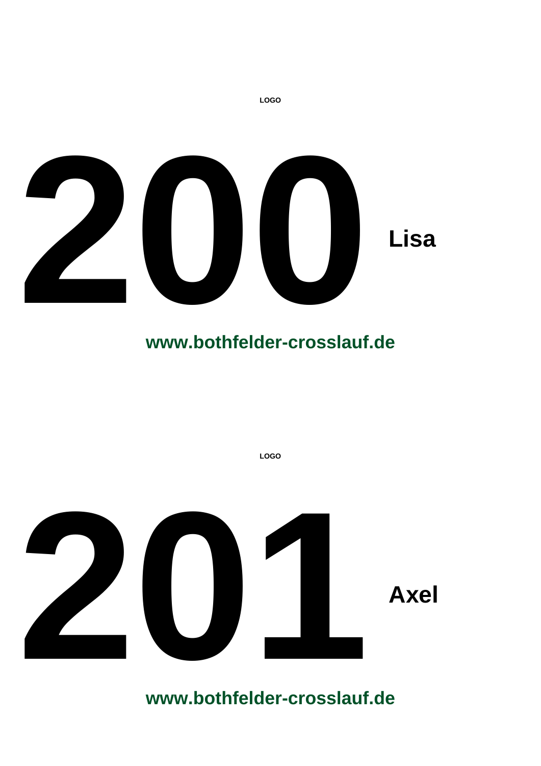LOGO

# 200 Lisa

**www.bothfelder-crosslauf.de**

LOGO

# 201 Axel

**www.bothfelder-crosslauf.de**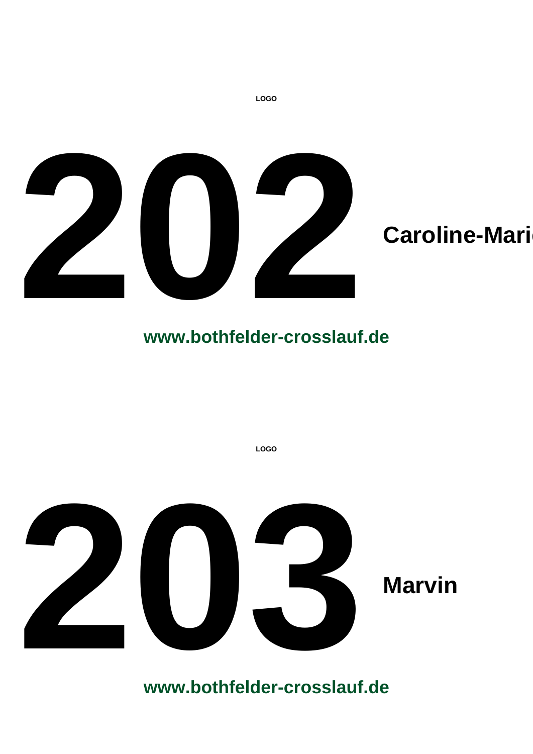LOGO

# 202

**Caroline-Mari**

**www.bothfelder-crosslauf.de**

LOGO

# 203

**Marvin**

**www.bothfelder-crosslauf.de**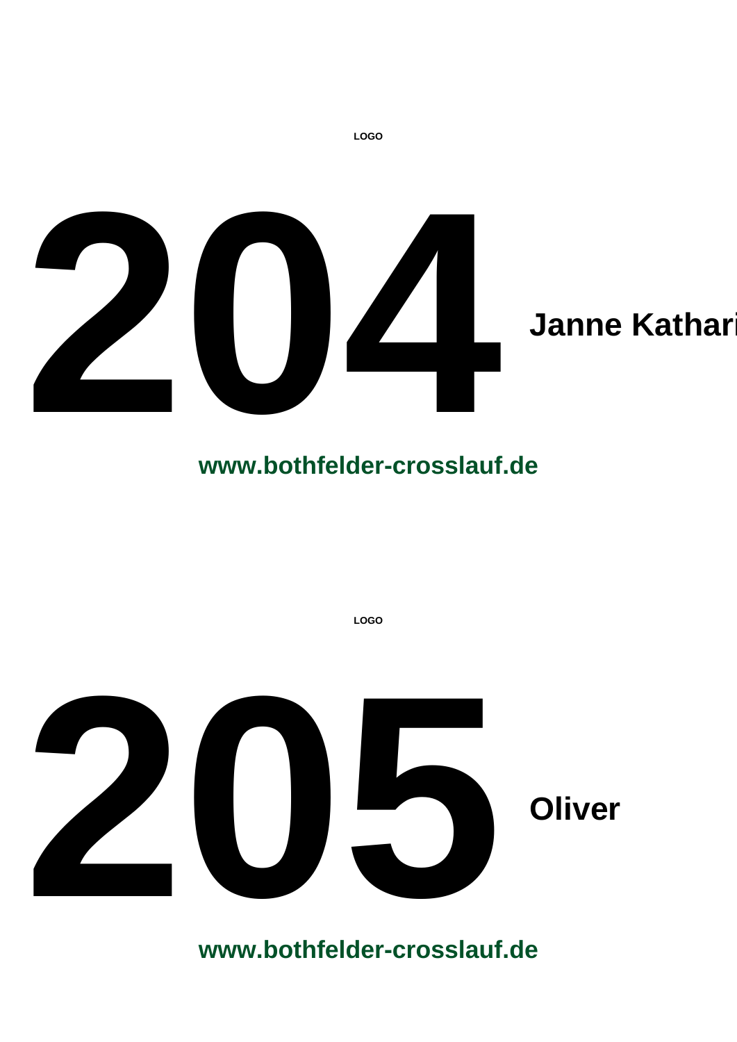LOGO

# 204

**Janne Kathari**

**www.bothfelder-crosslauf.de**

LOGO

# 205

**Oliver**

**www.bothfelder-crosslauf.de**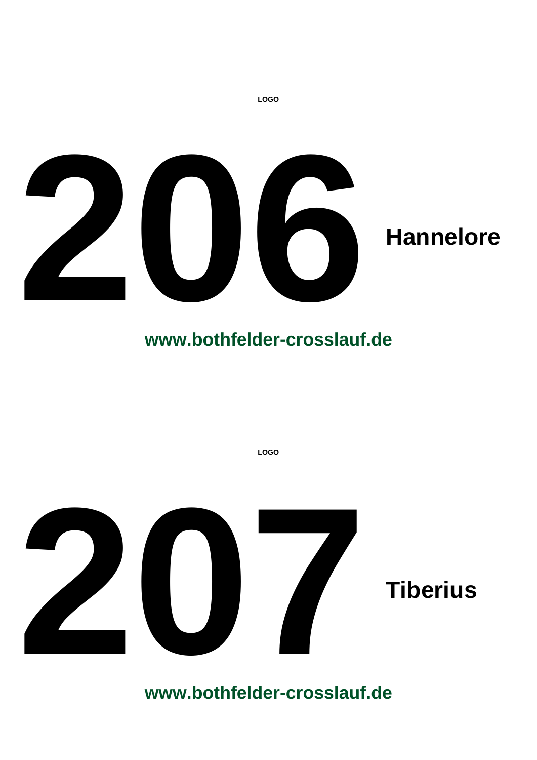LOGO

# 206 Hannelore

**www.bothfelder-crosslauf.de**

LOGO

# 207 Tiberius

**www.bothfelder-crosslauf.de**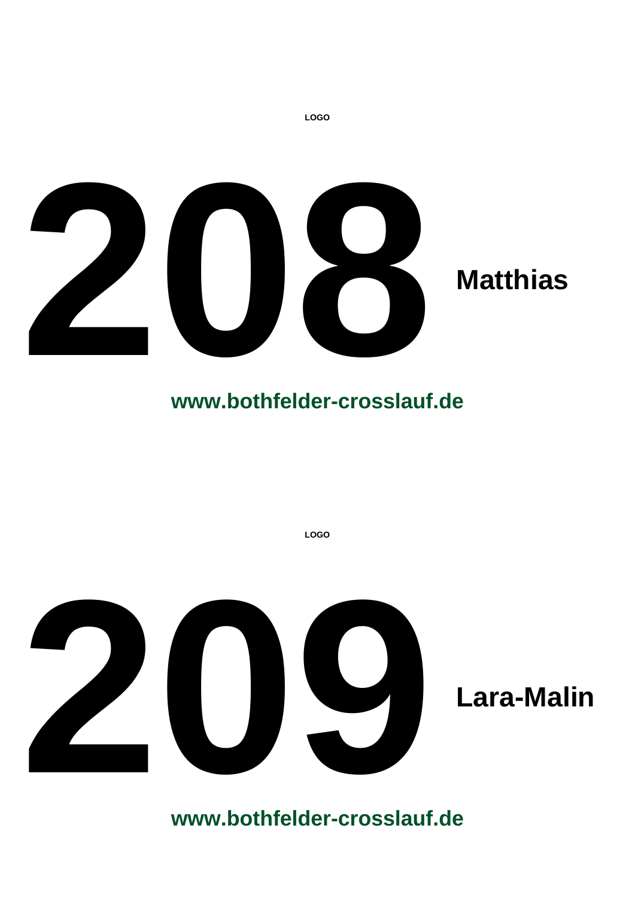LOGO

# 208 Matthias

**www.bothfelder-crosslauf.de**

LOGO

# 209 Lara-Malin

**www.bothfelder-crosslauf.de**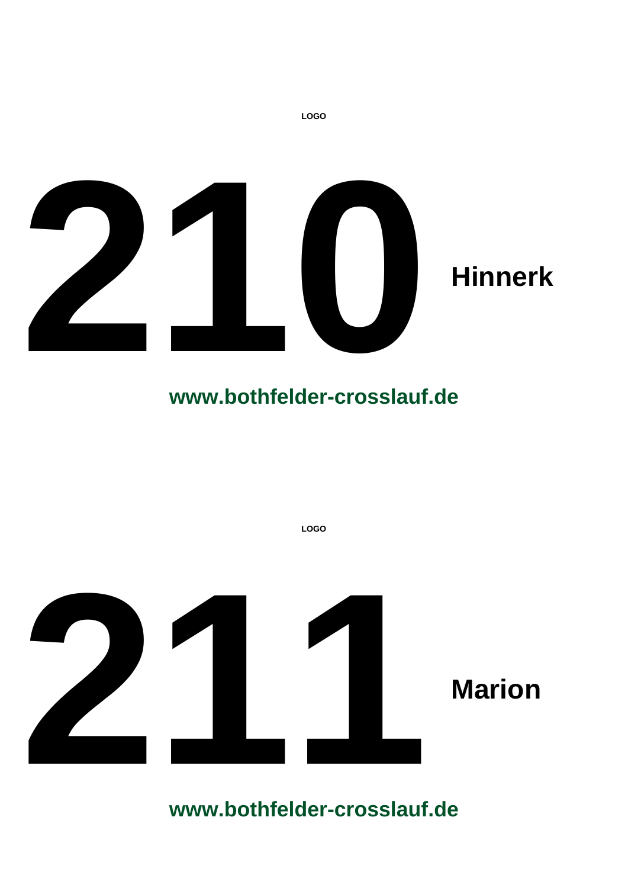LOGO

# 210

**Hinnerk**

**www.bothfelder-crosslauf.de**

LOGO

# 211

**Marion**

**www.bothfelder-crosslauf.de**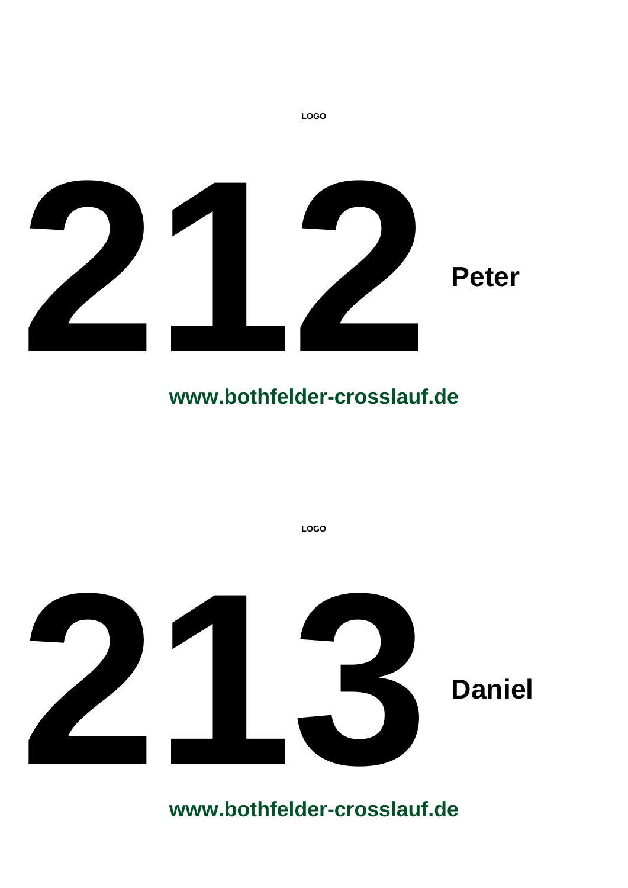LOGO

# 212 **Peter**

**www.bothfelder-crosslauf.de**

LOGO

# 213 **Daniel**

**www.bothfelder-crosslauf.de**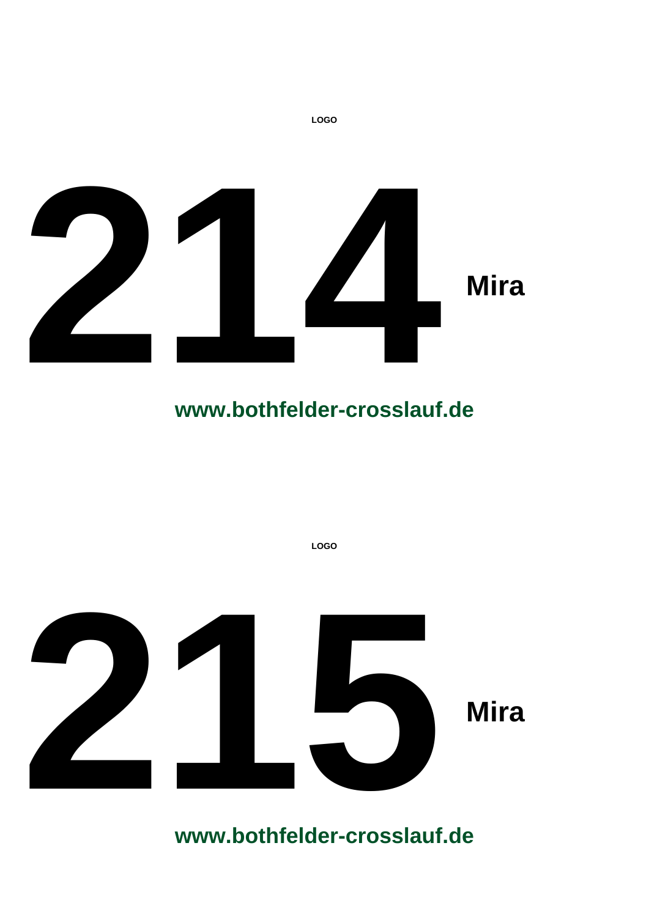LOGO

# 214 **Mira**

**www.bothfelder-crosslauf.de**

LOGO

# 215 **Mira**

**www.bothfelder-crosslauf.de**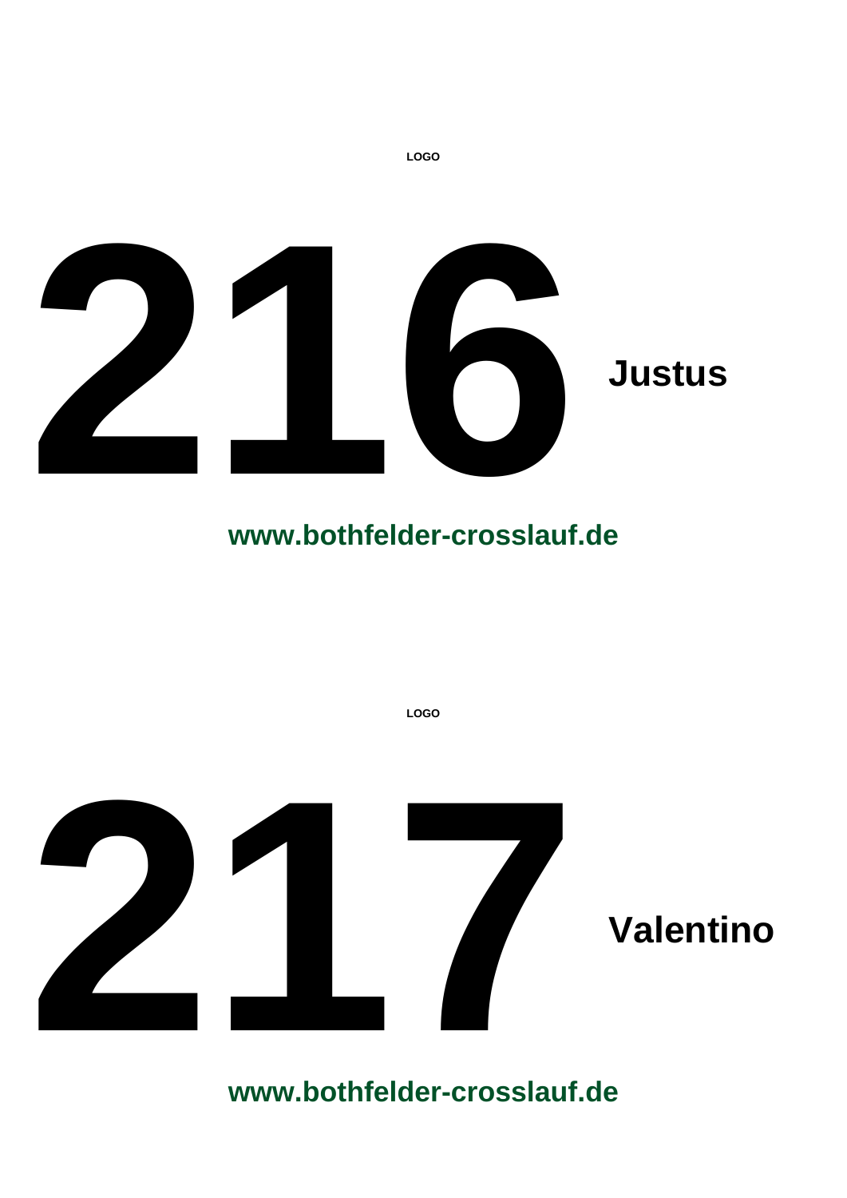LOGO

# 216 Justus

**www.bothfelder-crosslauf.de**

LOGO

# 217 Valentino

**www.bothfelder-crosslauf.de**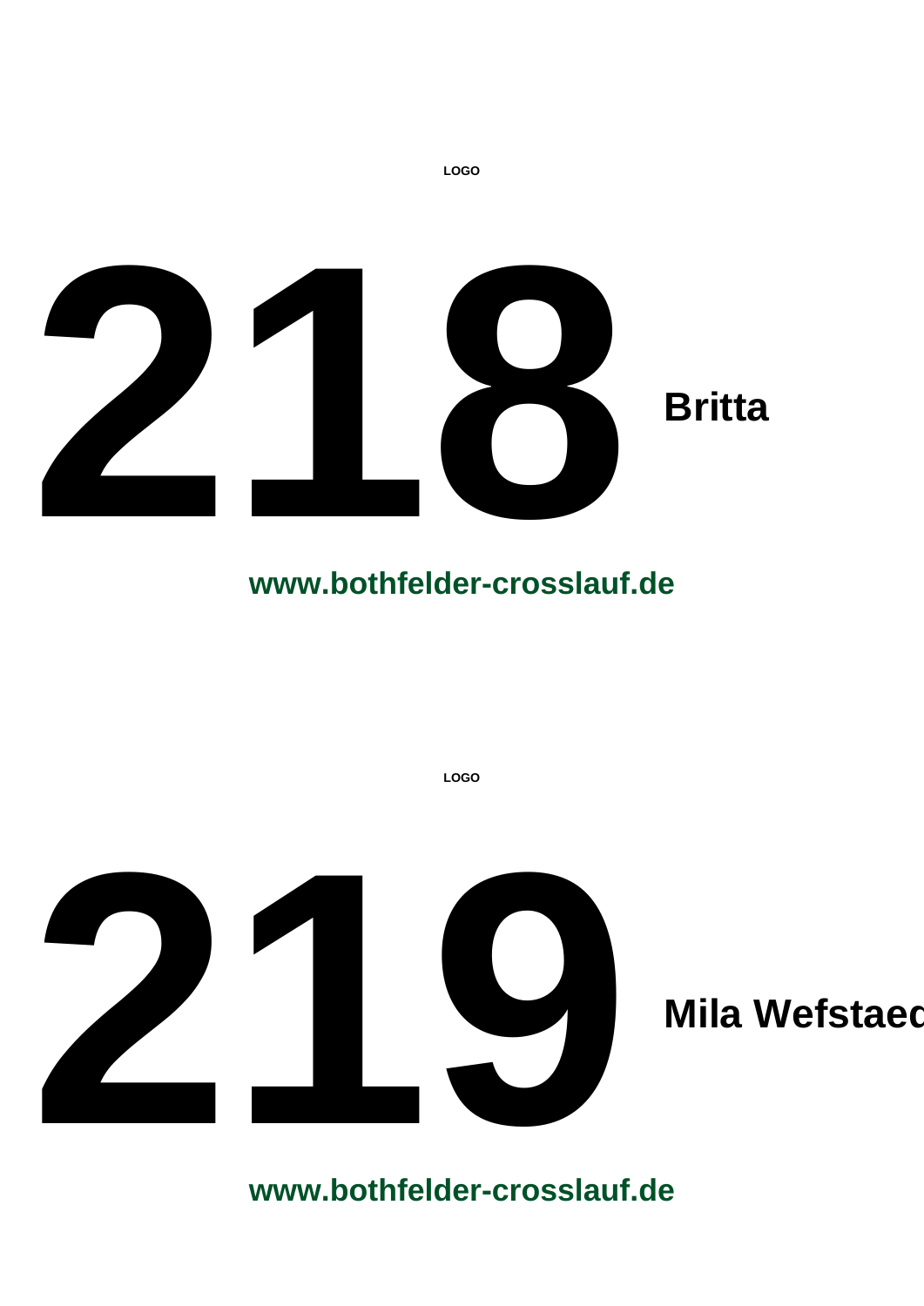LOGO

# 218

**Britta**

**www.bothfelder-crosslauf.de**

LOGO

# 219

**Mila Wefstaed**

**www.bothfelder-crosslauf.de**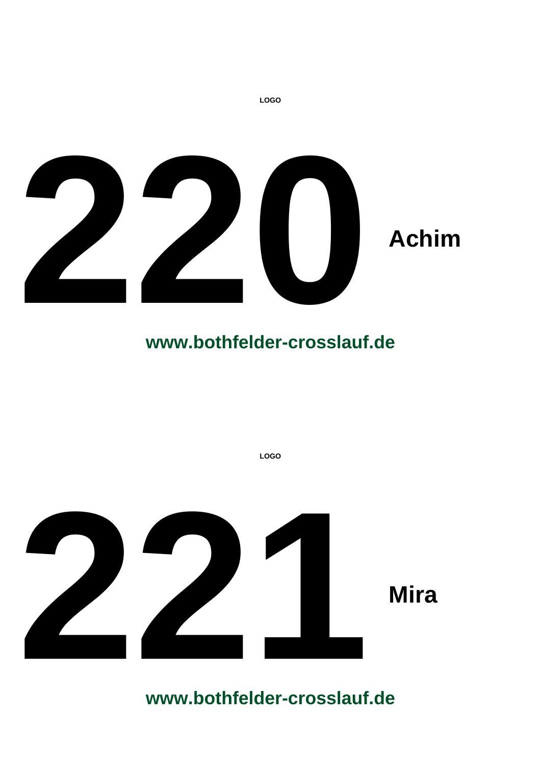LOGO

# 220 Achim

**www.bothfelder-crosslauf.de**

LOGO

# 221 Mira

**www.bothfelder-crosslauf.de**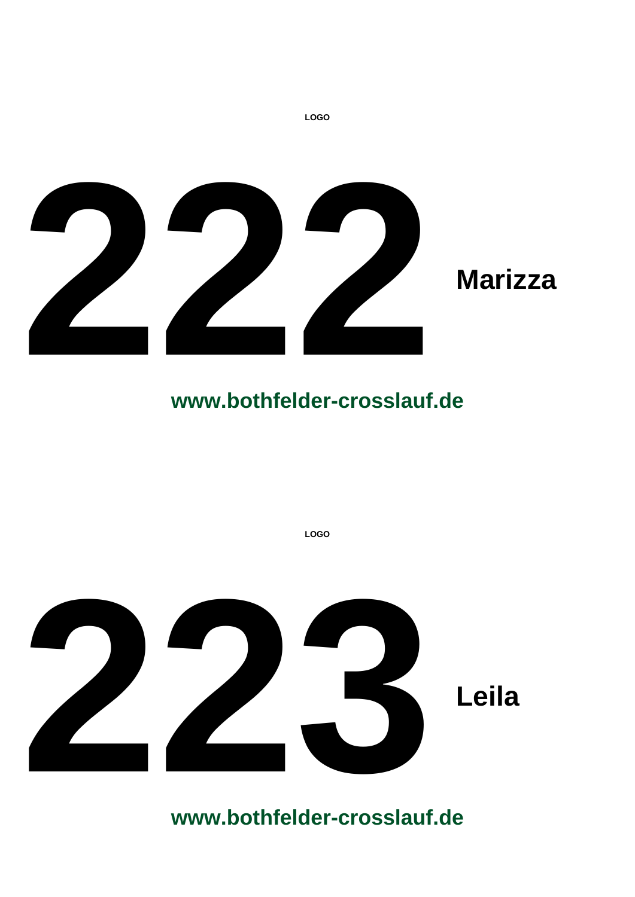**LOGO**

# 222 **Marizza**

**www.bothfelder-crosslauf.de**

**LOGO**

# 223 **Leila**

**www.bothfelder-crosslauf.de**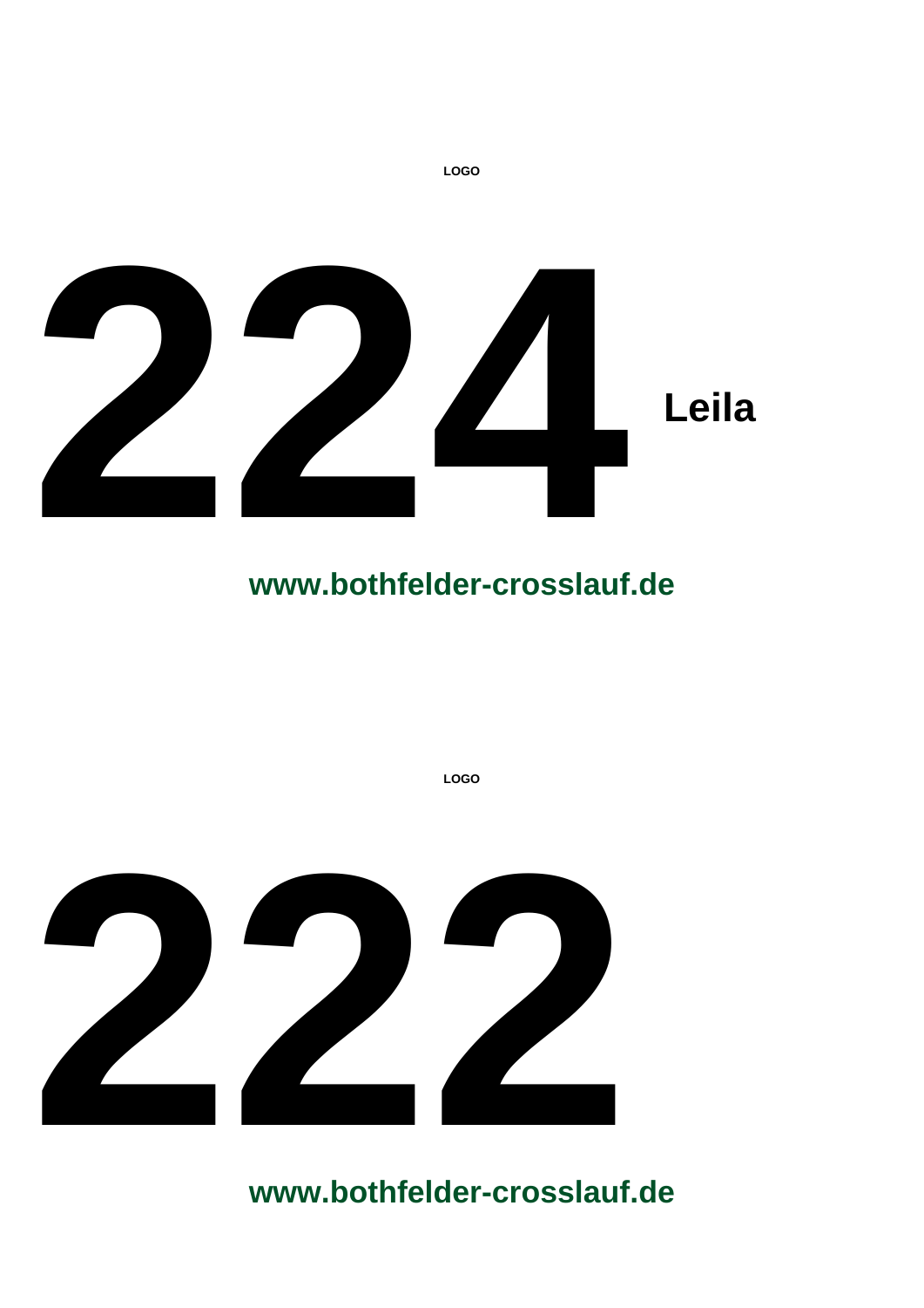LOGO

# 224 Leila

**www.bothfelder-crosslauf.de**

LOGO

# 222

**www.bothfelder-crosslauf.de**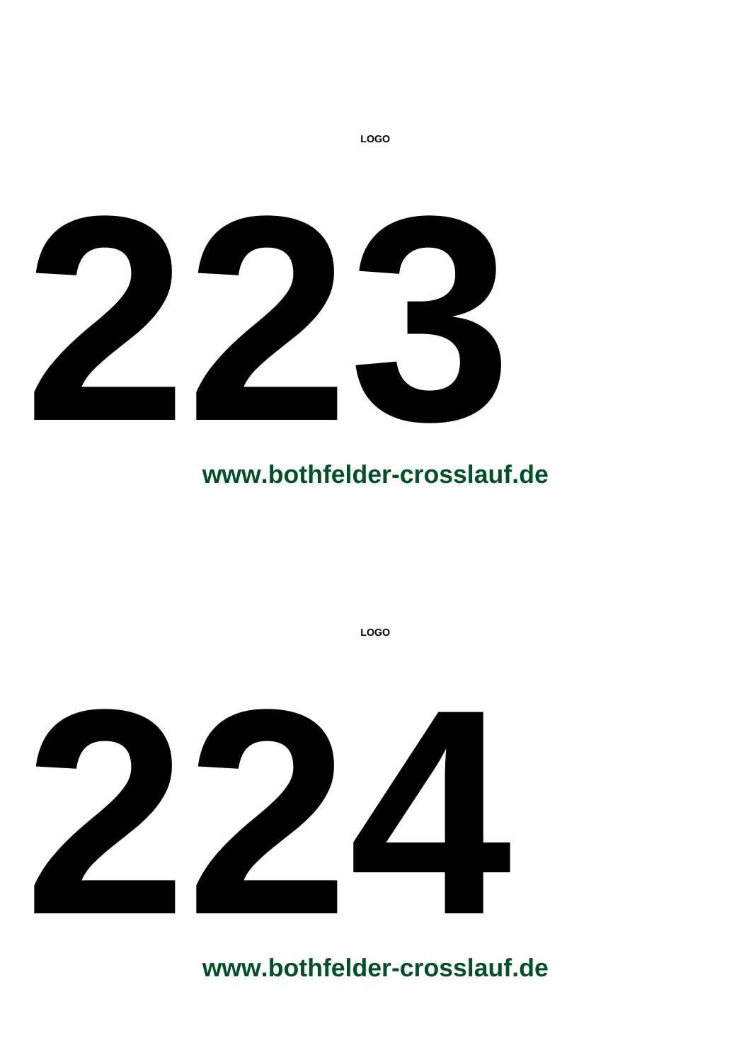LOGO

# 223

**www.bothfelder-crosslauf.de**

LOGO

# 224

**www.bothfelder-crosslauf.de**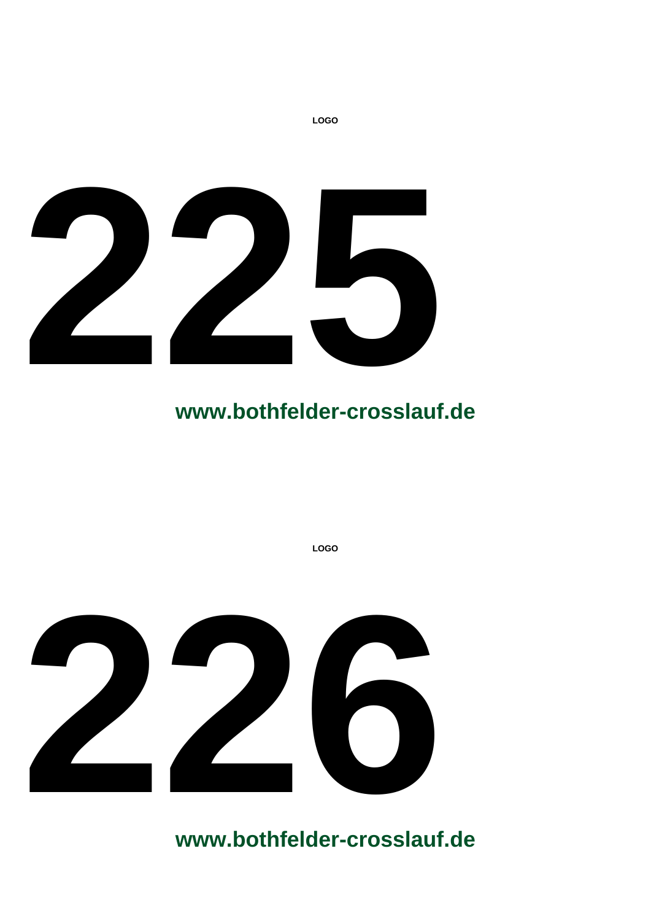LOGO

# 225

**www.bothfelder-crosslauf.de**

LOGO

# 226

**www.bothfelder-crosslauf.de**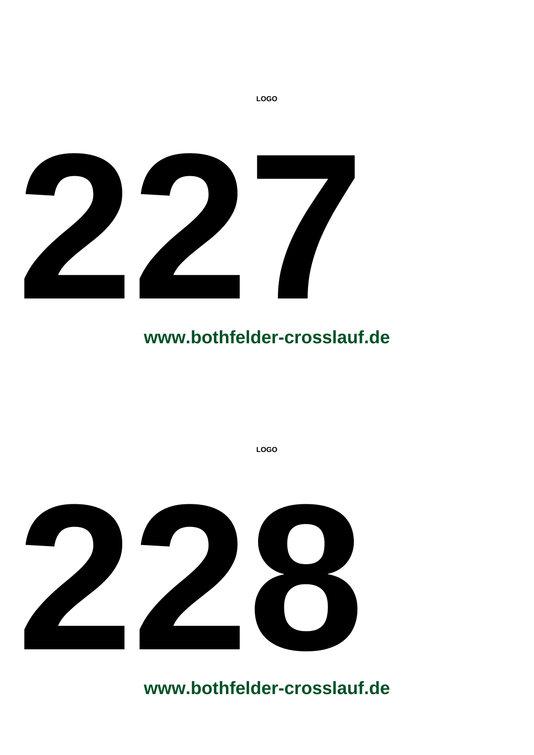LOGO

# 227

**www.bothfelder-crosslauf.de**

LOGO

# 228

**www.bothfelder-crosslauf.de**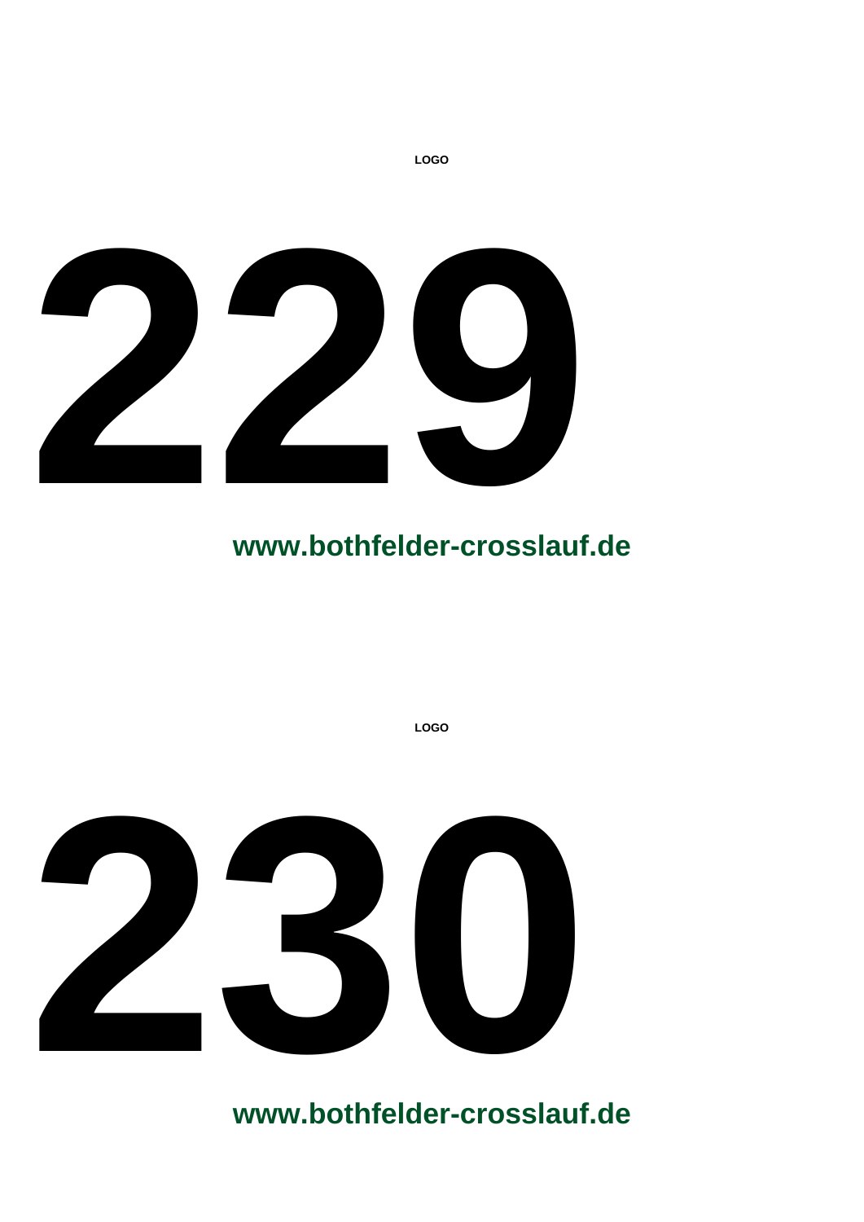LOGO

# 229

**www.bothfelder-crosslauf.de**

LOGO

# 230

**www.bothfelder-crosslauf.de**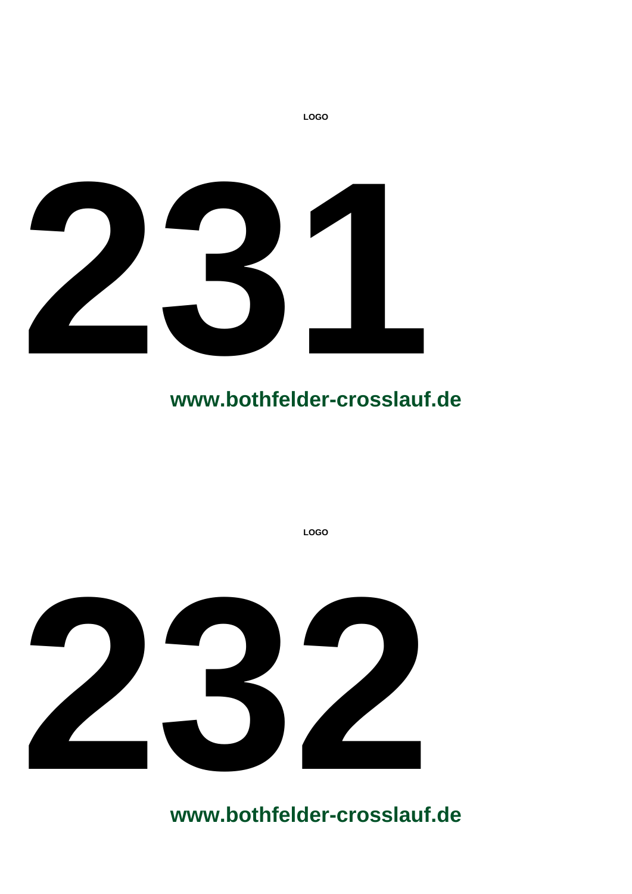LOGO

# 231

**www.bothfelder-crosslauf.de**

LOGO

# 232

**www.bothfelder-crosslauf.de**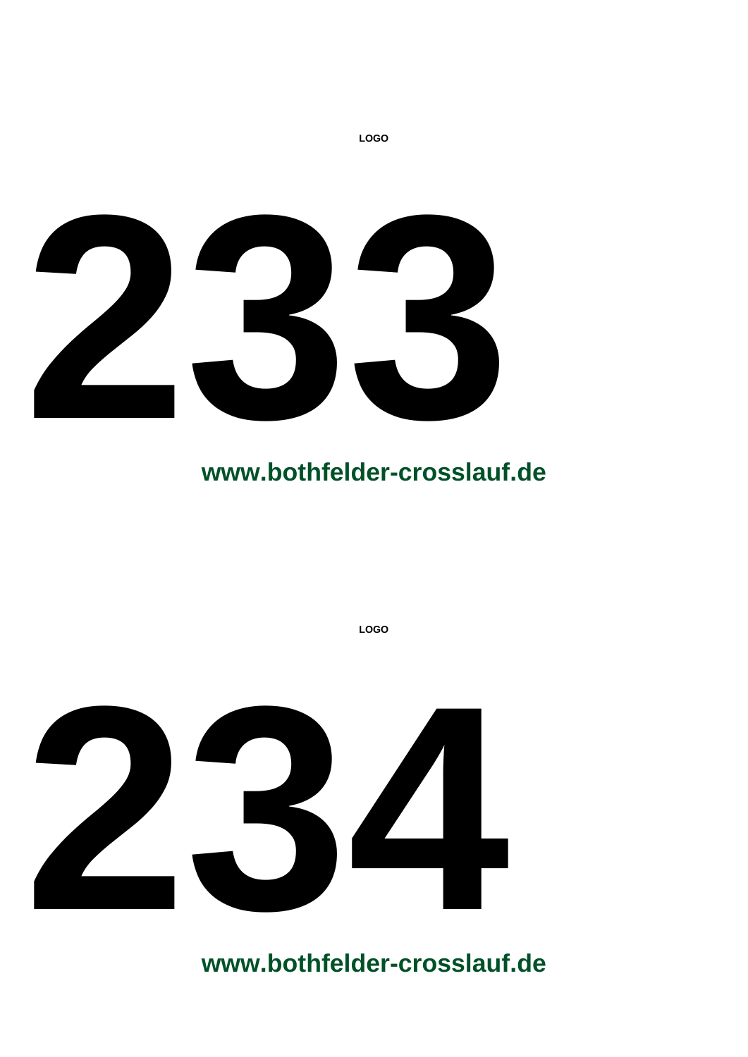LOGO

# 233

**www.bothfelder-crosslauf.de**

LOGO

# 234

**www.bothfelder-crosslauf.de**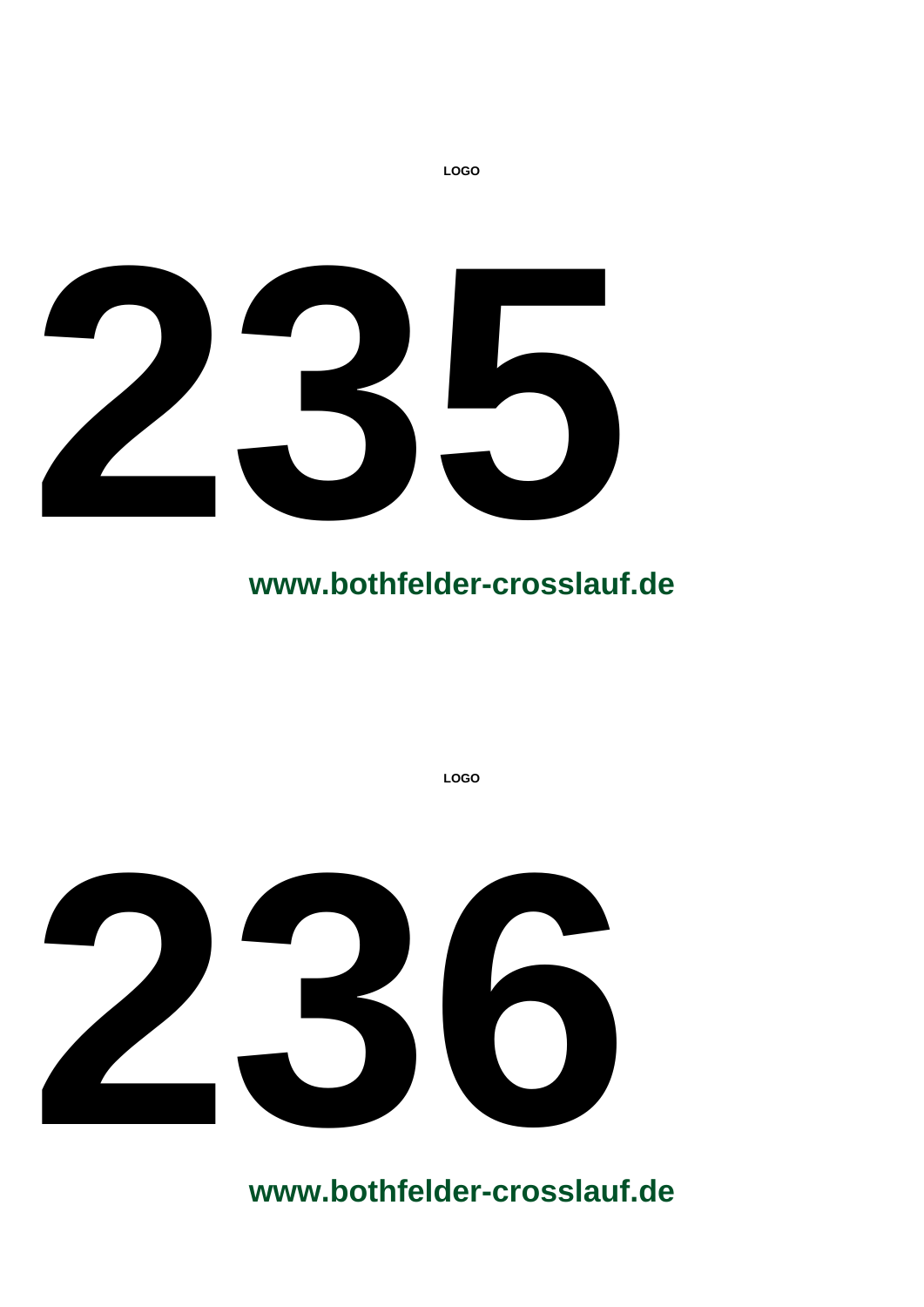LOGO

# 235

**www.bothfelder-crosslauf.de**

LOGO

# 236

**www.bothfelder-crosslauf.de**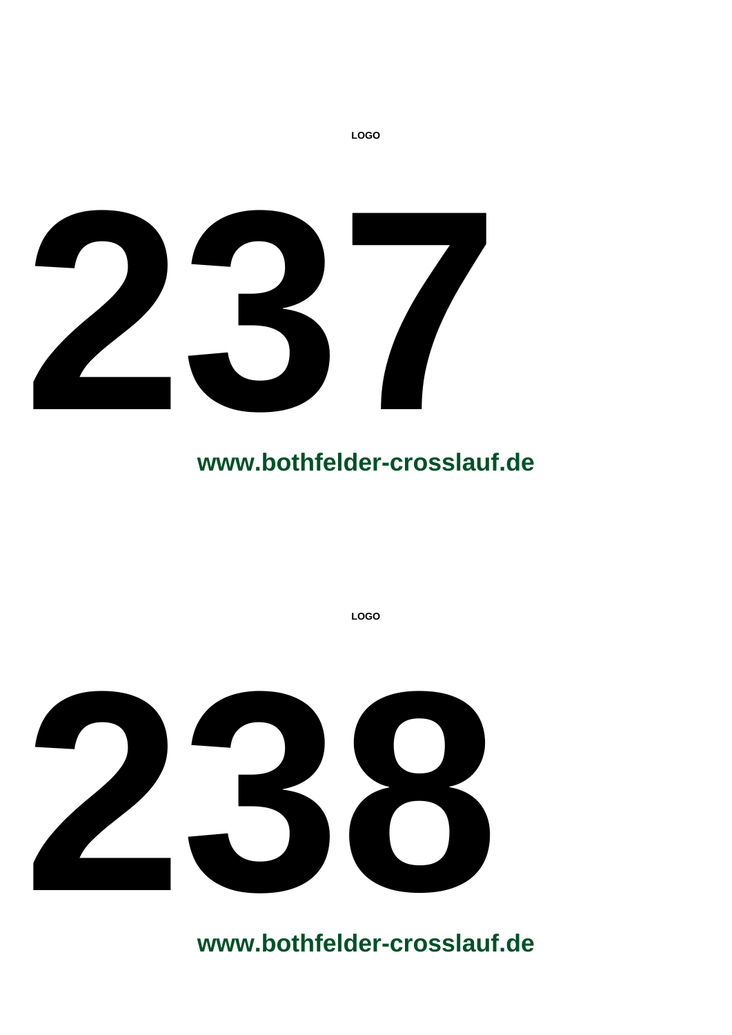LOGO

# 237

**www.bothfelder-crosslauf.de**

LOGO

# 238

**www.bothfelder-crosslauf.de**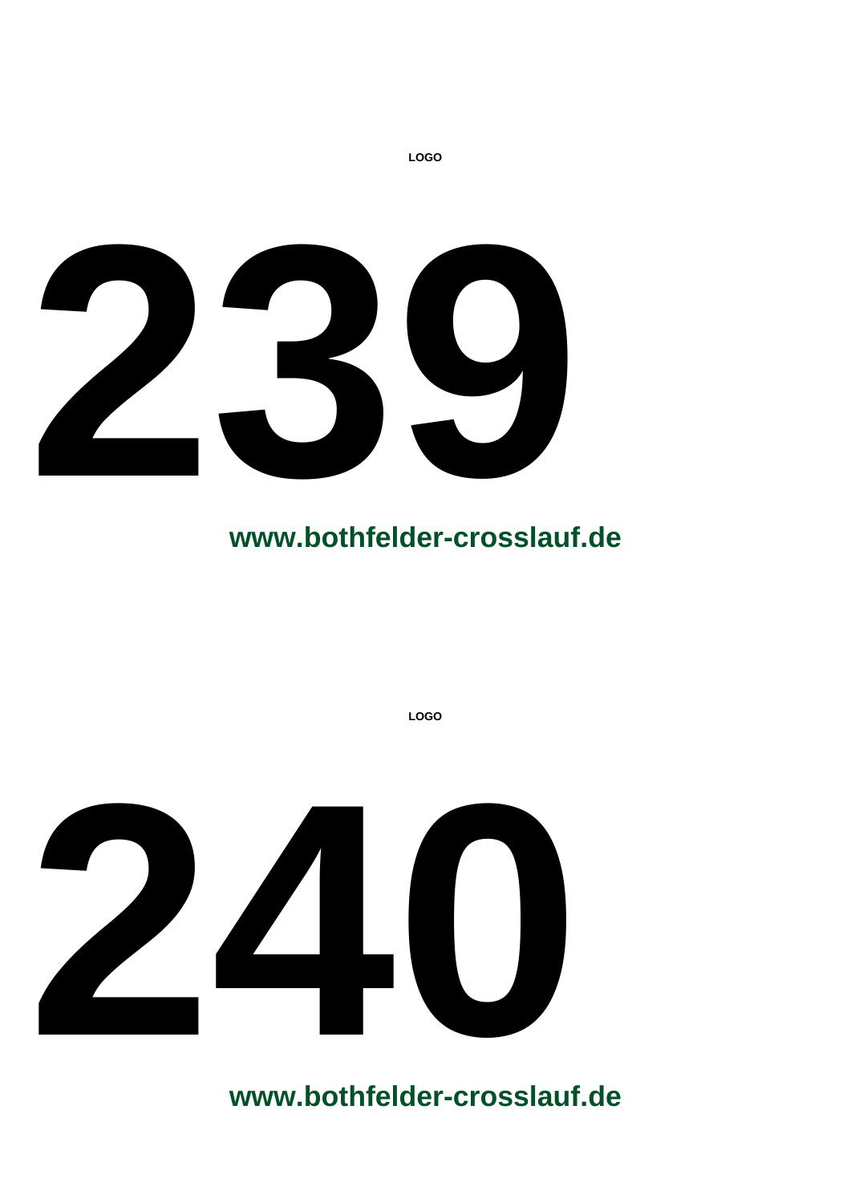**LOGO**

# 239

**www.bothfelder-crosslauf.de**

**LOGO**

# 240

**www.bothfelder-crosslauf.de**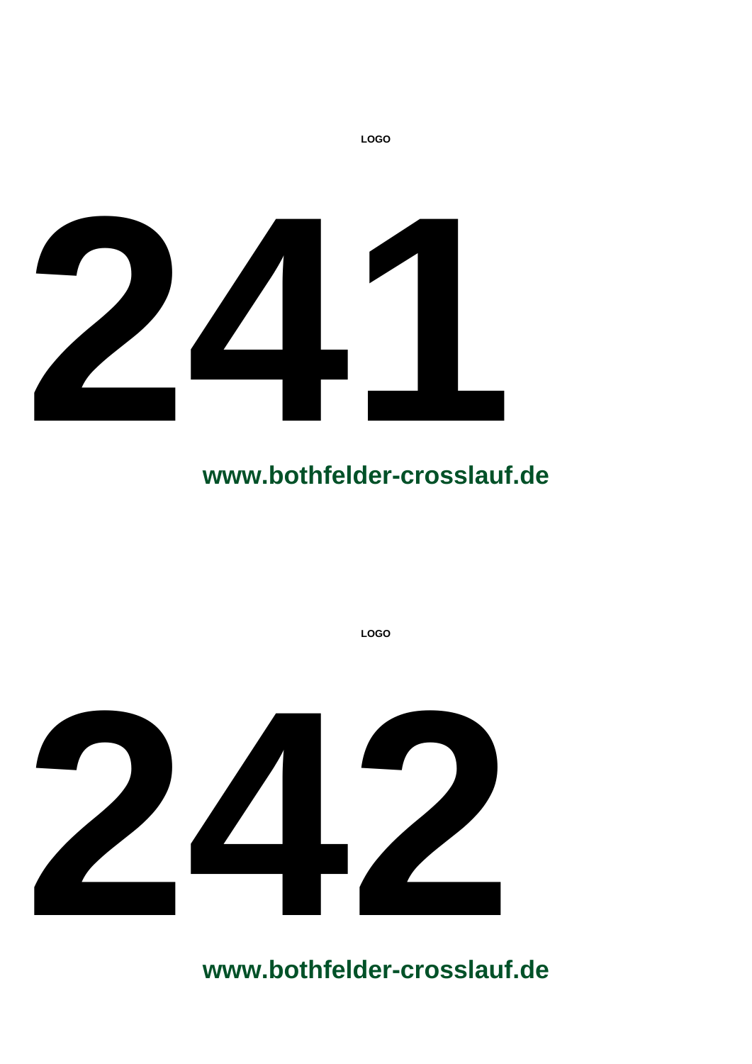LOGO

# 241

**www.bothfelder-crosslauf.de**

LOGO

# 242

**www.bothfelder-crosslauf.de**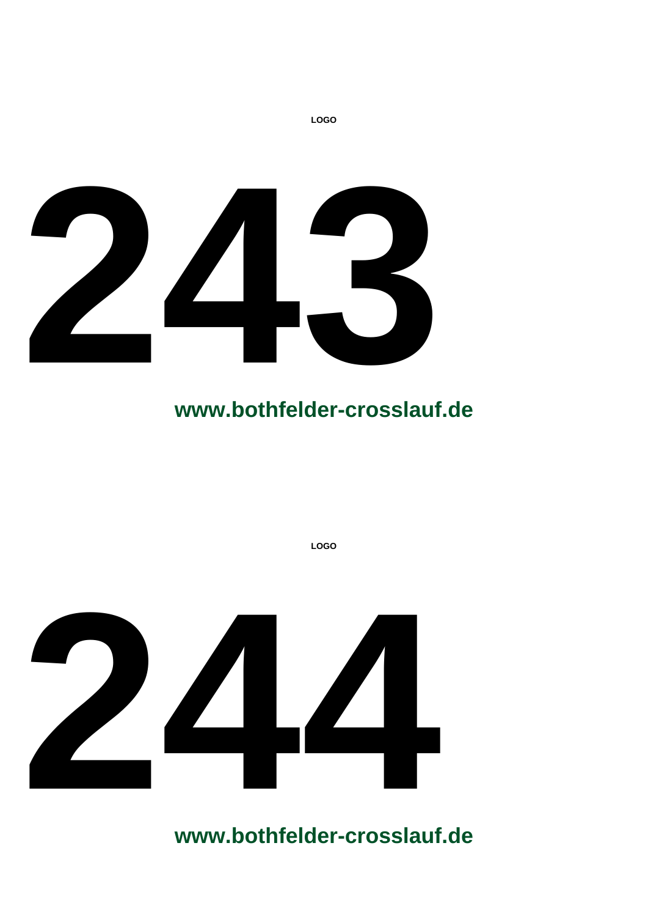LOGO

# 243

**www.bothfelder-crosslauf.de**

LOGO

# 244

**www.bothfelder-crosslauf.de**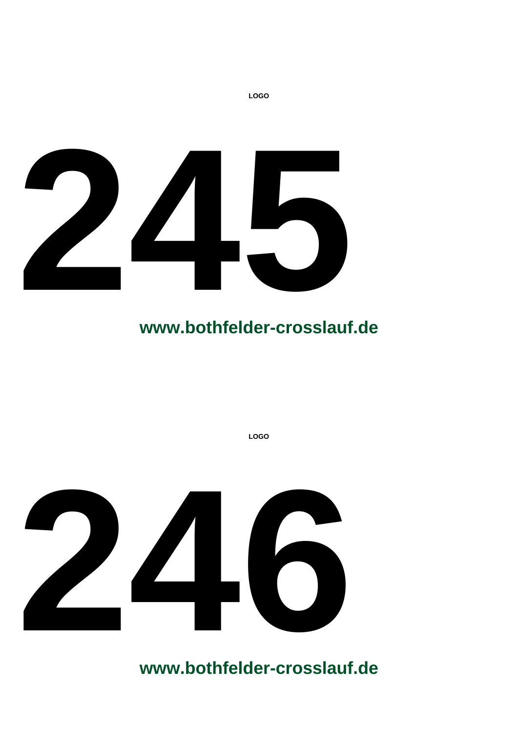LOGO

# 245

**www.bothfelder-crosslauf.de**

LOGO

# 246

**www.bothfelder-crosslauf.de**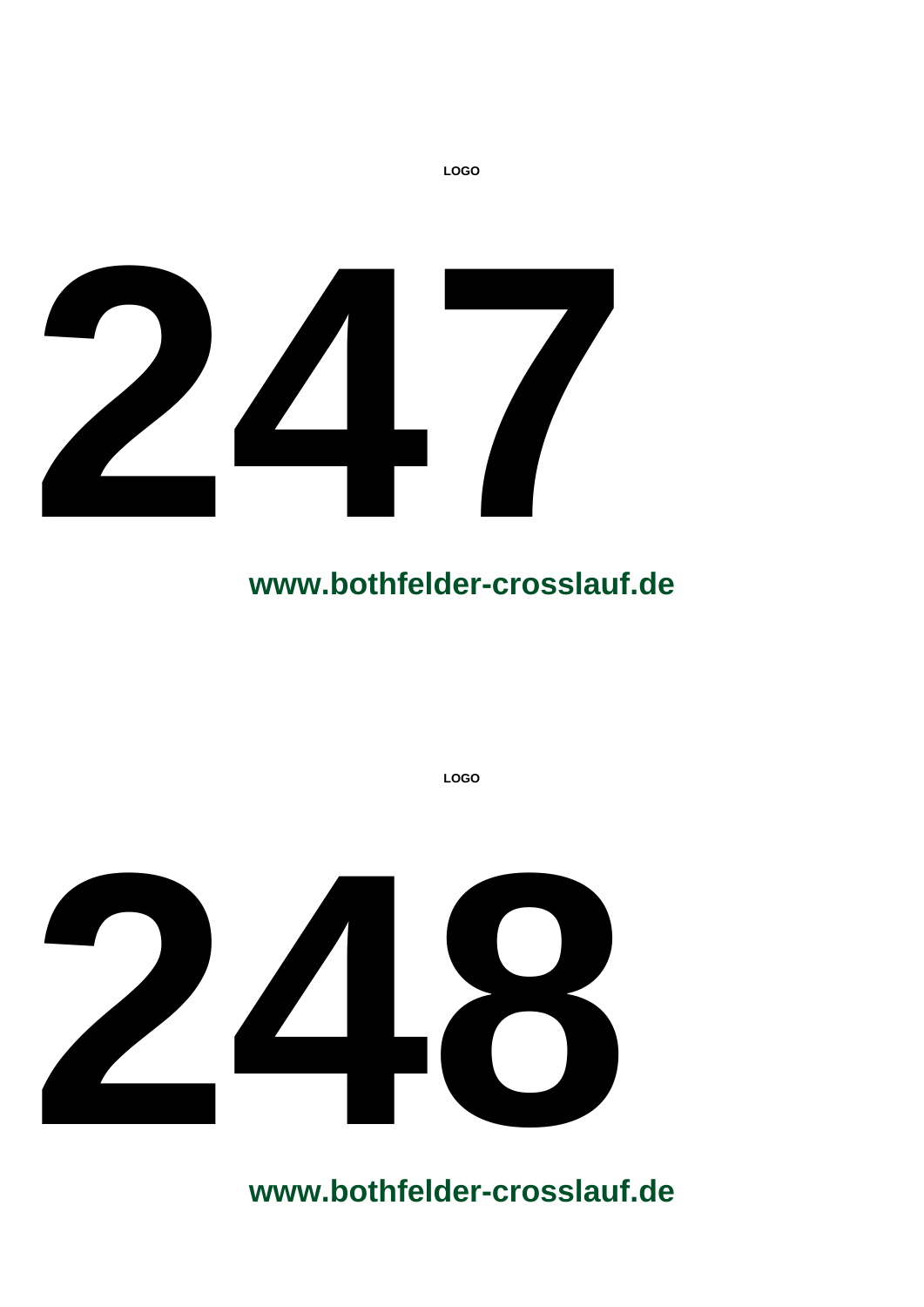LOGO

# 247

**www.bothfelder-crosslauf.de**

LOGO

# 248

**www.bothfelder-crosslauf.de**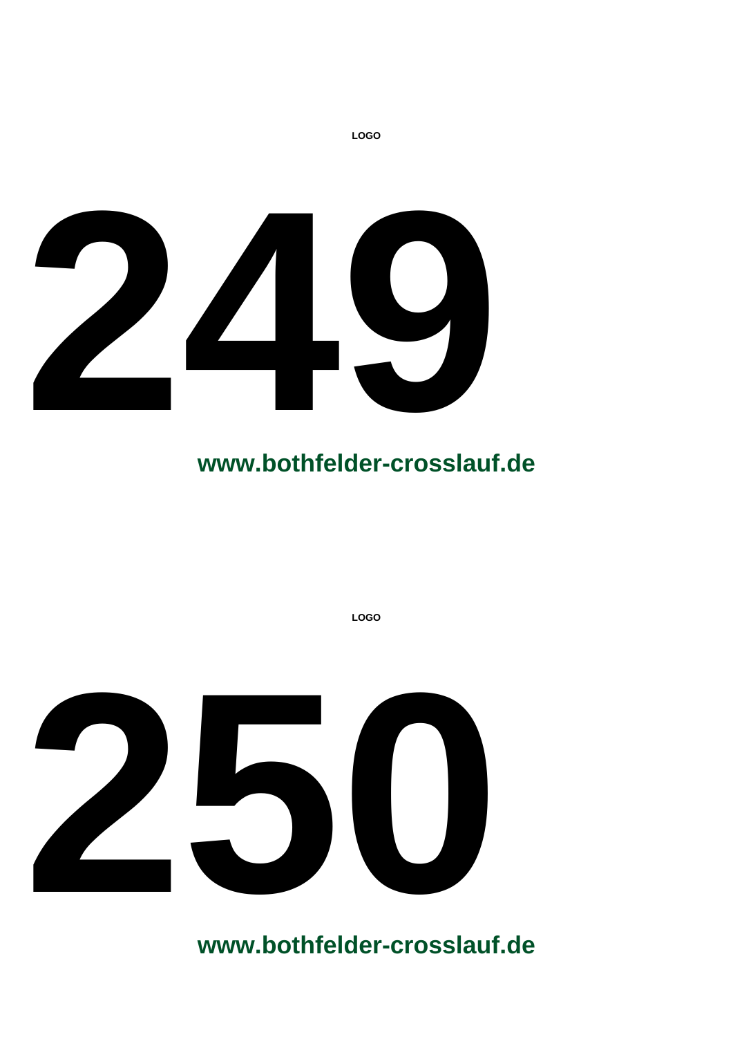LOGO

# 249

**www.bothfelder-crosslauf.de**

LOGO

# 250

**www.bothfelder-crosslauf.de**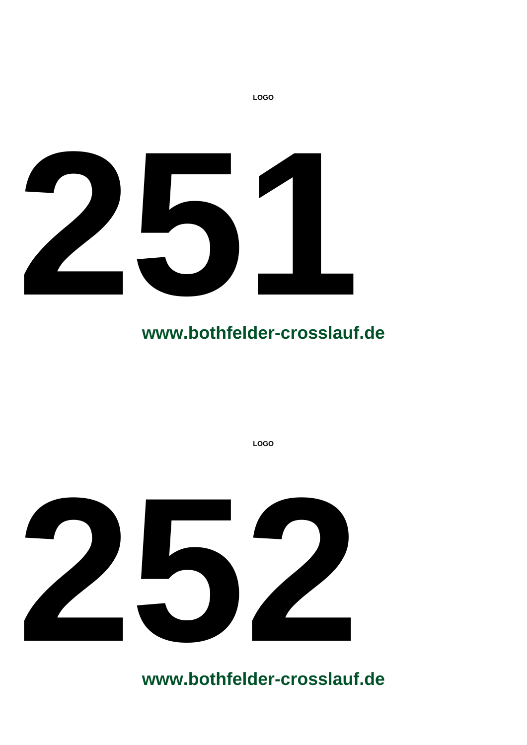LOGO

# 251

**www.bothfelder-crosslauf.de**

LOGO

# 252

**www.bothfelder-crosslauf.de**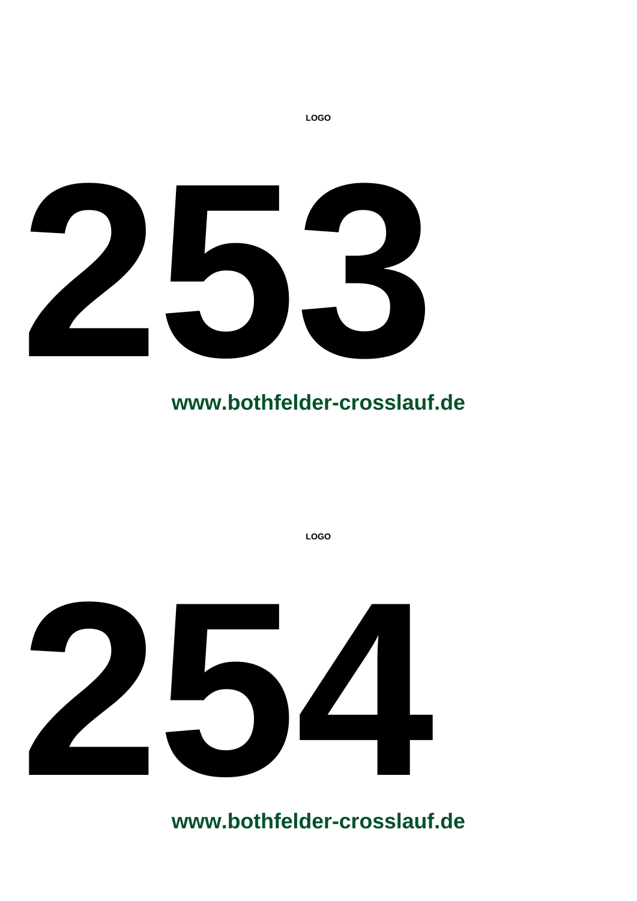LOGO

# 253

**www.bothfelder-crosslauf.de**

LOGO

# 254

**www.bothfelder-crosslauf.de**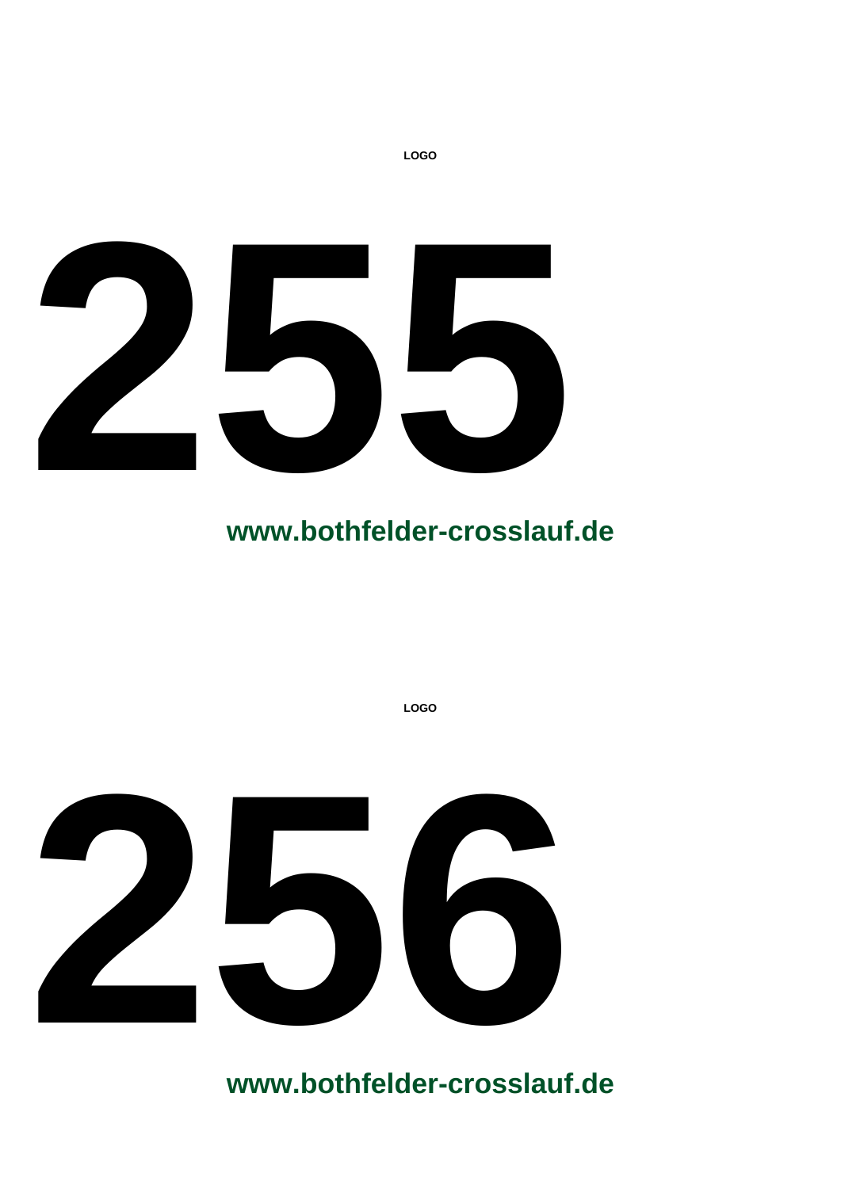LOGO

# 255

**www.bothfelder-crosslauf.de**

LOGO

# 256

**www.bothfelder-crosslauf.de**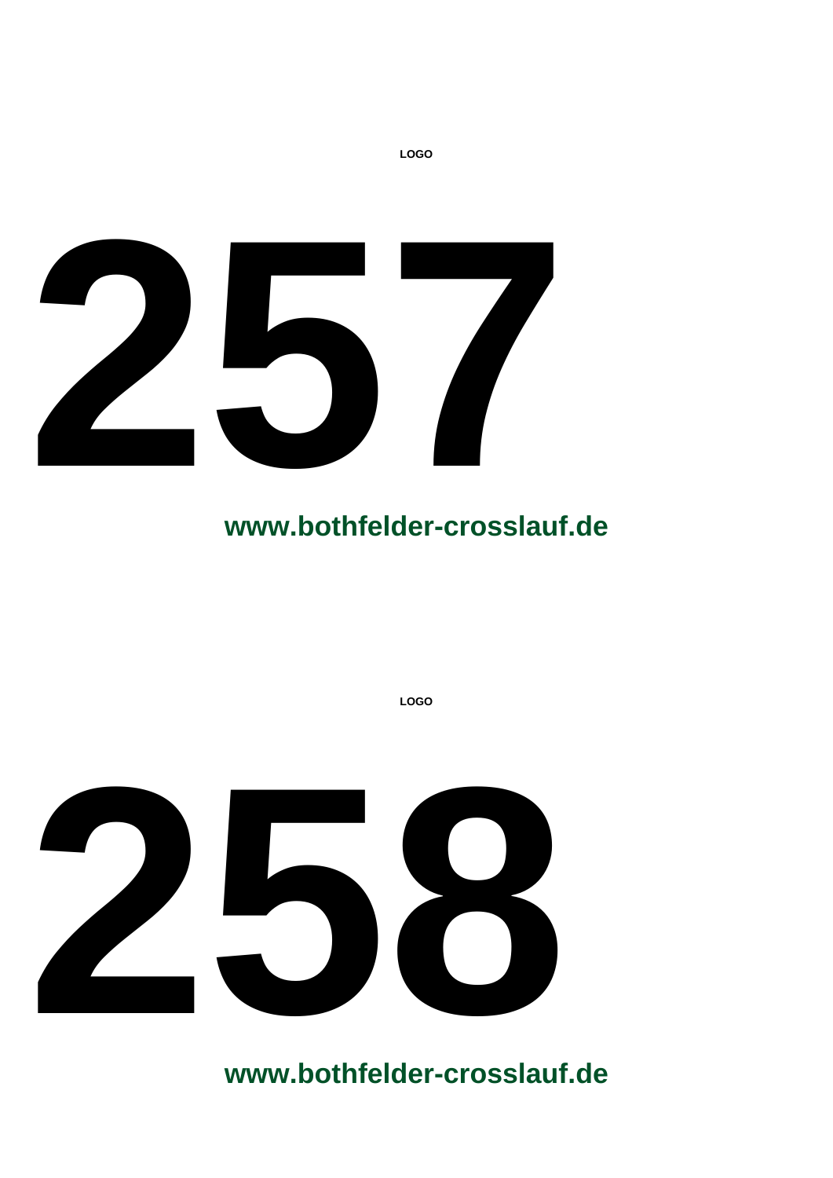LOGO

# 257

**www.bothfelder-crosslauf.de**

LOGO

# 258

**www.bothfelder-crosslauf.de**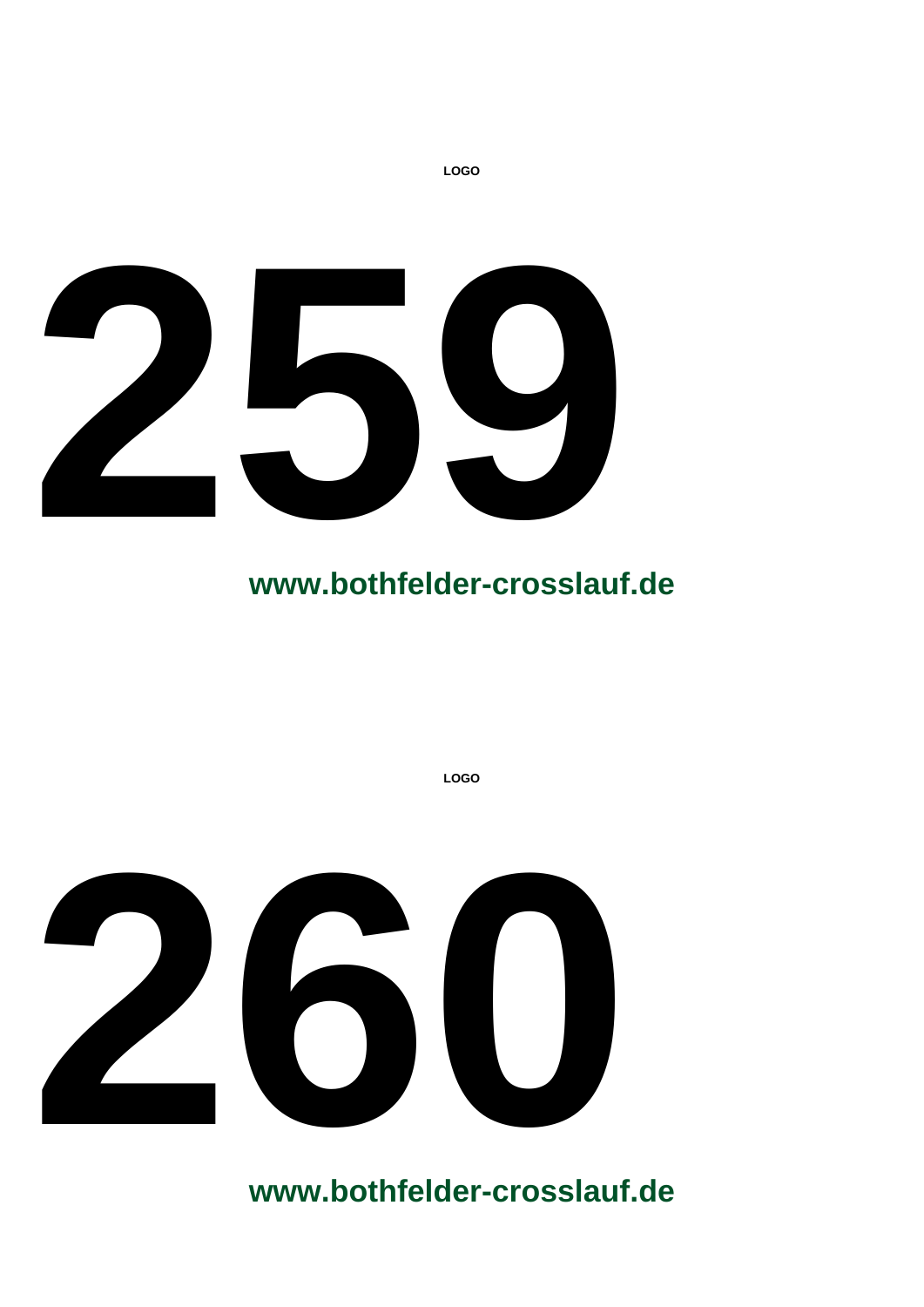LOGO

# 259

**www.bothfelder-crosslauf.de**

LOGO

# 260

**www.bothfelder-crosslauf.de**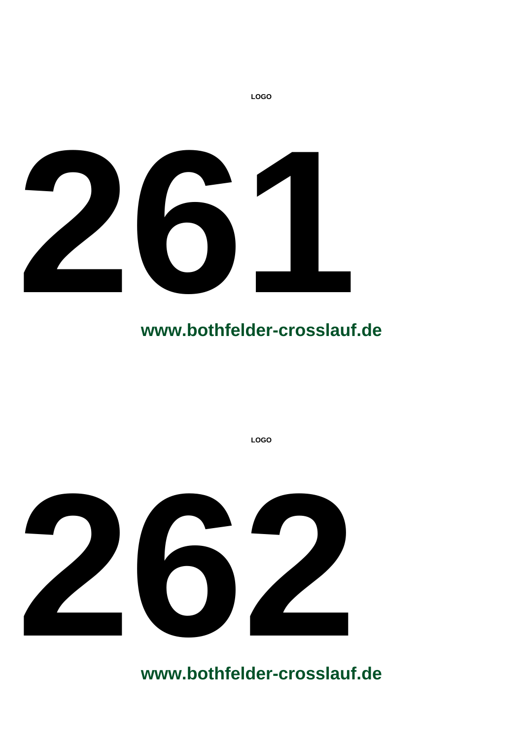LOGO

# 261

**www.bothfelder-crosslauf.de**

LOGO

# 262

**www.bothfelder-crosslauf.de**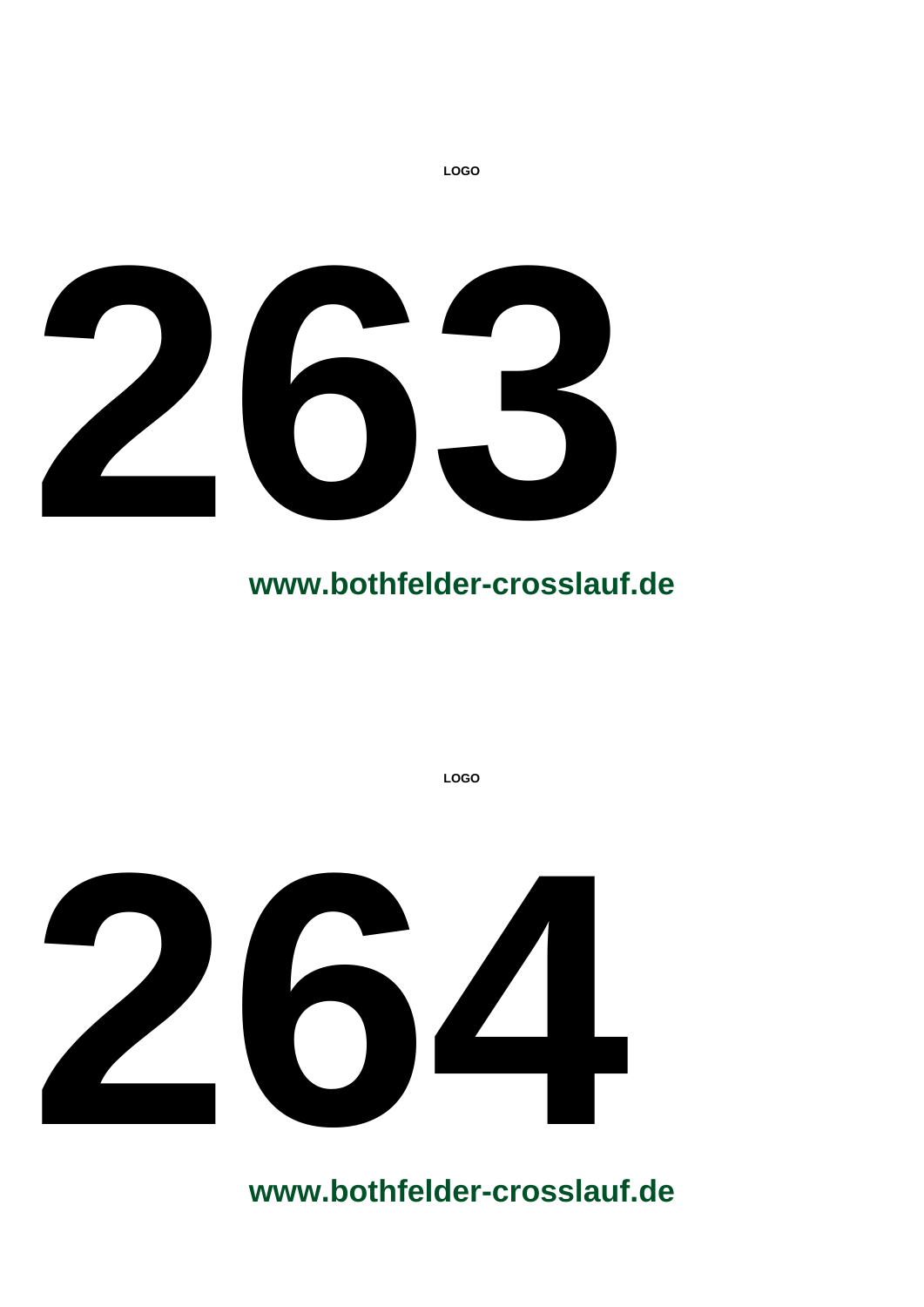LOGO

# 263

**www.bothfelder-crosslauf.de**

LOGO

# 264

**www.bothfelder-crosslauf.de**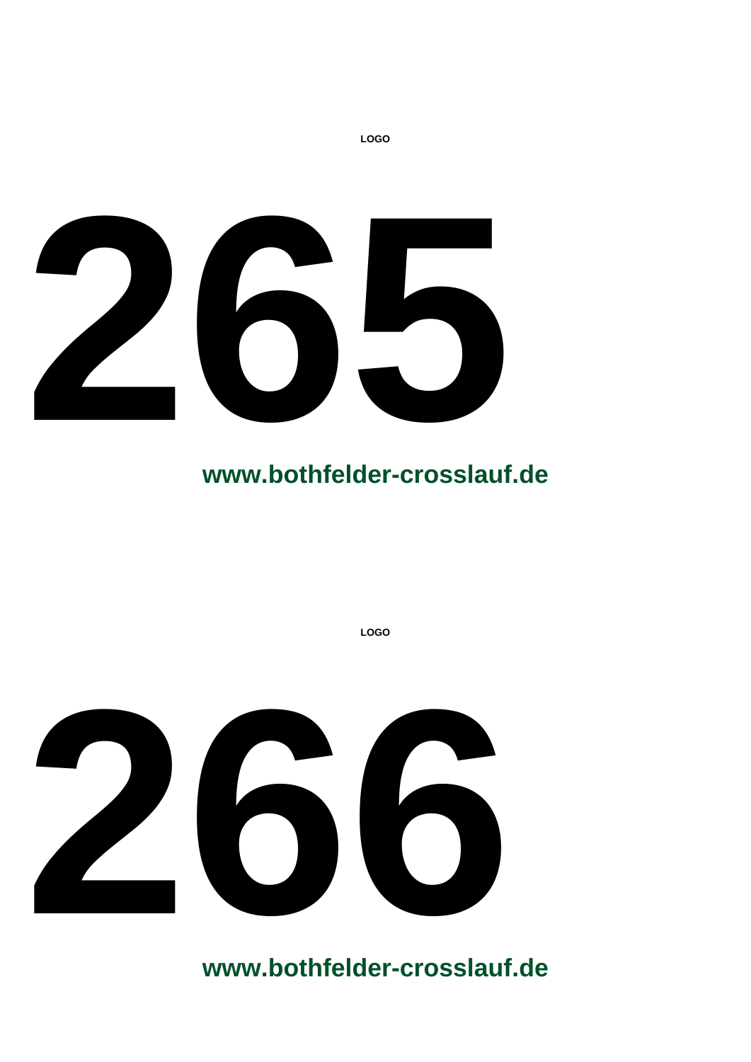LOGO

# 265

**www.bothfelder-crosslauf.de**

LOGO

# 266

**www.bothfelder-crosslauf.de**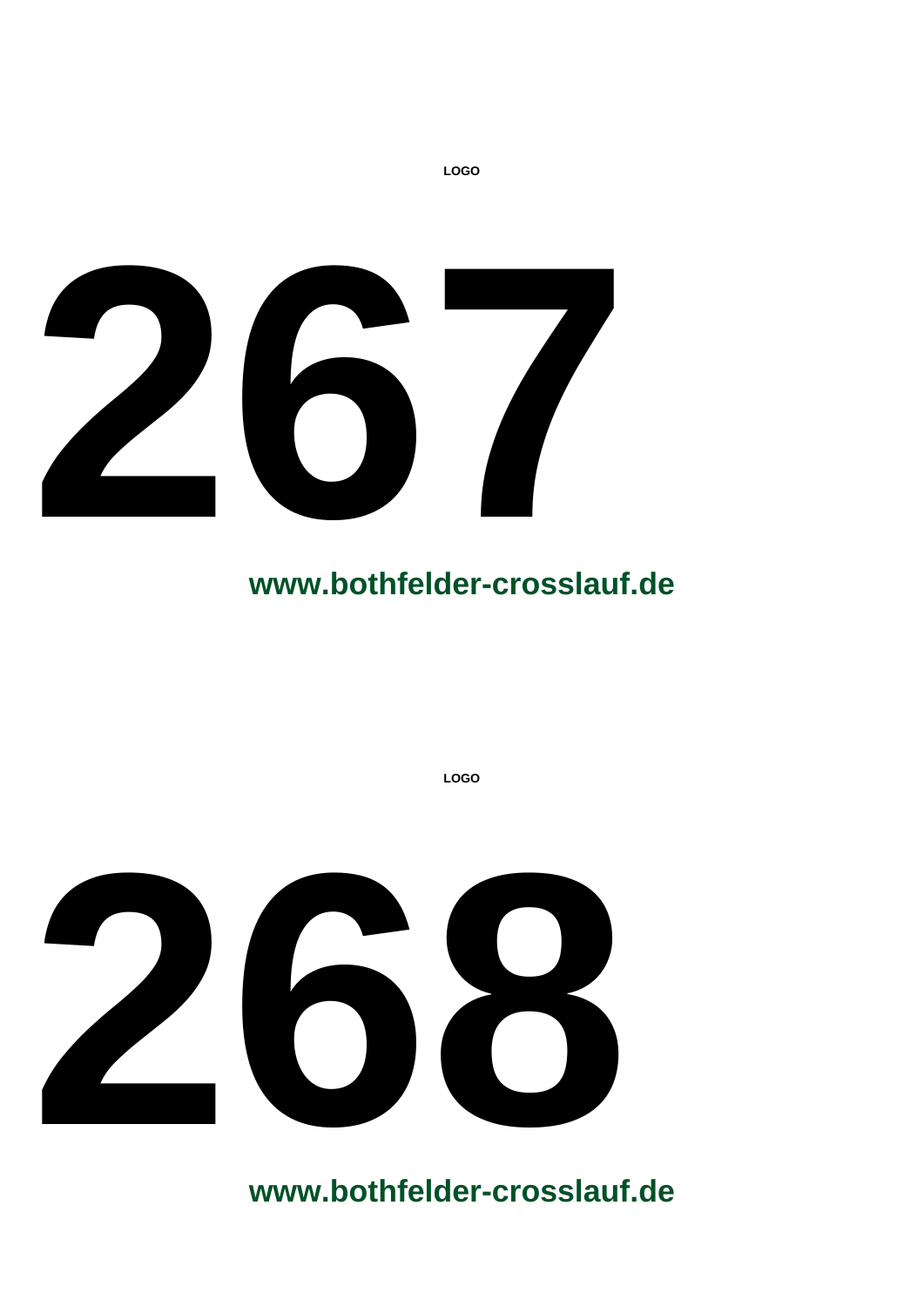**LOGO**

# 267

**www.bothfelder-crosslauf.de**

**LOGO**

# 268

**www.bothfelder-crosslauf.de**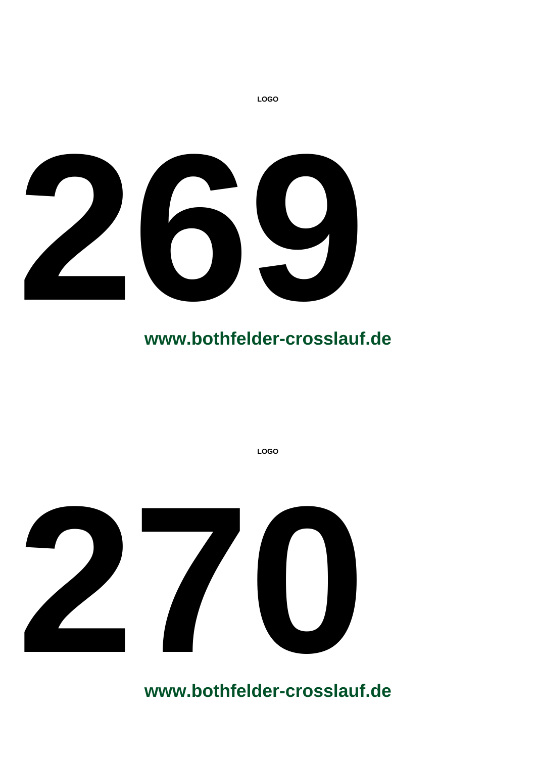LOGO

# 269

**www.bothfelder-crosslauf.de**

LOGO

# 270

**www.bothfelder-crosslauf.de**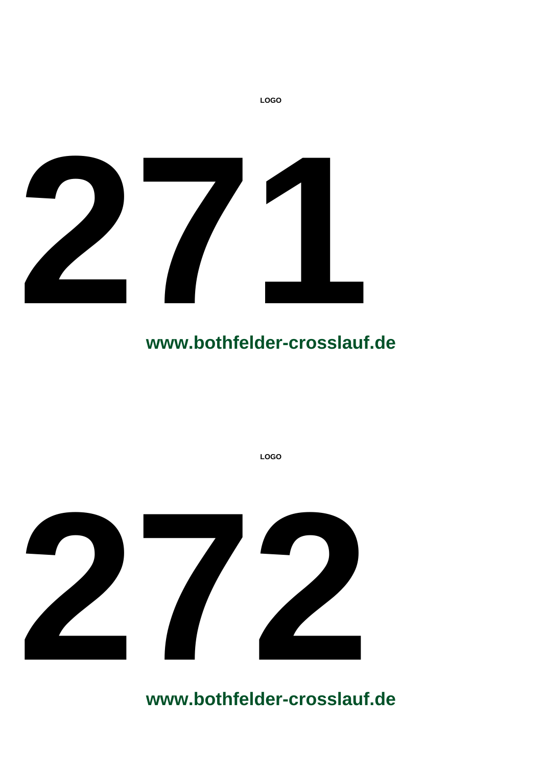LOGO

# 271

**www.bothfelder-crosslauf.de**

LOGO

# 272

**www.bothfelder-crosslauf.de**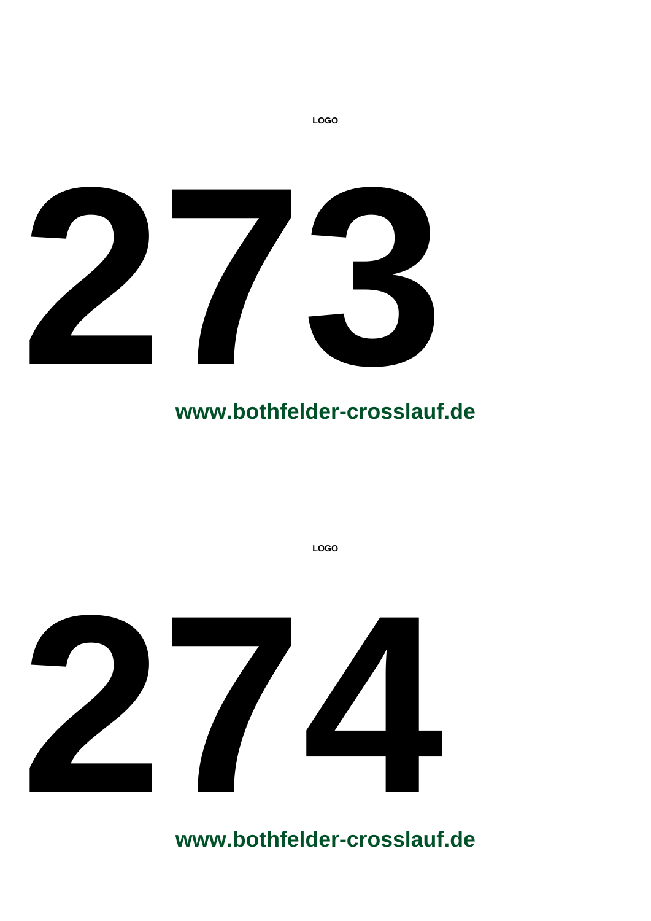LOGO

# 273

**www.bothfelder-crosslauf.de**

LOGO

# 274

**www.bothfelder-crosslauf.de**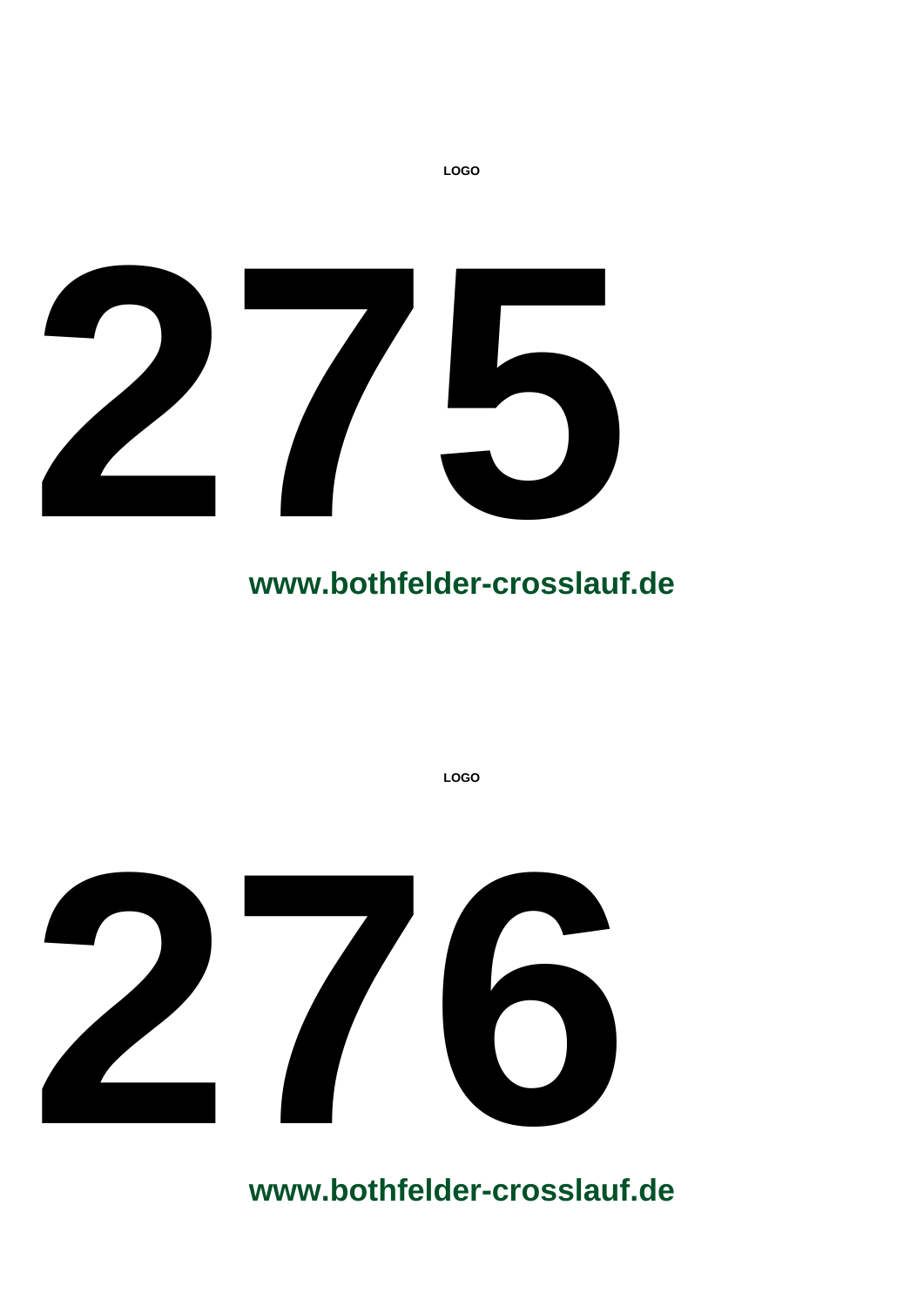LOGO

# 275

**www.bothfelder-crosslauf.de**

LOGO

# 276

**www.bothfelder-crosslauf.de**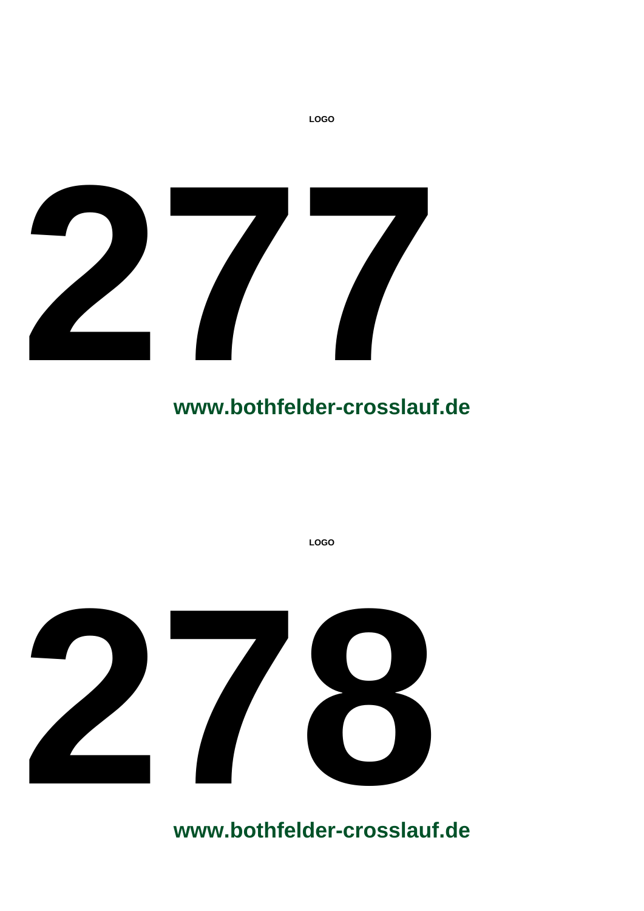LOGO

# 277

**www.bothfelder-crosslauf.de**

LOGO

# 278

**www.bothfelder-crosslauf.de**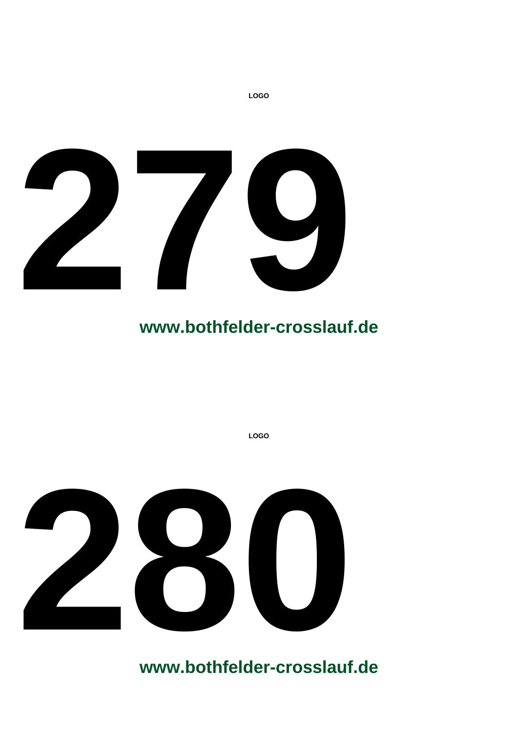LOGO

# 279

**www.bothfelder-crosslauf.de**

LOGO

# 280

**www.bothfelder-crosslauf.de**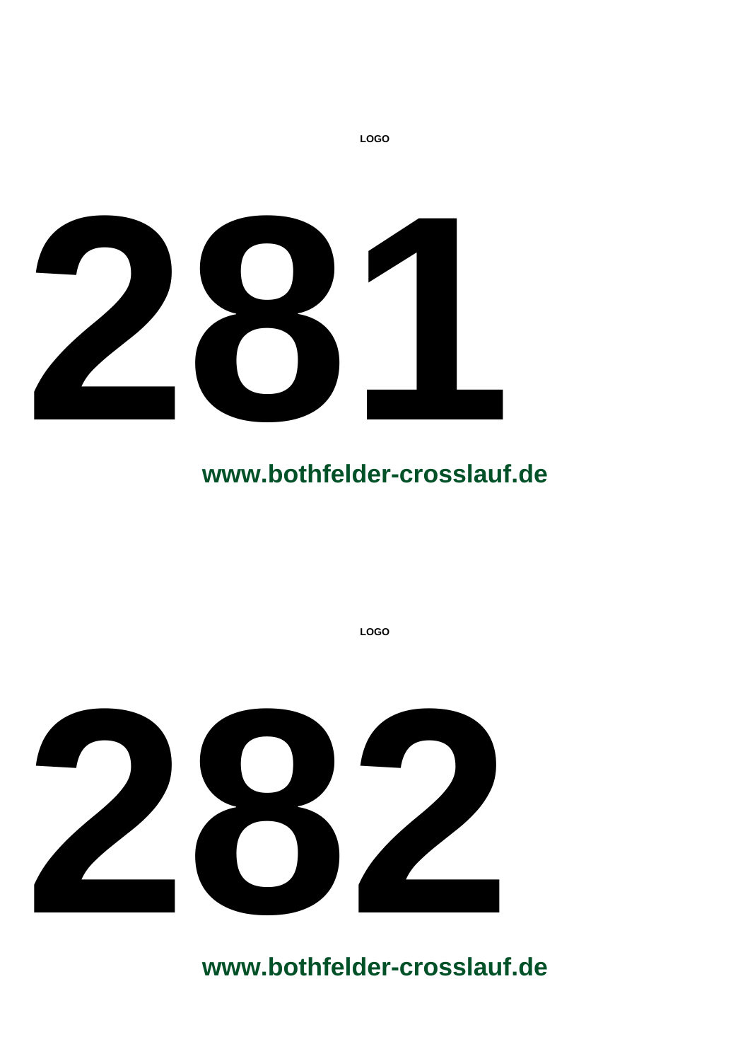LOGO

# 281

**www.bothfelder-crosslauf.de**

LOGO

# 282

**www.bothfelder-crosslauf.de**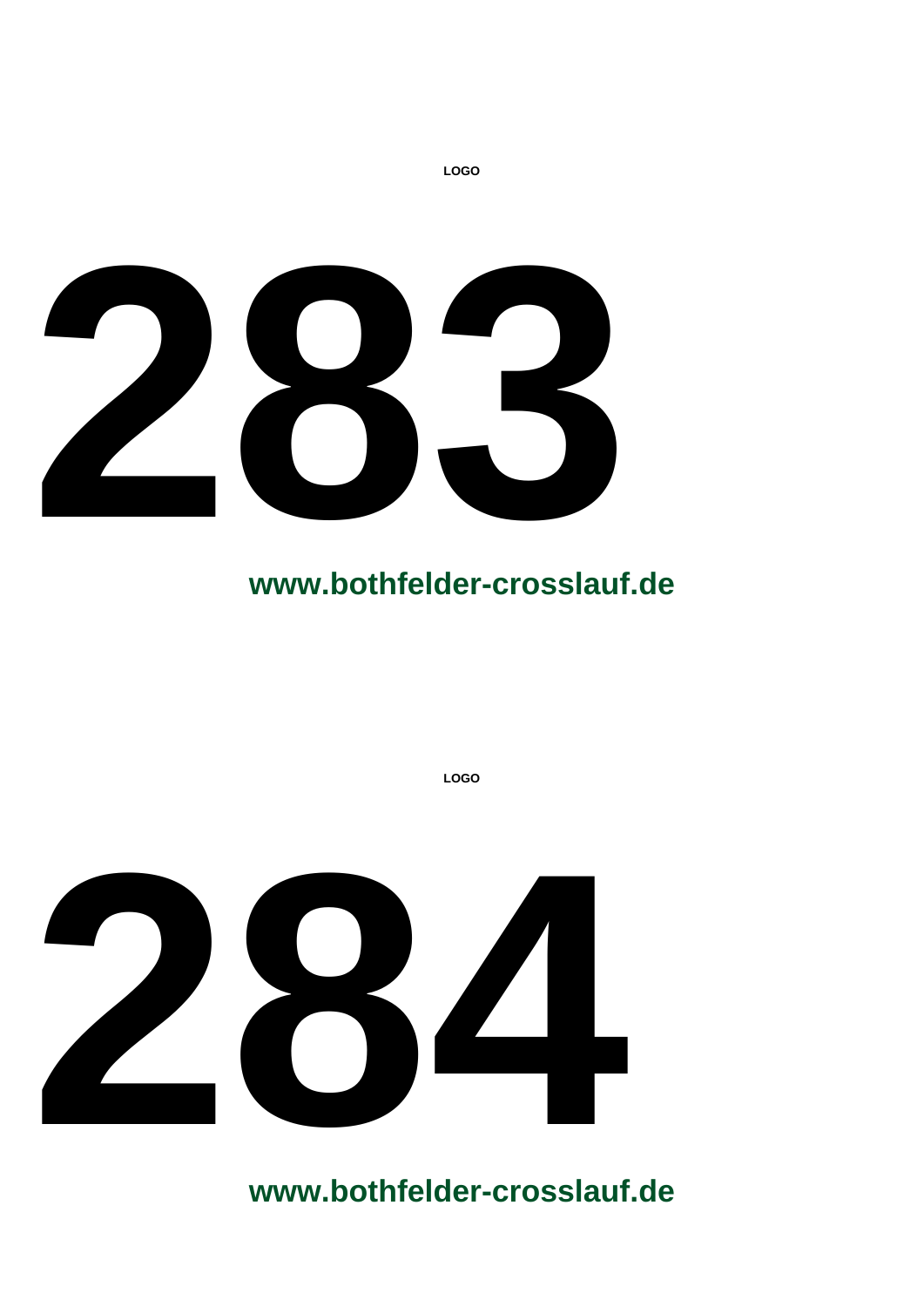LOGO

# 283

**www.bothfelder-crosslauf.de**

LOGO

# 284

**www.bothfelder-crosslauf.de**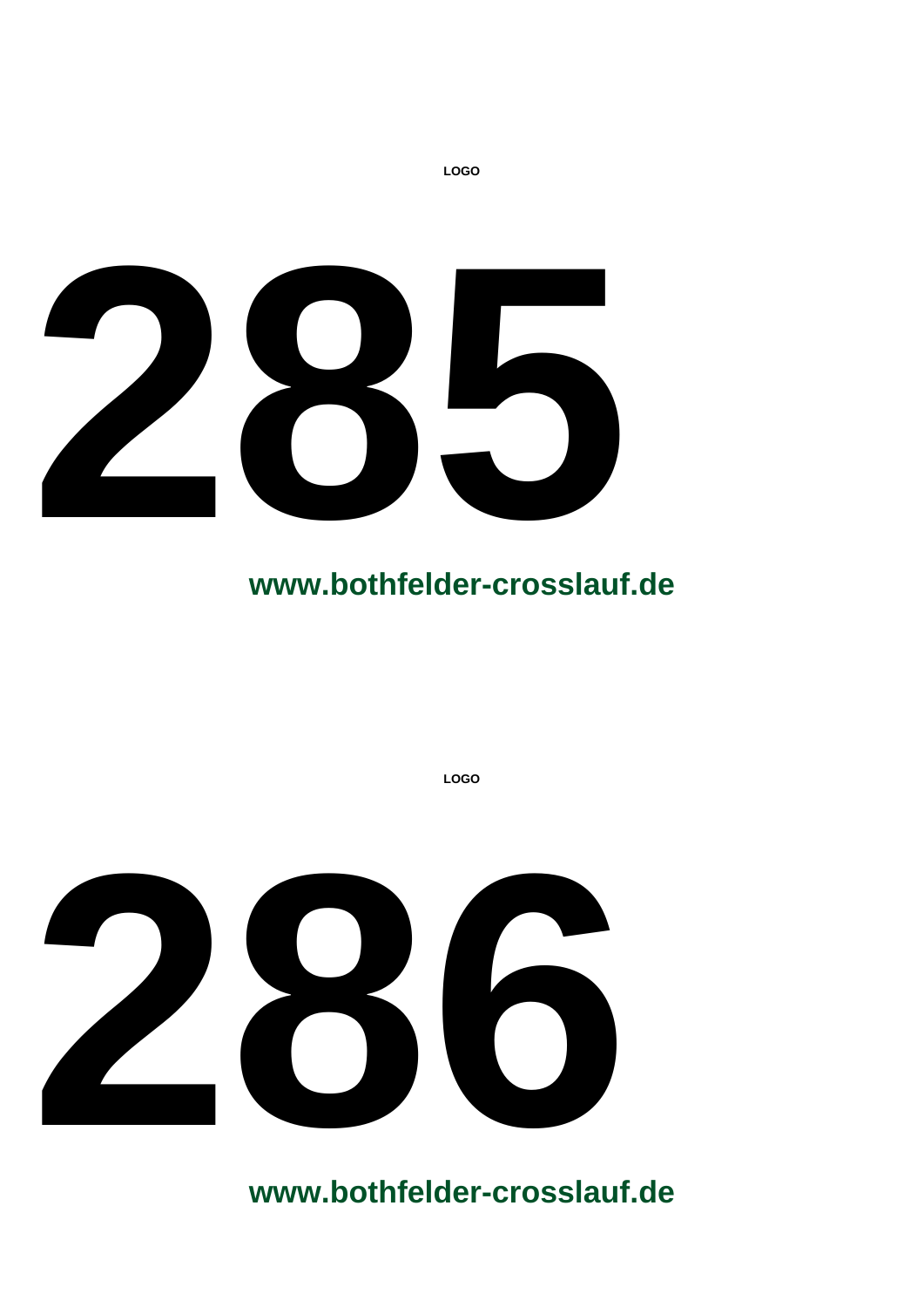LOGO

# 285

**www.bothfelder-crosslauf.de**

LOGO

# 286

**www.bothfelder-crosslauf.de**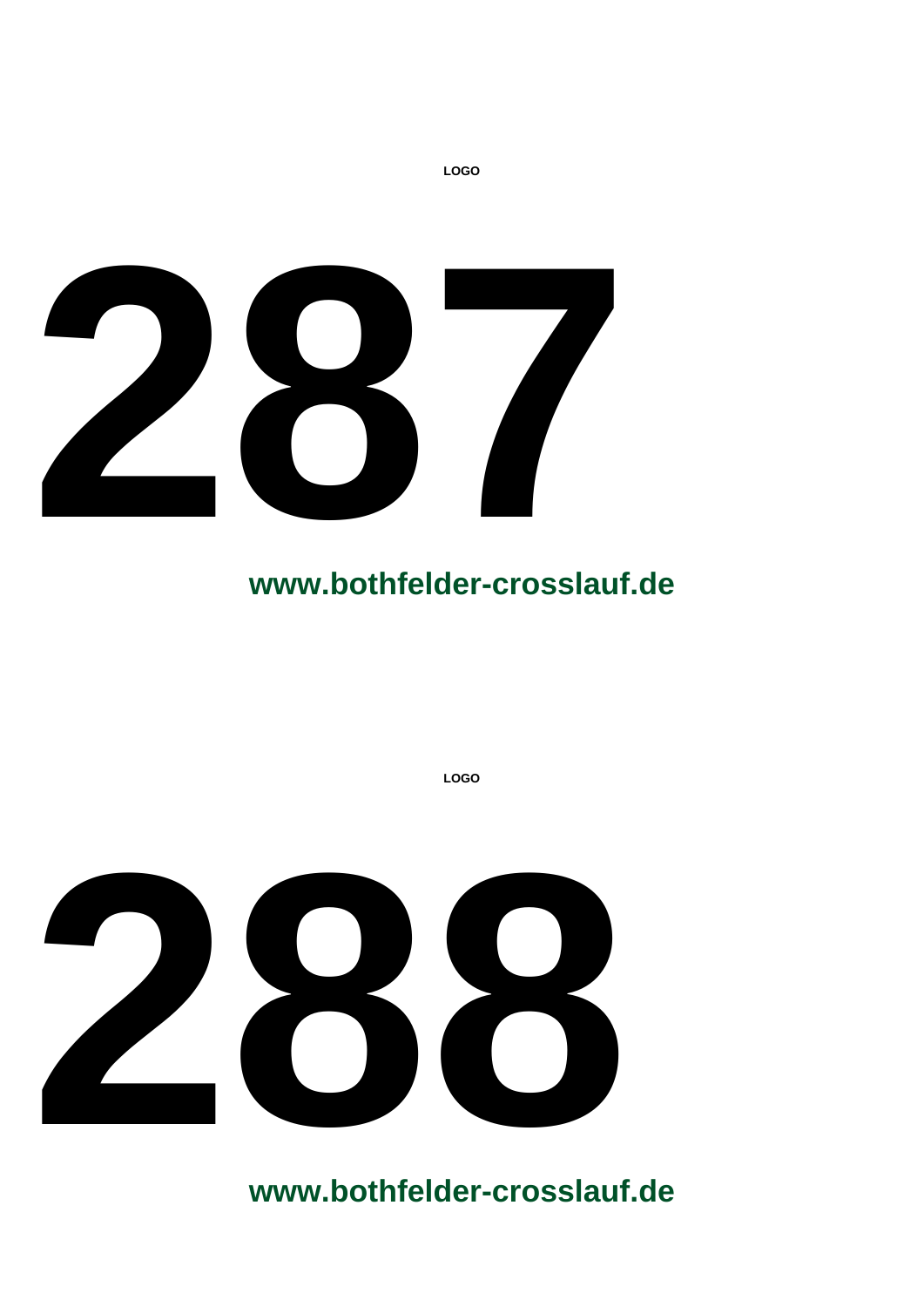LOGO

# 287

**www.bothfelder-crosslauf.de**

LOGO

# 288

**www.bothfelder-crosslauf.de**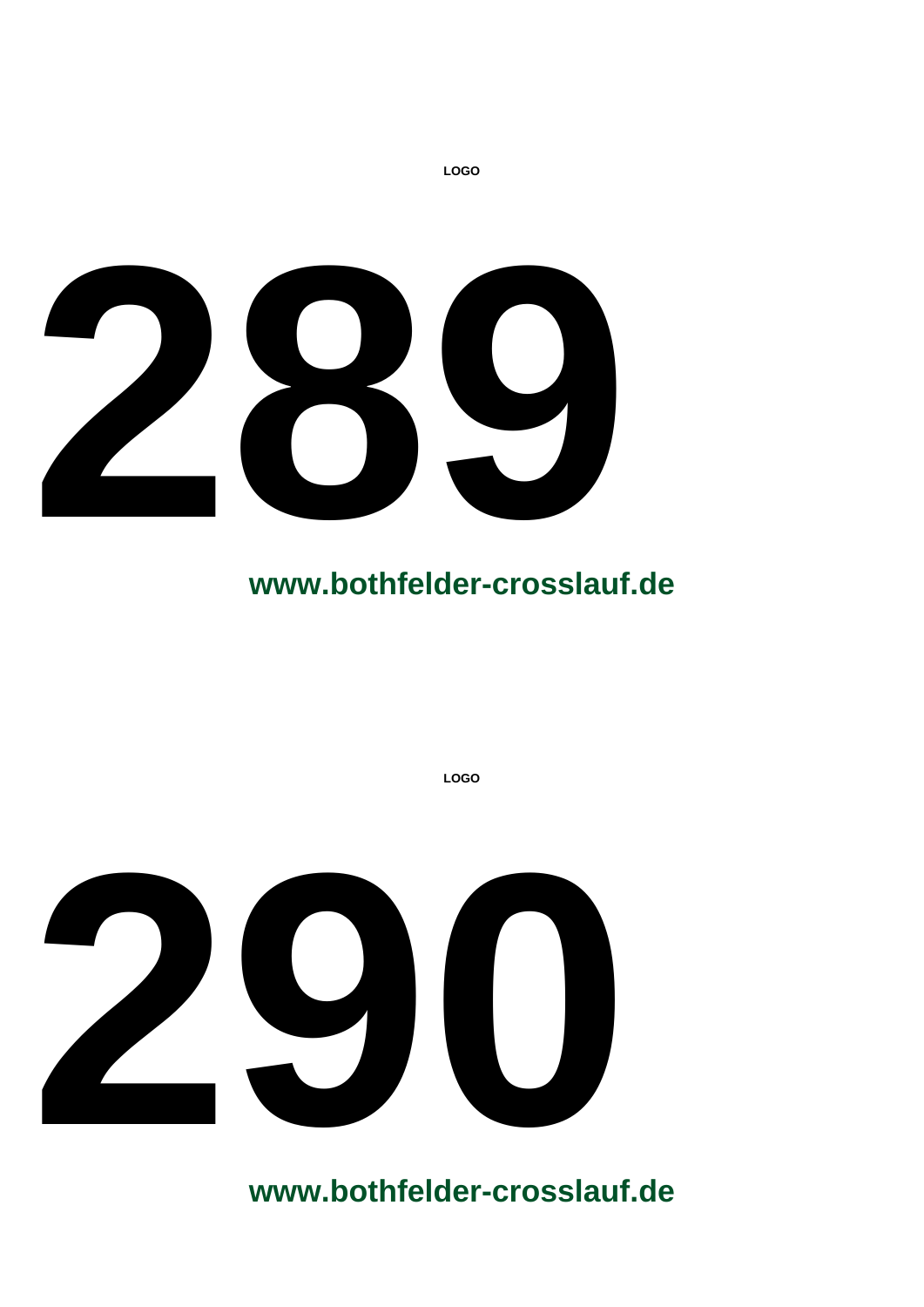LOGO

# 289

**www.bothfelder-crosslauf.de**

LOGO

# 290

**www.bothfelder-crosslauf.de**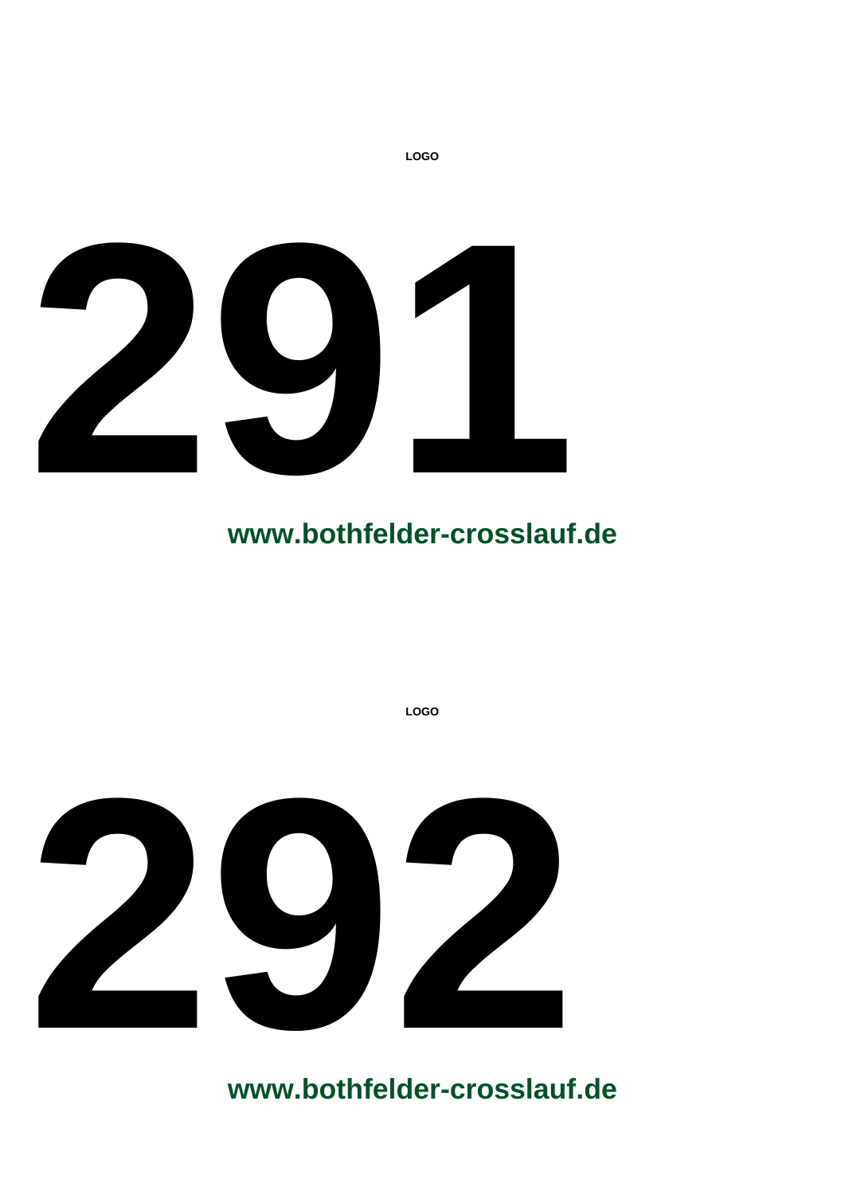LOGO

# 291

**www.bothfelder-crosslauf.de**

LOGO

# 292

**www.bothfelder-crosslauf.de**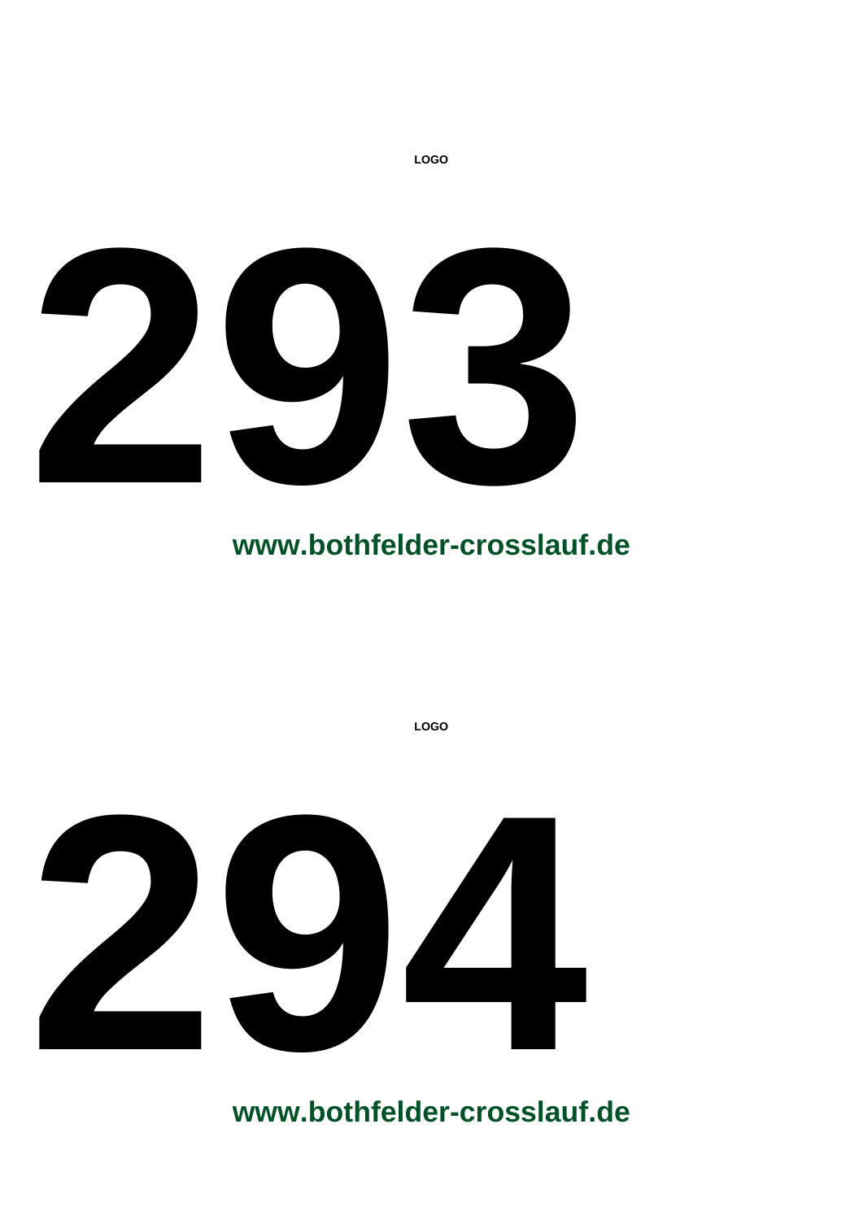LOGO

# 293

**www.bothfelder-crosslauf.de**

LOGO

# 294

**www.bothfelder-crosslauf.de**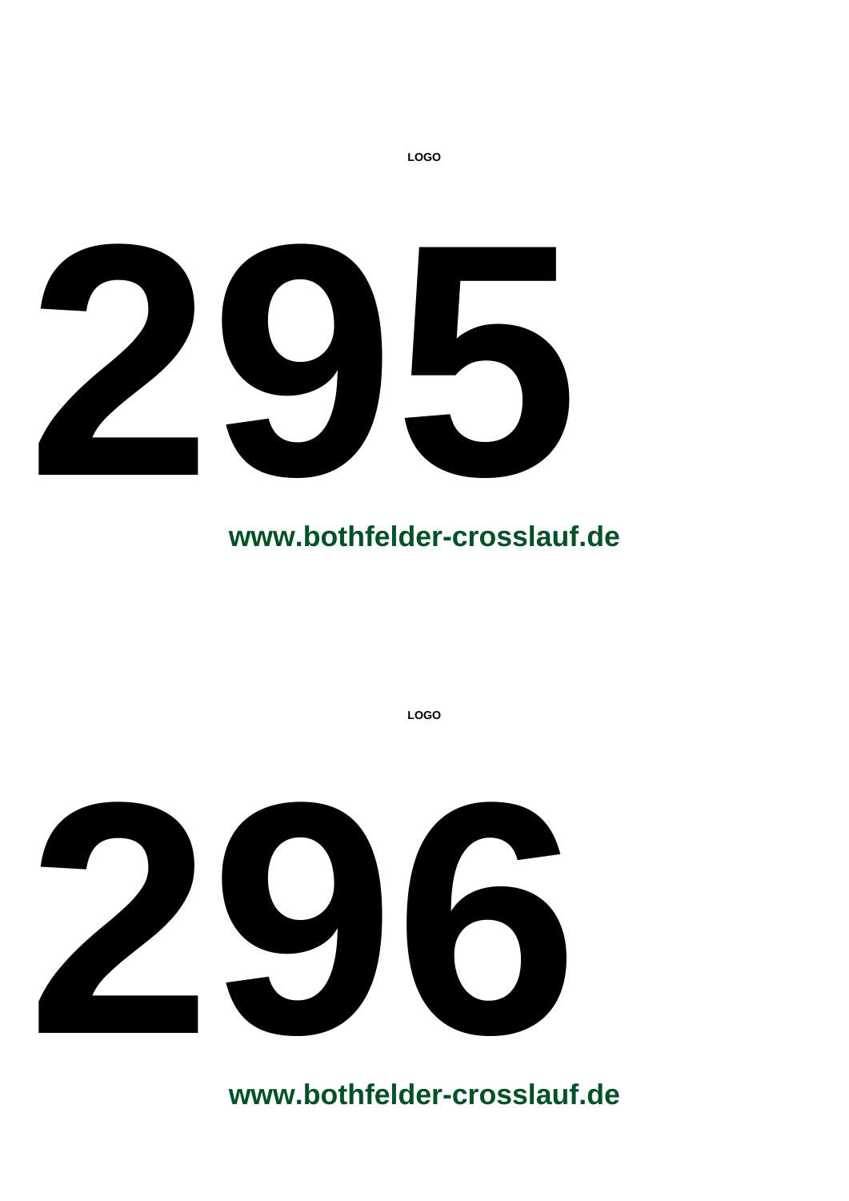LOGO

# 295

**www.bothfelder-crosslauf.de**

LOGO

# 296

**www.bothfelder-crosslauf.de**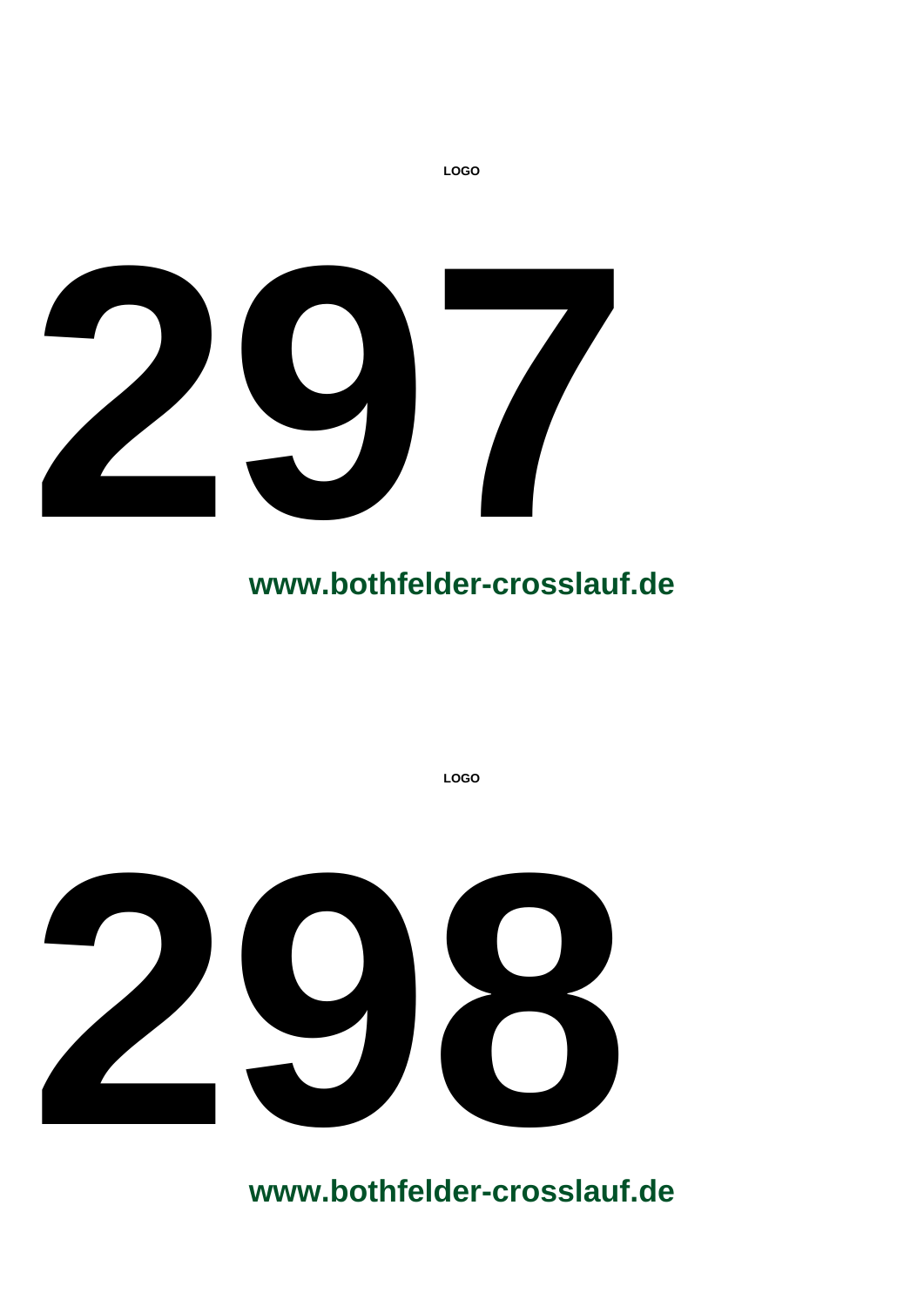LOGO

# 297

**www.bothfelder-crosslauf.de**

LOGO

# 298

**www.bothfelder-crosslauf.de**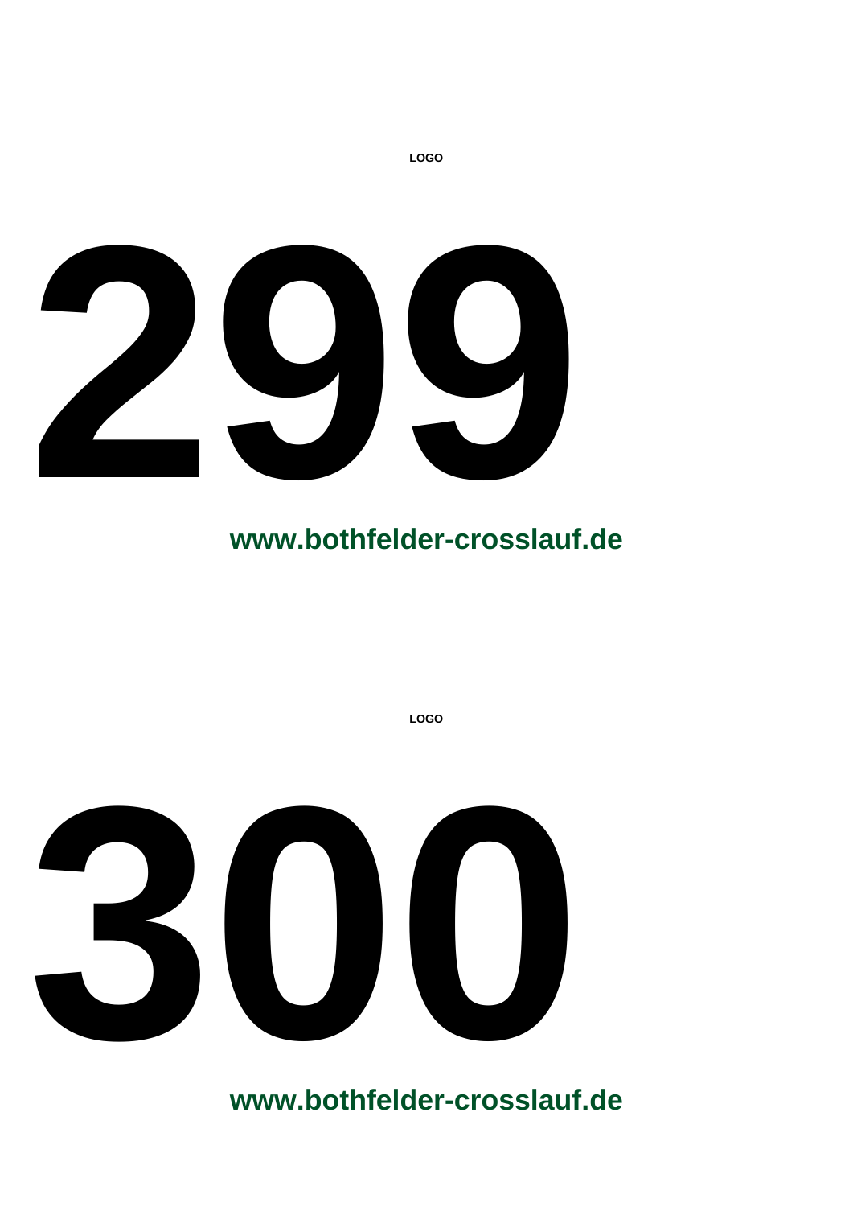**LOGO**

# 299

**www.bothfelder-crosslauf.de**

**LOGO**

# 300

**www.bothfelder-crosslauf.de**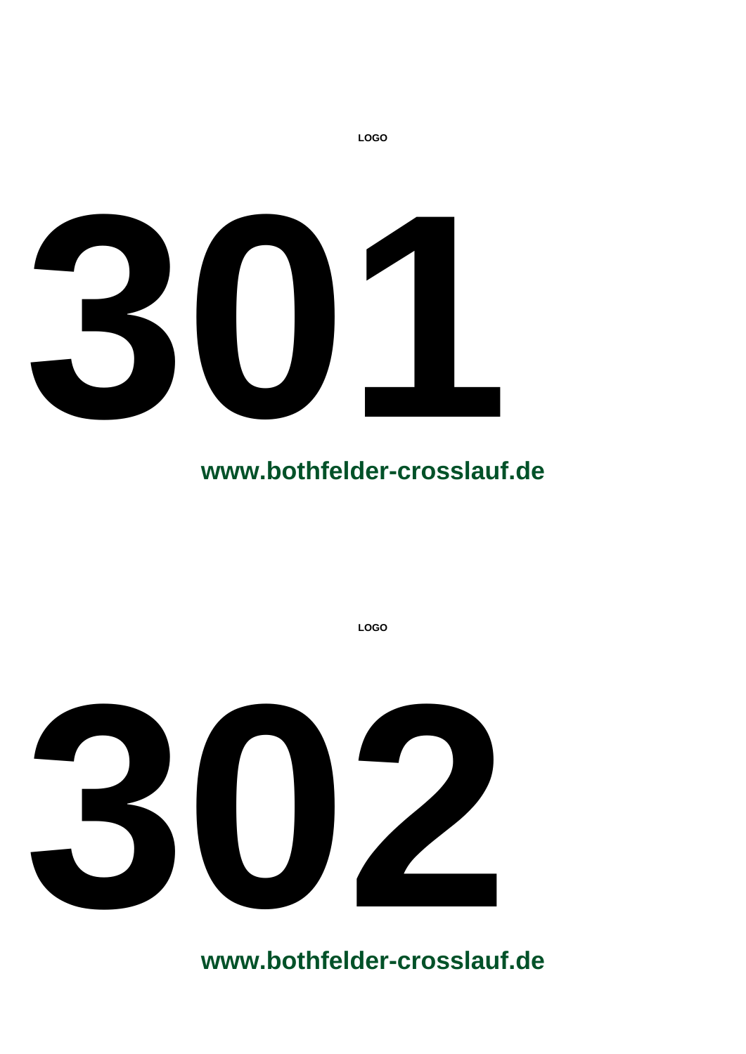**LOGO**

# 301

**www.bothfelder-crosslauf.de**

**LOGO**

# 302

**www.bothfelder-crosslauf.de**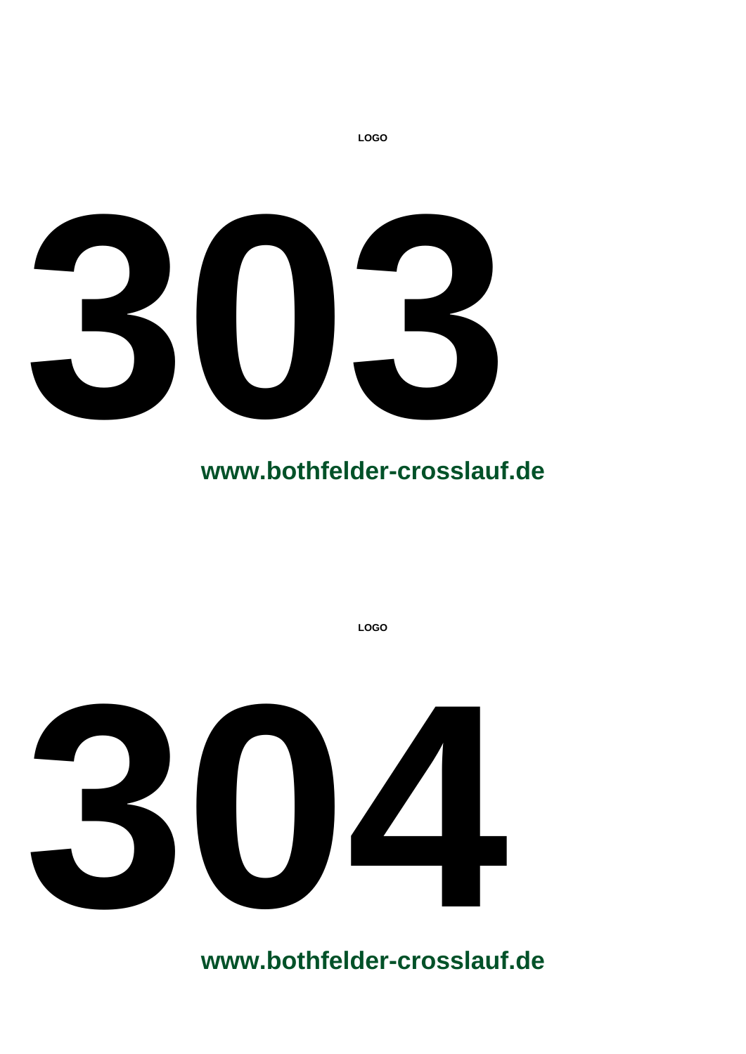LOGO

# 303

**www.bothfelder-crosslauf.de**

LOGO

# 304

**www.bothfelder-crosslauf.de**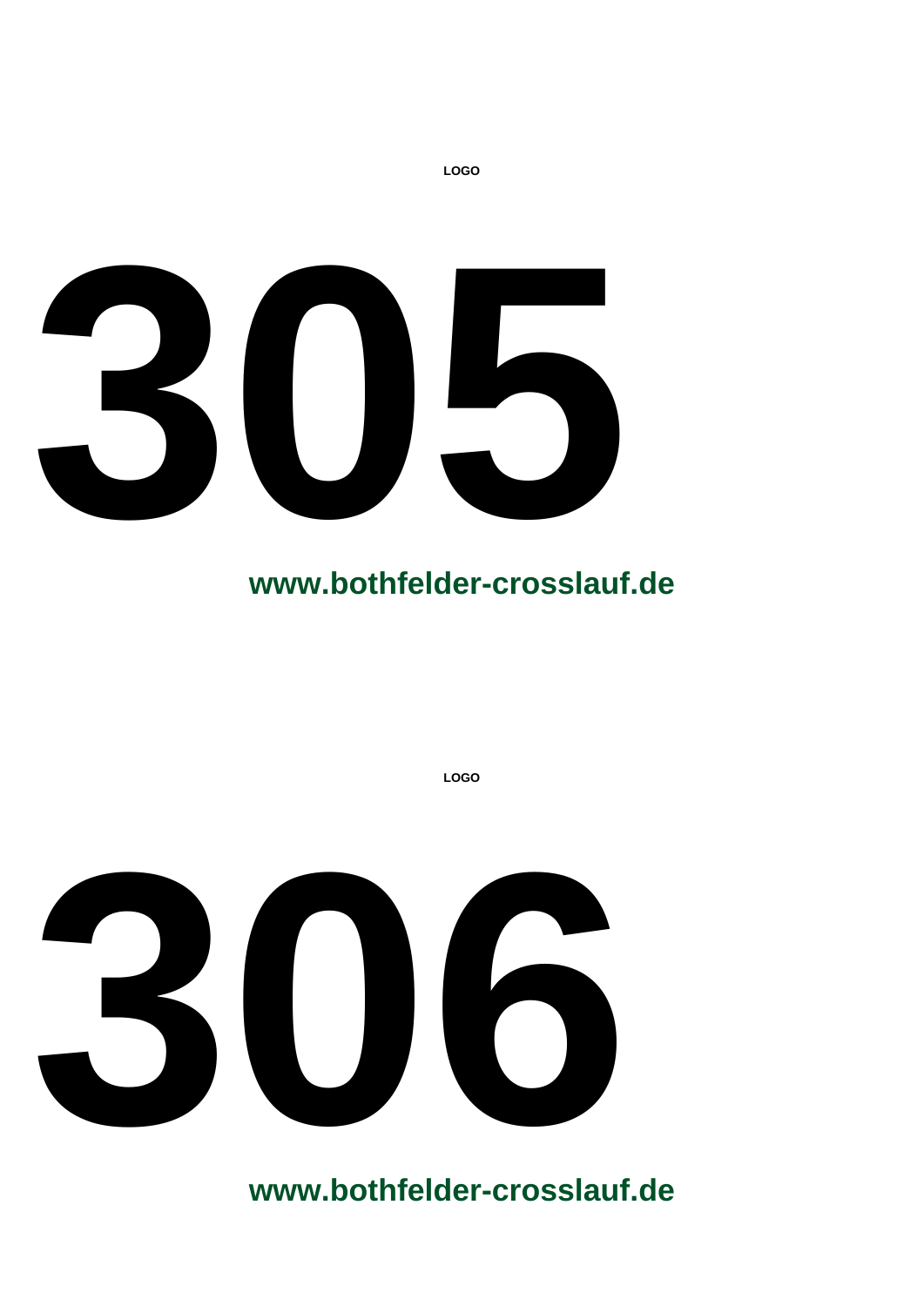LOGO

# 305

**www.bothfelder-crosslauf.de**

LOGO

# 306

**www.bothfelder-crosslauf.de**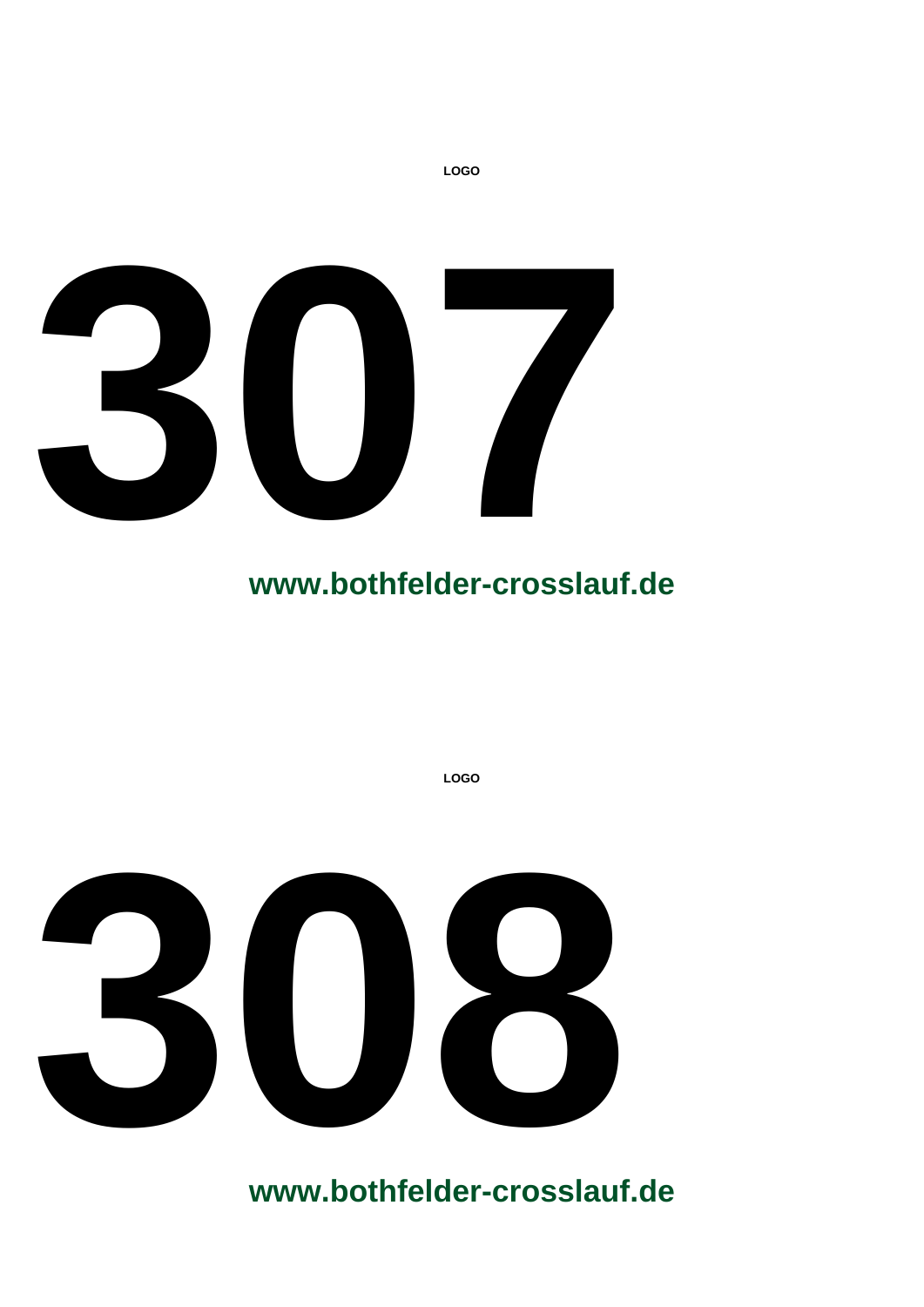LOGO

# 307

**www.bothfelder-crosslauf.de**

LOGO

# 308

**www.bothfelder-crosslauf.de**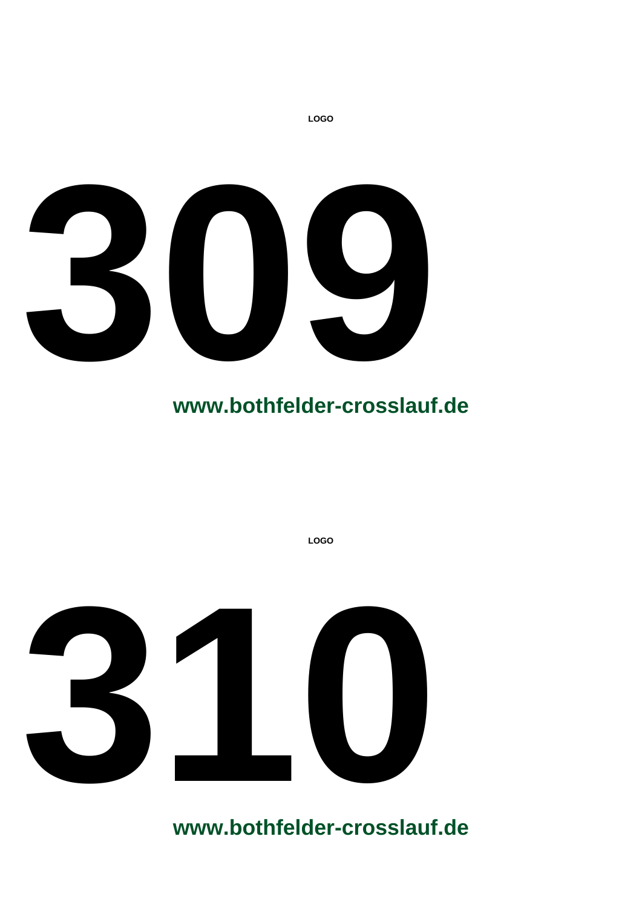LOGO

# 309

**www.bothfelder-crosslauf.de**

LOGO

# 310

**www.bothfelder-crosslauf.de**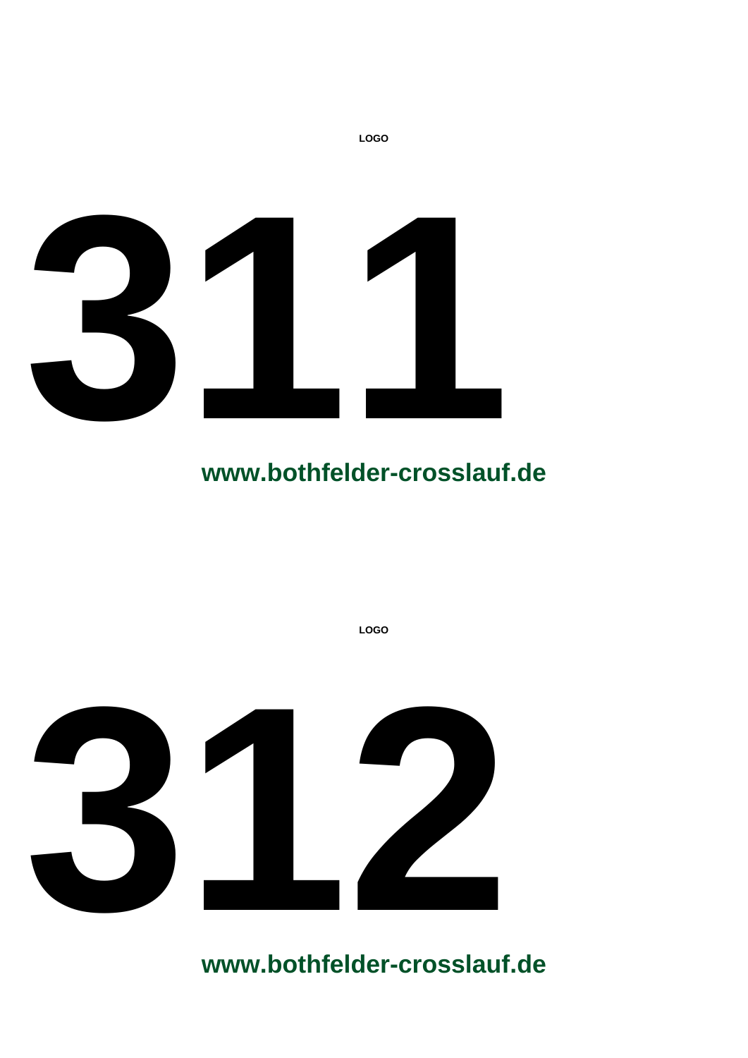LOGO

# 311

**www.bothfelder-crosslauf.de**

LOGO

# 312

**www.bothfelder-crosslauf.de**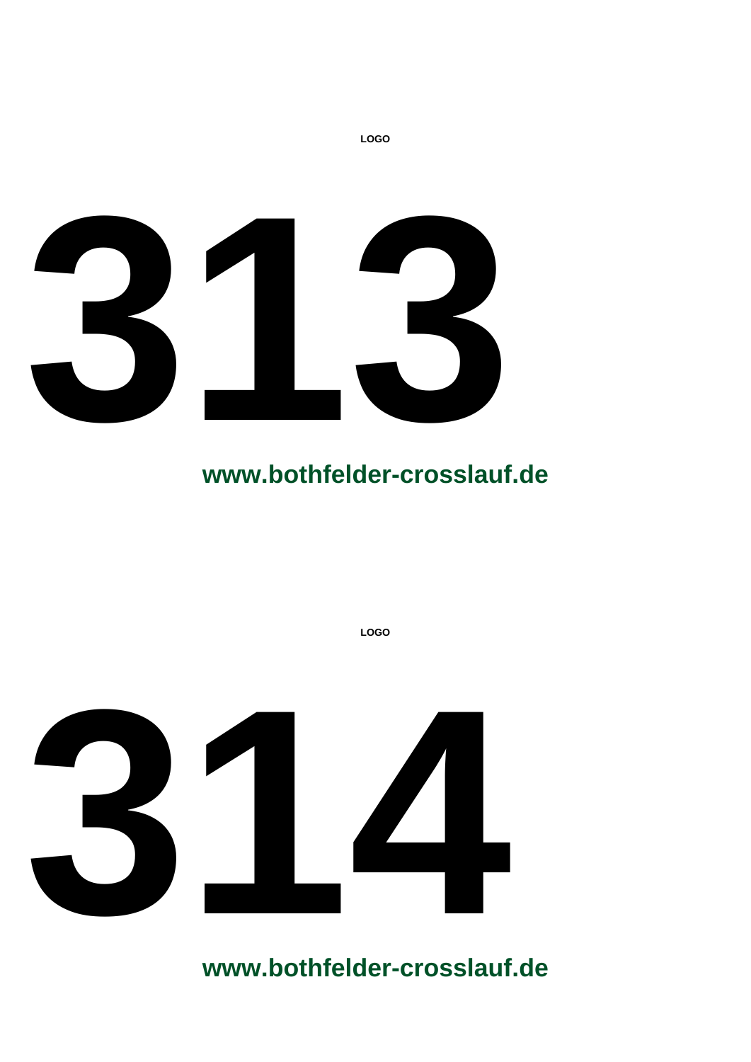LOGO

# 313

**www.bothfelder-crosslauf.de**

LOGO

# 314

**www.bothfelder-crosslauf.de**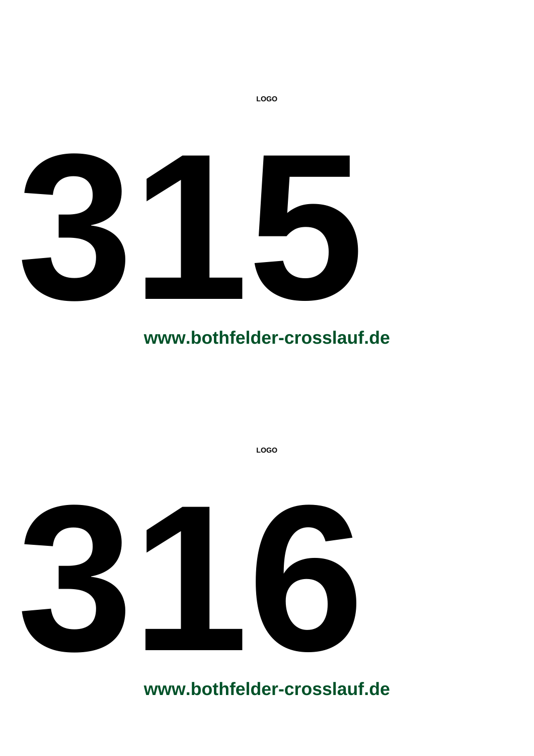LOGO

# 315

**www.bothfelder-crosslauf.de**

LOGO

# 316

**www.bothfelder-crosslauf.de**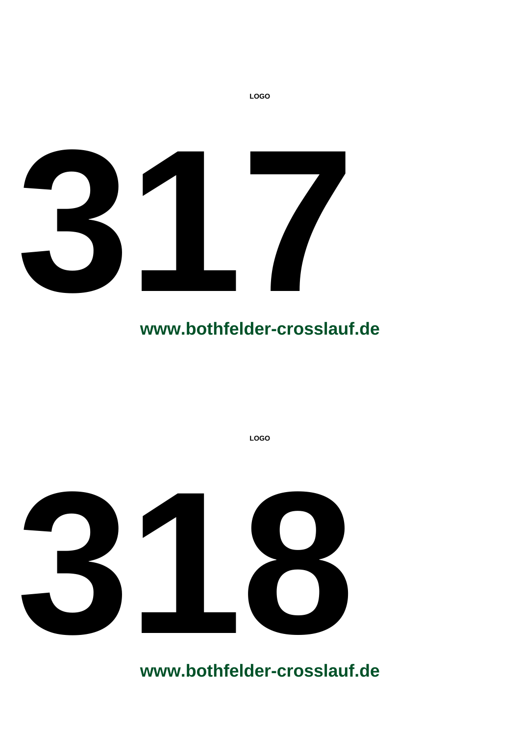LOGO

# 317

**www.bothfelder-crosslauf.de**

LOGO

# 318

**www.bothfelder-crosslauf.de**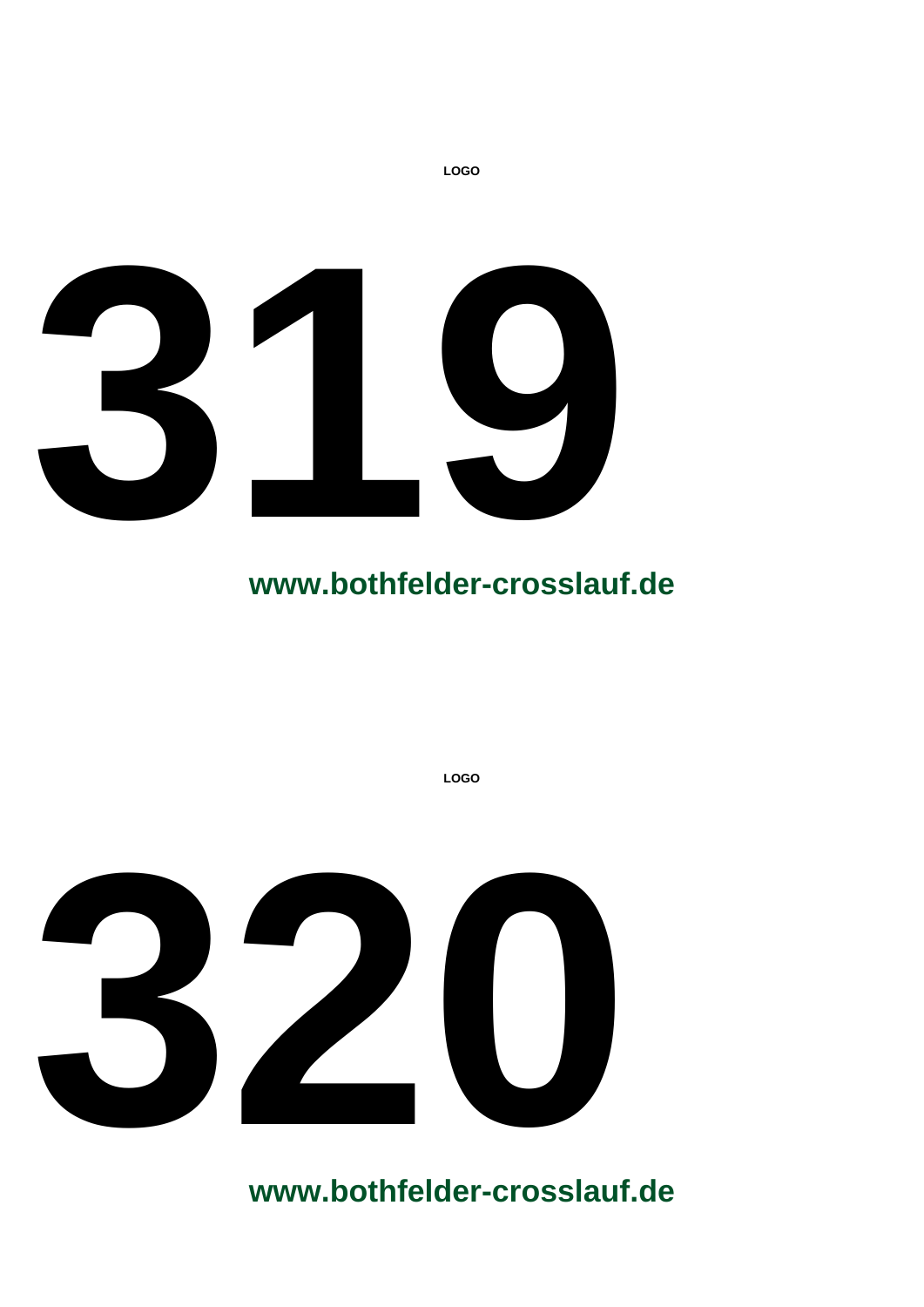LOGO

# 319

**www.bothfelder-crosslauf.de**

LOGO

# 320

**www.bothfelder-crosslauf.de**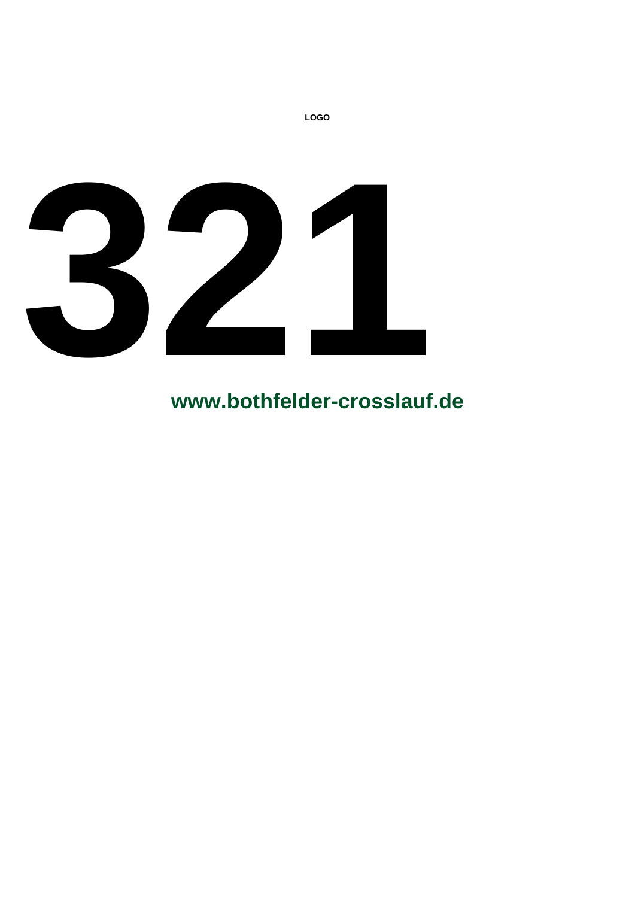LOGO

# 321

**www.bothfelder-crosslauf.de**